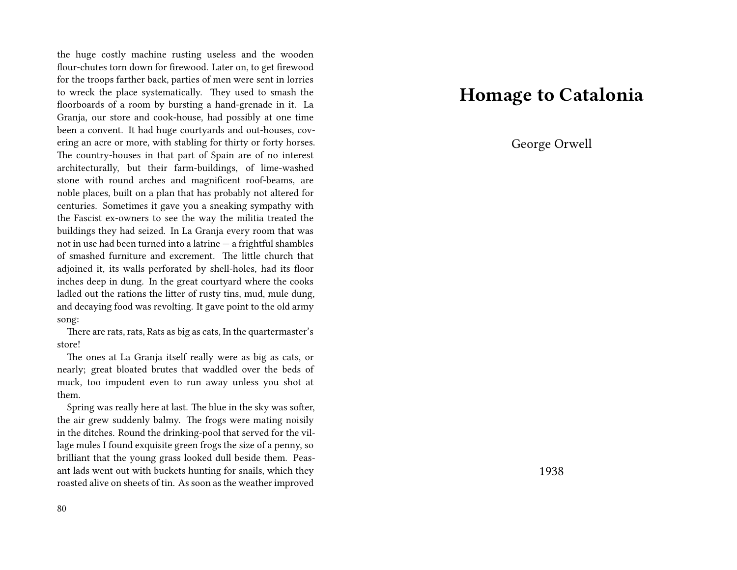the huge costly machine rusting useless and the wooden flour-chutes torn down for firewood. Later on, to get firewood for the troops farther back, parties of men were sent in lorries to wreck the place systematically. They used to smash the floorboards of a room by bursting a hand-grenade in it. La Granja, our store and cook-house, had possibly at one time been a convent. It had huge courtyards and out-houses, covering an acre or more, with stabling for thirty or forty horses. The country-houses in that part of Spain are of no interest architecturally, but their farm-buildings, of lime-washed stone with round arches and magnificent roof-beams, are noble places, built on a plan that has probably not altered for centuries. Sometimes it gave you a sneaking sympathy with the Fascist ex-owners to see the way the militia treated the buildings they had seized. In La Granja every room that was not in use had been turned into a latrine — a frightful shambles of smashed furniture and excrement. The little church that adjoined it, its walls perforated by shell-holes, had its floor inches deep in dung. In the great courtyard where the cooks ladled out the rations the litter of rusty tins, mud, mule dung, and decaying food was revolting. It gave point to the old army song:

There are rats, rats, Rats as big as cats, In the quartermaster's store!

The ones at La Granja itself really were as big as cats, or nearly; great bloated brutes that waddled over the beds of muck, too impudent even to run away unless you shot at them.

Spring was really here at last. The blue in the sky was softer, the air grew suddenly balmy. The frogs were mating noisily in the ditches. Round the drinking-pool that served for the village mules I found exquisite green frogs the size of a penny, so brilliant that the young grass looked dull beside them. Peasant lads went out with buckets hunting for snails, which they roasted alive on sheets of tin. As soon as the weather improved

# Homage to Catalonia

George Orwell

1938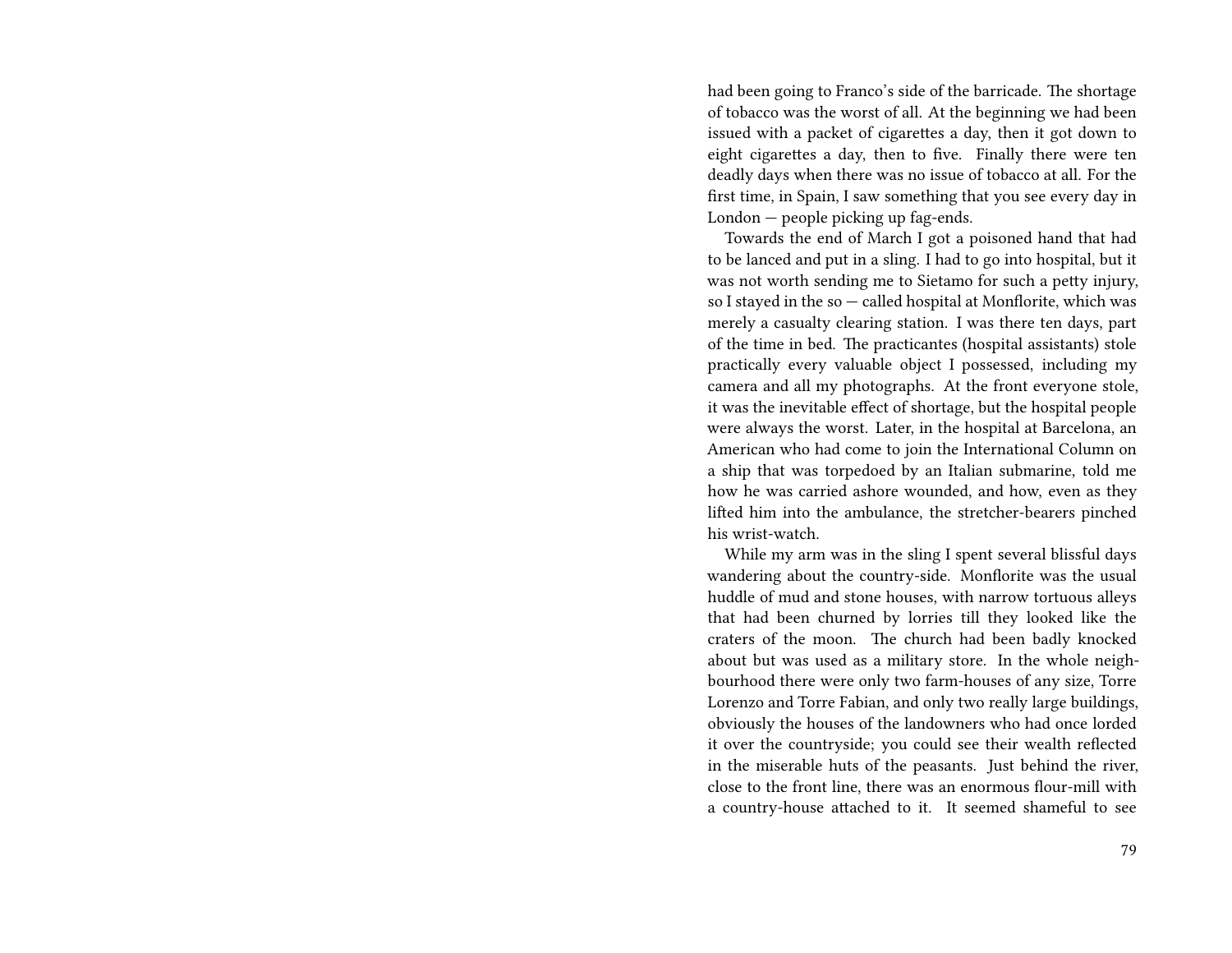had been going to Franco's side of the barricade. The shortage of tobacco was the worst of all. At the beginning we had been issued with a packet of cigarettes a day, then it got down to eight cigarettes a day, then to five. Finally there were ten deadly days when there was no issue of tobacco at all. For the first time, in Spain, I saw something that you see every day in London — people picking up fag-ends.

Towards the end of March I got a poisoned hand that had to be lanced and put in a sling. I had to go into hospital, but it was not worth sending me to Sietamo for such a petty injury, so I stayed in the so — called hospital at Monflorite, which was merely a casualty clearing station. I was there ten days, part of the time in bed. The practicantes (hospital assistants) stole practically every valuable object I possessed, including my camera and all my photographs. At the front everyone stole, it was the inevitable effect of shortage, but the hospital people were always the worst. Later, in the hospital at Barcelona, an American who had come to join the International Column on a ship that was torpedoed by an Italian submarine, told me how he was carried ashore wounded, and how, even as they lifted him into the ambulance, the stretcher-bearers pinched his wrist-watch.

While my arm was in the sling I spent several blissful days wandering about the country-side. Monflorite was the usual huddle of mud and stone houses, with narrow tortuous alleys that had been churned by lorries till they looked like the craters of the moon. The church had been badly knocked about but was used as a military store. In the whole neighbourhood there were only two farm-houses of any size, Torre Lorenzo and Torre Fabian, and only two really large buildings, obviously the houses of the landowners who had once lorded it over the countryside; you could see their wealth reflected in the miserable huts of the peasants. Just behind the river, close to the front line, there was an enormous flour-mill with a country-house attached to it. It seemed shameful to see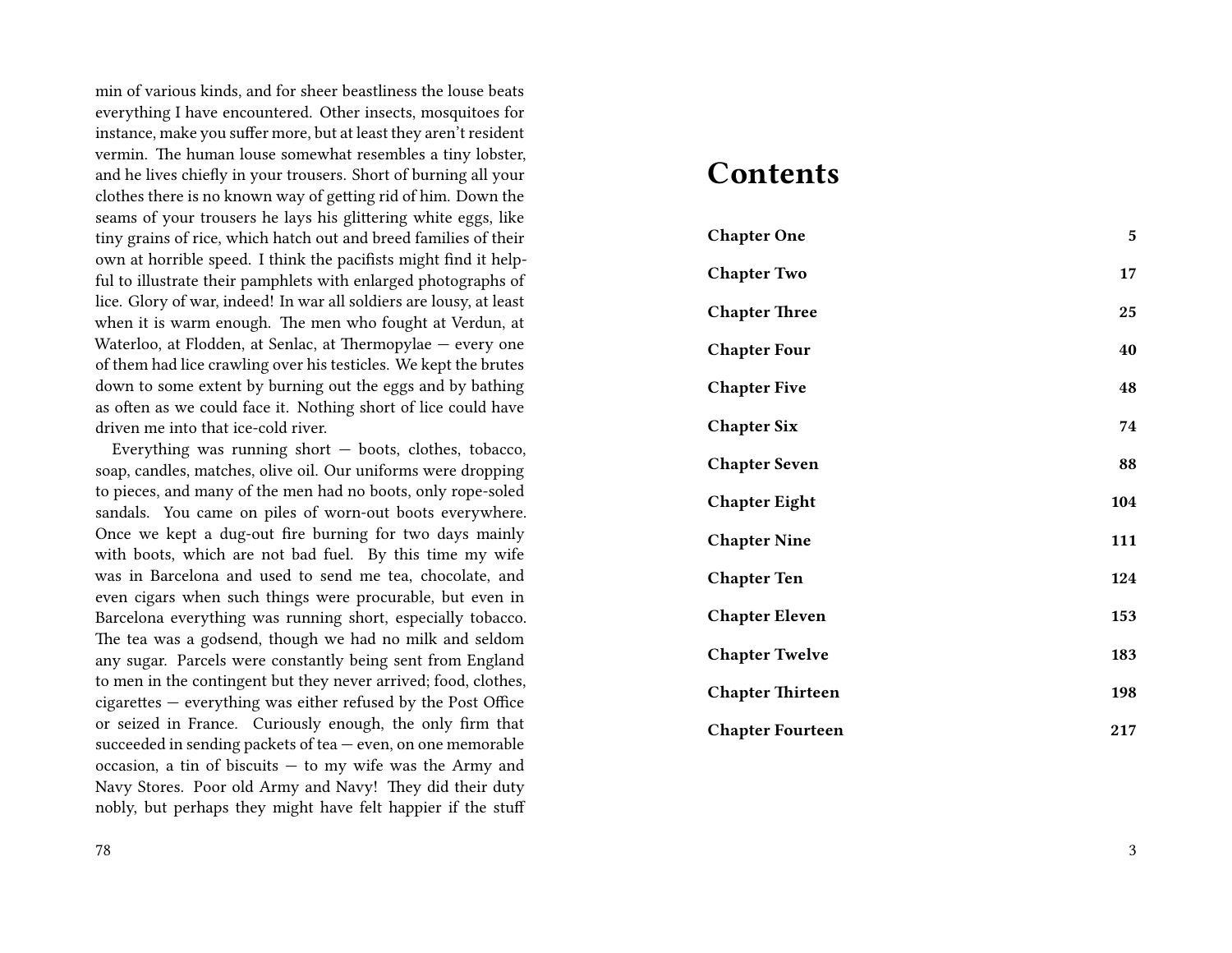min of various kinds, and for sheer beastliness the louse beats everything I have encountered. Other insects, mosquitoes for instance, make you suffer more, but at least they aren't resident vermin. The human louse somewhat resembles a tiny lobster, and he lives chiefly in your trousers. Short of burning all your clothes there is no known way of getting rid of him. Down the seams of your trousers he lays his glittering white eggs, like tiny grains of rice, which hatch out and breed families of their own at horrible speed. I think the pacifists might find it helpful to illustrate their pamphlets with enlarged photographs of lice. Glory of war, indeed! In war all soldiers are lousy, at least when it is warm enough. The men who fought at Verdun, at Waterloo, at Flodden, at Senlac, at Thermopylae — every one of them had lice crawling over his testicles. We kept the brutes down to some extent by burning out the eggs and by bathing as often as we could face it. Nothing short of lice could have driven me into that ice-cold river.

Everything was running short — boots, clothes, tobacco, soap, candles, matches, olive oil. Our uniforms were dropping to pieces, and many of the men had no boots, only rope-soled sandals. You came on piles of worn-out boots everywhere. Once we kept a dug-out fire burning for two days mainly with boots, which are not bad fuel. By this time my wife was in Barcelona and used to send me tea, chocolate, and even cigars when such things were procurable, but even in Barcelona everything was running short, especially tobacco. The tea was a godsend, though we had no milk and seldom any sugar. Parcels were constantly being sent from England to men in the contingent but they never arrived; food, clothes, cigarettes — everything was either refused by the Post Office or seized in France. Curiously enough, the only firm that succeeded in sending packets of tea — even, on one memorable occasion, a tin of biscuits — to my wife was the Army and Navy Stores. Poor old Army and Navy! They did their duty nobly, but perhaps they might have felt happier if the stuff

# Contents

| | |
|---|---|
| **Chapter One** | **5** |
| **Chapter Two** | **17** |
| **Chapter Three** | **25** |
| **Chapter Four** | **40** |
| **Chapter Five** | **48** |
| **Chapter Six** | **74** |
| **Chapter Seven** | **88** |
| **Chapter Eight** | **104** |
| **Chapter Nine** | **111** |
| **Chapter Ten** | **124** |
| **Chapter Eleven** | **153** |
| **Chapter Twelve** | **183** |
| **Chapter Thirteen** | **198** |
| **Chapter Fourteen** | **217** |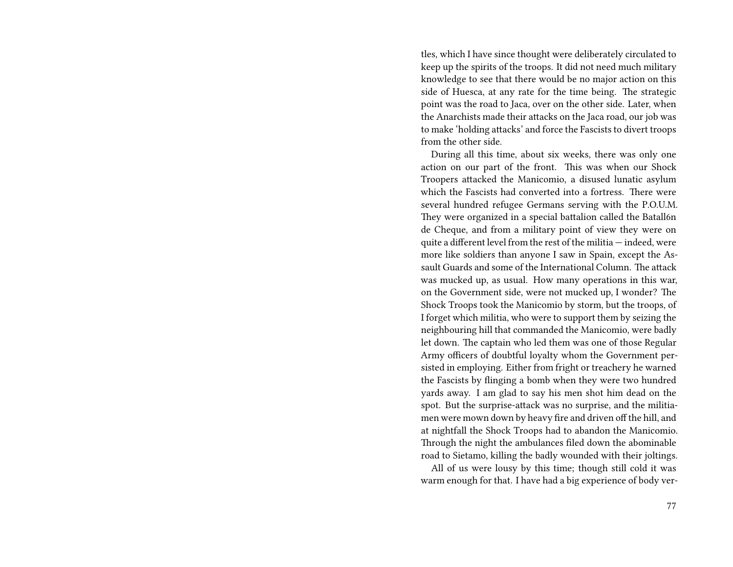tles, which I have since thought were deliberately circulated to keep up the spirits of the troops. It did not need much military knowledge to see that there would be no major action on this side of Huesca, at any rate for the time being. The strategic point was the road to Jaca, over on the other side. Later, when the Anarchists made their attacks on the Jaca road, our job was to make 'holding attacks' and force the Fascists to divert troops from the other side.

During all this time, about six weeks, there was only one action on our part of the front. This was when our Shock Troopers attacked the Manicomio, a disused lunatic asylum which the Fascists had converted into a fortress. There were several hundred refugee Germans serving with the P.O.U.M. They were organized in a special battalion called the Batall6n de Cheque, and from a military point of view they were on quite a different level from the rest of the militia — indeed, were more like soldiers than anyone I saw in Spain, except the Assault Guards and some of the International Column. The attack was mucked up, as usual. How many operations in this war, on the Government side, were not mucked up, I wonder? The Shock Troops took the Manicomio by storm, but the troops, of I forget which militia, who were to support them by seizing the neighbouring hill that commanded the Manicomio, were badly let down. The captain who led them was one of those Regular Army officers of doubtful loyalty whom the Government persisted in employing. Either from fright or treachery he warned the Fascists by flinging a bomb when they were two hundred yards away. I am glad to say his men shot him dead on the spot. But the surprise-attack was no surprise, and the militiamen were mown down by heavy fire and driven off the hill, and at nightfall the Shock Troops had to abandon the Manicomio. Through the night the ambulances filed down the abominable road to Sietamo, killing the badly wounded with their joltings.

All of us were lousy by this time; though still cold it was warm enough for that. I have had a big experience of body ver-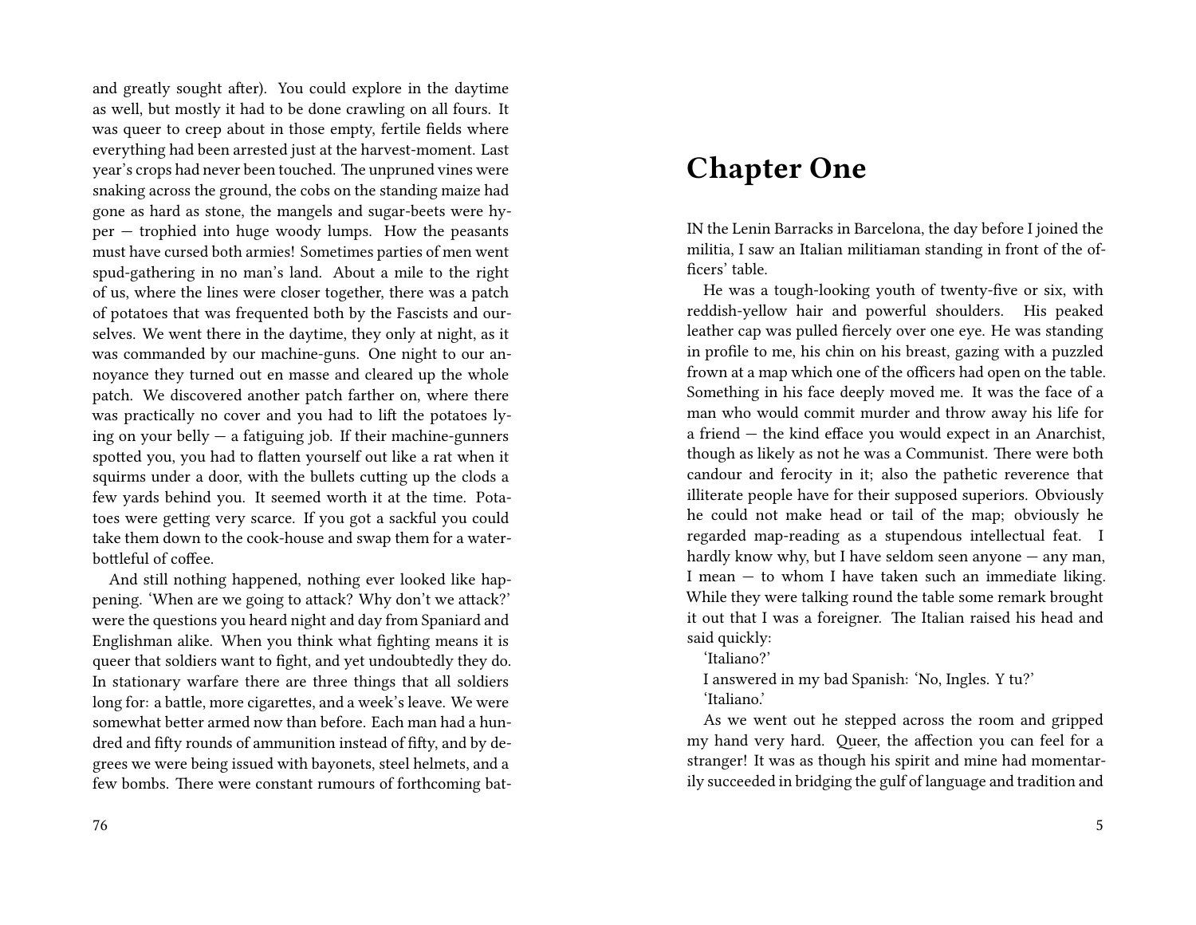and greatly sought after). You could explore in the daytime as well, but mostly it had to be done crawling on all fours. It was queer to creep about in those empty, fertile fields where everything had been arrested just at the harvest-moment. Last year's crops had never been touched. The unpruned vines were snaking across the ground, the cobs on the standing maize had gone as hard as stone, the mangels and sugar-beets were hyper — trophied into huge woody lumps. How the peasants must have cursed both armies! Sometimes parties of men went spud-gathering in no man's land. About a mile to the right of us, where the lines were closer together, there was a patch of potatoes that was frequented both by the Fascists and ourselves. We went there in the daytime, they only at night, as it was commanded by our machine-guns. One night to our annoyance they turned out en masse and cleared up the whole patch. We discovered another patch farther on, where there was practically no cover and you had to lift the potatoes lying on your belly — a fatiguing job. If their machine-gunners spotted you, you had to flatten yourself out like a rat when it squirms under a door, with the bullets cutting up the clods a few yards behind you. It seemed worth it at the time. Potatoes were getting very scarce. If you got a sackful you could take them down to the cook-house and swap them for a water-bottleful of coffee.

And still nothing happened, nothing ever looked like happening. 'When are we going to attack? Why don't we attack?' were the questions you heard night and day from Spaniard and Englishman alike. When you think what fighting means it is queer that soldiers want to fight, and yet undoubtedly they do. In stationary warfare there are three things that all soldiers long for: a battle, more cigarettes, and a week's leave. We were somewhat better armed now than before. Each man had a hundred and fifty rounds of ammunition instead of fifty, and by degrees we were being issued with bayonets, steel helmets, and a few bombs. There were constant rumours of forthcoming bat-

# Chapter One

IN the Lenin Barracks in Barcelona, the day before I joined the militia, I saw an Italian militiaman standing in front of the officers' table.

He was a tough-looking youth of twenty-five or six, with reddish-yellow hair and powerful shoulders. His peaked leather cap was pulled fiercely over one eye. He was standing in profile to me, his chin on his breast, gazing with a puzzled frown at a map which one of the officers had open on the table. Something in his face deeply moved me. It was the face of a man who would commit murder and throw away his life for a friend — the kind efface you would expect in an Anarchist, though as likely as not he was a Communist. There were both candour and ferocity in it; also the pathetic reverence that illiterate people have for their supposed superiors. Obviously he could not make head or tail of the map; obviously he regarded map-reading as a stupendous intellectual feat. I hardly know why, but I have seldom seen anyone — any man, I mean — to whom I have taken such an immediate liking. While they were talking round the table some remark brought it out that I was a foreigner. The Italian raised his head and said quickly:

'Italiano?'

I answered in my bad Spanish: 'No, Ingles. Y tu?'

'Italiano.'

As we went out he stepped across the room and gripped my hand very hard. Queer, the affection you can feel for a stranger! It was as though his spirit and mine had momentarily succeeded in bridging the gulf of language and tradition and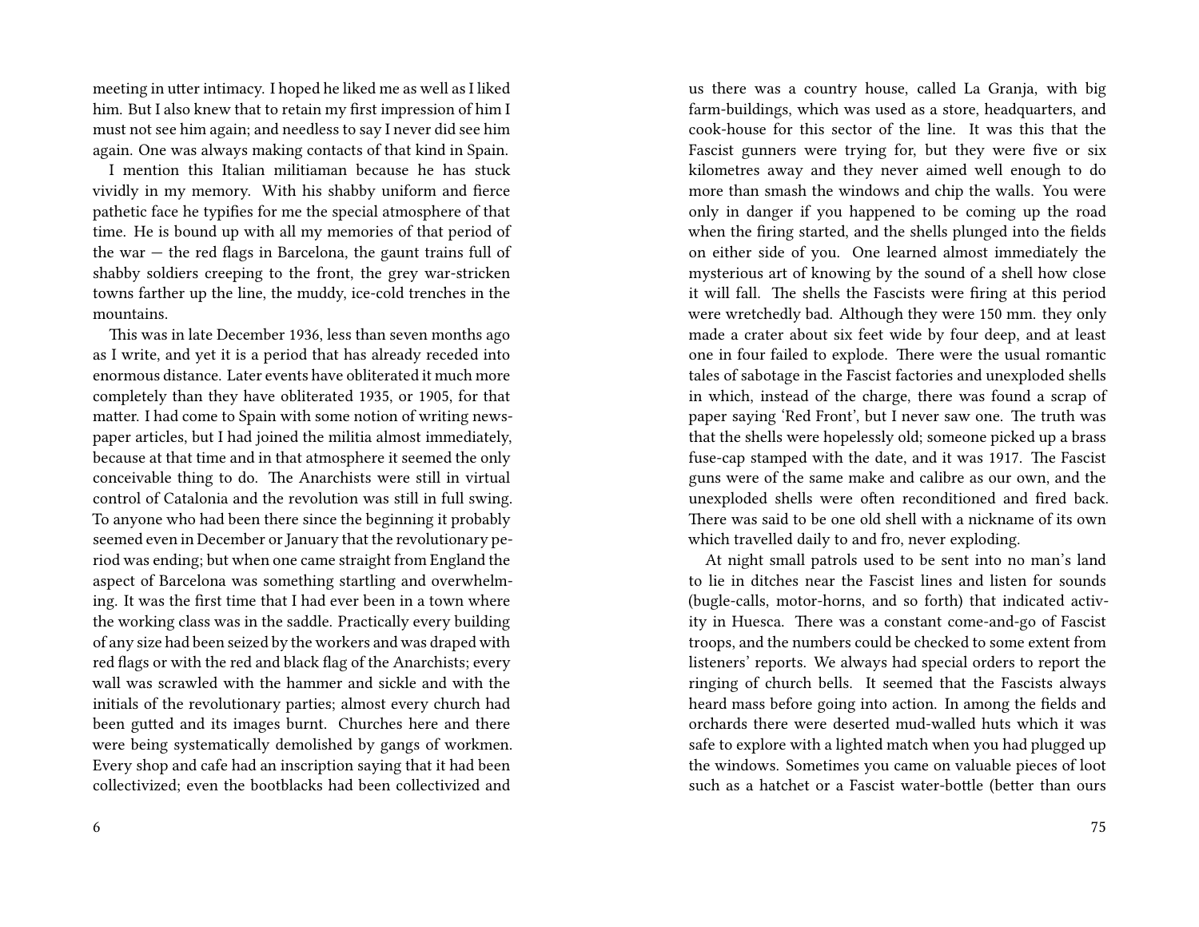meeting in utter intimacy. I hoped he liked me as well as I liked him. But I also knew that to retain my first impression of him I must not see him again; and needless to say I never did see him again. One was always making contacts of that kind in Spain.

I mention this Italian militiaman because he has stuck vividly in my memory. With his shabby uniform and fierce pathetic face he typifies for me the special atmosphere of that time. He is bound up with all my memories of that period of the war — the red flags in Barcelona, the gaunt trains full of shabby soldiers creeping to the front, the grey war-stricken towns farther up the line, the muddy, ice-cold trenches in the mountains.

This was in late December 1936, less than seven months ago as I write, and yet it is a period that has already receded into enormous distance. Later events have obliterated it much more completely than they have obliterated 1935, or 1905, for that matter. I had come to Spain with some notion of writing newspaper articles, but I had joined the militia almost immediately, because at that time and in that atmosphere it seemed the only conceivable thing to do. The Anarchists were still in virtual control of Catalonia and the revolution was still in full swing. To anyone who had been there since the beginning it probably seemed even in December or January that the revolutionary period was ending; but when one came straight from England the aspect of Barcelona was something startling and overwhelming. It was the first time that I had ever been in a town where the working class was in the saddle. Practically every building of any size had been seized by the workers and was draped with red flags or with the red and black flag of the Anarchists; every wall was scrawled with the hammer and sickle and with the initials of the revolutionary parties; almost every church had been gutted and its images burnt. Churches here and there were being systematically demolished by gangs of workmen. Every shop and cafe had an inscription saying that it had been collectivized; even the bootblacks had been collectivized and

us there was a country house, called La Granja, with big farm-buildings, which was used as a store, headquarters, and cook-house for this sector of the line. It was this that the Fascist gunners were trying for, but they were five or six kilometres away and they never aimed well enough to do more than smash the windows and chip the walls. You were only in danger if you happened to be coming up the road when the firing started, and the shells plunged into the fields on either side of you. One learned almost immediately the mysterious art of knowing by the sound of a shell how close it will fall. The shells the Fascists were firing at this period were wretchedly bad. Although they were 150 mm. they only made a crater about six feet wide by four deep, and at least one in four failed to explode. There were the usual romantic tales of sabotage in the Fascist factories and unexploded shells in which, instead of the charge, there was found a scrap of paper saying 'Red Front', but I never saw one. The truth was that the shells were hopelessly old; someone picked up a brass fuse-cap stamped with the date, and it was 1917. The Fascist guns were of the same make and calibre as our own, and the unexploded shells were often reconditioned and fired back. There was said to be one old shell with a nickname of its own which travelled daily to and fro, never exploding.

At night small patrols used to be sent into no man's land to lie in ditches near the Fascist lines and listen for sounds (bugle-calls, motor-horns, and so forth) that indicated activity in Huesca. There was a constant come-and-go of Fascist troops, and the numbers could be checked to some extent from listeners' reports. We always had special orders to report the ringing of church bells. It seemed that the Fascists always heard mass before going into action. In among the fields and orchards there were deserted mud-walled huts which it was safe to explore with a lighted match when you had plugged up the windows. Sometimes you came on valuable pieces of loot such as a hatchet or a Fascist water-bottle (better than ours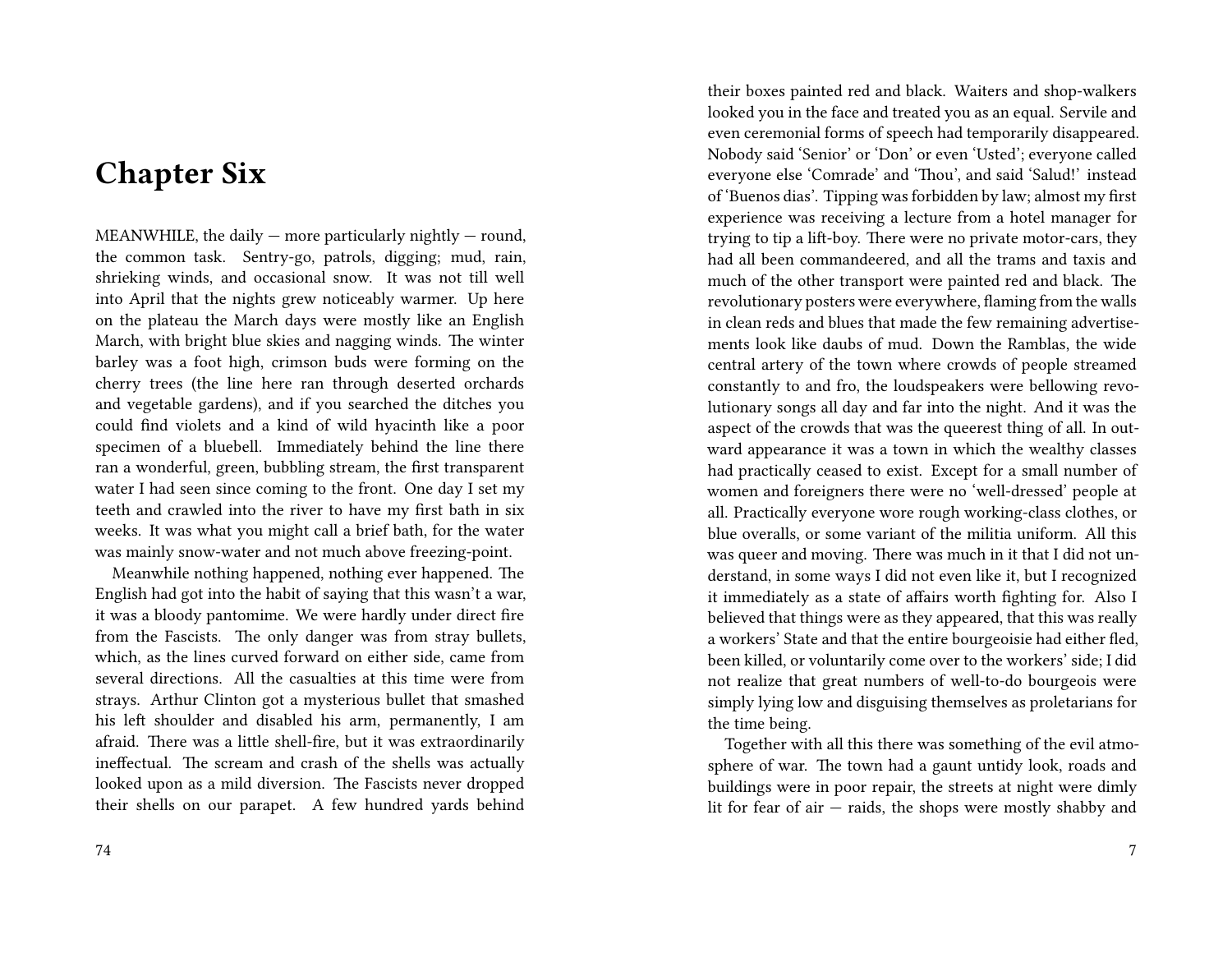# Chapter Six

MEANWHILE, the daily — more particularly nightly — round, the common task. Sentry-go, patrols, digging; mud, rain, shrieking winds, and occasional snow. It was not till well into April that the nights grew noticeably warmer. Up here on the plateau the March days were mostly like an English March, with bright blue skies and nagging winds. The winter barley was a foot high, crimson buds were forming on the cherry trees (the line here ran through deserted orchards and vegetable gardens), and if you searched the ditches you could find violets and a kind of wild hyacinth like a poor specimen of a bluebell. Immediately behind the line there ran a wonderful, green, bubbling stream, the first transparent water I had seen since coming to the front. One day I set my teeth and crawled into the river to have my first bath in six weeks. It was what you might call a brief bath, for the water was mainly snow-water and not much above freezing-point.

Meanwhile nothing happened, nothing ever happened. The English had got into the habit of saying that this wasn't a war, it was a bloody pantomime. We were hardly under direct fire from the Fascists. The only danger was from stray bullets, which, as the lines curved forward on either side, came from several directions. All the casualties at this time were from strays. Arthur Clinton got a mysterious bullet that smashed his left shoulder and disabled his arm, permanently, I am afraid. There was a little shell-fire, but it was extraordinarily ineffectual. The scream and crash of the shells was actually looked upon as a mild diversion. The Fascists never dropped their shells on our parapet. A few hundred yards behind

their boxes painted red and black. Waiters and shop-walkers looked you in the face and treated you as an equal. Servile and even ceremonial forms of speech had temporarily disappeared. Nobody said 'Senior' or 'Don' or even 'Usted'; everyone called everyone else 'Comrade' and 'Thou', and said 'Salud!' instead of 'Buenos dias'. Tipping was forbidden by law; almost my first experience was receiving a lecture from a hotel manager for trying to tip a lift-boy. There were no private motor-cars, they had all been commandeered, and all the trams and taxis and much of the other transport were painted red and black. The revolutionary posters were everywhere, flaming from the walls in clean reds and blues that made the few remaining advertisements look like daubs of mud. Down the Ramblas, the wide central artery of the town where crowds of people streamed constantly to and fro, the loudspeakers were bellowing revolutionary songs all day and far into the night. And it was the aspect of the crowds that was the queerest thing of all. In outward appearance it was a town in which the wealthy classes had practically ceased to exist. Except for a small number of women and foreigners there were no 'well-dressed' people at all. Practically everyone wore rough working-class clothes, or blue overalls, or some variant of the militia uniform. All this was queer and moving. There was much in it that I did not understand, in some ways I did not even like it, but I recognized it immediately as a state of affairs worth fighting for. Also I believed that things were as they appeared, that this was really a workers' State and that the entire bourgeoisie had either fled, been killed, or voluntarily come over to the workers' side; I did not realize that great numbers of well-to-do bourgeois were simply lying low and disguising themselves as proletarians for the time being.

Together with all this there was something of the evil atmosphere of war. The town had a gaunt untidy look, roads and buildings were in poor repair, the streets at night were dimly lit for fear of air — raids, the shops were mostly shabby and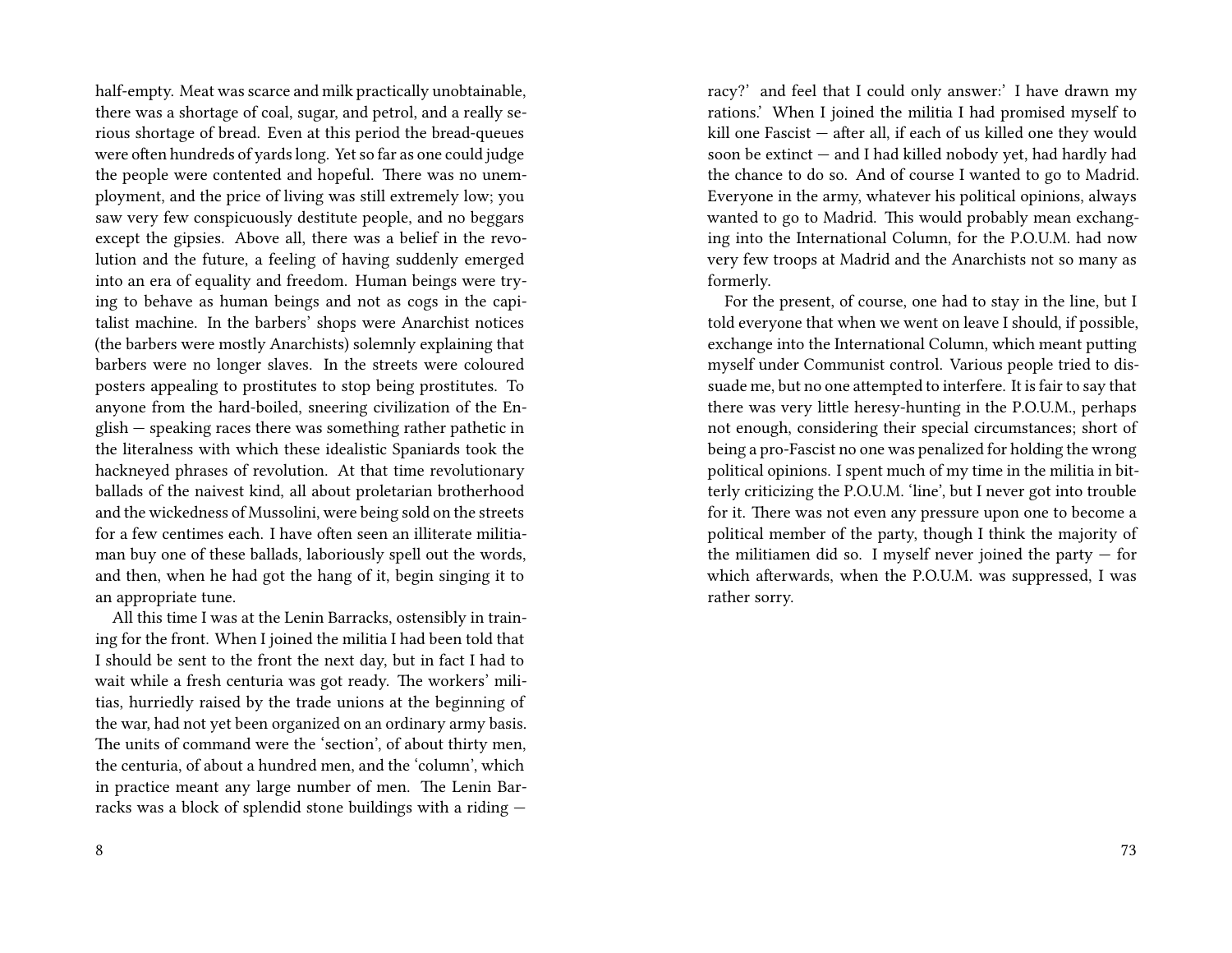half-empty. Meat was scarce and milk practically unobtainable, there was a shortage of coal, sugar, and petrol, and a really serious shortage of bread. Even at this period the bread-queues were often hundreds of yards long. Yet so far as one could judge the people were contented and hopeful. There was no unemployment, and the price of living was still extremely low; you saw very few conspicuously destitute people, and no beggars except the gipsies. Above all, there was a belief in the revolution and the future, a feeling of having suddenly emerged into an era of equality and freedom. Human beings were trying to behave as human beings and not as cogs in the capitalist machine. In the barbers' shops were Anarchist notices (the barbers were mostly Anarchists) solemnly explaining that barbers were no longer slaves. In the streets were coloured posters appealing to prostitutes to stop being prostitutes. To anyone from the hard-boiled, sneering civilization of the English — speaking races there was something rather pathetic in the literalness with which these idealistic Spaniards took the hackneyed phrases of revolution. At that time revolutionary ballads of the naivest kind, all about proletarian brotherhood and the wickedness of Mussolini, were being sold on the streets for a few centimes each. I have often seen an illiterate militiaman buy one of these ballads, laboriously spell out the words, and then, when he had got the hang of it, begin singing it to an appropriate tune.

All this time I was at the Lenin Barracks, ostensibly in training for the front. When I joined the militia I had been told that I should be sent to the front the next day, but in fact I had to wait while a fresh centuria was got ready. The workers' militias, hurriedly raised by the trade unions at the beginning of the war, had not yet been organized on an ordinary army basis. The units of command were the 'section', of about thirty men, the centuria, of about a hundred men, and the 'column', which in practice meant any large number of men. The Lenin Barracks was a block of splendid stone buildings with a riding —

racy?' and feel that I could only answer:' I have drawn my rations.' When I joined the militia I had promised myself to kill one Fascist — after all, if each of us killed one they would soon be extinct — and I had killed nobody yet, had hardly had the chance to do so. And of course I wanted to go to Madrid. Everyone in the army, whatever his political opinions, always wanted to go to Madrid. This would probably mean exchanging into the International Column, for the P.O.U.M. had now very few troops at Madrid and the Anarchists not so many as formerly.

For the present, of course, one had to stay in the line, but I told everyone that when we went on leave I should, if possible, exchange into the International Column, which meant putting myself under Communist control. Various people tried to dissuade me, but no one attempted to interfere. It is fair to say that there was very little heresy-hunting in the P.O.U.M., perhaps not enough, considering their special circumstances; short of being a pro-Fascist no one was penalized for holding the wrong political opinions. I spent much of my time in the militia in bitterly criticizing the P.O.U.M. 'line', but I never got into trouble for it. There was not even any pressure upon one to become a political member of the party, though I think the majority of the militiamen did so. I myself never joined the party — for which afterwards, when the P.O.U.M. was suppressed, I was rather sorry.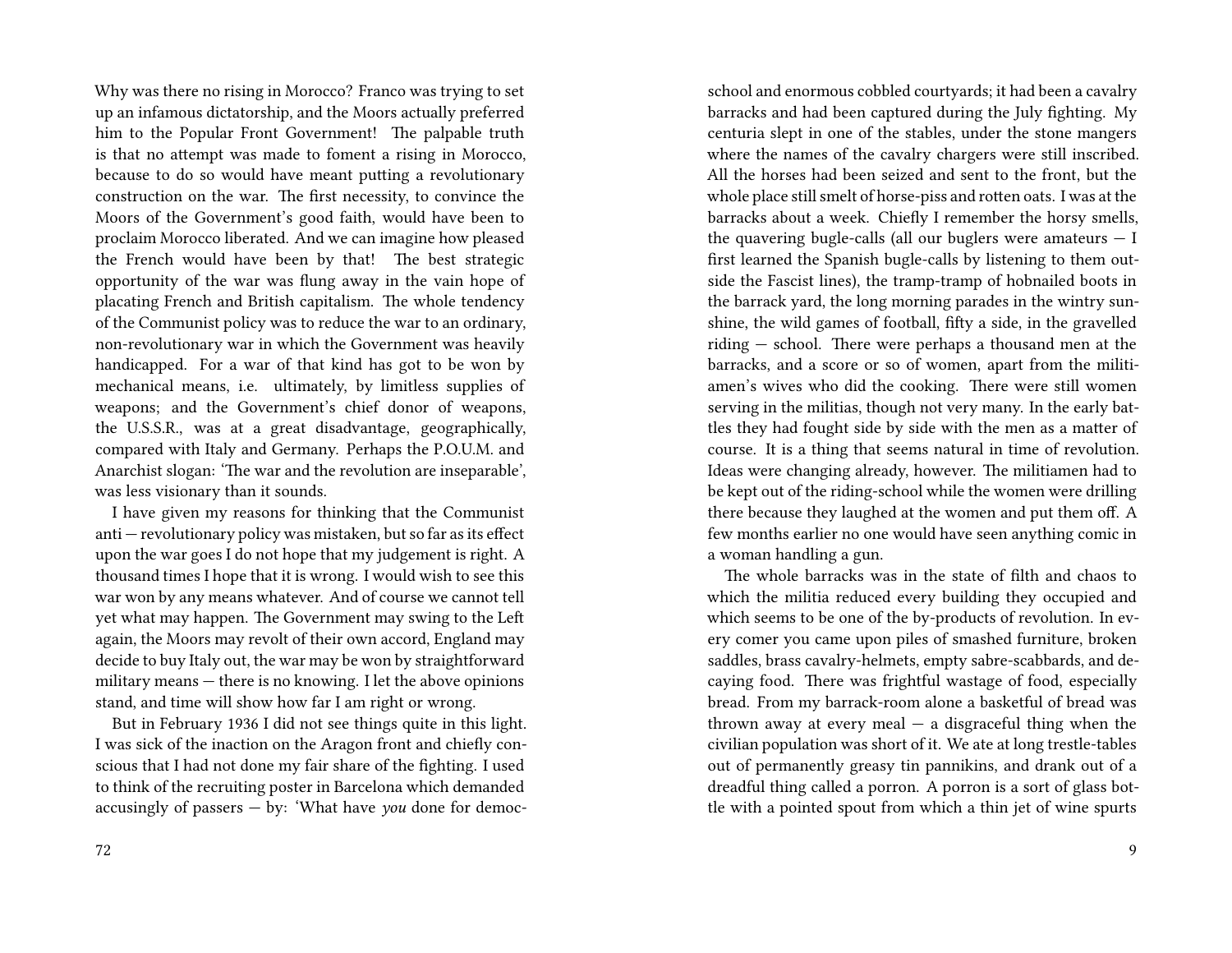Why was there no rising in Morocco? Franco was trying to set up an infamous dictatorship, and the Moors actually preferred him to the Popular Front Government! The palpable truth is that no attempt was made to foment a rising in Morocco, because to do so would have meant putting a revolutionary construction on the war. The first necessity, to convince the Moors of the Government's good faith, would have been to proclaim Morocco liberated. And we can imagine how pleased the French would have been by that! The best strategic opportunity of the war was flung away in the vain hope of placating French and British capitalism. The whole tendency of the Communist policy was to reduce the war to an ordinary, non-revolutionary war in which the Government was heavily handicapped. For a war of that kind has got to be won by mechanical means, i.e. ultimately, by limitless supplies of weapons; and the Government's chief donor of weapons, the U.S.S.R., was at a great disadvantage, geographically, compared with Italy and Germany. Perhaps the P.O.U.M. and Anarchist slogan: 'The war and the revolution are inseparable', was less visionary than it sounds.

I have given my reasons for thinking that the Communist anti — revolutionary policy was mistaken, but so far as its effect upon the war goes I do not hope that my judgement is right. A thousand times I hope that it is wrong. I would wish to see this war won by any means whatever. And of course we cannot tell yet what may happen. The Government may swing to the Left again, the Moors may revolt of their own accord, England may decide to buy Italy out, the war may be won by straightforward military means — there is no knowing. I let the above opinions stand, and time will show how far I am right or wrong.

But in February 1936 I did not see things quite in this light. I was sick of the inaction on the Aragon front and chiefly conscious that I had not done my fair share of the fighting. I used to think of the recruiting poster in Barcelona which demanded accusingly of passers — by: 'What have *you* done for democ-

school and enormous cobbled courtyards; it had been a cavalry barracks and had been captured during the July fighting. My centuria slept in one of the stables, under the stone mangers where the names of the cavalry chargers were still inscribed. All the horses had been seized and sent to the front, but the whole place still smelt of horse-piss and rotten oats. I was at the barracks about a week. Chiefly I remember the horsy smells, the quavering bugle-calls (all our buglers were amateurs — I first learned the Spanish bugle-calls by listening to them outside the Fascist lines), the tramp-tramp of hobnailed boots in the barrack yard, the long morning parades in the wintry sunshine, the wild games of football, fifty a side, in the gravelled riding — school. There were perhaps a thousand men at the barracks, and a score or so of women, apart from the militiamen's wives who did the cooking. There were still women serving in the militias, though not very many. In the early battles they had fought side by side with the men as a matter of course. It is a thing that seems natural in time of revolution. Ideas were changing already, however. The militiamen had to be kept out of the riding-school while the women were drilling there because they laughed at the women and put them off. A few months earlier no one would have seen anything comic in a woman handling a gun.

The whole barracks was in the state of filth and chaos to which the militia reduced every building they occupied and which seems to be one of the by-products of revolution. In every comer you came upon piles of smashed furniture, broken saddles, brass cavalry-helmets, empty sabre-scabbards, and decaying food. There was frightful wastage of food, especially bread. From my barrack-room alone a basketful of bread was thrown away at every meal — a disgraceful thing when the civilian population was short of it. We ate at long trestle-tables out of permanently greasy tin pannikins, and drank out of a dreadful thing called a porron. A porron is a sort of glass bottle with a pointed spout from which a thin jet of wine spurts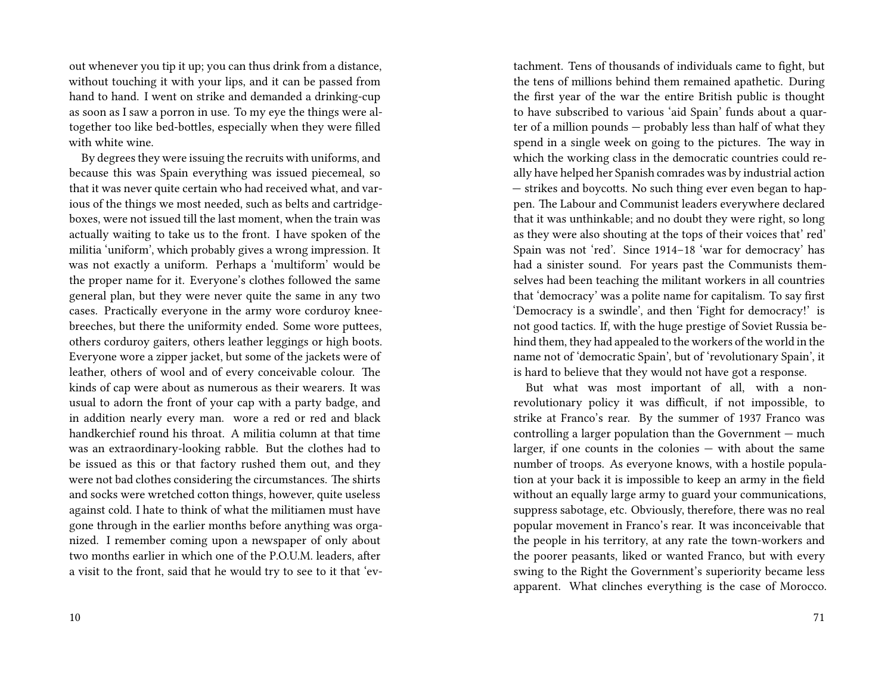out whenever you tip it up; you can thus drink from a distance, without touching it with your lips, and it can be passed from hand to hand. I went on strike and demanded a drinking-cup as soon as I saw a porron in use. To my eye the things were altogether too like bed-bottles, especially when they were filled with white wine.

By degrees they were issuing the recruits with uniforms, and because this was Spain everything was issued piecemeal, so that it was never quite certain who had received what, and various of the things we most needed, such as belts and cartridge-boxes, were not issued till the last moment, when the train was actually waiting to take us to the front. I have spoken of the militia 'uniform', which probably gives a wrong impression. It was not exactly a uniform. Perhaps a 'multiform' would be the proper name for it. Everyone's clothes followed the same general plan, but they were never quite the same in any two cases. Practically everyone in the army wore corduroy knee-breeches, but there the uniformity ended. Some wore puttees, others corduroy gaiters, others leather leggings or high boots. Everyone wore a zipper jacket, but some of the jackets were of leather, others of wool and of every conceivable colour. The kinds of cap were about as numerous as their wearers. It was usual to adorn the front of your cap with a party badge, and in addition nearly every man. wore a red or red and black handkerchief round his throat. A militia column at that time was an extraordinary-looking rabble. But the clothes had to be issued as this or that factory rushed them out, and they were not bad clothes considering the circumstances. The shirts and socks were wretched cotton things, however, quite useless against cold. I hate to think of what the militiamen must have gone through in the earlier months before anything was organized. I remember coming upon a newspaper of only about two months earlier in which one of the P.O.U.M. leaders, after a visit to the front, said that he would try to see to it that 'ev-

tachment. Tens of thousands of individuals came to fight, but the tens of millions behind them remained apathetic. During the first year of the war the entire British public is thought to have subscribed to various 'aid Spain' funds about a quarter of a million pounds — probably less than half of what they spend in a single week on going to the pictures. The way in which the working class in the democratic countries could really have helped her Spanish comrades was by industrial action — strikes and boycotts. No such thing ever even began to happen. The Labour and Communist leaders everywhere declared that it was unthinkable; and no doubt they were right, so long as they were also shouting at the tops of their voices that' red' Spain was not 'red'. Since 1914–18 'war for democracy' has had a sinister sound. For years past the Communists themselves had been teaching the militant workers in all countries that 'democracy' was a polite name for capitalism. To say first 'Democracy is a swindle', and then 'Fight for democracy!' is not good tactics. If, with the huge prestige of Soviet Russia behind them, they had appealed to the workers of the world in the name not of 'democratic Spain', but of 'revolutionary Spain', it is hard to believe that they would not have got a response.

But what was most important of all, with a non-revolutionary policy it was difficult, if not impossible, to strike at Franco's rear. By the summer of 1937 Franco was controlling a larger population than the Government — much larger, if one counts in the colonies — with about the same number of troops. As everyone knows, with a hostile population at your back it is impossible to keep an army in the field without an equally large army to guard your communications, suppress sabotage, etc. Obviously, therefore, there was no real popular movement in Franco's rear. It was inconceivable that the people in his territory, at any rate the town-workers and the poorer peasants, liked or wanted Franco, but with every swing to the Right the Government's superiority became less apparent. What clinches everything is the case of Morocco.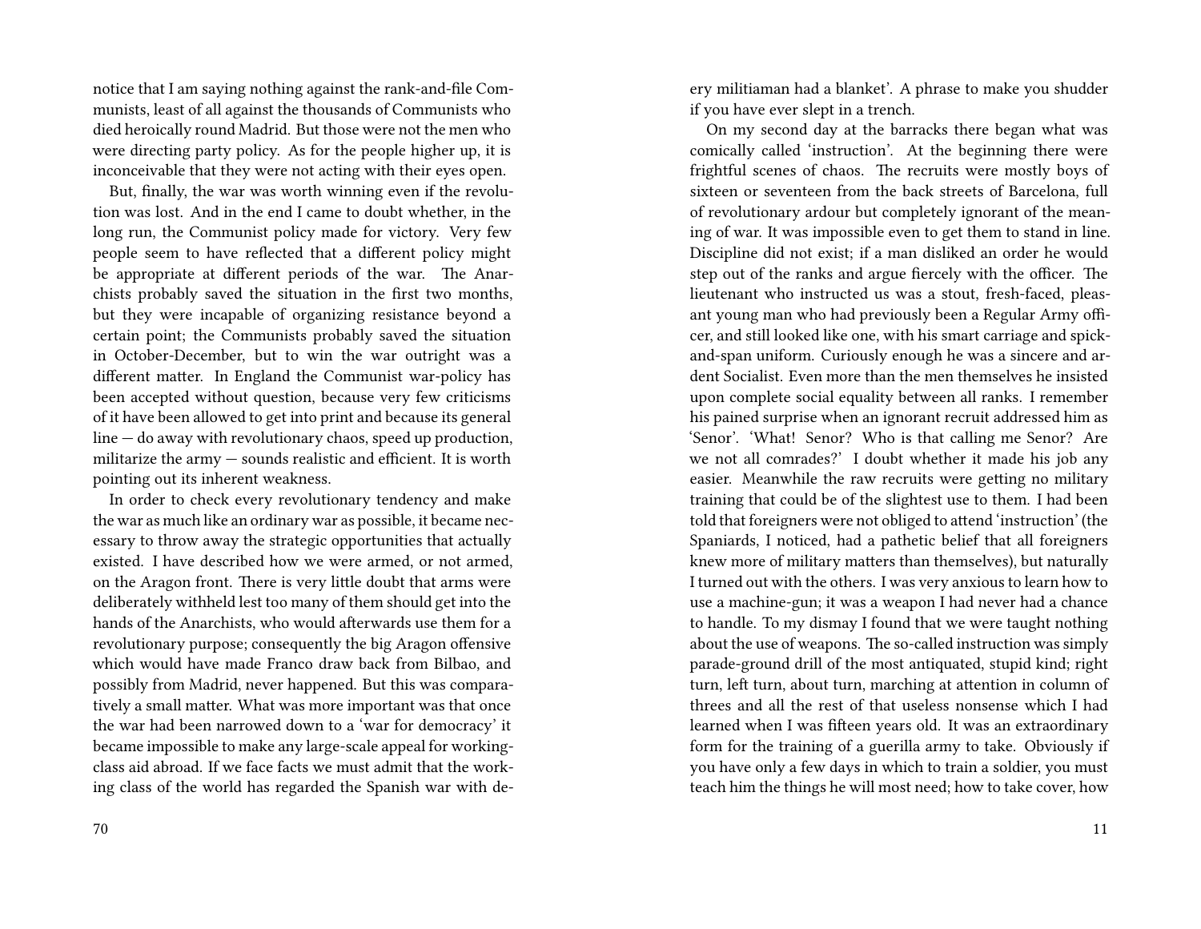notice that I am saying nothing against the rank-and-file Communists, least of all against the thousands of Communists who died heroically round Madrid. But those were not the men who were directing party policy. As for the people higher up, it is inconceivable that they were not acting with their eyes open.

But, finally, the war was worth winning even if the revolution was lost. And in the end I came to doubt whether, in the long run, the Communist policy made for victory. Very few people seem to have reflected that a different policy might be appropriate at different periods of the war. The Anarchists probably saved the situation in the first two months, but they were incapable of organizing resistance beyond a certain point; the Communists probably saved the situation in October-December, but to win the war outright was a different matter. In England the Communist war-policy has been accepted without question, because very few criticisms of it have been allowed to get into print and because its general line — do away with revolutionary chaos, speed up production, militarize the army — sounds realistic and efficient. It is worth pointing out its inherent weakness.

In order to check every revolutionary tendency and make the war as much like an ordinary war as possible, it became necessary to throw away the strategic opportunities that actually existed. I have described how we were armed, or not armed, on the Aragon front. There is very little doubt that arms were deliberately withheld lest too many of them should get into the hands of the Anarchists, who would afterwards use them for a revolutionary purpose; consequently the big Aragon offensive which would have made Franco draw back from Bilbao, and possibly from Madrid, never happened. But this was comparatively a small matter. What was more important was that once the war had been narrowed down to a 'war for democracy' it became impossible to make any large-scale appeal for working-class aid abroad. If we face facts we must admit that the working class of the world has regarded the Spanish war with de-

ery militiaman had a blanket'. A phrase to make you shudder if you have ever slept in a trench.

On my second day at the barracks there began what was comically called 'instruction'. At the beginning there were frightful scenes of chaos. The recruits were mostly boys of sixteen or seventeen from the back streets of Barcelona, full of revolutionary ardour but completely ignorant of the meaning of war. It was impossible even to get them to stand in line. Discipline did not exist; if a man disliked an order he would step out of the ranks and argue fiercely with the officer. The lieutenant who instructed us was a stout, fresh-faced, pleasant young man who had previously been a Regular Army officer, and still looked like one, with his smart carriage and spick-and-span uniform. Curiously enough he was a sincere and ardent Socialist. Even more than the men themselves he insisted upon complete social equality between all ranks. I remember his pained surprise when an ignorant recruit addressed him as 'Senor'. 'What! Senor? Who is that calling me Senor? Are we not all comrades?' I doubt whether it made his job any easier. Meanwhile the raw recruits were getting no military training that could be of the slightest use to them. I had been told that foreigners were not obliged to attend 'instruction' (the Spaniards, I noticed, had a pathetic belief that all foreigners knew more of military matters than themselves), but naturally I turned out with the others. I was very anxious to learn how to use a machine-gun; it was a weapon I had never had a chance to handle. To my dismay I found that we were taught nothing about the use of weapons. The so-called instruction was simply parade-ground drill of the most antiquated, stupid kind; right turn, left turn, about turn, marching at attention in column of threes and all the rest of that useless nonsense which I had learned when I was fifteen years old. It was an extraordinary form for the training of a guerilla army to take. Obviously if you have only a few days in which to train a soldier, you must teach him the things he will most need; how to take cover, how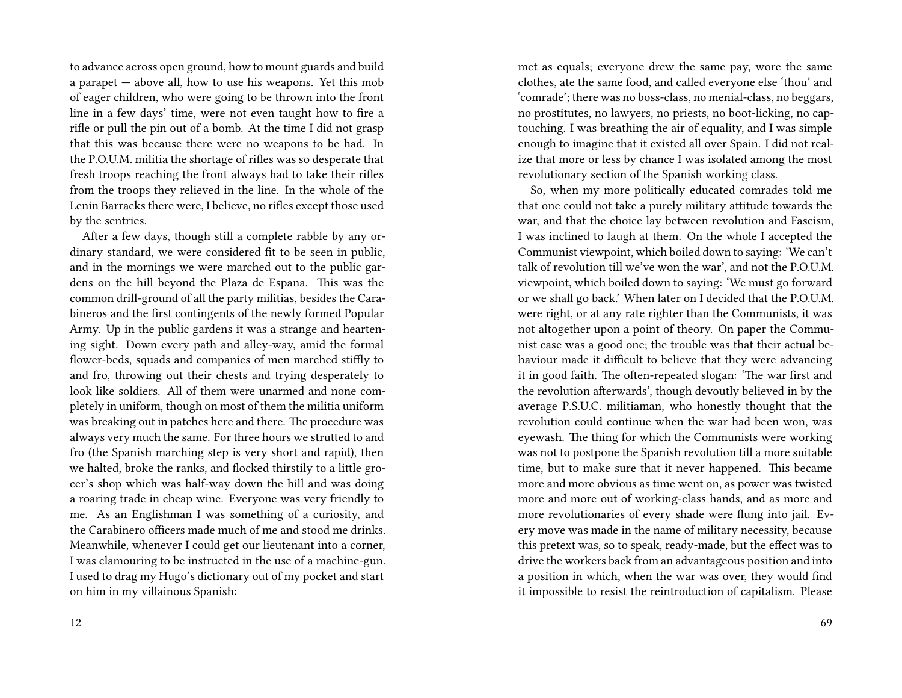to advance across open ground, how to mount guards and build a parapet — above all, how to use his weapons. Yet this mob of eager children, who were going to be thrown into the front line in a few days' time, were not even taught how to fire a rifle or pull the pin out of a bomb. At the time I did not grasp that this was because there were no weapons to be had. In the P.O.U.M. militia the shortage of rifles was so desperate that fresh troops reaching the front always had to take their rifles from the troops they relieved in the line. In the whole of the Lenin Barracks there were, I believe, no rifles except those used by the sentries.

After a few days, though still a complete rabble by any ordinary standard, we were considered fit to be seen in public, and in the mornings we were marched out to the public gardens on the hill beyond the Plaza de Espana. This was the common drill-ground of all the party militias, besides the Carabineros and the first contingents of the newly formed Popular Army. Up in the public gardens it was a strange and heartening sight. Down every path and alley-way, amid the formal flower-beds, squads and companies of men marched stiffly to and fro, throwing out their chests and trying desperately to look like soldiers. All of them were unarmed and none completely in uniform, though on most of them the militia uniform was breaking out in patches here and there. The procedure was always very much the same. For three hours we strutted to and fro (the Spanish marching step is very short and rapid), then we halted, broke the ranks, and flocked thirstily to a little grocer's shop which was half-way down the hill and was doing a roaring trade in cheap wine. Everyone was very friendly to me. As an Englishman I was something of a curiosity, and the Carabinero officers made much of me and stood me drinks. Meanwhile, whenever I could get our lieutenant into a corner, I was clamouring to be instructed in the use of a machine-gun. I used to drag my Hugo's dictionary out of my pocket and start on him in my villainous Spanish:

met as equals; everyone drew the same pay, wore the same clothes, ate the same food, and called everyone else 'thou' and 'comrade'; there was no boss-class, no menial-class, no beggars, no prostitutes, no lawyers, no priests, no boot-licking, no cap-touching. I was breathing the air of equality, and I was simple enough to imagine that it existed all over Spain. I did not realize that more or less by chance I was isolated among the most revolutionary section of the Spanish working class.

So, when my more politically educated comrades told me that one could not take a purely military attitude towards the war, and that the choice lay between revolution and Fascism, I was inclined to laugh at them. On the whole I accepted the Communist viewpoint, which boiled down to saying: 'We can't talk of revolution till we've won the war', and not the P.O.U.M. viewpoint, which boiled down to saying: 'We must go forward or we shall go back.' When later on I decided that the P.O.U.M. were right, or at any rate righter than the Communists, it was not altogether upon a point of theory. On paper the Communist case was a good one; the trouble was that their actual behaviour made it difficult to believe that they were advancing it in good faith. The often-repeated slogan: 'The war first and the revolution afterwards', though devoutly believed in by the average P.S.U.C. militiaman, who honestly thought that the revolution could continue when the war had been won, was eyewash. The thing for which the Communists were working was not to postpone the Spanish revolution till a more suitable time, but to make sure that it never happened. This became more and more obvious as time went on, as power was twisted more and more out of working-class hands, and as more and more revolutionaries of every shade were flung into jail. Every move was made in the name of military necessity, because this pretext was, so to speak, ready-made, but the effect was to drive the workers back from an advantageous position and into a position in which, when the war was over, they would find it impossible to resist the reintroduction of capitalism. Please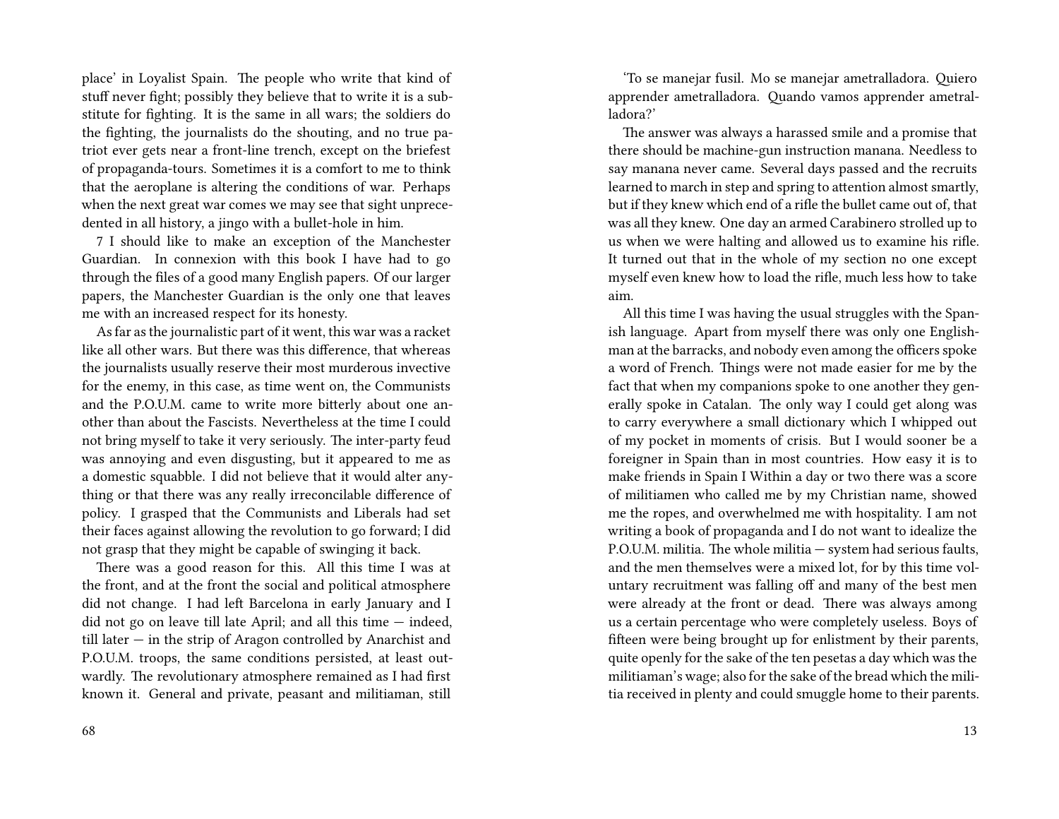place' in Loyalist Spain. The people who write that kind of stuff never fight; possibly they believe that to write it is a substitute for fighting. It is the same in all wars; the soldiers do the fighting, the journalists do the shouting, and no true patriot ever gets near a front-line trench, except on the briefest of propaganda-tours. Sometimes it is a comfort to me to think that the aeroplane is altering the conditions of war. Perhaps when the next great war comes we may see that sight unprecedented in all history, a jingo with a bullet-hole in him.

7 I should like to make an exception of the Manchester Guardian. In connexion with this book I have had to go through the files of a good many English papers. Of our larger papers, the Manchester Guardian is the only one that leaves me with an increased respect for its honesty.

As far as the journalistic part of it went, this war was a racket like all other wars. But there was this difference, that whereas the journalists usually reserve their most murderous invective for the enemy, in this case, as time went on, the Communists and the P.O.U.M. came to write more bitterly about one another than about the Fascists. Nevertheless at the time I could not bring myself to take it very seriously. The inter-party feud was annoying and even disgusting, but it appeared to me as a domestic squabble. I did not believe that it would alter anything or that there was any really irreconcilable difference of policy. I grasped that the Communists and Liberals had set their faces against allowing the revolution to go forward; I did not grasp that they might be capable of swinging it back.

There was a good reason for this. All this time I was at the front, and at the front the social and political atmosphere did not change. I had left Barcelona in early January and I did not go on leave till late April; and all this time — indeed, till later — in the strip of Aragon controlled by Anarchist and P.O.U.M. troops, the same conditions persisted, at least outwardly. The revolutionary atmosphere remained as I had first known it. General and private, peasant and militiaman, still

'To se manejar fusil. Mo se manejar ametralladora. Quiero apprender ametralladora. Quando vamos apprender ametralladora?'

The answer was always a harassed smile and a promise that there should be machine-gun instruction manana. Needless to say manana never came. Several days passed and the recruits learned to march in step and spring to attention almost smartly, but if they knew which end of a rifle the bullet came out of, that was all they knew. One day an armed Carabinero strolled up to us when we were halting and allowed us to examine his rifle. It turned out that in the whole of my section no one except myself even knew how to load the rifle, much less how to take aim.

All this time I was having the usual struggles with the Spanish language. Apart from myself there was only one Englishman at the barracks, and nobody even among the officers spoke a word of French. Things were not made easier for me by the fact that when my companions spoke to one another they generally spoke in Catalan. The only way I could get along was to carry everywhere a small dictionary which I whipped out of my pocket in moments of crisis. But I would sooner be a foreigner in Spain than in most countries. How easy it is to make friends in Spain I Within a day or two there was a score of militiamen who called me by my Christian name, showed me the ropes, and overwhelmed me with hospitality. I am not writing a book of propaganda and I do not want to idealize the P.O.U.M. militia. The whole militia — system had serious faults, and the men themselves were a mixed lot, for by this time voluntary recruitment was falling off and many of the best men were already at the front or dead. There was always among us a certain percentage who were completely useless. Boys of fifteen were being brought up for enlistment by their parents, quite openly for the sake of the ten pesetas a day which was the militiaman's wage; also for the sake of the bread which the militia received in plenty and could smuggle home to their parents.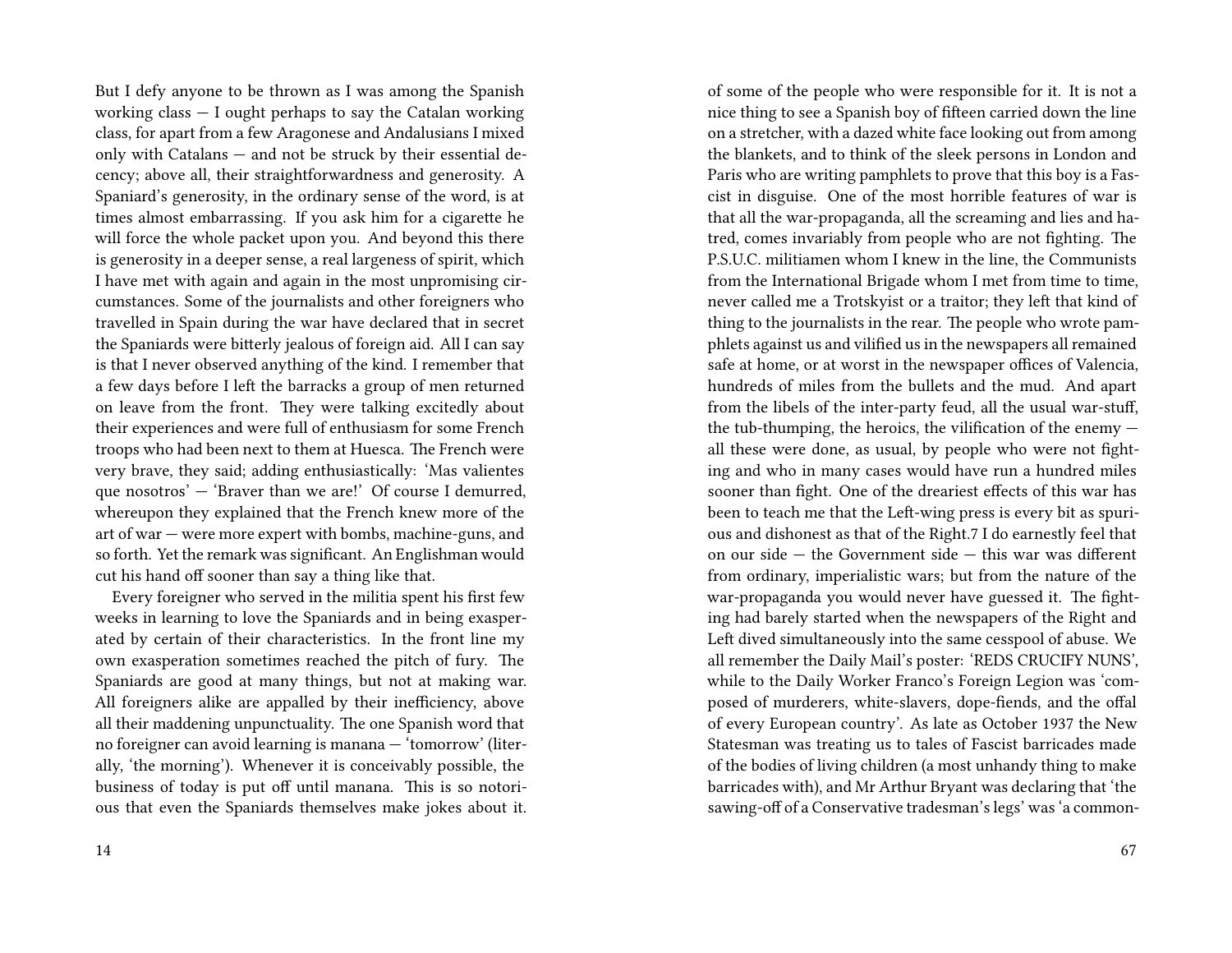But I defy anyone to be thrown as I was among the Spanish working class — I ought perhaps to say the Catalan working class, for apart from a few Aragonese and Andalusians I mixed only with Catalans — and not be struck by their essential decency; above all, their straightforwardness and generosity. A Spaniard's generosity, in the ordinary sense of the word, is at times almost embarrassing. If you ask him for a cigarette he will force the whole packet upon you. And beyond this there is generosity in a deeper sense, a real largeness of spirit, which I have met with again and again in the most unpromising circumstances. Some of the journalists and other foreigners who travelled in Spain during the war have declared that in secret the Spaniards were bitterly jealous of foreign aid. All I can say is that I never observed anything of the kind. I remember that a few days before I left the barracks a group of men returned on leave from the front. They were talking excitedly about their experiences and were full of enthusiasm for some French troops who had been next to them at Huesca. The French were very brave, they said; adding enthusiastically: 'Mas valientes que nosotros' — 'Braver than we are!' Of course I demurred, whereupon they explained that the French knew more of the art of war — were more expert with bombs, machine-guns, and so forth. Yet the remark was significant. An Englishman would cut his hand off sooner than say a thing like that.

Every foreigner who served in the militia spent his first few weeks in learning to love the Spaniards and in being exasperated by certain of their characteristics. In the front line my own exasperation sometimes reached the pitch of fury. The Spaniards are good at many things, but not at making war. All foreigners alike are appalled by their inefficiency, above all their maddening unpunctuality. The one Spanish word that no foreigner can avoid learning is manana — 'tomorrow' (literally, 'the morning'). Whenever it is conceivably possible, the business of today is put off until manana. This is so notorious that even the Spaniards themselves make jokes about it.

of some of the people who were responsible for it. It is not a nice thing to see a Spanish boy of fifteen carried down the line on a stretcher, with a dazed white face looking out from among the blankets, and to think of the sleek persons in London and Paris who are writing pamphlets to prove that this boy is a Fascist in disguise. One of the most horrible features of war is that all the war-propaganda, all the screaming and lies and hatred, comes invariably from people who are not fighting. The P.S.U.C. militiamen whom I knew in the line, the Communists from the International Brigade whom I met from time to time, never called me a Trotskyist or a traitor; they left that kind of thing to the journalists in the rear. The people who wrote pamphlets against us and vilified us in the newspapers all remained safe at home, or at worst in the newspaper offices of Valencia, hundreds of miles from the bullets and the mud. And apart from the libels of the inter-party feud, all the usual war-stuff, the tub-thumping, the heroics, the vilification of the enemy — all these were done, as usual, by people who were not fighting and who in many cases would have run a hundred miles sooner than fight. One of the dreariest effects of this war has been to teach me that the Left-wing press is every bit as spurious and dishonest as that of the Right.7 I do earnestly feel that on our side — the Government side — this war was different from ordinary, imperialistic wars; but from the nature of the war-propaganda you would never have guessed it. The fighting had barely started when the newspapers of the Right and Left dived simultaneously into the same cesspool of abuse. We all remember the Daily Mail's poster: 'REDS CRUCIFY NUNS', while to the Daily Worker Franco's Foreign Legion was 'composed of murderers, white-slavers, dope-fiends, and the offal of every European country'. As late as October 1937 the New Statesman was treating us to tales of Fascist barricades made of the bodies of living children (a most unhandy thing to make barricades with), and Mr Arthur Bryant was declaring that 'the sawing-off of a Conservative tradesman's legs' was 'a common-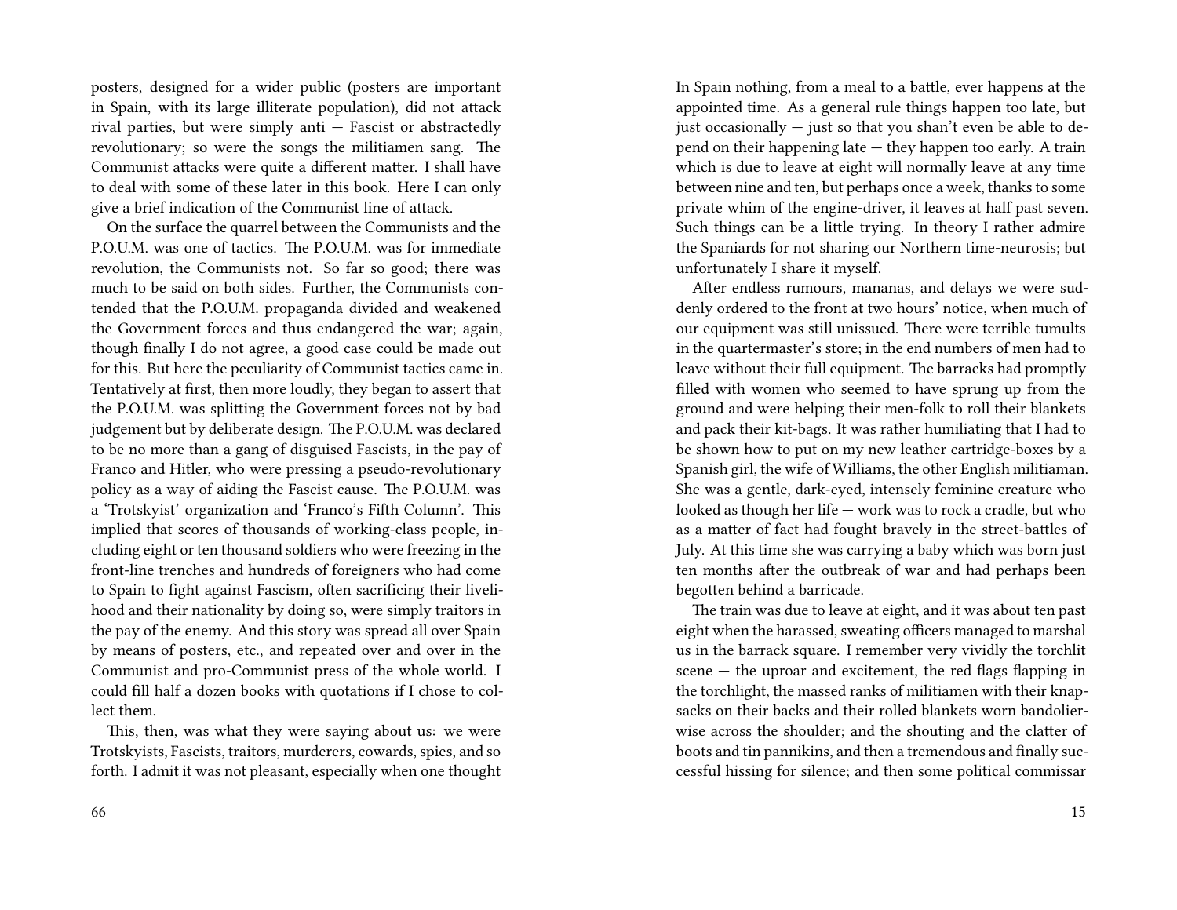posters, designed for a wider public (posters are important in Spain, with its large illiterate population), did not attack rival parties, but were simply anti — Fascist or abstractedly revolutionary; so were the songs the militiamen sang. The Communist attacks were quite a different matter. I shall have to deal with some of these later in this book. Here I can only give a brief indication of the Communist line of attack.

On the surface the quarrel between the Communists and the P.O.U.M. was one of tactics. The P.O.U.M. was for immediate revolution, the Communists not. So far so good; there was much to be said on both sides. Further, the Communists contended that the P.O.U.M. propaganda divided and weakened the Government forces and thus endangered the war; again, though finally I do not agree, a good case could be made out for this. But here the peculiarity of Communist tactics came in. Tentatively at first, then more loudly, they began to assert that the P.O.U.M. was splitting the Government forces not by bad judgement but by deliberate design. The P.O.U.M. was declared to be no more than a gang of disguised Fascists, in the pay of Franco and Hitler, who were pressing a pseudo-revolutionary policy as a way of aiding the Fascist cause. The P.O.U.M. was a 'Trotskyist' organization and 'Franco's Fifth Column'. This implied that scores of thousands of working-class people, including eight or ten thousand soldiers who were freezing in the front-line trenches and hundreds of foreigners who had come to Spain to fight against Fascism, often sacrificing their livelihood and their nationality by doing so, were simply traitors in the pay of the enemy. And this story was spread all over Spain by means of posters, etc., and repeated over and over in the Communist and pro-Communist press of the whole world. I could fill half a dozen books with quotations if I chose to collect them.

This, then, was what they were saying about us: we were Trotskyists, Fascists, traitors, murderers, cowards, spies, and so forth. I admit it was not pleasant, especially when one thought

In Spain nothing, from a meal to a battle, ever happens at the appointed time. As a general rule things happen too late, but just occasionally — just so that you shan't even be able to depend on their happening late — they happen too early. A train which is due to leave at eight will normally leave at any time between nine and ten, but perhaps once a week, thanks to some private whim of the engine-driver, it leaves at half past seven. Such things can be a little trying. In theory I rather admire the Spaniards for not sharing our Northern time-neurosis; but unfortunately I share it myself.

After endless rumours, mananas, and delays we were suddenly ordered to the front at two hours' notice, when much of our equipment was still unissued. There were terrible tumults in the quartermaster's store; in the end numbers of men had to leave without their full equipment. The barracks had promptly filled with women who seemed to have sprung up from the ground and were helping their men-folk to roll their blankets and pack their kit-bags. It was rather humiliating that I had to be shown how to put on my new leather cartridge-boxes by a Spanish girl, the wife of Williams, the other English militiaman. She was a gentle, dark-eyed, intensely feminine creature who looked as though her life — work was to rock a cradle, but who as a matter of fact had fought bravely in the street-battles of July. At this time she was carrying a baby which was born just ten months after the outbreak of war and had perhaps been begotten behind a barricade.

The train was due to leave at eight, and it was about ten past eight when the harassed, sweating officers managed to marshal us in the barrack square. I remember very vividly the torchlit scene — the uproar and excitement, the red flags flapping in the torchlight, the massed ranks of militiamen with their knapsacks on their backs and their rolled blankets worn bandolier-wise across the shoulder; and the shouting and the clatter of boots and tin pannikins, and then a tremendous and finally successful hissing for silence; and then some political commissar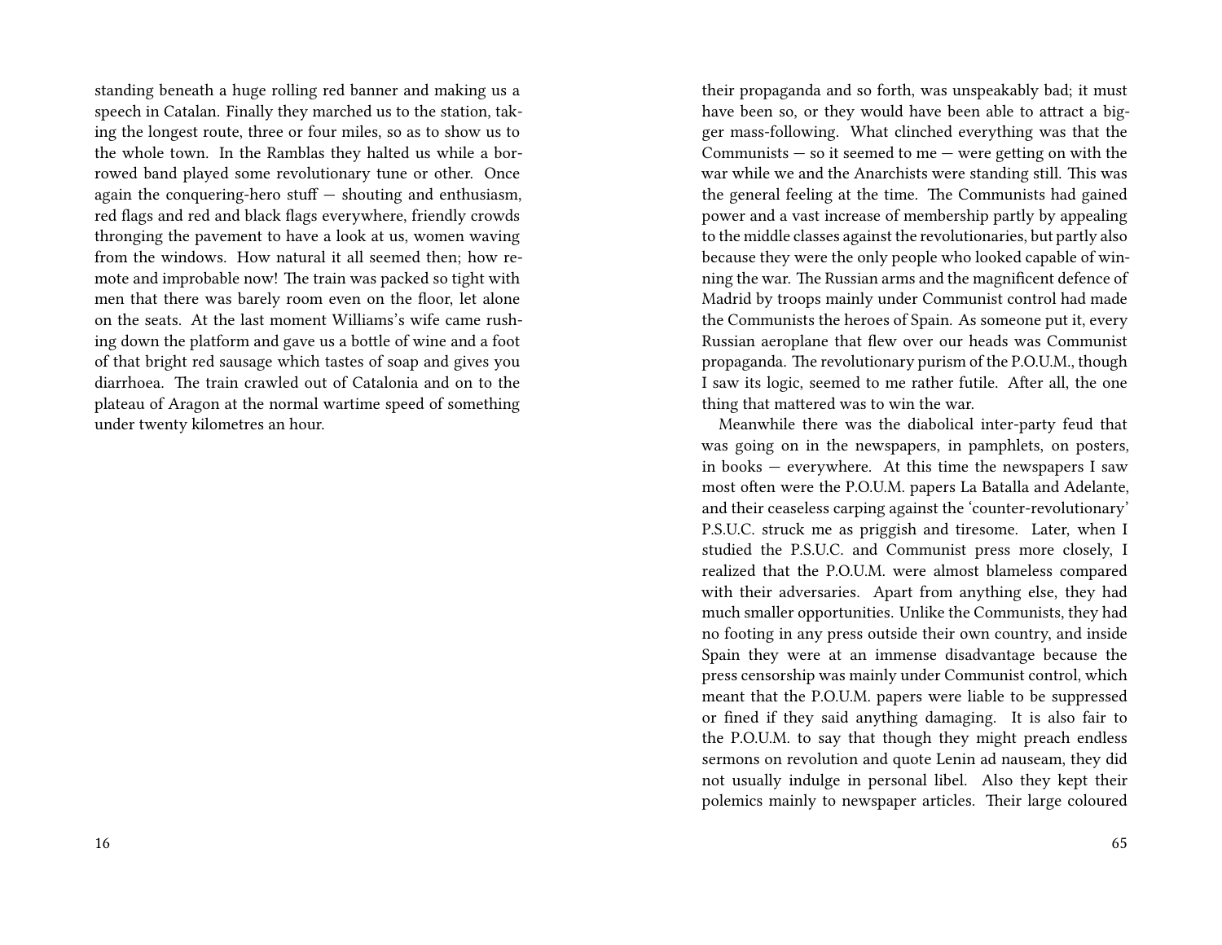standing beneath a huge rolling red banner and making us a speech in Catalan. Finally they marched us to the station, taking the longest route, three or four miles, so as to show us to the whole town. In the Ramblas they halted us while a borrowed band played some revolutionary tune or other. Once again the conquering-hero stuff — shouting and enthusiasm, red flags and red and black flags everywhere, friendly crowds thronging the pavement to have a look at us, women waving from the windows. How natural it all seemed then; how remote and improbable now! The train was packed so tight with men that there was barely room even on the floor, let alone on the seats. At the last moment Williams's wife came rushing down the platform and gave us a bottle of wine and a foot of that bright red sausage which tastes of soap and gives you diarrhoea. The train crawled out of Catalonia and on to the plateau of Aragon at the normal wartime speed of something under twenty kilometres an hour.

their propaganda and so forth, was unspeakably bad; it must have been so, or they would have been able to attract a bigger mass-following. What clinched everything was that the Communists — so it seemed to me — were getting on with the war while we and the Anarchists were standing still. This was the general feeling at the time. The Communists had gained power and a vast increase of membership partly by appealing to the middle classes against the revolutionaries, but partly also because they were the only people who looked capable of winning the war. The Russian arms and the magnificent defence of Madrid by troops mainly under Communist control had made the Communists the heroes of Spain. As someone put it, every Russian aeroplane that flew over our heads was Communist propaganda. The revolutionary purism of the P.O.U.M., though I saw its logic, seemed to me rather futile. After all, the one thing that mattered was to win the war.

Meanwhile there was the diabolical inter-party feud that was going on in the newspapers, in pamphlets, on posters, in books — everywhere. At this time the newspapers I saw most often were the P.O.U.M. papers La Batalla and Adelante, and their ceaseless carping against the 'counter-revolutionary' P.S.U.C. struck me as priggish and tiresome. Later, when I studied the P.S.U.C. and Communist press more closely, I realized that the P.O.U.M. were almost blameless compared with their adversaries. Apart from anything else, they had much smaller opportunities. Unlike the Communists, they had no footing in any press outside their own country, and inside Spain they were at an immense disadvantage because the press censorship was mainly under Communist control, which meant that the P.O.U.M. papers were liable to be suppressed or fined if they said anything damaging. It is also fair to the P.O.U.M. to say that though they might preach endless sermons on revolution and quote Lenin ad nauseam, they did not usually indulge in personal libel. Also they kept their polemics mainly to newspaper articles. Their large coloured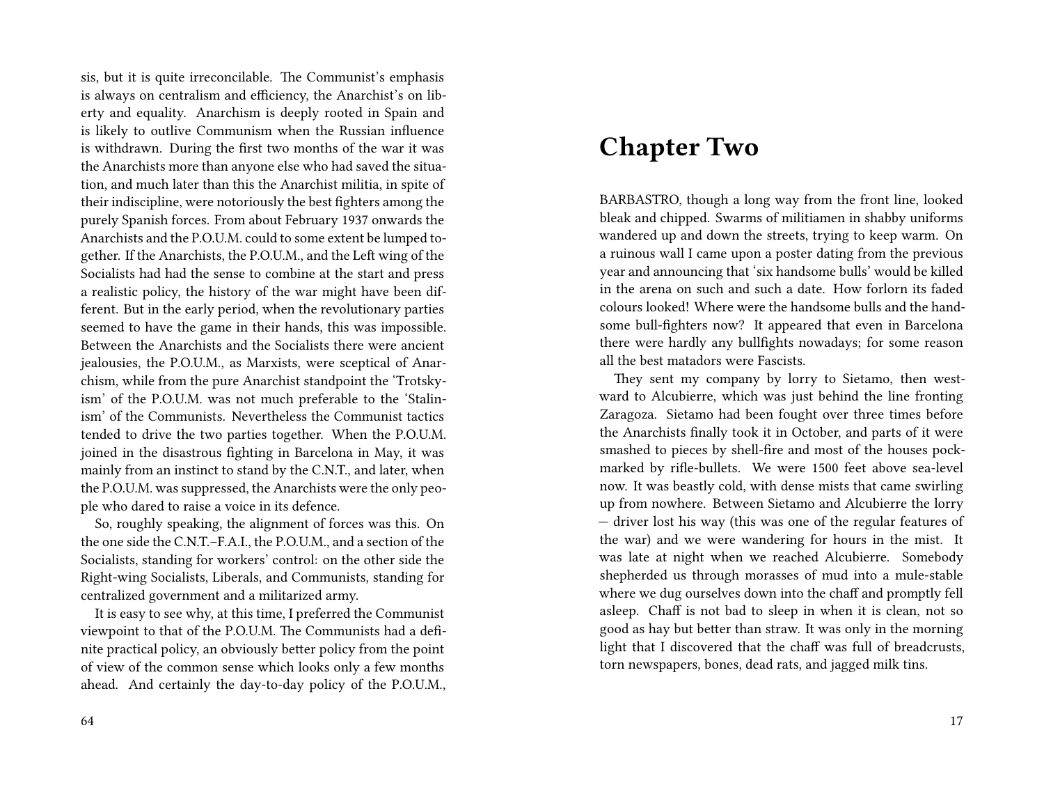sis, but it is quite irreconcilable. The Communist's emphasis is always on centralism and efficiency, the Anarchist's on liberty and equality. Anarchism is deeply rooted in Spain and is likely to outlive Communism when the Russian influence is withdrawn. During the first two months of the war it was the Anarchists more than anyone else who had saved the situation, and much later than this the Anarchist militia, in spite of their indiscipline, were notoriously the best fighters among the purely Spanish forces. From about February 1937 onwards the Anarchists and the P.O.U.M. could to some extent be lumped together. If the Anarchists, the P.O.U.M., and the Left wing of the Socialists had had the sense to combine at the start and press a realistic policy, the history of the war might have been different. But in the early period, when the revolutionary parties seemed to have the game in their hands, this was impossible. Between the Anarchists and the Socialists there were ancient jealousies, the P.O.U.M., as Marxists, were sceptical of Anarchism, while from the pure Anarchist standpoint the 'Trotskyism' of the P.O.U.M. was not much preferable to the 'Stalinism' of the Communists. Nevertheless the Communist tactics tended to drive the two parties together. When the P.O.U.M. joined in the disastrous fighting in Barcelona in May, it was mainly from an instinct to stand by the C.N.T., and later, when the P.O.U.M. was suppressed, the Anarchists were the only people who dared to raise a voice in its defence.

So, roughly speaking, the alignment of forces was this. On the one side the C.N.T.–F.A.I., the P.O.U.M., and a section of the Socialists, standing for workers' control: on the other side the Right-wing Socialists, Liberals, and Communists, standing for centralized government and a militarized army.

It is easy to see why, at this time, I preferred the Communist viewpoint to that of the P.O.U.M. The Communists had a definite practical policy, an obviously better policy from the point of view of the common sense which looks only a few months ahead. And certainly the day-to-day policy of the P.O.U.M.,

# Chapter Two

BARBASTRO, though a long way from the front line, looked bleak and chipped. Swarms of militiamen in shabby uniforms wandered up and down the streets, trying to keep warm. On a ruinous wall I came upon a poster dating from the previous year and announcing that 'six handsome bulls' would be killed in the arena on such and such a date. How forlorn its faded colours looked! Where were the handsome bulls and the handsome bull-fighters now? It appeared that even in Barcelona there were hardly any bullfights nowadays; for some reason all the best matadors were Fascists.

They sent my company by lorry to Sietamo, then westward to Alcubierre, which was just behind the line fronting Zaragoza. Sietamo had been fought over three times before the Anarchists finally took it in October, and parts of it were smashed to pieces by shell-fire and most of the houses pockmarked by rifle-bullets. We were 1500 feet above sea-level now. It was beastly cold, with dense mists that came swirling up from nowhere. Between Sietamo and Alcubierre the lorry — driver lost his way (this was one of the regular features of the war) and we were wandering for hours in the mist. It was late at night when we reached Alcubierre. Somebody shepherded us through morasses of mud into a mule-stable where we dug ourselves down into the chaff and promptly fell asleep. Chaff is not bad to sleep in when it is clean, not so good as hay but better than straw. It was only in the morning light that I discovered that the chaff was full of breadcrusts, torn newspapers, bones, dead rats, and jagged milk tins.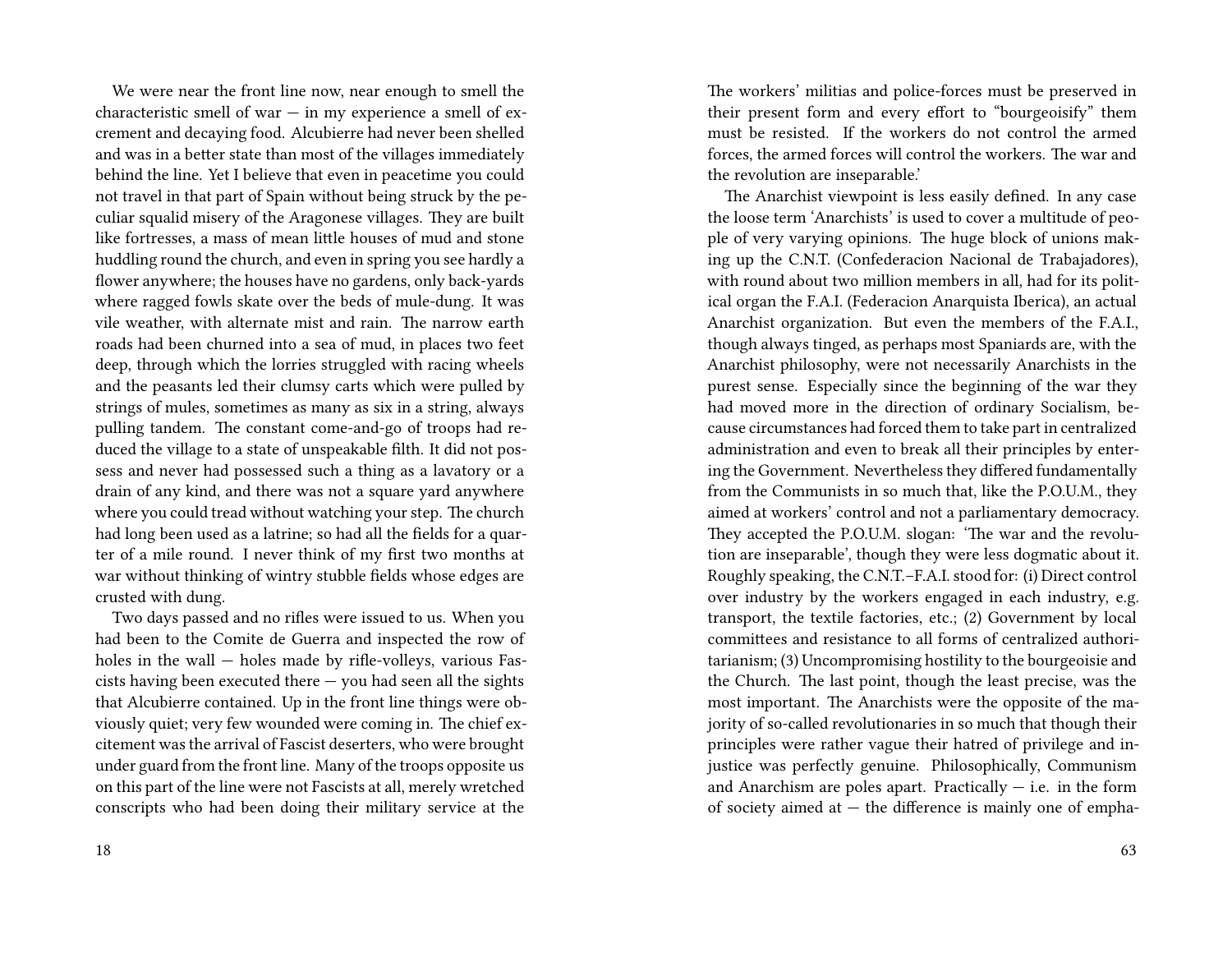We were near the front line now, near enough to smell the characteristic smell of war — in my experience a smell of excrement and decaying food. Alcubierre had never been shelled and was in a better state than most of the villages immediately behind the line. Yet I believe that even in peacetime you could not travel in that part of Spain without being struck by the peculiar squalid misery of the Aragonese villages. They are built like fortresses, a mass of mean little houses of mud and stone huddling round the church, and even in spring you see hardly a flower anywhere; the houses have no gardens, only back-yards where ragged fowls skate over the beds of mule-dung. It was vile weather, with alternate mist and rain. The narrow earth roads had been churned into a sea of mud, in places two feet deep, through which the lorries struggled with racing wheels and the peasants led their clumsy carts which were pulled by strings of mules, sometimes as many as six in a string, always pulling tandem. The constant come-and-go of troops had reduced the village to a state of unspeakable filth. It did not possess and never had possessed such a thing as a lavatory or a drain of any kind, and there was not a square yard anywhere where you could tread without watching your step. The church had long been used as a latrine; so had all the fields for a quarter of a mile round. I never think of my first two months at war without thinking of wintry stubble fields whose edges are crusted with dung.

Two days passed and no rifles were issued to us. When you had been to the Comite de Guerra and inspected the row of holes in the wall — holes made by rifle-volleys, various Fascists having been executed there — you had seen all the sights that Alcubierre contained. Up in the front line things were obviously quiet; very few wounded were coming in. The chief excitement was the arrival of Fascist deserters, who were brought under guard from the front line. Many of the troops opposite us on this part of the line were not Fascists at all, merely wretched conscripts who had been doing their military service at the

The workers' militias and police-forces must be preserved in their present form and every effort to "bourgeoisify" them must be resisted. If the workers do not control the armed forces, the armed forces will control the workers. The war and the revolution are inseparable.'

The Anarchist viewpoint is less easily defined. In any case the loose term 'Anarchists' is used to cover a multitude of people of very varying opinions. The huge block of unions making up the C.N.T. (Confederacion Nacional de Trabajadores), with round about two million members in all, had for its political organ the F.A.I. (Federacion Anarquista Iberica), an actual Anarchist organization. But even the members of the F.A.I., though always tinged, as perhaps most Spaniards are, with the Anarchist philosophy, were not necessarily Anarchists in the purest sense. Especially since the beginning of the war they had moved more in the direction of ordinary Socialism, because circumstances had forced them to take part in centralized administration and even to break all their principles by entering the Government. Nevertheless they differed fundamentally from the Communists in so much that, like the P.O.U.M., they aimed at workers' control and not a parliamentary democracy. They accepted the P.O.U.M. slogan: 'The war and the revolution are inseparable', though they were less dogmatic about it. Roughly speaking, the C.N.T.–F.A.I. stood for: (i) Direct control over industry by the workers engaged in each industry, e.g. transport, the textile factories, etc.; (2) Government by local committees and resistance to all forms of centralized authoritarianism; (3) Uncompromising hostility to the bourgeoisie and the Church. The last point, though the least precise, was the most important. The Anarchists were the opposite of the majority of so-called revolutionaries in so much that though their principles were rather vague their hatred of privilege and injustice was perfectly genuine. Philosophically, Communism and Anarchism are poles apart. Practically — i.e. in the form of society aimed at — the difference is mainly one of empha-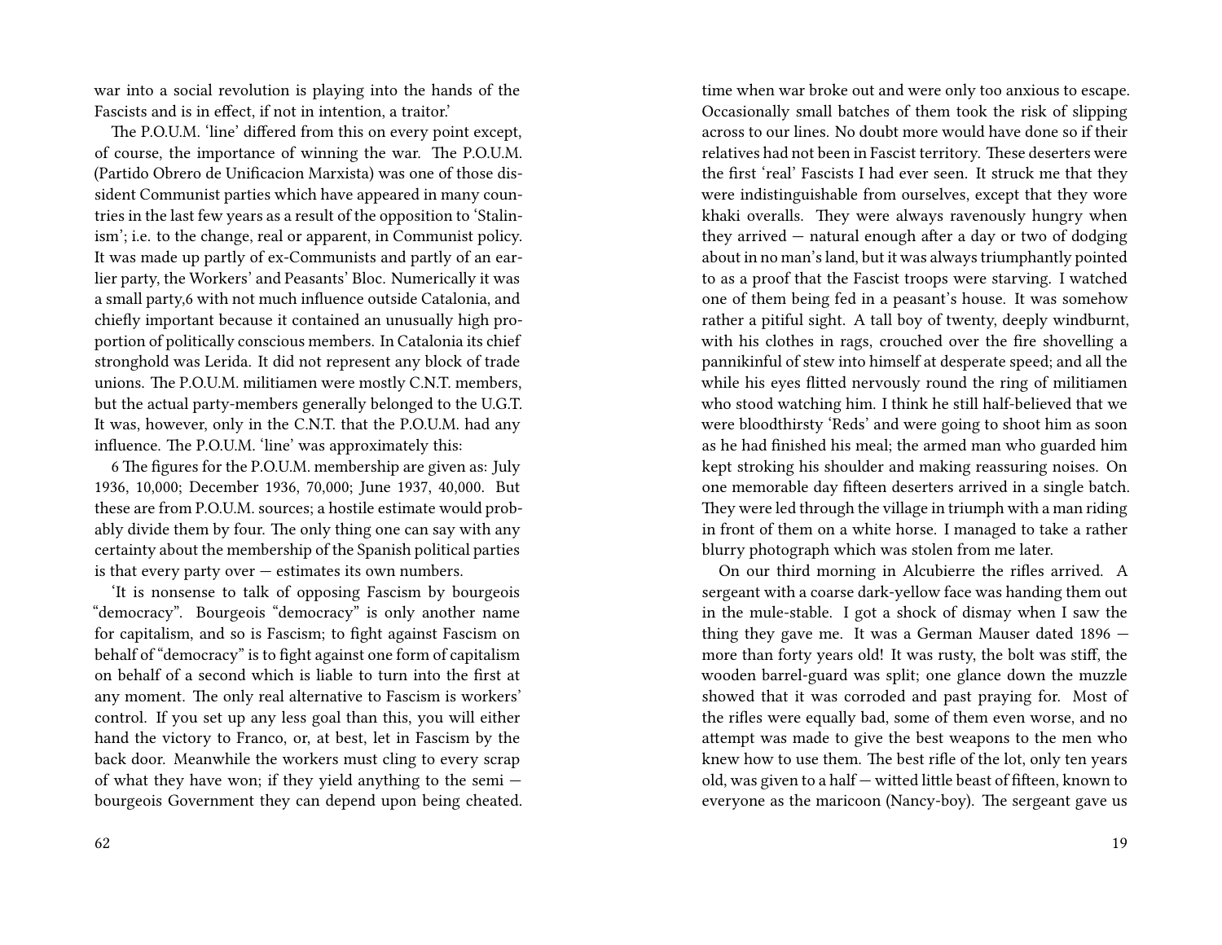war into a social revolution is playing into the hands of the Fascists and is in effect, if not in intention, a traitor.'

The P.O.U.M. 'line' differed from this on every point except, of course, the importance of winning the war. The P.O.U.M. (Partido Obrero de Unificacion Marxista) was one of those dissident Communist parties which have appeared in many countries in the last few years as a result of the opposition to 'Stalinism'; i.e. to the change, real or apparent, in Communist policy. It was made up partly of ex-Communists and partly of an earlier party, the Workers' and Peasants' Bloc. Numerically it was a small party,6 with not much influence outside Catalonia, and chiefly important because it contained an unusually high proportion of politically conscious members. In Catalonia its chief stronghold was Lerida. It did not represent any block of trade unions. The P.O.U.M. militiamen were mostly C.N.T. members, but the actual party-members generally belonged to the U.G.T. It was, however, only in the C.N.T. that the P.O.U.M. had any influence. The P.O.U.M. 'line' was approximately this:

6 The figures for the P.O.U.M. membership are given as: July 1936, 10,000; December 1936, 70,000; June 1937, 40,000. But these are from P.O.U.M. sources; a hostile estimate would probably divide them by four. The only thing one can say with any certainty about the membership of the Spanish political parties is that every party over — estimates its own numbers.

'It is nonsense to talk of opposing Fascism by bourgeois "democracy". Bourgeois "democracy" is only another name for capitalism, and so is Fascism; to fight against Fascism on behalf of "democracy" is to fight against one form of capitalism on behalf of a second which is liable to turn into the first at any moment. The only real alternative to Fascism is workers' control. If you set up any less goal than this, you will either hand the victory to Franco, or, at best, let in Fascism by the back door. Meanwhile the workers must cling to every scrap of what they have won; if they yield anything to the semi — bourgeois Government they can depend upon being cheated.

time when war broke out and were only too anxious to escape. Occasionally small batches of them took the risk of slipping across to our lines. No doubt more would have done so if their relatives had not been in Fascist territory. These deserters were the first 'real' Fascists I had ever seen. It struck me that they were indistinguishable from ourselves, except that they wore khaki overalls. They were always ravenously hungry when they arrived — natural enough after a day or two of dodging about in no man's land, but it was always triumphantly pointed to as a proof that the Fascist troops were starving. I watched one of them being fed in a peasant's house. It was somehow rather a pitiful sight. A tall boy of twenty, deeply windburnt, with his clothes in rags, crouched over the fire shovelling a pannikinful of stew into himself at desperate speed; and all the while his eyes flitted nervously round the ring of militiamen who stood watching him. I think he still half-believed that we were bloodthirsty 'Reds' and were going to shoot him as soon as he had finished his meal; the armed man who guarded him kept stroking his shoulder and making reassuring noises. On one memorable day fifteen deserters arrived in a single batch. They were led through the village in triumph with a man riding in front of them on a white horse. I managed to take a rather blurry photograph which was stolen from me later.

On our third morning in Alcubierre the rifles arrived. A sergeant with a coarse dark-yellow face was handing them out in the mule-stable. I got a shock of dismay when I saw the thing they gave me. It was a German Mauser dated 1896 — more than forty years old! It was rusty, the bolt was stiff, the wooden barrel-guard was split; one glance down the muzzle showed that it was corroded and past praying for. Most of the rifles were equally bad, some of them even worse, and no attempt was made to give the best weapons to the men who knew how to use them. The best rifle of the lot, only ten years old, was given to a half — witted little beast of fifteen, known to everyone as the maricoon (Nancy-boy). The sergeant gave us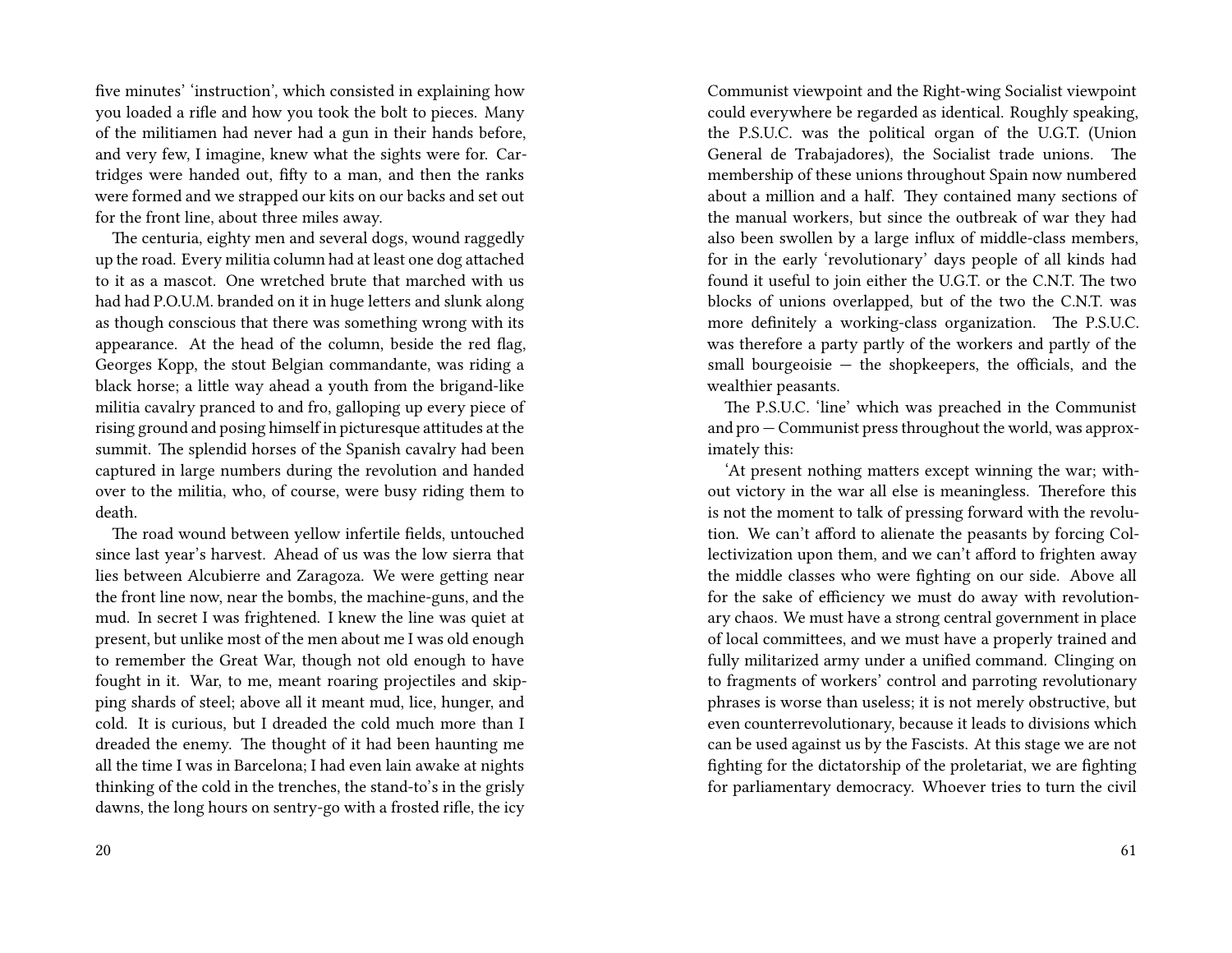five minutes' 'instruction', which consisted in explaining how you loaded a rifle and how you took the bolt to pieces. Many of the militiamen had never had a gun in their hands before, and very few, I imagine, knew what the sights were for. Cartridges were handed out, fifty to a man, and then the ranks were formed and we strapped our kits on our backs and set out for the front line, about three miles away.

The centuria, eighty men and several dogs, wound raggedly up the road. Every militia column had at least one dog attached to it as a mascot. One wretched brute that marched with us had had P.O.U.M. branded on it in huge letters and slunk along as though conscious that there was something wrong with its appearance. At the head of the column, beside the red flag, Georges Kopp, the stout Belgian commandante, was riding a black horse; a little way ahead a youth from the brigand-like militia cavalry pranced to and fro, galloping up every piece of rising ground and posing himself in picturesque attitudes at the summit. The splendid horses of the Spanish cavalry had been captured in large numbers during the revolution and handed over to the militia, who, of course, were busy riding them to death.

The road wound between yellow infertile fields, untouched since last year's harvest. Ahead of us was the low sierra that lies between Alcubierre and Zaragoza. We were getting near the front line now, near the bombs, the machine-guns, and the mud. In secret I was frightened. I knew the line was quiet at present, but unlike most of the men about me I was old enough to remember the Great War, though not old enough to have fought in it. War, to me, meant roaring projectiles and skipping shards of steel; above all it meant mud, lice, hunger, and cold. It is curious, but I dreaded the cold much more than I dreaded the enemy. The thought of it had been haunting me all the time I was in Barcelona; I had even lain awake at nights thinking of the cold in the trenches, the stand-to's in the grisly dawns, the long hours on sentry-go with a frosted rifle, the icy

Communist viewpoint and the Right-wing Socialist viewpoint could everywhere be regarded as identical. Roughly speaking, the P.S.U.C. was the political organ of the U.G.T. (Union General de Trabajadores), the Socialist trade unions. The membership of these unions throughout Spain now numbered about a million and a half. They contained many sections of the manual workers, but since the outbreak of war they had also been swollen by a large influx of middle-class members, for in the early 'revolutionary' days people of all kinds had found it useful to join either the U.G.T. or the C.N.T. The two blocks of unions overlapped, but of the two the C.N.T. was more definitely a working-class organization. The P.S.U.C. was therefore a party partly of the workers and partly of the small bourgeoisie — the shopkeepers, the officials, and the wealthier peasants.

The P.S.U.C. 'line' which was preached in the Communist and pro — Communist press throughout the world, was approximately this:

'At present nothing matters except winning the war; without victory in the war all else is meaningless. Therefore this is not the moment to talk of pressing forward with the revolution. We can't afford to alienate the peasants by forcing Collectivization upon them, and we can't afford to frighten away the middle classes who were fighting on our side. Above all for the sake of efficiency we must do away with revolutionary chaos. We must have a strong central government in place of local committees, and we must have a properly trained and fully militarized army under a unified command. Clinging on to fragments of workers' control and parroting revolutionary phrases is worse than useless; it is not merely obstructive, but even counterrevolutionary, because it leads to divisions which can be used against us by the Fascists. At this stage we are not fighting for the dictatorship of the proletariat, we are fighting for parliamentary democracy. Whoever tries to turn the civil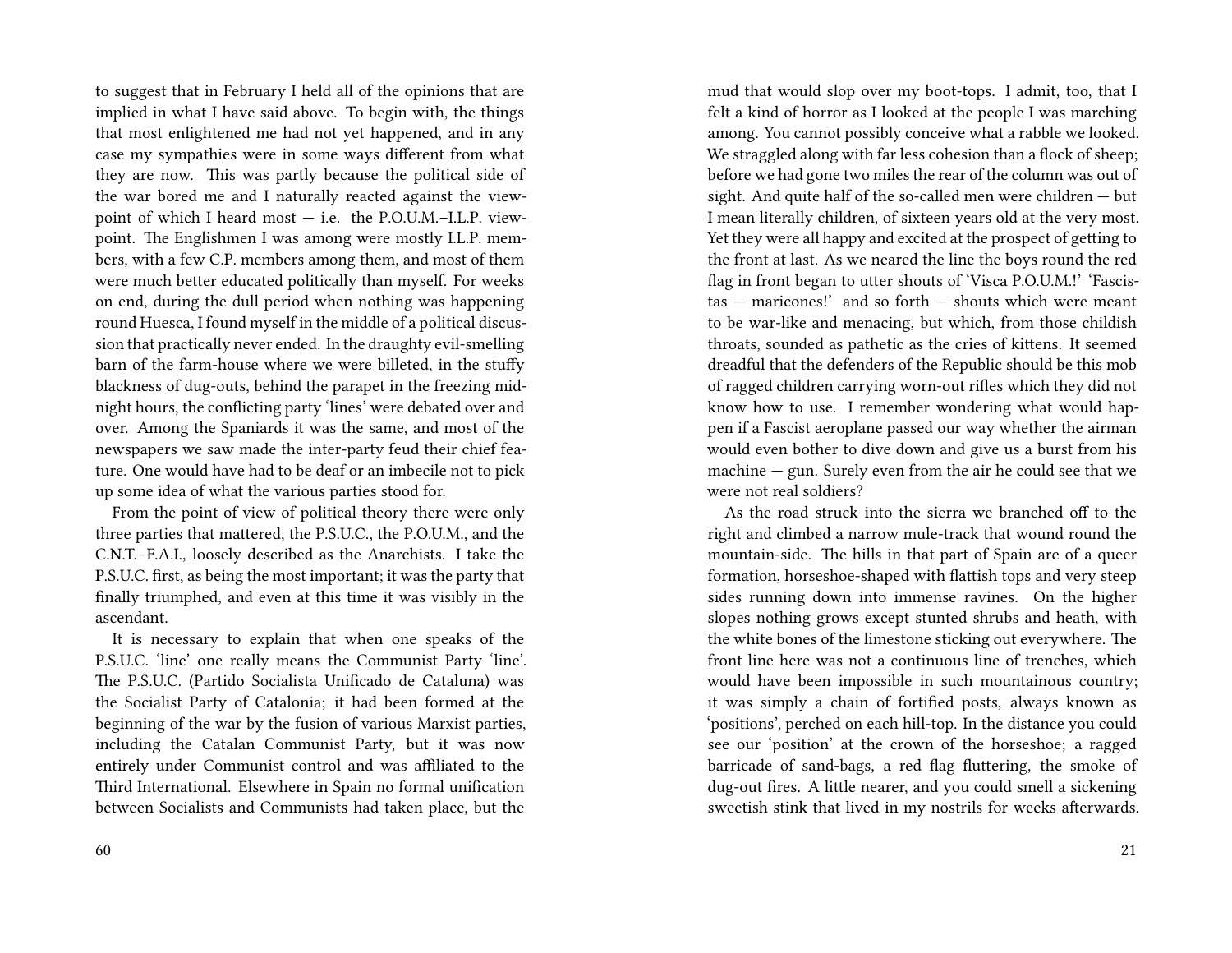to suggest that in February I held all of the opinions that are implied in what I have said above. To begin with, the things that most enlightened me had not yet happened, and in any case my sympathies were in some ways different from what they are now. This was partly because the political side of the war bored me and I naturally reacted against the viewpoint of which I heard most — i.e. the P.O.U.M.–I.L.P. viewpoint. The Englishmen I was among were mostly I.L.P. members, with a few C.P. members among them, and most of them were much better educated politically than myself. For weeks on end, during the dull period when nothing was happening round Huesca, I found myself in the middle of a political discussion that practically never ended. In the draughty evil-smelling barn of the farm-house where we were billeted, in the stuffy blackness of dug-outs, behind the parapet in the freezing midnight hours, the conflicting party 'lines' were debated over and over. Among the Spaniards it was the same, and most of the newspapers we saw made the inter-party feud their chief feature. One would have had to be deaf or an imbecile not to pick up some idea of what the various parties stood for.

From the point of view of political theory there were only three parties that mattered, the P.S.U.C., the P.O.U.M., and the C.N.T.–F.A.I., loosely described as the Anarchists. I take the P.S.U.C. first, as being the most important; it was the party that finally triumphed, and even at this time it was visibly in the ascendant.

It is necessary to explain that when one speaks of the P.S.U.C. 'line' one really means the Communist Party 'line'. The P.S.U.C. (Partido Socialista Unificado de Cataluna) was the Socialist Party of Catalonia; it had been formed at the beginning of the war by the fusion of various Marxist parties, including the Catalan Communist Party, but it was now entirely under Communist control and was affiliated to the Third International. Elsewhere in Spain no formal unification between Socialists and Communists had taken place, but the

mud that would slop over my boot-tops. I admit, too, that I felt a kind of horror as I looked at the people I was marching among. You cannot possibly conceive what a rabble we looked. We straggled along with far less cohesion than a flock of sheep; before we had gone two miles the rear of the column was out of sight. And quite half of the so-called men were children — but I mean literally children, of sixteen years old at the very most. Yet they were all happy and excited at the prospect of getting to the front at last. As we neared the line the boys round the red flag in front began to utter shouts of 'Visca P.O.U.M.!' 'Fascistas — maricones!' and so forth — shouts which were meant to be war-like and menacing, but which, from those childish throats, sounded as pathetic as the cries of kittens. It seemed dreadful that the defenders of the Republic should be this mob of ragged children carrying worn-out rifles which they did not know how to use. I remember wondering what would happen if a Fascist aeroplane passed our way whether the airman would even bother to dive down and give us a burst from his machine — gun. Surely even from the air he could see that we were not real soldiers?

As the road struck into the sierra we branched off to the right and climbed a narrow mule-track that wound round the mountain-side. The hills in that part of Spain are of a queer formation, horseshoe-shaped with flattish tops and very steep sides running down into immense ravines. On the higher slopes nothing grows except stunted shrubs and heath, with the white bones of the limestone sticking out everywhere. The front line here was not a continuous line of trenches, which would have been impossible in such mountainous country; it was simply a chain of fortified posts, always known as 'positions', perched on each hill-top. In the distance you could see our 'position' at the crown of the horseshoe; a ragged barricade of sand-bags, a red flag fluttering, the smoke of dug-out fires. A little nearer, and you could smell a sickening sweetish stink that lived in my nostrils for weeks afterwards.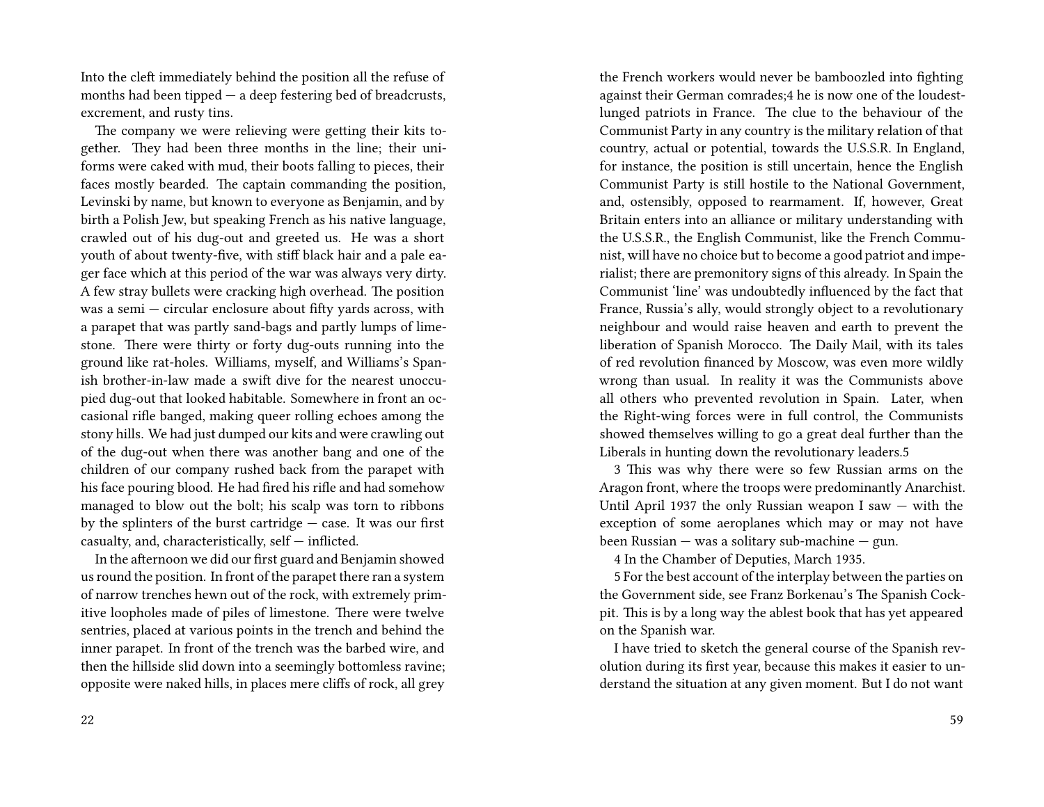Into the cleft immediately behind the position all the refuse of months had been tipped — a deep festering bed of breadcrusts, excrement, and rusty tins.

The company we were relieving were getting their kits together. They had been three months in the line; their uniforms were caked with mud, their boots falling to pieces, their faces mostly bearded. The captain commanding the position, Levinski by name, but known to everyone as Benjamin, and by birth a Polish Jew, but speaking French as his native language, crawled out of his dug-out and greeted us. He was a short youth of about twenty-five, with stiff black hair and a pale eager face which at this period of the war was always very dirty. A few stray bullets were cracking high overhead. The position was a semi — circular enclosure about fifty yards across, with a parapet that was partly sand-bags and partly lumps of limestone. There were thirty or forty dug-outs running into the ground like rat-holes. Williams, myself, and Williams's Spanish brother-in-law made a swift dive for the nearest unoccupied dug-out that looked habitable. Somewhere in front an occasional rifle banged, making queer rolling echoes among the stony hills. We had just dumped our kits and were crawling out of the dug-out when there was another bang and one of the children of our company rushed back from the parapet with his face pouring blood. He had fired his rifle and had somehow managed to blow out the bolt; his scalp was torn to ribbons by the splinters of the burst cartridge — case. It was our first casualty, and, characteristically, self — inflicted.

In the afternoon we did our first guard and Benjamin showed us round the position. In front of the parapet there ran a system of narrow trenches hewn out of the rock, with extremely primitive loopholes made of piles of limestone. There were twelve sentries, placed at various points in the trench and behind the inner parapet. In front of the trench was the barbed wire, and then the hillside slid down into a seemingly bottomless ravine; opposite were naked hills, in places mere cliffs of rock, all grey

the French workers would never be bamboozled into fighting against their German comrades;4 he is now one of the loudest-lunged patriots in France. The clue to the behaviour of the Communist Party in any country is the military relation of that country, actual or potential, towards the U.S.S.R. In England, for instance, the position is still uncertain, hence the English Communist Party is still hostile to the National Government, and, ostensibly, opposed to rearmament. If, however, Great Britain enters into an alliance or military understanding with the U.S.S.R., the English Communist, like the French Communist, will have no choice but to become a good patriot and imperialist; there are premonitory signs of this already. In Spain the Communist 'line' was undoubtedly influenced by the fact that France, Russia's ally, would strongly object to a revolutionary neighbour and would raise heaven and earth to prevent the liberation of Spanish Morocco. The Daily Mail, with its tales of red revolution financed by Moscow, was even more wildly wrong than usual. In reality it was the Communists above all others who prevented revolution in Spain. Later, when the Right-wing forces were in full control, the Communists showed themselves willing to go a great deal further than the Liberals in hunting down the revolutionary leaders.5

3 This was why there were so few Russian arms on the Aragon front, where the troops were predominantly Anarchist. Until April 1937 the only Russian weapon I saw — with the exception of some aeroplanes which may or may not have been Russian — was a solitary sub-machine — gun.

4 In the Chamber of Deputies, March 1935.

5 For the best account of the interplay between the parties on the Government side, see Franz Borkenau's The Spanish Cockpit. This is by a long way the ablest book that has yet appeared on the Spanish war.

I have tried to sketch the general course of the Spanish revolution during its first year, because this makes it easier to understand the situation at any given moment. But I do not want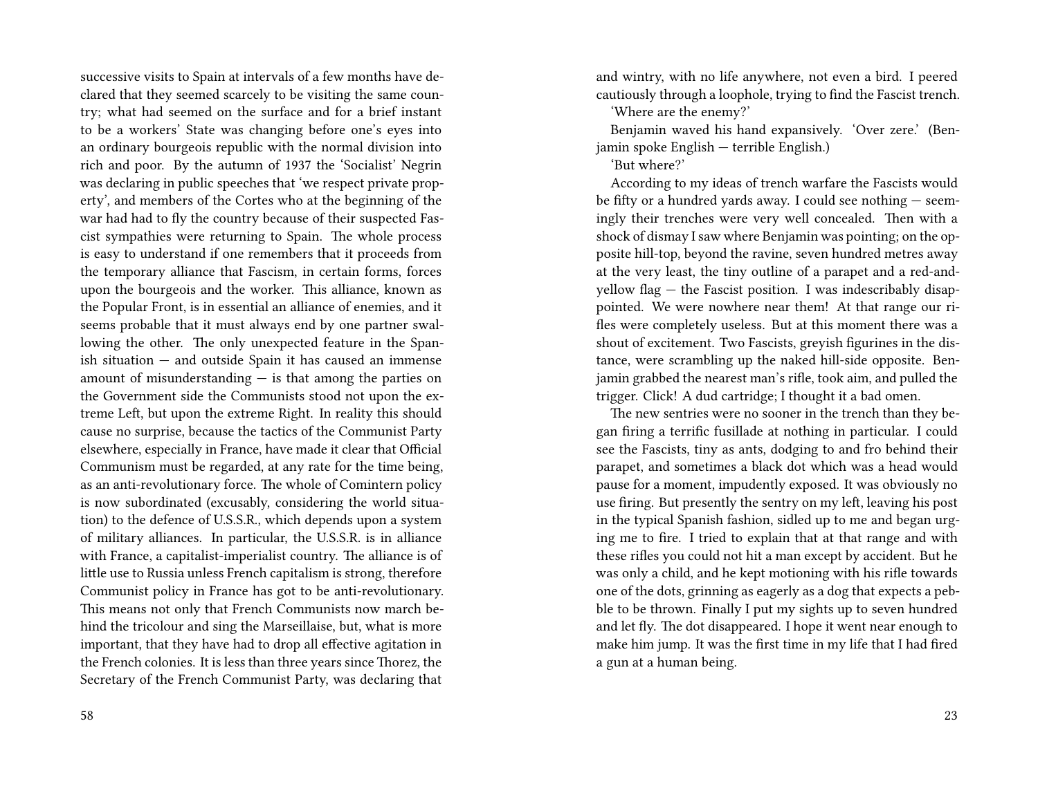successive visits to Spain at intervals of a few months have declared that they seemed scarcely to be visiting the same country; what had seemed on the surface and for a brief instant to be a workers' State was changing before one's eyes into an ordinary bourgeois republic with the normal division into rich and poor. By the autumn of 1937 the 'Socialist' Negrin was declaring in public speeches that 'we respect private property', and members of the Cortes who at the beginning of the war had had to fly the country because of their suspected Fascist sympathies were returning to Spain. The whole process is easy to understand if one remembers that it proceeds from the temporary alliance that Fascism, in certain forms, forces upon the bourgeois and the worker. This alliance, known as the Popular Front, is in essential an alliance of enemies, and it seems probable that it must always end by one partner swallowing the other. The only unexpected feature in the Spanish situation — and outside Spain it has caused an immense amount of misunderstanding — is that among the parties on the Government side the Communists stood not upon the extreme Left, but upon the extreme Right. In reality this should cause no surprise, because the tactics of the Communist Party elsewhere, especially in France, have made it clear that Official Communism must be regarded, at any rate for the time being, as an anti-revolutionary force. The whole of Comintern policy is now subordinated (excusably, considering the world situation) to the defence of U.S.S.R., which depends upon a system of military alliances. In particular, the U.S.S.R. is in alliance with France, a capitalist-imperialist country. The alliance is of little use to Russia unless French capitalism is strong, therefore Communist policy in France has got to be anti-revolutionary. This means not only that French Communists now march behind the tricolour and sing the Marseillaise, but, what is more important, that they have had to drop all effective agitation in the French colonies. It is less than three years since Thorez, the Secretary of the French Communist Party, was declaring that

and wintry, with no life anywhere, not even a bird. I peered cautiously through a loophole, trying to find the Fascist trench.

'Where are the enemy?'

Benjamin waved his hand expansively. 'Over zere.' (Benjamin spoke English — terrible English.)

'But where?'

According to my ideas of trench warfare the Fascists would be fifty or a hundred yards away. I could see nothing — seemingly their trenches were very well concealed. Then with a shock of dismay I saw where Benjamin was pointing; on the opposite hill-top, beyond the ravine, seven hundred metres away at the very least, the tiny outline of a parapet and a red-and-yellow flag — the Fascist position. I was indescribably disappointed. We were nowhere near them! At that range our rifles were completely useless. But at this moment there was a shout of excitement. Two Fascists, greyish figurines in the distance, were scrambling up the naked hill-side opposite. Benjamin grabbed the nearest man's rifle, took aim, and pulled the trigger. Click! A dud cartridge; I thought it a bad omen.

The new sentries were no sooner in the trench than they began firing a terrific fusillade at nothing in particular. I could see the Fascists, tiny as ants, dodging to and fro behind their parapet, and sometimes a black dot which was a head would pause for a moment, impudently exposed. It was obviously no use firing. But presently the sentry on my left, leaving his post in the typical Spanish fashion, sidled up to me and began urging me to fire. I tried to explain that at that range and with these rifles you could not hit a man except by accident. But he was only a child, and he kept motioning with his rifle towards one of the dots, grinning as eagerly as a dog that expects a pebble to be thrown. Finally I put my sights up to seven hundred and let fly. The dot disappeared. I hope it went near enough to make him jump. It was the first time in my life that I had fired a gun at a human being.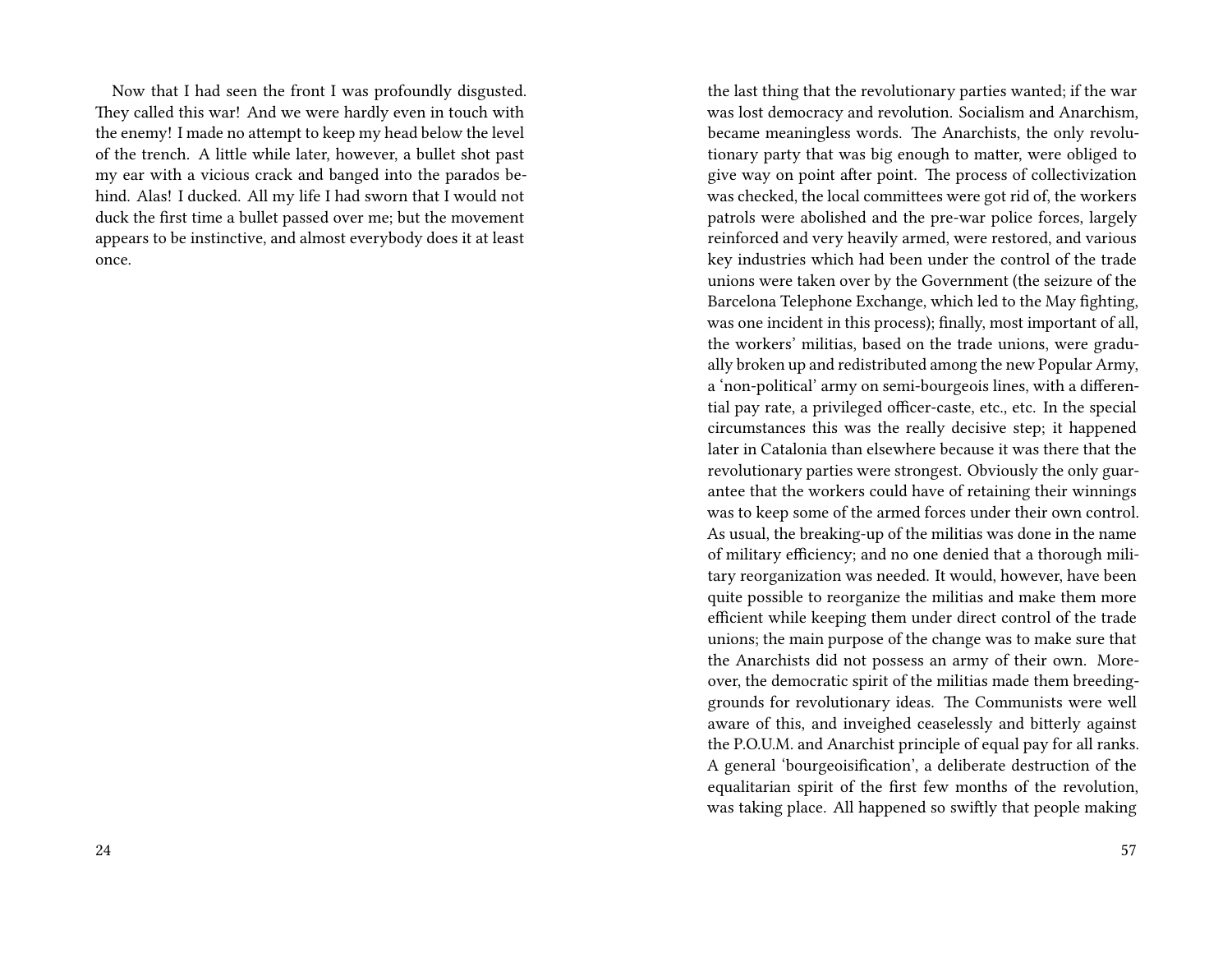Now that I had seen the front I was profoundly disgusted. They called this war! And we were hardly even in touch with the enemy! I made no attempt to keep my head below the level of the trench. A little while later, however, a bullet shot past my ear with a vicious crack and banged into the parados behind. Alas! I ducked. All my life I had sworn that I would not duck the first time a bullet passed over me; but the movement appears to be instinctive, and almost everybody does it at least once.

the last thing that the revolutionary parties wanted; if the war was lost democracy and revolution. Socialism and Anarchism, became meaningless words. The Anarchists, the only revolutionary party that was big enough to matter, were obliged to give way on point after point. The process of collectivization was checked, the local committees were got rid of, the workers patrols were abolished and the pre-war police forces, largely reinforced and very heavily armed, were restored, and various key industries which had been under the control of the trade unions were taken over by the Government (the seizure of the Barcelona Telephone Exchange, which led to the May fighting, was one incident in this process); finally, most important of all, the workers' militias, based on the trade unions, were gradually broken up and redistributed among the new Popular Army, a 'non-political' army on semi-bourgeois lines, with a differential pay rate, a privileged officer-caste, etc., etc. In the special circumstances this was the really decisive step; it happened later in Catalonia than elsewhere because it was there that the revolutionary parties were strongest. Obviously the only guarantee that the workers could have of retaining their winnings was to keep some of the armed forces under their own control. As usual, the breaking-up of the militias was done in the name of military efficiency; and no one denied that a thorough military reorganization was needed. It would, however, have been quite possible to reorganize the militias and make them more efficient while keeping them under direct control of the trade unions; the main purpose of the change was to make sure that the Anarchists did not possess an army of their own. Moreover, the democratic spirit of the militias made them breeding-grounds for revolutionary ideas. The Communists were well aware of this, and inveighed ceaselessly and bitterly against the P.O.U.M. and Anarchist principle of equal pay for all ranks. A general 'bourgeoisification', a deliberate destruction of the equalitarian spirit of the first few months of the revolution, was taking place. All happened so swiftly that people making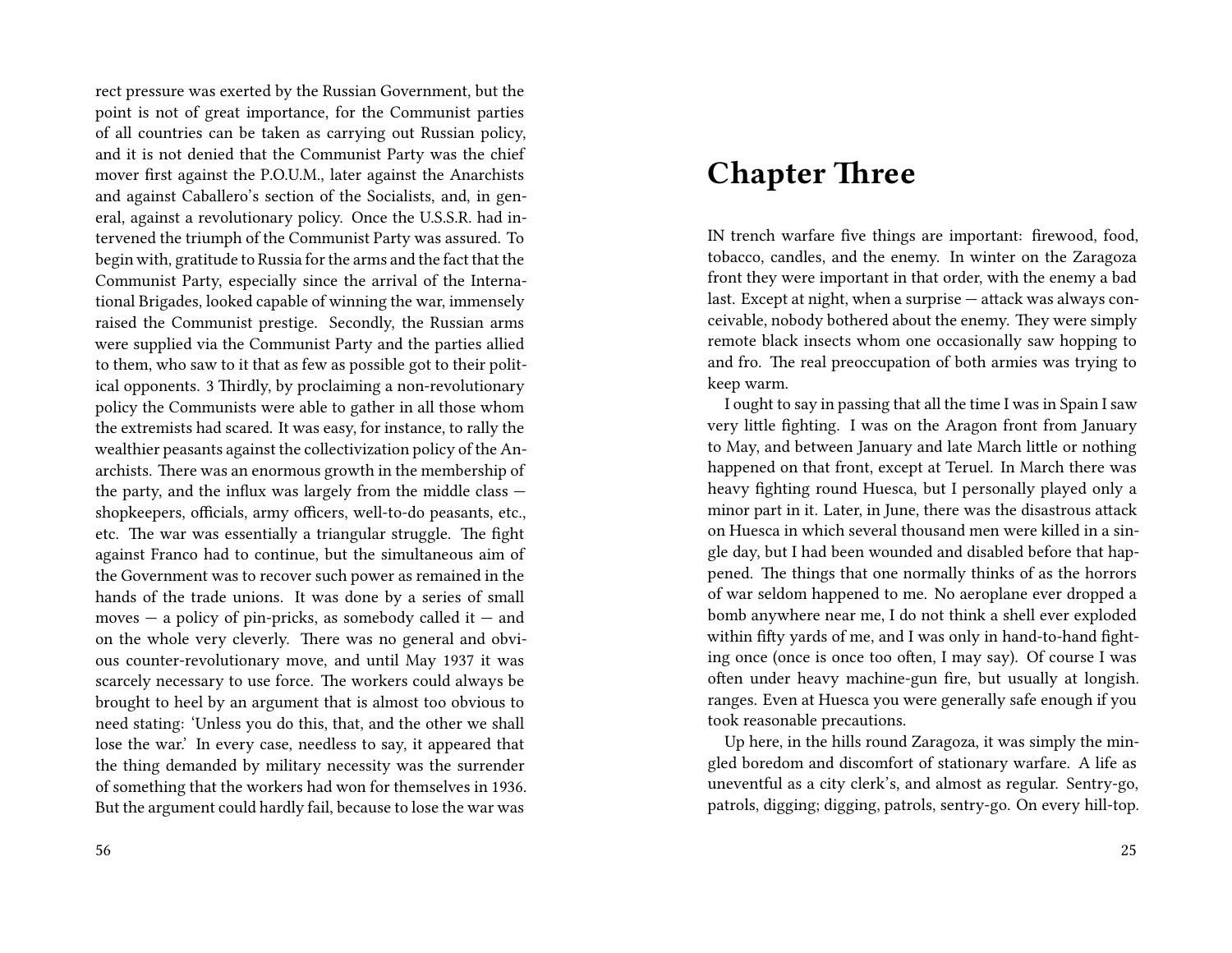rect pressure was exerted by the Russian Government, but the point is not of great importance, for the Communist parties of all countries can be taken as carrying out Russian policy, and it is not denied that the Communist Party was the chief mover first against the P.O.U.M., later against the Anarchists and against Caballero's section of the Socialists, and, in general, against a revolutionary policy. Once the U.S.S.R. had intervened the triumph of the Communist Party was assured. To begin with, gratitude to Russia for the arms and the fact that the Communist Party, especially since the arrival of the International Brigades, looked capable of winning the war, immensely raised the Communist prestige. Secondly, the Russian arms were supplied via the Communist Party and the parties allied to them, who saw to it that as few as possible got to their political opponents. 3 Thirdly, by proclaiming a non-revolutionary policy the Communists were able to gather in all those whom the extremists had scared. It was easy, for instance, to rally the wealthier peasants against the collectivization policy of the Anarchists. There was an enormous growth in the membership of the party, and the influx was largely from the middle class — shopkeepers, officials, army officers, well-to-do peasants, etc., etc. The war was essentially a triangular struggle. The fight against Franco had to continue, but the simultaneous aim of the Government was to recover such power as remained in the hands of the trade unions. It was done by a series of small moves — a policy of pin-pricks, as somebody called it — and on the whole very cleverly. There was no general and obvious counter-revolutionary move, and until May 1937 it was scarcely necessary to use force. The workers could always be brought to heel by an argument that is almost too obvious to need stating: 'Unless you do this, that, and the other we shall lose the war.' In every case, needless to say, it appeared that the thing demanded by military necessity was the surrender of something that the workers had won for themselves in 1936. But the argument could hardly fail, because to lose the war was

# Chapter Three

IN trench warfare five things are important: firewood, food, tobacco, candles, and the enemy. In winter on the Zaragoza front they were important in that order, with the enemy a bad last. Except at night, when a surprise — attack was always conceivable, nobody bothered about the enemy. They were simply remote black insects whom one occasionally saw hopping to and fro. The real preoccupation of both armies was trying to keep warm.

I ought to say in passing that all the time I was in Spain I saw very little fighting. I was on the Aragon front from January to May, and between January and late March little or nothing happened on that front, except at Teruel. In March there was heavy fighting round Huesca, but I personally played only a minor part in it. Later, in June, there was the disastrous attack on Huesca in which several thousand men were killed in a single day, but I had been wounded and disabled before that happened. The things that one normally thinks of as the horrors of war seldom happened to me. No aeroplane ever dropped a bomb anywhere near me, I do not think a shell ever exploded within fifty yards of me, and I was only in hand-to-hand fighting once (once is once too often, I may say). Of course I was often under heavy machine-gun fire, but usually at longish. ranges. Even at Huesca you were generally safe enough if you took reasonable precautions.

Up here, in the hills round Zaragoza, it was simply the mingled boredom and discomfort of stationary warfare. A life as uneventful as a city clerk's, and almost as regular. Sentry-go, patrols, digging; digging, patrols, sentry-go. On every hill-top.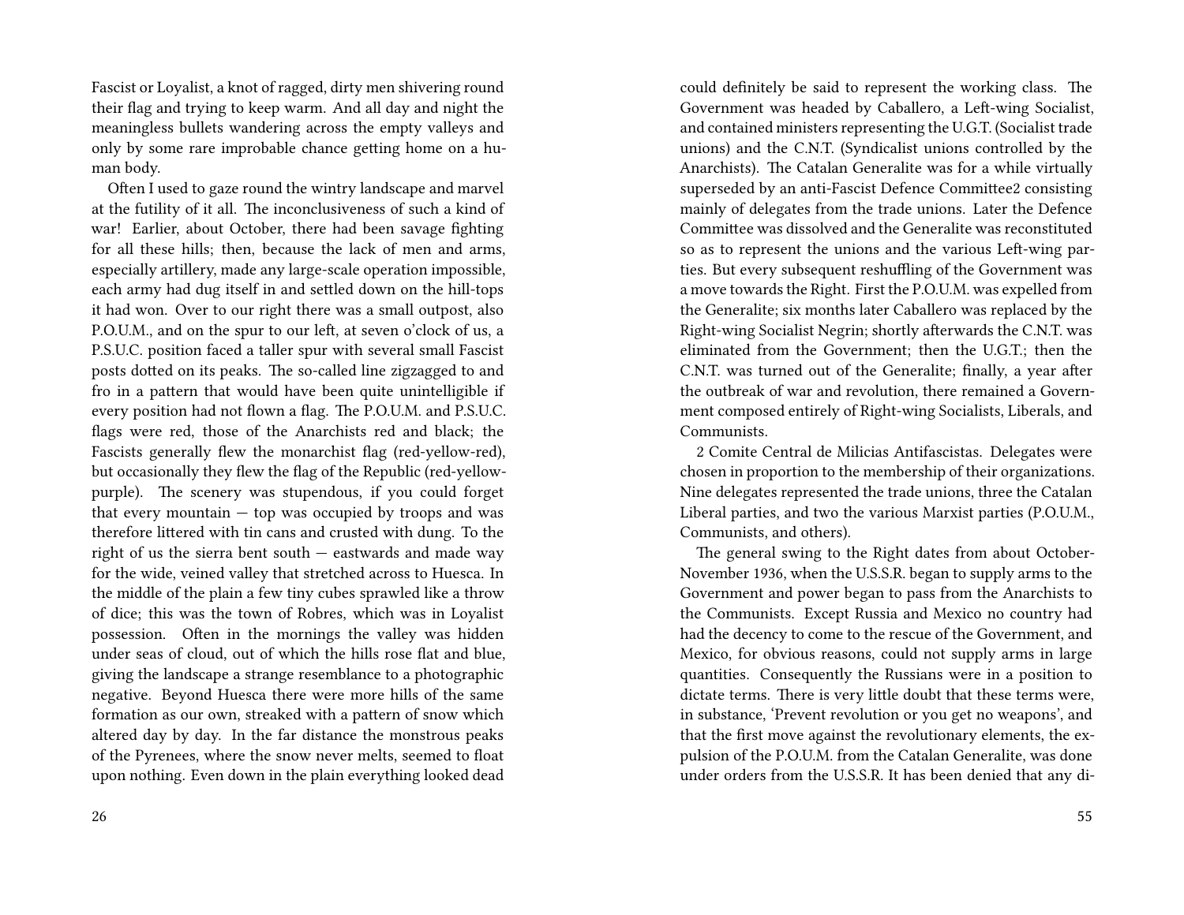Fascist or Loyalist, a knot of ragged, dirty men shivering round their flag and trying to keep warm. And all day and night the meaningless bullets wandering across the empty valleys and only by some rare improbable chance getting home on a human body.

Often I used to gaze round the wintry landscape and marvel at the futility of it all. The inconclusiveness of such a kind of war! Earlier, about October, there had been savage fighting for all these hills; then, because the lack of men and arms, especially artillery, made any large-scale operation impossible, each army had dug itself in and settled down on the hill-tops it had won. Over to our right there was a small outpost, also P.O.U.M., and on the spur to our left, at seven o'clock of us, a P.S.U.C. position faced a taller spur with several small Fascist posts dotted on its peaks. The so-called line zigzagged to and fro in a pattern that would have been quite unintelligible if every position had not flown a flag. The P.O.U.M. and P.S.U.C. flags were red, those of the Anarchists red and black; the Fascists generally flew the monarchist flag (red-yellow-red), but occasionally they flew the flag of the Republic (red-yellow-purple). The scenery was stupendous, if you could forget that every mountain — top was occupied by troops and was therefore littered with tin cans and crusted with dung. To the right of us the sierra bent south — eastwards and made way for the wide, veined valley that stretched across to Huesca. In the middle of the plain a few tiny cubes sprawled like a throw of dice; this was the town of Robres, which was in Loyalist possession. Often in the mornings the valley was hidden under seas of cloud, out of which the hills rose flat and blue, giving the landscape a strange resemblance to a photographic negative. Beyond Huesca there were more hills of the same formation as our own, streaked with a pattern of snow which altered day by day. In the far distance the monstrous peaks of the Pyrenees, where the snow never melts, seemed to float upon nothing. Even down in the plain everything looked dead

could definitely be said to represent the working class. The Government was headed by Caballero, a Left-wing Socialist, and contained ministers representing the U.G.T. (Socialist trade unions) and the C.N.T. (Syndicalist unions controlled by the Anarchists). The Catalan Generalite was for a while virtually superseded by an anti-Fascist Defence Committee[2] consisting mainly of delegates from the trade unions. Later the Defence Committee was dissolved and the Generalite was reconstituted so as to represent the unions and the various Left-wing parties. But every subsequent reshuffling of the Government was a move towards the Right. First the P.O.U.M. was expelled from the Generalite; six months later Caballero was replaced by the Right-wing Socialist Negrin; shortly afterwards the C.N.T. was eliminated from the Government; then the U.G.T.; then the C.N.T. was turned out of the Generalite; finally, a year after the outbreak of war and revolution, there remained a Government composed entirely of Right-wing Socialists, Liberals, and Communists.

2 Comite Central de Milicias Antifascistas. Delegates were chosen in proportion to the membership of their organizations. Nine delegates represented the trade unions, three the Catalan Liberal parties, and two the various Marxist parties (P.O.U.M., Communists, and others).

The general swing to the Right dates from about October-November 1936, when the U.S.S.R. began to supply arms to the Government and power began to pass from the Anarchists to the Communists. Except Russia and Mexico no country had had the decency to come to the rescue of the Government, and Mexico, for obvious reasons, could not supply arms in large quantities. Consequently the Russians were in a position to dictate terms. There is very little doubt that these terms were, in substance, 'Prevent revolution or you get no weapons', and that the first move against the revolutionary elements, the expulsion of the P.O.U.M. from the Catalan Generalite, was done under orders from the U.S.S.R. It has been denied that any di-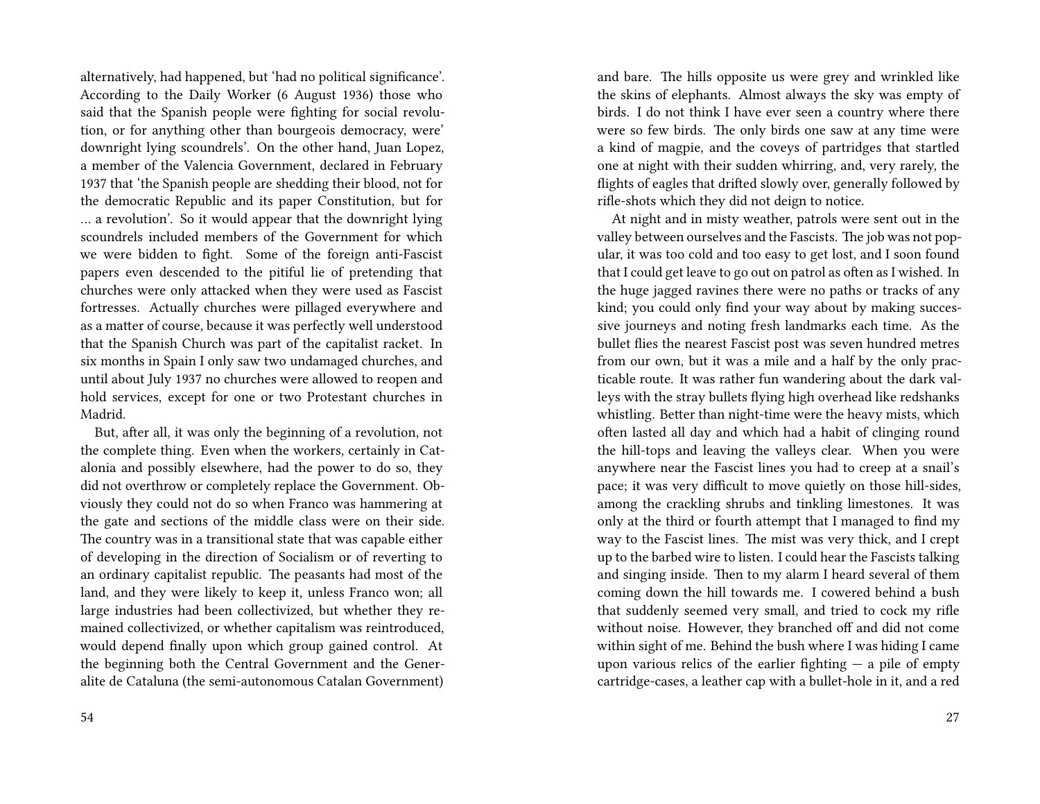alternatively, had happened, but 'had no political significance'. According to the Daily Worker (6 August 1936) those who said that the Spanish people were fighting for social revolution, or for anything other than bourgeois democracy, were' downright lying scoundrels'. On the other hand, Juan Lopez, a member of the Valencia Government, declared in February 1937 that 'the Spanish people are shedding their blood, not for the democratic Republic and its paper Constitution, but for … a revolution'. So it would appear that the downright lying scoundrels included members of the Government for which we were bidden to fight. Some of the foreign anti-Fascist papers even descended to the pitiful lie of pretending that churches were only attacked when they were used as Fascist fortresses. Actually churches were pillaged everywhere and as a matter of course, because it was perfectly well understood that the Spanish Church was part of the capitalist racket. In six months in Spain I only saw two undamaged churches, and until about July 1937 no churches were allowed to reopen and hold services, except for one or two Protestant churches in Madrid.

But, after all, it was only the beginning of a revolution, not the complete thing. Even when the workers, certainly in Catalonia and possibly elsewhere, had the power to do so, they did not overthrow or completely replace the Government. Obviously they could not do so when Franco was hammering at the gate and sections of the middle class were on their side. The country was in a transitional state that was capable either of developing in the direction of Socialism or of reverting to an ordinary capitalist republic. The peasants had most of the land, and they were likely to keep it, unless Franco won; all large industries had been collectivized, but whether they remained collectivized, or whether capitalism was reintroduced, would depend finally upon which group gained control. At the beginning both the Central Government and the Generalite de Cataluna (the semi-autonomous Catalan Government)

and bare. The hills opposite us were grey and wrinkled like the skins of elephants. Almost always the sky was empty of birds. I do not think I have ever seen a country where there were so few birds. The only birds one saw at any time were a kind of magpie, and the coveys of partridges that startled one at night with their sudden whirring, and, very rarely, the flights of eagles that drifted slowly over, generally followed by rifle-shots which they did not deign to notice.

At night and in misty weather, patrols were sent out in the valley between ourselves and the Fascists. The job was not popular, it was too cold and too easy to get lost, and I soon found that I could get leave to go out on patrol as often as I wished. In the huge jagged ravines there were no paths or tracks of any kind; you could only find your way about by making successive journeys and noting fresh landmarks each time. As the bullet flies the nearest Fascist post was seven hundred metres from our own, but it was a mile and a half by the only practicable route. It was rather fun wandering about the dark valleys with the stray bullets flying high overhead like redshanks whistling. Better than night-time were the heavy mists, which often lasted all day and which had a habit of clinging round the hill-tops and leaving the valleys clear. When you were anywhere near the Fascist lines you had to creep at a snail's pace; it was very difficult to move quietly on those hill-sides, among the crackling shrubs and tinkling limestones. It was only at the third or fourth attempt that I managed to find my way to the Fascist lines. The mist was very thick, and I crept up to the barbed wire to listen. I could hear the Fascists talking and singing inside. Then to my alarm I heard several of them coming down the hill towards me. I cowered behind a bush that suddenly seemed very small, and tried to cock my rifle without noise. However, they branched off and did not come within sight of me. Behind the bush where I was hiding I came upon various relics of the earlier fighting — a pile of empty cartridge-cases, a leather cap with a bullet-hole in it, and a red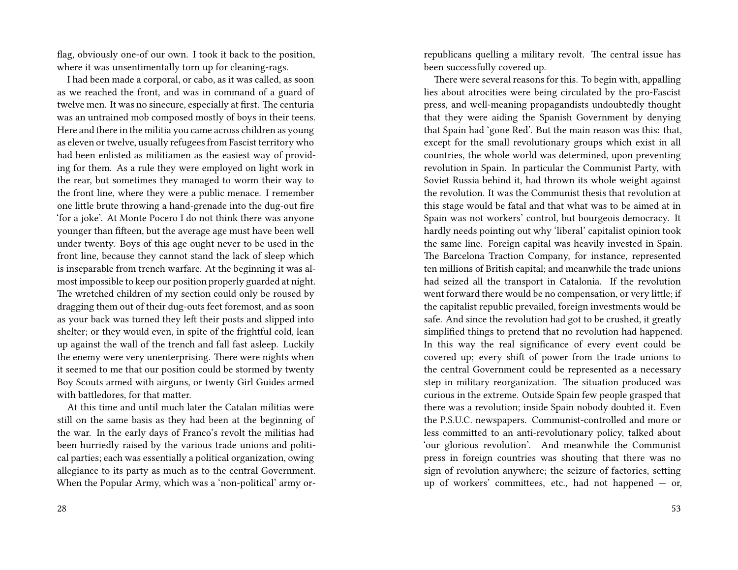flag, obviously one-of our own. I took it back to the position, where it was unsentimentally torn up for cleaning-rags.

I had been made a corporal, or cabo, as it was called, as soon as we reached the front, and was in command of a guard of twelve men. It was no sinecure, especially at first. The centuria was an untrained mob composed mostly of boys in their teens. Here and there in the militia you came across children as young as eleven or twelve, usually refugees from Fascist territory who had been enlisted as militiamen as the easiest way of providing for them. As a rule they were employed on light work in the rear, but sometimes they managed to worm their way to the front line, where they were a public menace. I remember one little brute throwing a hand-grenade into the dug-out fire 'for a joke'. At Monte Pocero I do not think there was anyone younger than fifteen, but the average age must have been well under twenty. Boys of this age ought never to be used in the front line, because they cannot stand the lack of sleep which is inseparable from trench warfare. At the beginning it was almost impossible to keep our position properly guarded at night. The wretched children of my section could only be roused by dragging them out of their dug-outs feet foremost, and as soon as your back was turned they left their posts and slipped into shelter; or they would even, in spite of the frightful cold, lean up against the wall of the trench and fall fast asleep. Luckily the enemy were very unenterprising. There were nights when it seemed to me that our position could be stormed by twenty Boy Scouts armed with airguns, or twenty Girl Guides armed with battledores, for that matter.

At this time and until much later the Catalan militias were still on the same basis as they had been at the beginning of the war. In the early days of Franco's revolt the militias had been hurriedly raised by the various trade unions and political parties; each was essentially a political organization, owing allegiance to its party as much as to the central Government. When the Popular Army, which was a 'non-political' army or-

republicans quelling a military revolt. The central issue has been successfully covered up.

There were several reasons for this. To begin with, appalling lies about atrocities were being circulated by the pro-Fascist press, and well-meaning propagandists undoubtedly thought that they were aiding the Spanish Government by denying that Spain had 'gone Red'. But the main reason was this: that, except for the small revolutionary groups which exist in all countries, the whole world was determined, upon preventing revolution in Spain. In particular the Communist Party, with Soviet Russia behind it, had thrown its whole weight against the revolution. It was the Communist thesis that revolution at this stage would be fatal and that what was to be aimed at in Spain was not workers' control, but bourgeois democracy. It hardly needs pointing out why 'liberal' capitalist opinion took the same line. Foreign capital was heavily invested in Spain. The Barcelona Traction Company, for instance, represented ten millions of British capital; and meanwhile the trade unions had seized all the transport in Catalonia. If the revolution went forward there would be no compensation, or very little; if the capitalist republic prevailed, foreign investments would be safe. And since the revolution had got to be crushed, it greatly simplified things to pretend that no revolution had happened. In this way the real significance of every event could be covered up; every shift of power from the trade unions to the central Government could be represented as a necessary step in military reorganization. The situation produced was curious in the extreme. Outside Spain few people grasped that there was a revolution; inside Spain nobody doubted it. Even the P.S.U.C. newspapers. Communist-controlled and more or less committed to an anti-revolutionary policy, talked about 'our glorious revolution'. And meanwhile the Communist press in foreign countries was shouting that there was no sign of revolution anywhere; the seizure of factories, setting up of workers' committees, etc., had not happened — or,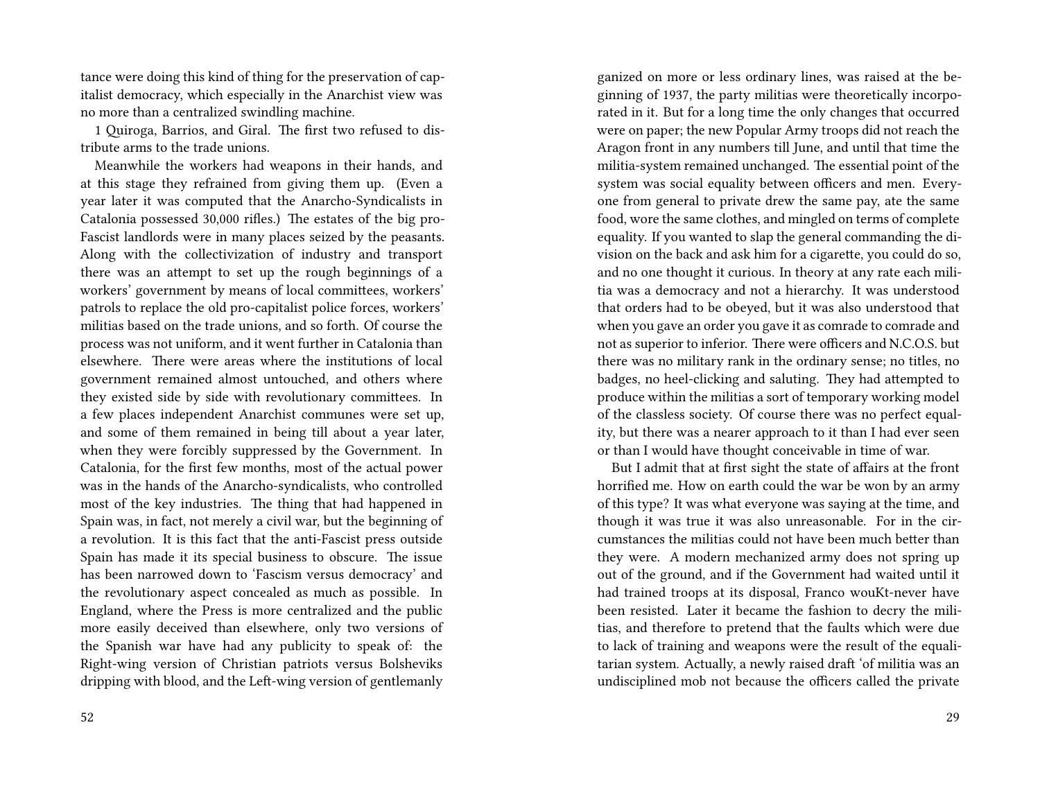tance were doing this kind of thing for the preservation of capitalist democracy, which especially in the Anarchist view was no more than a centralized swindling machine.

1 Quiroga, Barrios, and Giral. The first two refused to distribute arms to the trade unions.

Meanwhile the workers had weapons in their hands, and at this stage they refrained from giving them up. (Even a year later it was computed that the Anarcho-Syndicalists in Catalonia possessed 30,000 rifles.) The estates of the big pro-Fascist landlords were in many places seized by the peasants. Along with the collectivization of industry and transport there was an attempt to set up the rough beginnings of a workers' government by means of local committees, workers' patrols to replace the old pro-capitalist police forces, workers' militias based on the trade unions, and so forth. Of course the process was not uniform, and it went further in Catalonia than elsewhere. There were areas where the institutions of local government remained almost untouched, and others where they existed side by side with revolutionary committees. In a few places independent Anarchist communes were set up, and some of them remained in being till about a year later, when they were forcibly suppressed by the Government. In Catalonia, for the first few months, most of the actual power was in the hands of the Anarcho-syndicalists, who controlled most of the key industries. The thing that had happened in Spain was, in fact, not merely a civil war, but the beginning of a revolution. It is this fact that the anti-Fascist press outside Spain has made it its special business to obscure. The issue has been narrowed down to 'Fascism versus democracy' and the revolutionary aspect concealed as much as possible. In England, where the Press is more centralized and the public more easily deceived than elsewhere, only two versions of the Spanish war have had any publicity to speak of: the Right-wing version of Christian patriots versus Bolsheviks dripping with blood, and the Left-wing version of gentlemanly

ganized on more or less ordinary lines, was raised at the beginning of 1937, the party militias were theoretically incorporated in it. But for a long time the only changes that occurred were on paper; the new Popular Army troops did not reach the Aragon front in any numbers till June, and until that time the militia-system remained unchanged. The essential point of the system was social equality between officers and men. Everyone from general to private drew the same pay, ate the same food, wore the same clothes, and mingled on terms of complete equality. If you wanted to slap the general commanding the division on the back and ask him for a cigarette, you could do so, and no one thought it curious. In theory at any rate each militia was a democracy and not a hierarchy. It was understood that orders had to be obeyed, but it was also understood that when you gave an order you gave it as comrade to comrade and not as superior to inferior. There were officers and N.C.O.S. but there was no military rank in the ordinary sense; no titles, no badges, no heel-clicking and saluting. They had attempted to produce within the militias a sort of temporary working model of the classless society. Of course there was no perfect equality, but there was a nearer approach to it than I had ever seen or than I would have thought conceivable in time of war.

But I admit that at first sight the state of affairs at the front horrified me. How on earth could the war be won by an army of this type? It was what everyone was saying at the time, and though it was true it was also unreasonable. For in the circumstances the militias could not have been much better than they were. A modern mechanized army does not spring up out of the ground, and if the Government had waited until it had trained troops at its disposal, Franco wouKt-never have been resisted. Later it became the fashion to decry the militias, and therefore to pretend that the faults which were due to lack of training and weapons were the result of the equalitarian system. Actually, a newly raised draft 'of militia was an undisciplined mob not because the officers called the private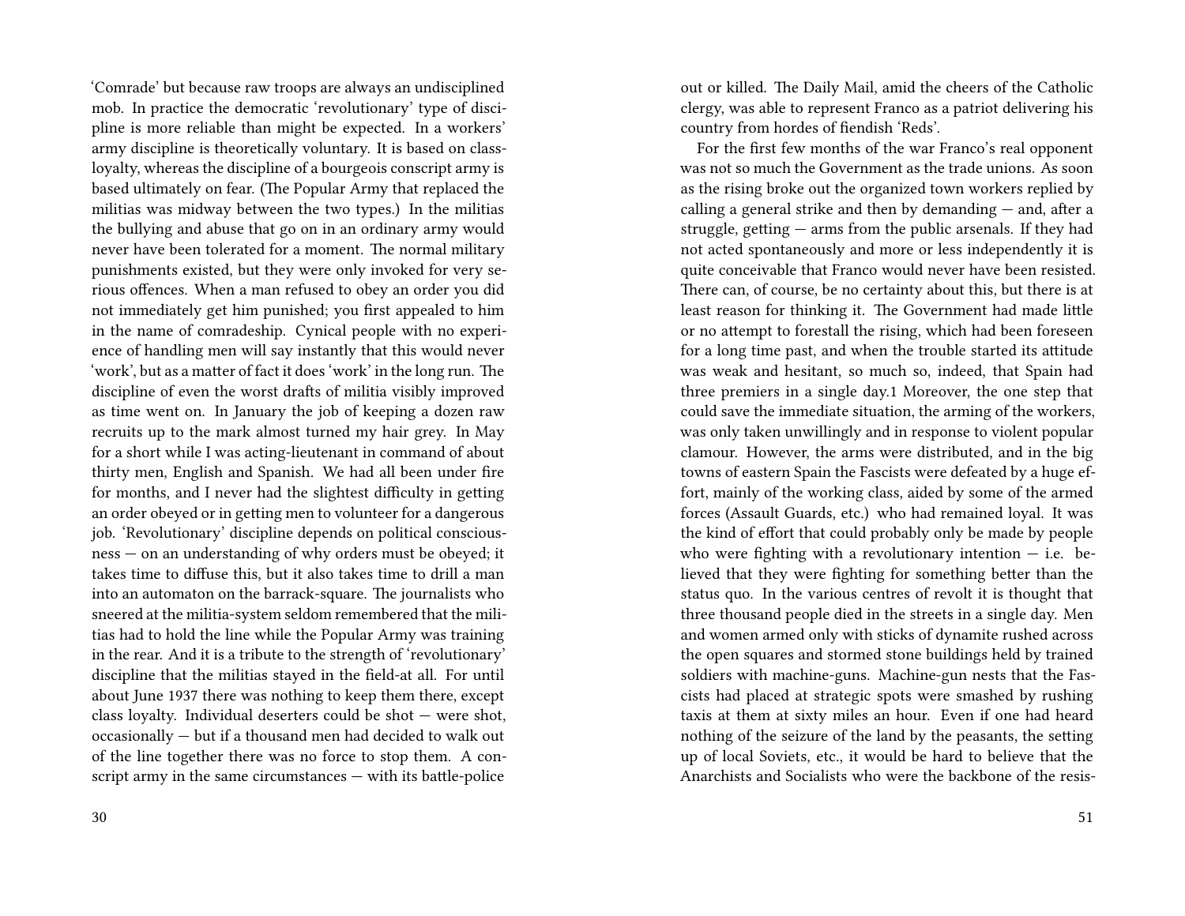'Comrade' but because raw troops are always an undisciplined mob. In practice the democratic 'revolutionary' type of discipline is more reliable than might be expected. In a workers' army discipline is theoretically voluntary. It is based on class-loyalty, whereas the discipline of a bourgeois conscript army is based ultimately on fear. (The Popular Army that replaced the militias was midway between the two types.) In the militias the bullying and abuse that go on in an ordinary army would never have been tolerated for a moment. The normal military punishments existed, but they were only invoked for very serious offences. When a man refused to obey an order you did not immediately get him punished; you first appealed to him in the name of comradeship. Cynical people with no experience of handling men will say instantly that this would never 'work', but as a matter of fact it does 'work' in the long run. The discipline of even the worst drafts of militia visibly improved as time went on. In January the job of keeping a dozen raw recruits up to the mark almost turned my hair grey. In May for a short while I was acting-lieutenant in command of about thirty men, English and Spanish. We had all been under fire for months, and I never had the slightest difficulty in getting an order obeyed or in getting men to volunteer for a dangerous job. 'Revolutionary' discipline depends on political consciousness — on an understanding of why orders must be obeyed; it takes time to diffuse this, but it also takes time to drill a man into an automaton on the barrack-square. The journalists who sneered at the militia-system seldom remembered that the militias had to hold the line while the Popular Army was training in the rear. And it is a tribute to the strength of 'revolutionary' discipline that the militias stayed in the field-at all. For until about June 1937 there was nothing to keep them there, except class loyalty. Individual deserters could be shot — were shot, occasionally — but if a thousand men had decided to walk out of the line together there was no force to stop them. A conscript army in the same circumstances — with its battle-police out or killed. The Daily Mail, amid the cheers of the Catholic clergy, was able to represent Franco as a patriot delivering his country from hordes of fiendish 'Reds'.

For the first few months of the war Franco's real opponent was not so much the Government as the trade unions. As soon as the rising broke out the organized town workers replied by calling a general strike and then by demanding — and, after a struggle, getting — arms from the public arsenals. If they had not acted spontaneously and more or less independently it is quite conceivable that Franco would never have been resisted. There can, of course, be no certainty about this, but there is at least reason for thinking it. The Government had made little or no attempt to forestall the rising, which had been foreseen for a long time past, and when the trouble started its attitude was weak and hesitant, so much so, indeed, that Spain had three premiers in a single day.1 Moreover, the one step that could save the immediate situation, the arming of the workers, was only taken unwillingly and in response to violent popular clamour. However, the arms were distributed, and in the big towns of eastern Spain the Fascists were defeated by a huge effort, mainly of the working class, aided by some of the armed forces (Assault Guards, etc.) who had remained loyal. It was the kind of effort that could probably only be made by people who were fighting with a revolutionary intention — i.e. believed that they were fighting for something better than the status quo. In the various centres of revolt it is thought that three thousand people died in the streets in a single day. Men and women armed only with sticks of dynamite rushed across the open squares and stormed stone buildings held by trained soldiers with machine-guns. Machine-gun nests that the Fascists had placed at strategic spots were smashed by rushing taxis at them at sixty miles an hour. Even if one had heard nothing of the seizure of the land by the peasants, the setting up of local Soviets, etc., it would be hard to believe that the Anarchists and Socialists who were the backbone of the resis-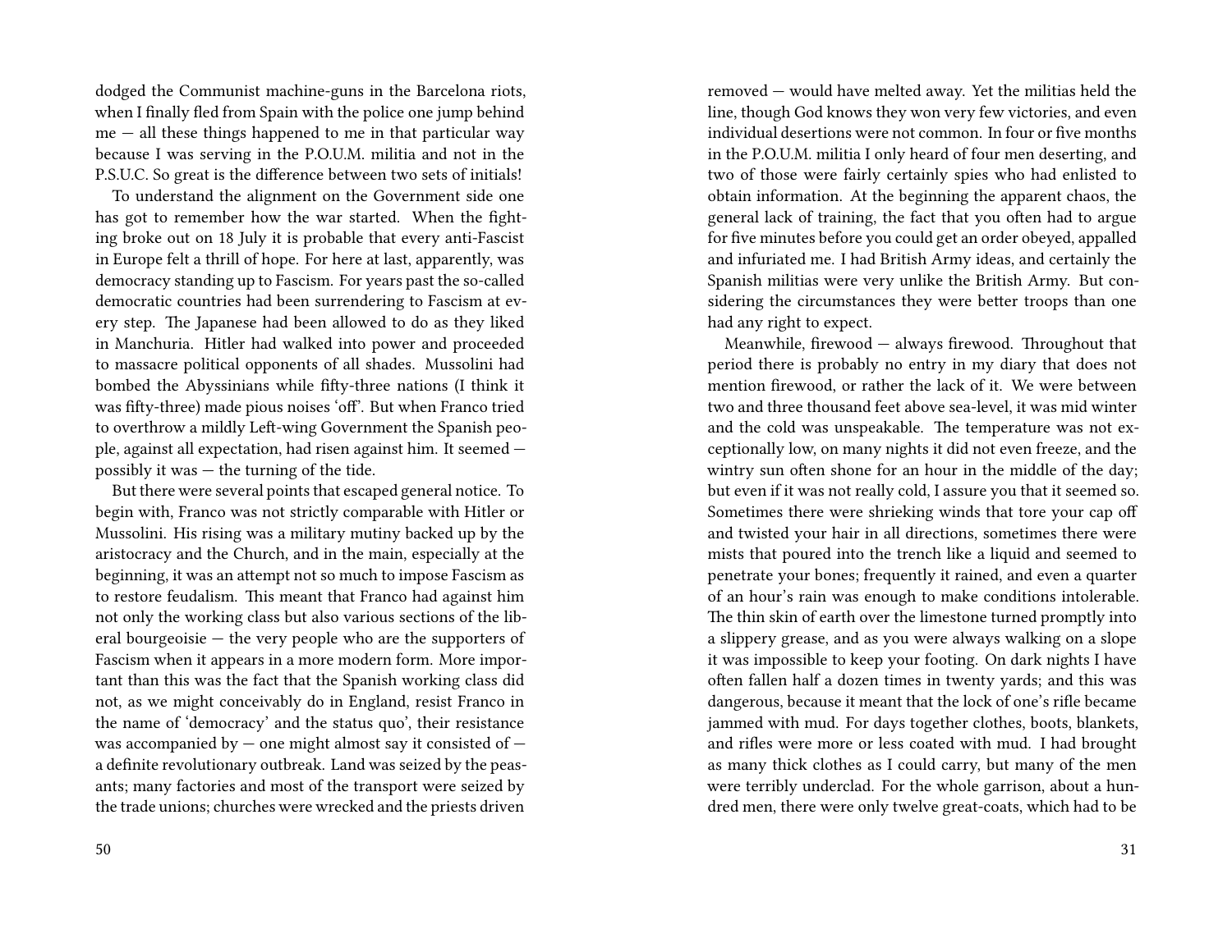dodged the Communist machine-guns in the Barcelona riots, when I finally fled from Spain with the police one jump behind me — all these things happened to me in that particular way because I was serving in the P.O.U.M. militia and not in the P.S.U.C. So great is the difference between two sets of initials!

To understand the alignment on the Government side one has got to remember how the war started. When the fighting broke out on 18 July it is probable that every anti-Fascist in Europe felt a thrill of hope. For here at last, apparently, was democracy standing up to Fascism. For years past the so-called democratic countries had been surrendering to Fascism at every step. The Japanese had been allowed to do as they liked in Manchuria. Hitler had walked into power and proceeded to massacre political opponents of all shades. Mussolini had bombed the Abyssinians while fifty-three nations (I think it was fifty-three) made pious noises 'off'. But when Franco tried to overthrow a mildly Left-wing Government the Spanish people, against all expectation, had risen against him. It seemed — possibly it was — the turning of the tide.

But there were several points that escaped general notice. To begin with, Franco was not strictly comparable with Hitler or Mussolini. His rising was a military mutiny backed up by the aristocracy and the Church, and in the main, especially at the beginning, it was an attempt not so much to impose Fascism as to restore feudalism. This meant that Franco had against him not only the working class but also various sections of the liberal bourgeoisie — the very people who are the supporters of Fascism when it appears in a more modern form. More important than this was the fact that the Spanish working class did not, as we might conceivably do in England, resist Franco in the name of 'democracy' and the status quo', their resistance was accompanied by — one might almost say it consisted of — a definite revolutionary outbreak. Land was seized by the peasants; many factories and most of the transport were seized by the trade unions; churches were wrecked and the priests driven

removed — would have melted away. Yet the militias held the line, though God knows they won very few victories, and even individual desertions were not common. In four or five months in the P.O.U.M. militia I only heard of four men deserting, and two of those were fairly certainly spies who had enlisted to obtain information. At the beginning the apparent chaos, the general lack of training, the fact that you often had to argue for five minutes before you could get an order obeyed, appalled and infuriated me. I had British Army ideas, and certainly the Spanish militias were very unlike the British Army. But considering the circumstances they were better troops than one had any right to expect.

Meanwhile, firewood — always firewood. Throughout that period there is probably no entry in my diary that does not mention firewood, or rather the lack of it. We were between two and three thousand feet above sea-level, it was mid winter and the cold was unspeakable. The temperature was not exceptionally low, on many nights it did not even freeze, and the wintry sun often shone for an hour in the middle of the day; but even if it was not really cold, I assure you that it seemed so. Sometimes there were shrieking winds that tore your cap off and twisted your hair in all directions, sometimes there were mists that poured into the trench like a liquid and seemed to penetrate your bones; frequently it rained, and even a quarter of an hour's rain was enough to make conditions intolerable. The thin skin of earth over the limestone turned promptly into a slippery grease, and as you were always walking on a slope it was impossible to keep your footing. On dark nights I have often fallen half a dozen times in twenty yards; and this was dangerous, because it meant that the lock of one's rifle became jammed with mud. For days together clothes, boots, blankets, and rifles were more or less coated with mud. I had brought as many thick clothes as I could carry, but many of the men were terribly underclad. For the whole garrison, about a hundred men, there were only twelve great-coats, which had to be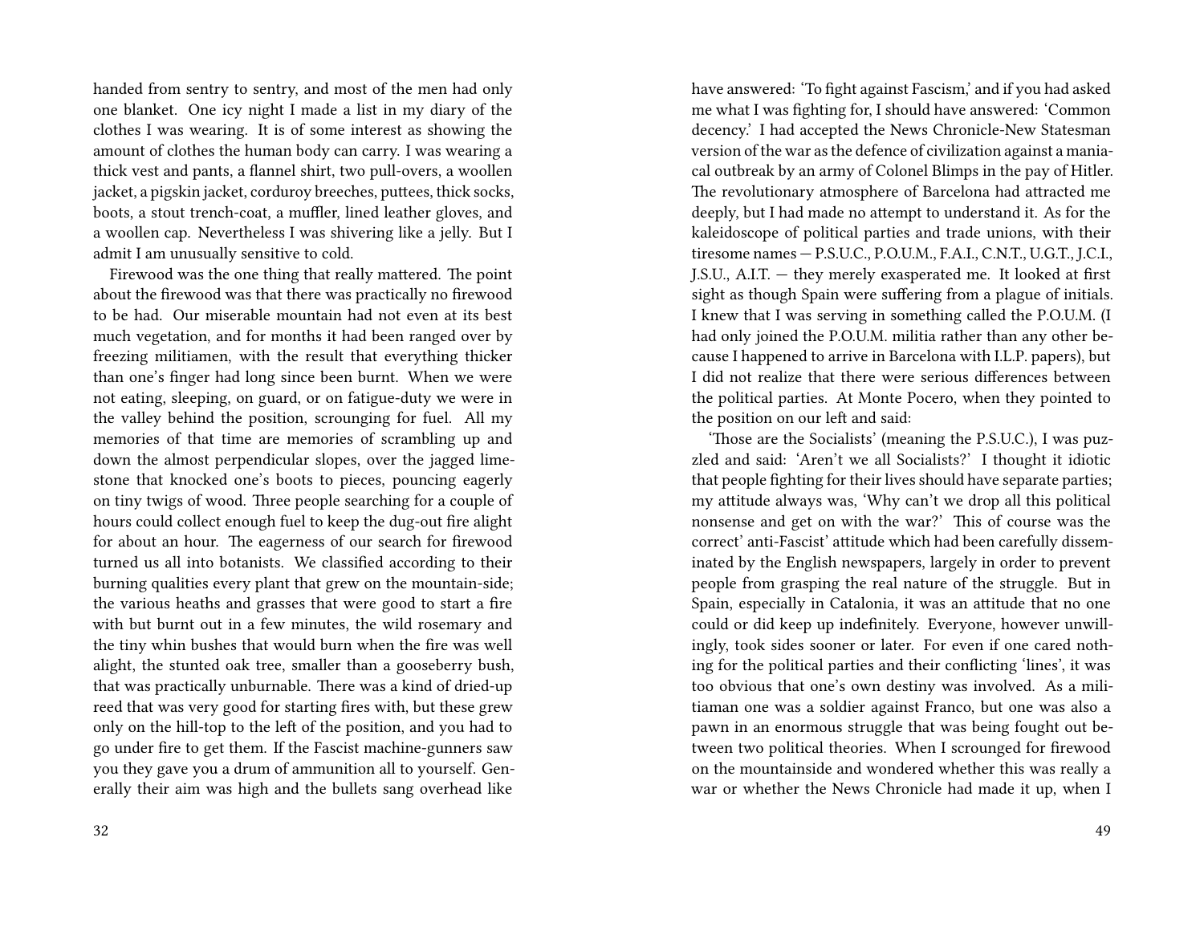handed from sentry to sentry, and most of the men had only one blanket. One icy night I made a list in my diary of the clothes I was wearing. It is of some interest as showing the amount of clothes the human body can carry. I was wearing a thick vest and pants, a flannel shirt, two pull-overs, a woollen jacket, a pigskin jacket, corduroy breeches, puttees, thick socks, boots, a stout trench-coat, a muffler, lined leather gloves, and a woollen cap. Nevertheless I was shivering like a jelly. But I admit I am unusually sensitive to cold.

Firewood was the one thing that really mattered. The point about the firewood was that there was practically no firewood to be had. Our miserable mountain had not even at its best much vegetation, and for months it had been ranged over by freezing militiamen, with the result that everything thicker than one's finger had long since been burnt. When we were not eating, sleeping, on guard, or on fatigue-duty we were in the valley behind the position, scrounging for fuel. All my memories of that time are memories of scrambling up and down the almost perpendicular slopes, over the jagged limestone that knocked one's boots to pieces, pouncing eagerly on tiny twigs of wood. Three people searching for a couple of hours could collect enough fuel to keep the dug-out fire alight for about an hour. The eagerness of our search for firewood turned us all into botanists. We classified according to their burning qualities every plant that grew on the mountain-side; the various heaths and grasses that were good to start a fire with but burnt out in a few minutes, the wild rosemary and the tiny whin bushes that would burn when the fire was well alight, the stunted oak tree, smaller than a gooseberry bush, that was practically unburnable. There was a kind of dried-up reed that was very good for starting fires with, but these grew only on the hill-top to the left of the position, and you had to go under fire to get them. If the Fascist machine-gunners saw you they gave you a drum of ammunition all to yourself. Generally their aim was high and the bullets sang overhead like

have answered: 'To fight against Fascism,' and if you had asked me what I was fighting for, I should have answered: 'Common decency.' I had accepted the News Chronicle-New Statesman version of the war as the defence of civilization against a maniacal outbreak by an army of Colonel Blimps in the pay of Hitler. The revolutionary atmosphere of Barcelona had attracted me deeply, but I had made no attempt to understand it. As for the kaleidoscope of political parties and trade unions, with their tiresome names — P.S.U.C., P.O.U.M., F.A.I., C.N.T., U.G.T., J.C.I., J.S.U., A.I.T. — they merely exasperated me. It looked at first sight as though Spain were suffering from a plague of initials. I knew that I was serving in something called the P.O.U.M. (I had only joined the P.O.U.M. militia rather than any other because I happened to arrive in Barcelona with I.L.P. papers), but I did not realize that there were serious differences between the political parties. At Monte Pocero, when they pointed to the position on our left and said:

'Those are the Socialists' (meaning the P.S.U.C.), I was puzzled and said: 'Aren't we all Socialists?' I thought it idiotic that people fighting for their lives should have separate parties; my attitude always was, 'Why can't we drop all this political nonsense and get on with the war?' This of course was the correct' anti-Fascist' attitude which had been carefully disseminated by the English newspapers, largely in order to prevent people from grasping the real nature of the struggle. But in Spain, especially in Catalonia, it was an attitude that no one could or did keep up indefinitely. Everyone, however unwillingly, took sides sooner or later. For even if one cared nothing for the political parties and their conflicting 'lines', it was too obvious that one's own destiny was involved. As a militiaman one was a soldier against Franco, but one was also a pawn in an enormous struggle that was being fought out between two political theories. When I scrounged for firewood on the mountainside and wondered whether this was really a war or whether the News Chronicle had made it up, when I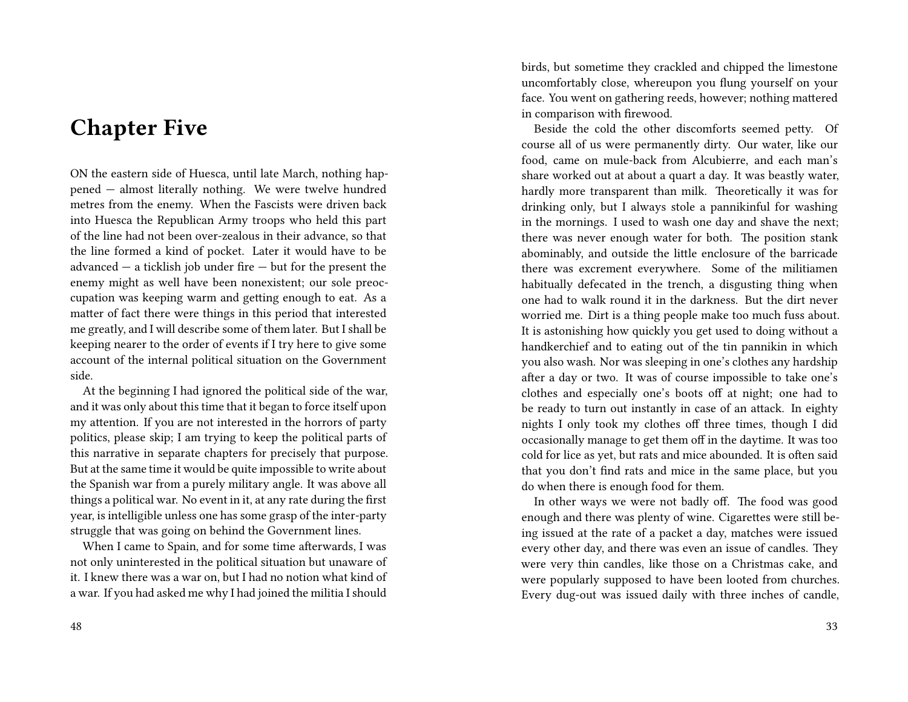# Chapter Five

ON the eastern side of Huesca, until late March, nothing happened — almost literally nothing. We were twelve hundred metres from the enemy. When the Fascists were driven back into Huesca the Republican Army troops who held this part of the line had not been over-zealous in their advance, so that the line formed a kind of pocket. Later it would have to be advanced — a ticklish job under fire — but for the present the enemy might as well have been nonexistent; our sole preoccupation was keeping warm and getting enough to eat. As a matter of fact there were things in this period that interested me greatly, and I will describe some of them later. But I shall be keeping nearer to the order of events if I try here to give some account of the internal political situation on the Government side.

At the beginning I had ignored the political side of the war, and it was only about this time that it began to force itself upon my attention. If you are not interested in the horrors of party politics, please skip; I am trying to keep the political parts of this narrative in separate chapters for precisely that purpose. But at the same time it would be quite impossible to write about the Spanish war from a purely military angle. It was above all things a political war. No event in it, at any rate during the first year, is intelligible unless one has some grasp of the inter-party struggle that was going on behind the Government lines.

When I came to Spain, and for some time afterwards, I was not only uninterested in the political situation but unaware of it. I knew there was a war on, but I had no notion what kind of a war. If you had asked me why I had joined the militia I should

birds, but sometime they crackled and chipped the limestone uncomfortably close, whereupon you flung yourself on your face. You went on gathering reeds, however; nothing mattered in comparison with firewood.

Beside the cold the other discomforts seemed petty. Of course all of us were permanently dirty. Our water, like our food, came on mule-back from Alcubierre, and each man's share worked out at about a quart a day. It was beastly water, hardly more transparent than milk. Theoretically it was for drinking only, but I always stole a pannikinful for washing in the mornings. I used to wash one day and shave the next; there was never enough water for both. The position stank abominably, and outside the little enclosure of the barricade there was excrement everywhere. Some of the militiamen habitually defecated in the trench, a disgusting thing when one had to walk round it in the darkness. But the dirt never worried me. Dirt is a thing people make too much fuss about. It is astonishing how quickly you get used to doing without a handkerchief and to eating out of the tin pannikin in which you also wash. Nor was sleeping in one's clothes any hardship after a day or two. It was of course impossible to take one's clothes and especially one's boots off at night; one had to be ready to turn out instantly in case of an attack. In eighty nights I only took my clothes off three times, though I did occasionally manage to get them off in the daytime. It was too cold for lice as yet, but rats and mice abounded. It is often said that you don't find rats and mice in the same place, but you do when there is enough food for them.

In other ways we were not badly off. The food was good enough and there was plenty of wine. Cigarettes were still being issued at the rate of a packet a day, matches were issued every other day, and there was even an issue of candles. They were very thin candles, like those on a Christmas cake, and were popularly supposed to have been looted from churches. Every dug-out was issued daily with three inches of candle,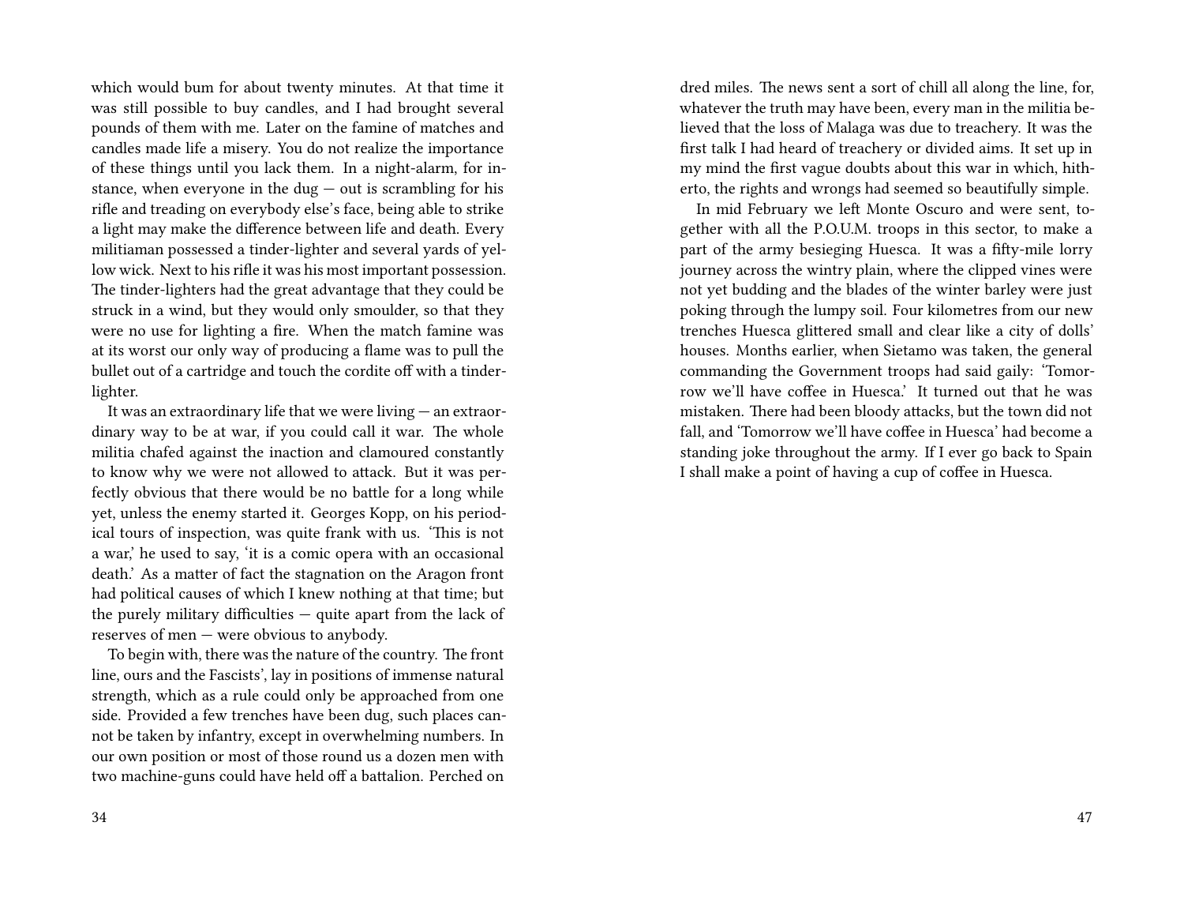which would bum for about twenty minutes. At that time it was still possible to buy candles, and I had brought several pounds of them with me. Later on the famine of matches and candles made life a misery. You do not realize the importance of these things until you lack them. In a night-alarm, for instance, when everyone in the dug — out is scrambling for his rifle and treading on everybody else's face, being able to strike a light may make the difference between life and death. Every militiaman possessed a tinder-lighter and several yards of yellow wick. Next to his rifle it was his most important possession. The tinder-lighters had the great advantage that they could be struck in a wind, but they would only smoulder, so that they were no use for lighting a fire. When the match famine was at its worst our only way of producing a flame was to pull the bullet out of a cartridge and touch the cordite off with a tinder-lighter.

It was an extraordinary life that we were living — an extraordinary way to be at war, if you could call it war. The whole militia chafed against the inaction and clamoured constantly to know why we were not allowed to attack. But it was perfectly obvious that there would be no battle for a long while yet, unless the enemy started it. Georges Kopp, on his periodical tours of inspection, was quite frank with us. 'This is not a war,' he used to say, 'it is a comic opera with an occasional death.' As a matter of fact the stagnation on the Aragon front had political causes of which I knew nothing at that time; but the purely military difficulties — quite apart from the lack of reserves of men — were obvious to anybody.

To begin with, there was the nature of the country. The front line, ours and the Fascists', lay in positions of immense natural strength, which as a rule could only be approached from one side. Provided a few trenches have been dug, such places cannot be taken by infantry, except in overwhelming numbers. In our own position or most of those round us a dozen men with two machine-guns could have held off a battalion. Perched on

dred miles. The news sent a sort of chill all along the line, for, whatever the truth may have been, every man in the militia believed that the loss of Malaga was due to treachery. It was the first talk I had heard of treachery or divided aims. It set up in my mind the first vague doubts about this war in which, hitherto, the rights and wrongs had seemed so beautifully simple.

In mid February we left Monte Oscuro and were sent, together with all the P.O.U.M. troops in this sector, to make a part of the army besieging Huesca. It was a fifty-mile lorry journey across the wintry plain, where the clipped vines were not yet budding and the blades of the winter barley were just poking through the lumpy soil. Four kilometres from our new trenches Huesca glittered small and clear like a city of dolls' houses. Months earlier, when Sietamo was taken, the general commanding the Government troops had said gaily: 'Tomorrow we'll have coffee in Huesca.' It turned out that he was mistaken. There had been bloody attacks, but the town did not fall, and 'Tomorrow we'll have coffee in Huesca' had become a standing joke throughout the army. If I ever go back to Spain I shall make a point of having a cup of coffee in Huesca.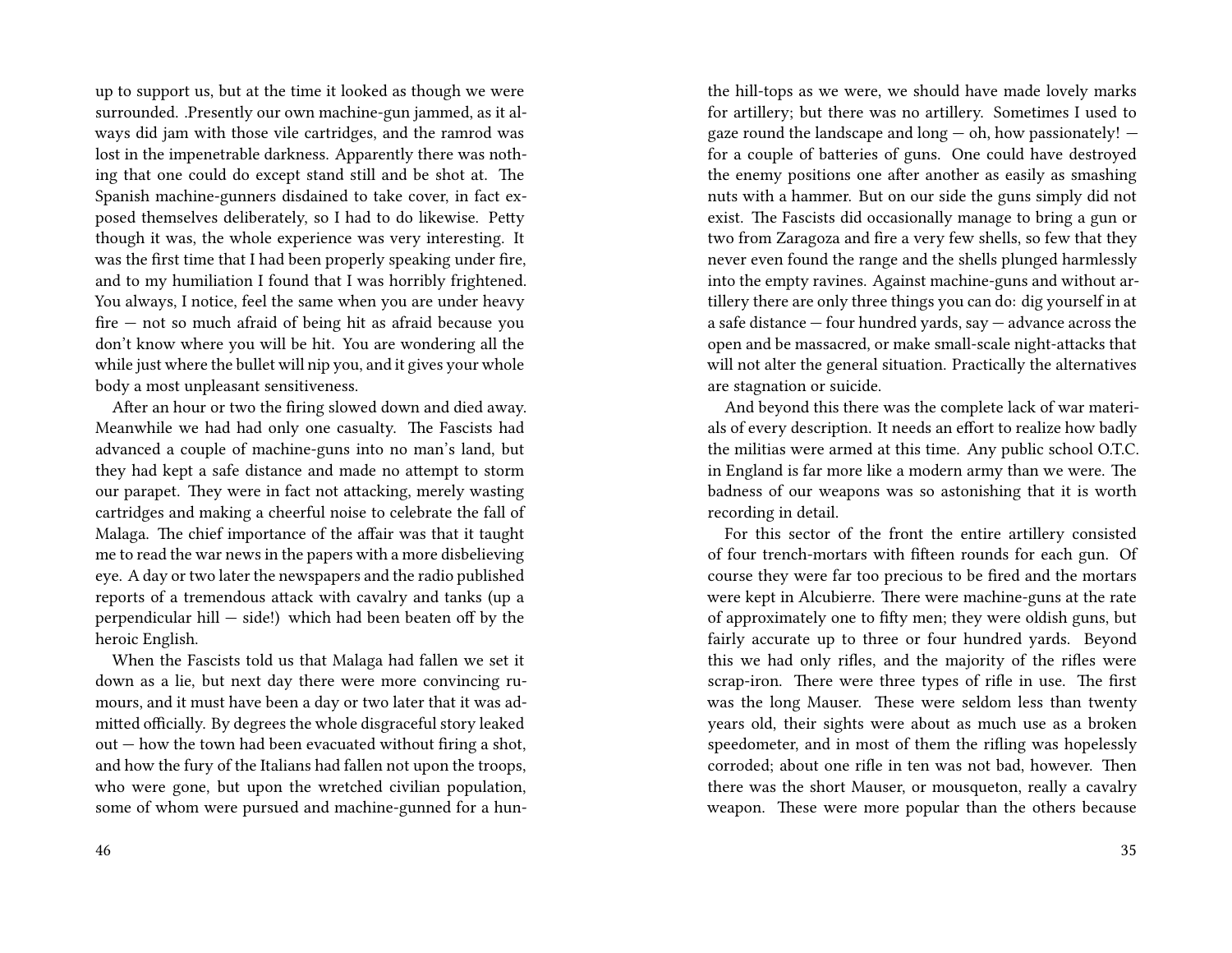up to support us, but at the time it looked as though we were surrounded. .Presently our own machine-gun jammed, as it always did jam with those vile cartridges, and the ramrod was lost in the impenetrable darkness. Apparently there was nothing that one could do except stand still and be shot at. The Spanish machine-gunners disdained to take cover, in fact exposed themselves deliberately, so I had to do likewise. Petty though it was, the whole experience was very interesting. It was the first time that I had been properly speaking under fire, and to my humiliation I found that I was horribly frightened. You always, I notice, feel the same when you are under heavy fire — not so much afraid of being hit as afraid because you don't know where you will be hit. You are wondering all the while just where the bullet will nip you, and it gives your whole body a most unpleasant sensitiveness.

After an hour or two the firing slowed down and died away. Meanwhile we had had only one casualty. The Fascists had advanced a couple of machine-guns into no man's land, but they had kept a safe distance and made no attempt to storm our parapet. They were in fact not attacking, merely wasting cartridges and making a cheerful noise to celebrate the fall of Malaga. The chief importance of the affair was that it taught me to read the war news in the papers with a more disbelieving eye. A day or two later the newspapers and the radio published reports of a tremendous attack with cavalry and tanks (up a perpendicular hill — side!) which had been beaten off by the heroic English.

When the Fascists told us that Malaga had fallen we set it down as a lie, but next day there were more convincing rumours, and it must have been a day or two later that it was admitted officially. By degrees the whole disgraceful story leaked out — how the town had been evacuated without firing a shot, and how the fury of the Italians had fallen not upon the troops, who were gone, but upon the wretched civilian population, some of whom were pursued and machine-gunned for a hun-

the hill-tops as we were, we should have made lovely marks for artillery; but there was no artillery. Sometimes I used to gaze round the landscape and long — oh, how passionately! — for a couple of batteries of guns. One could have destroyed the enemy positions one after another as easily as smashing nuts with a hammer. But on our side the guns simply did not exist. The Fascists did occasionally manage to bring a gun or two from Zaragoza and fire a very few shells, so few that they never even found the range and the shells plunged harmlessly into the empty ravines. Against machine-guns and without artillery there are only three things you can do: dig yourself in at a safe distance — four hundred yards, say — advance across the open and be massacred, or make small-scale night-attacks that will not alter the general situation. Practically the alternatives are stagnation or suicide.

And beyond this there was the complete lack of war materials of every description. It needs an effort to realize how badly the militias were armed at this time. Any public school O.T.C. in England is far more like a modern army than we were. The badness of our weapons was so astonishing that it is worth recording in detail.

For this sector of the front the entire artillery consisted of four trench-mortars with fifteen rounds for each gun. Of course they were far too precious to be fired and the mortars were kept in Alcubierre. There were machine-guns at the rate of approximately one to fifty men; they were oldish guns, but fairly accurate up to three or four hundred yards. Beyond this we had only rifles, and the majority of the rifles were scrap-iron. There were three types of rifle in use. The first was the long Mauser. These were seldom less than twenty years old, their sights were about as much use as a broken speedometer, and in most of them the rifling was hopelessly corroded; about one rifle in ten was not bad, however. Then there was the short Mauser, or mousqueton, really a cavalry weapon. These were more popular than the others because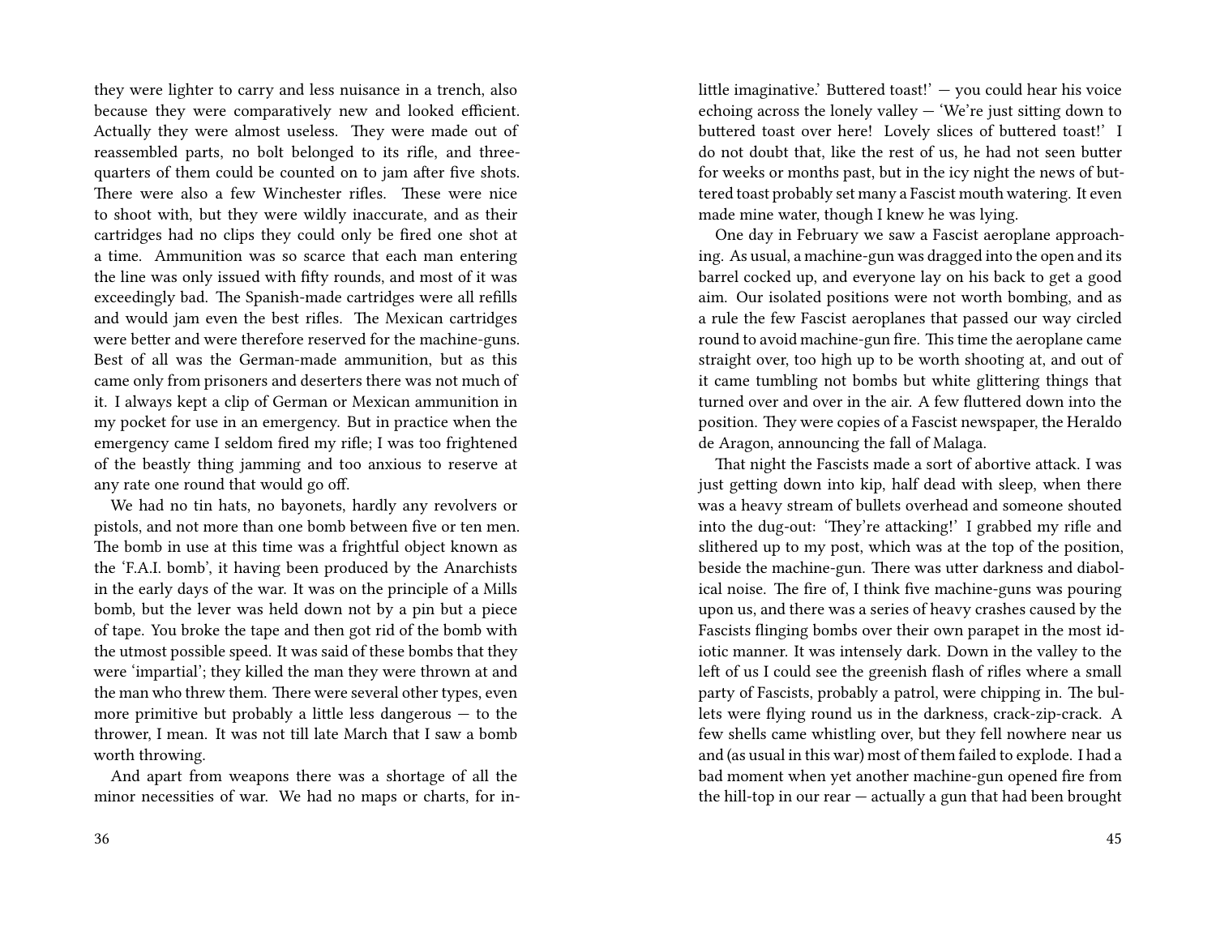they were lighter to carry and less nuisance in a trench, also because they were comparatively new and looked efficient. Actually they were almost useless. They were made out of reassembled parts, no bolt belonged to its rifle, and three-quarters of them could be counted on to jam after five shots. There were also a few Winchester rifles. These were nice to shoot with, but they were wildly inaccurate, and as their cartridges had no clips they could only be fired one shot at a time. Ammunition was so scarce that each man entering the line was only issued with fifty rounds, and most of it was exceedingly bad. The Spanish-made cartridges were all refills and would jam even the best rifles. The Mexican cartridges were better and were therefore reserved for the machine-guns. Best of all was the German-made ammunition, but as this came only from prisoners and deserters there was not much of it. I always kept a clip of German or Mexican ammunition in my pocket for use in an emergency. But in practice when the emergency came I seldom fired my rifle; I was too frightened of the beastly thing jamming and too anxious to reserve at any rate one round that would go off.

We had no tin hats, no bayonets, hardly any revolvers or pistols, and not more than one bomb between five or ten men. The bomb in use at this time was a frightful object known as the 'F.A.I. bomb', it having been produced by the Anarchists in the early days of the war. It was on the principle of a Mills bomb, but the lever was held down not by a pin but a piece of tape. You broke the tape and then got rid of the bomb with the utmost possible speed. It was said of these bombs that they were 'impartial'; they killed the man they were thrown at and the man who threw them. There were several other types, even more primitive but probably a little less dangerous — to the thrower, I mean. It was not till late March that I saw a bomb worth throwing.

And apart from weapons there was a shortage of all the minor necessities of war. We had no maps or charts, for in-

little imaginative.' Buttered toast!' — you could hear his voice echoing across the lonely valley — 'We're just sitting down to buttered toast over here! Lovely slices of buttered toast!' I do not doubt that, like the rest of us, he had not seen butter for weeks or months past, but in the icy night the news of buttered toast probably set many a Fascist mouth watering. It even made mine water, though I knew he was lying.

One day in February we saw a Fascist aeroplane approaching. As usual, a machine-gun was dragged into the open and its barrel cocked up, and everyone lay on his back to get a good aim. Our isolated positions were not worth bombing, and as a rule the few Fascist aeroplanes that passed our way circled round to avoid machine-gun fire. This time the aeroplane came straight over, too high up to be worth shooting at, and out of it came tumbling not bombs but white glittering things that turned over and over in the air. A few fluttered down into the position. They were copies of a Fascist newspaper, the Heraldo de Aragon, announcing the fall of Malaga.

That night the Fascists made a sort of abortive attack. I was just getting down into kip, half dead with sleep, when there was a heavy stream of bullets overhead and someone shouted into the dug-out: 'They're attacking!' I grabbed my rifle and slithered up to my post, which was at the top of the position, beside the machine-gun. There was utter darkness and diabolical noise. The fire of, I think five machine-guns was pouring upon us, and there was a series of heavy crashes caused by the Fascists flinging bombs over their own parapet in the most idiotic manner. It was intensely dark. Down in the valley to the left of us I could see the greenish flash of rifles where a small party of Fascists, probably a patrol, were chipping in. The bullets were flying round us in the darkness, crack-zip-crack. A few shells came whistling over, but they fell nowhere near us and (as usual in this war) most of them failed to explode. I had a bad moment when yet another machine-gun opened fire from the hill-top in our rear — actually a gun that had been brought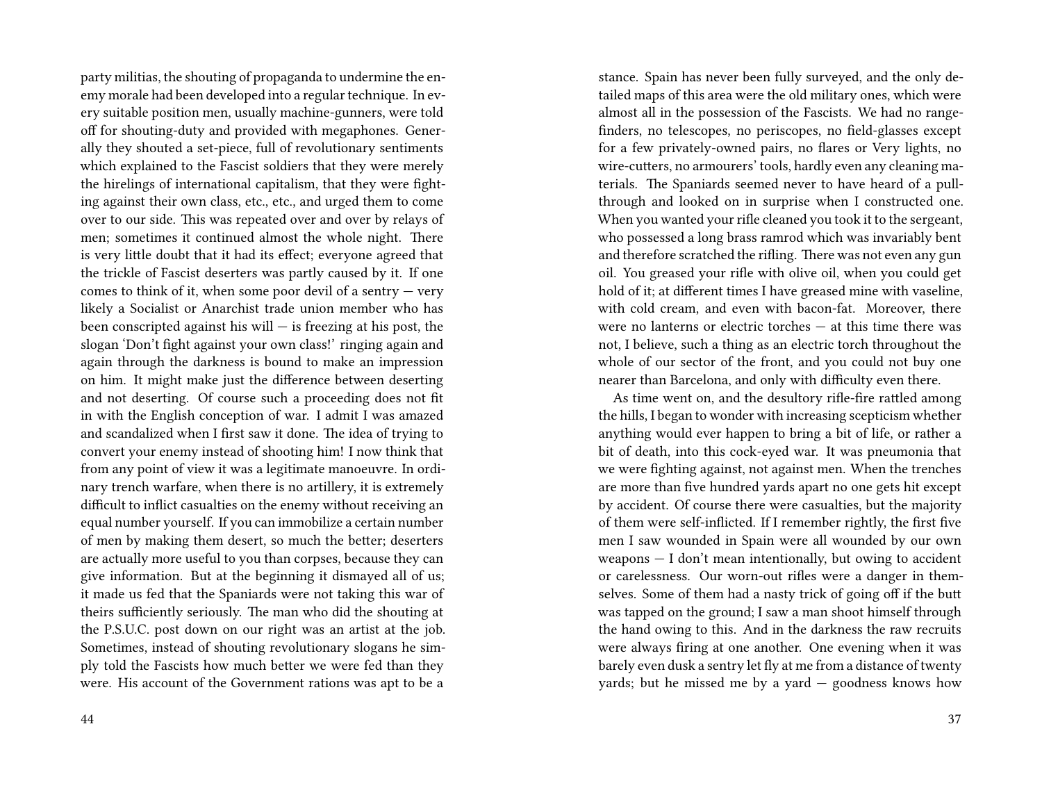party militias, the shouting of propaganda to undermine the enemy morale had been developed into a regular technique. In every suitable position men, usually machine-gunners, were told off for shouting-duty and provided with megaphones. Generally they shouted a set-piece, full of revolutionary sentiments which explained to the Fascist soldiers that they were merely the hirelings of international capitalism, that they were fighting against their own class, etc., etc., and urged them to come over to our side. This was repeated over and over by relays of men; sometimes it continued almost the whole night. There is very little doubt that it had its effect; everyone agreed that the trickle of Fascist deserters was partly caused by it. If one comes to think of it, when some poor devil of a sentry — very likely a Socialist or Anarchist trade union member who has been conscripted against his will — is freezing at his post, the slogan 'Don't fight against your own class!' ringing again and again through the darkness is bound to make an impression on him. It might make just the difference between deserting and not deserting. Of course such a proceeding does not fit in with the English conception of war. I admit I was amazed and scandalized when I first saw it done. The idea of trying to convert your enemy instead of shooting him! I now think that from any point of view it was a legitimate manoeuvre. In ordinary trench warfare, when there is no artillery, it is extremely difficult to inflict casualties on the enemy without receiving an equal number yourself. If you can immobilize a certain number of men by making them desert, so much the better; deserters are actually more useful to you than corpses, because they can give information. But at the beginning it dismayed all of us; it made us fed that the Spaniards were not taking this war of theirs sufficiently seriously. The man who did the shouting at the P.S.U.C. post down on our right was an artist at the job. Sometimes, instead of shouting revolutionary slogans he simply told the Fascists how much better we were fed than they were. His account of the Government rations was apt to be a

stance. Spain has never been fully surveyed, and the only detailed maps of this area were the old military ones, which were almost all in the possession of the Fascists. We had no range-finders, no telescopes, no periscopes, no field-glasses except for a few privately-owned pairs, no flares or Very lights, no wire-cutters, no armourers' tools, hardly even any cleaning materials. The Spaniards seemed never to have heard of a pull-through and looked on in surprise when I constructed one. When you wanted your rifle cleaned you took it to the sergeant, who possessed a long brass ramrod which was invariably bent and therefore scratched the rifling. There was not even any gun oil. You greased your rifle with olive oil, when you could get hold of it; at different times I have greased mine with vaseline, with cold cream, and even with bacon-fat. Moreover, there were no lanterns or electric torches — at this time there was not, I believe, such a thing as an electric torch throughout the whole of our sector of the front, and you could not buy one nearer than Barcelona, and only with difficulty even there.

As time went on, and the desultory rifle-fire rattled among the hills, I began to wonder with increasing scepticism whether anything would ever happen to bring a bit of life, or rather a bit of death, into this cock-eyed war. It was pneumonia that we were fighting against, not against men. When the trenches are more than five hundred yards apart no one gets hit except by accident. Of course there were casualties, but the majority of them were self-inflicted. If I remember rightly, the first five men I saw wounded in Spain were all wounded by our own weapons — I don't mean intentionally, but owing to accident or carelessness. Our worn-out rifles were a danger in themselves. Some of them had a nasty trick of going off if the butt was tapped on the ground; I saw a man shoot himself through the hand owing to this. And in the darkness the raw recruits were always firing at one another. One evening when it was barely even dusk a sentry let fly at me from a distance of twenty yards; but he missed me by a yard — goodness knows how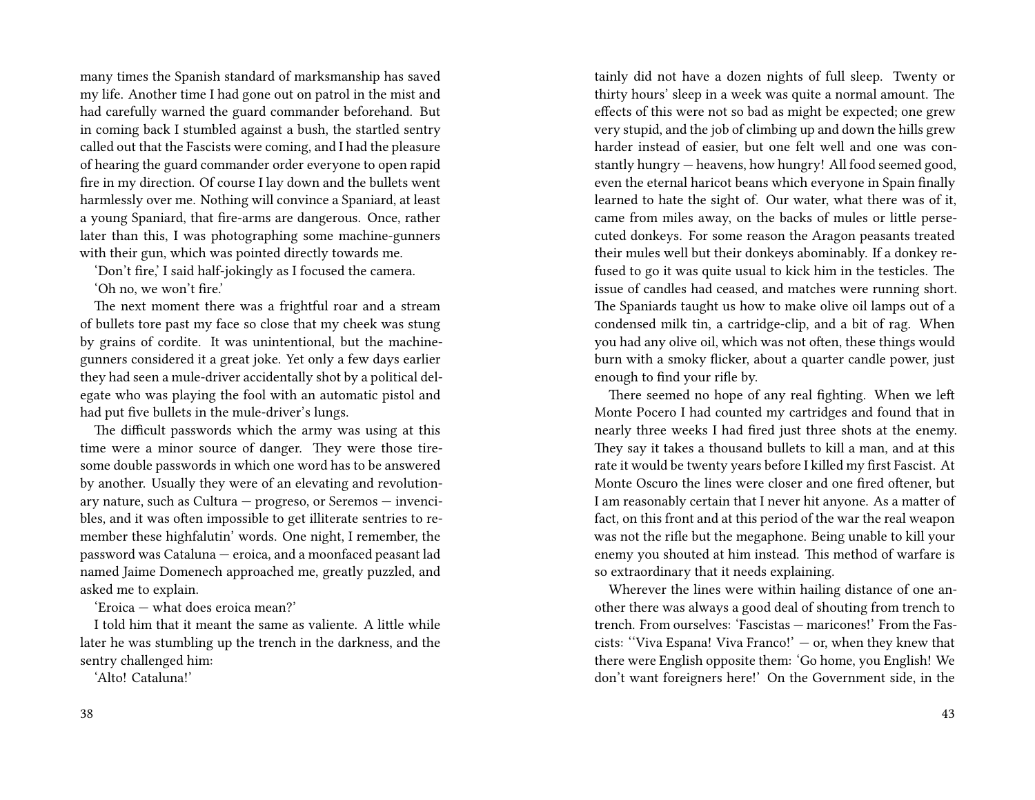many times the Spanish standard of marksmanship has saved my life. Another time I had gone out on patrol in the mist and had carefully warned the guard commander beforehand. But in coming back I stumbled against a bush, the startled sentry called out that the Fascists were coming, and I had the pleasure of hearing the guard commander order everyone to open rapid fire in my direction. Of course I lay down and the bullets went harmlessly over me. Nothing will convince a Spaniard, at least a young Spaniard, that fire-arms are dangerous. Once, rather later than this, I was photographing some machine-gunners with their gun, which was pointed directly towards me.

'Don't fire,' I said half-jokingly as I focused the camera.

'Oh no, we won't fire.'

The next moment there was a frightful roar and a stream of bullets tore past my face so close that my cheek was stung by grains of cordite. It was unintentional, but the machine-gunners considered it a great joke. Yet only a few days earlier they had seen a mule-driver accidentally shot by a political delegate who was playing the fool with an automatic pistol and had put five bullets in the mule-driver's lungs.

The difficult passwords which the army was using at this time were a minor source of danger. They were those tiresome double passwords in which one word has to be answered by another. Usually they were of an elevating and revolutionary nature, such as Cultura — progreso, or Seremos — invencibles, and it was often impossible to get illiterate sentries to remember these highfalutin' words. One night, I remember, the password was Cataluna — eroica, and a moonfaced peasant lad named Jaime Domenech approached me, greatly puzzled, and asked me to explain.

'Eroica — what does eroica mean?'

I told him that it meant the same as valiente. A little while later he was stumbling up the trench in the darkness, and the sentry challenged him:

'Alto! Cataluna!'

tainly did not have a dozen nights of full sleep. Twenty or thirty hours' sleep in a week was quite a normal amount. The effects of this were not so bad as might be expected; one grew very stupid, and the job of climbing up and down the hills grew harder instead of easier, but one felt well and one was constantly hungry — heavens, how hungry! All food seemed good, even the eternal haricot beans which everyone in Spain finally learned to hate the sight of. Our water, what there was of it, came from miles away, on the backs of mules or little persecuted donkeys. For some reason the Aragon peasants treated their mules well but their donkeys abominably. If a donkey refused to go it was quite usual to kick him in the testicles. The issue of candles had ceased, and matches were running short. The Spaniards taught us how to make olive oil lamps out of a condensed milk tin, a cartridge-clip, and a bit of rag. When you had any olive oil, which was not often, these things would burn with a smoky flicker, about a quarter candle power, just enough to find your rifle by.

There seemed no hope of any real fighting. When we left Monte Pocero I had counted my cartridges and found that in nearly three weeks I had fired just three shots at the enemy. They say it takes a thousand bullets to kill a man, and at this rate it would be twenty years before I killed my first Fascist. At Monte Oscuro the lines were closer and one fired oftener, but I am reasonably certain that I never hit anyone. As a matter of fact, on this front and at this period of the war the real weapon was not the rifle but the megaphone. Being unable to kill your enemy you shouted at him instead. This method of warfare is so extraordinary that it needs explaining.

Wherever the lines were within hailing distance of one another there was always a good deal of shouting from trench to trench. From ourselves: 'Fascistas — maricones!' From the Fascists: ''Viva Espana! Viva Franco!' — or, when they knew that there were English opposite them: 'Go home, you English! We don't want foreigners here!' On the Government side, in the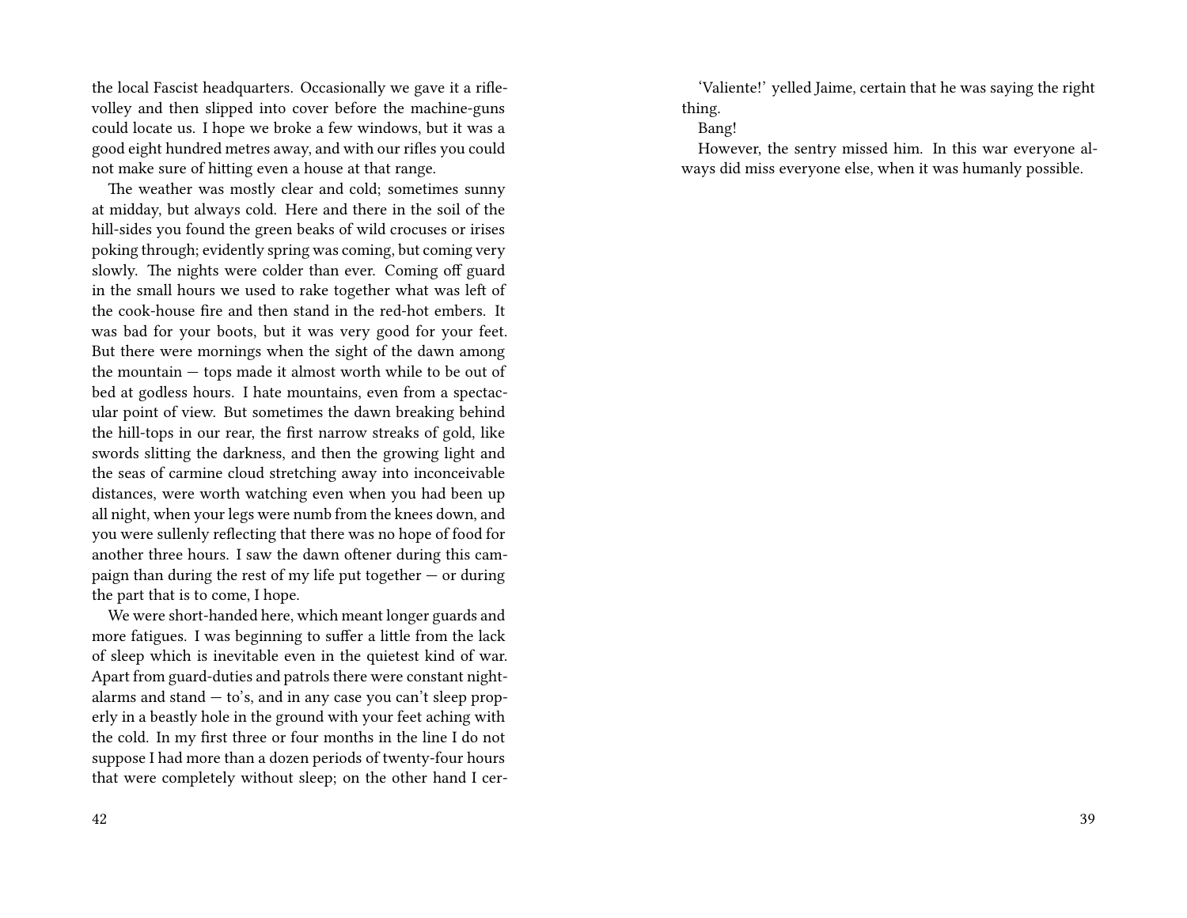the local Fascist headquarters. Occasionally we gave it a rifle-volley and then slipped into cover before the machine-guns could locate us. I hope we broke a few windows, but it was a good eight hundred metres away, and with our rifles you could not make sure of hitting even a house at that range.

The weather was mostly clear and cold; sometimes sunny at midday, but always cold. Here and there in the soil of the hill-sides you found the green beaks of wild crocuses or irises poking through; evidently spring was coming, but coming very slowly. The nights were colder than ever. Coming off guard in the small hours we used to rake together what was left of the cook-house fire and then stand in the red-hot embers. It was bad for your boots, but it was very good for your feet. But there were mornings when the sight of the dawn among the mountain — tops made it almost worth while to be out of bed at godless hours. I hate mountains, even from a spectacular point of view. But sometimes the dawn breaking behind the hill-tops in our rear, the first narrow streaks of gold, like swords slitting the darkness, and then the growing light and the seas of carmine cloud stretching away into inconceivable distances, were worth watching even when you had been up all night, when your legs were numb from the knees down, and you were sullenly reflecting that there was no hope of food for another three hours. I saw the dawn oftener during this campaign than during the rest of my life put together — or during the part that is to come, I hope.

We were short-handed here, which meant longer guards and more fatigues. I was beginning to suffer a little from the lack of sleep which is inevitable even in the quietest kind of war. Apart from guard-duties and patrols there were constant night-alarms and stand — to's, and in any case you can't sleep properly in a beastly hole in the ground with your feet aching with the cold. In my first three or four months in the line I do not suppose I had more than a dozen periods of twenty-four hours that were completely without sleep; on the other hand I cer-

'Valiente!' yelled Jaime, certain that he was saying the right thing.

Bang!

However, the sentry missed him. In this war everyone always did miss everyone else, when it was humanly possible.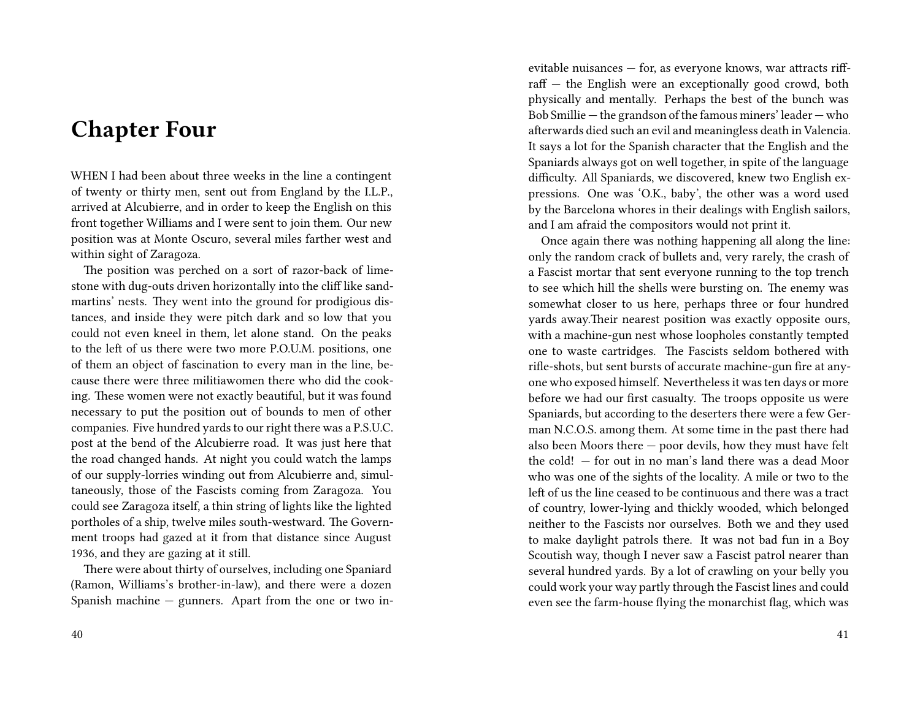# Chapter Four

WHEN I had been about three weeks in the line a contingent of twenty or thirty men, sent out from England by the I.L.P., arrived at Alcubierre, and in order to keep the English on this front together Williams and I were sent to join them. Our new position was at Monte Oscuro, several miles farther west and within sight of Zaragoza.

The position was perched on a sort of razor-back of limestone with dug-outs driven horizontally into the cliff like sand-martins' nests. They went into the ground for prodigious distances, and inside they were pitch dark and so low that you could not even kneel in them, let alone stand. On the peaks to the left of us there were two more P.O.U.M. positions, one of them an object of fascination to every man in the line, because there were three militiawomen there who did the cooking. These women were not exactly beautiful, but it was found necessary to put the position out of bounds to men of other companies. Five hundred yards to our right there was a P.S.U.C. post at the bend of the Alcubierre road. It was just here that the road changed hands. At night you could watch the lamps of our supply-lorries winding out from Alcubierre and, simultaneously, those of the Fascists coming from Zaragoza. You could see Zaragoza itself, a thin string of lights like the lighted portholes of a ship, twelve miles south-westward. The Government troops had gazed at it from that distance since August 1936, and they are gazing at it still.

There were about thirty of ourselves, including one Spaniard (Ramon, Williams's brother-in-law), and there were a dozen Spanish machine — gunners. Apart from the one or two inevitable nuisances — for, as everyone knows, war attracts riff-raff — the English were an exceptionally good crowd, both physically and mentally. Perhaps the best of the bunch was Bob Smillie — the grandson of the famous miners' leader — who afterwards died such an evil and meaningless death in Valencia. It says a lot for the Spanish character that the English and the Spaniards always got on well together, in spite of the language difficulty. All Spaniards, we discovered, knew two English expressions. One was 'O.K., baby', the other was a word used by the Barcelona whores in their dealings with English sailors, and I am afraid the compositors would not print it.

Once again there was nothing happening all along the line: only the random crack of bullets and, very rarely, the crash of a Fascist mortar that sent everyone running to the top trench to see which hill the shells were bursting on. The enemy was somewhat closer to us here, perhaps three or four hundred yards away.Their nearest position was exactly opposite ours, with a machine-gun nest whose loopholes constantly tempted one to waste cartridges. The Fascists seldom bothered with rifle-shots, but sent bursts of accurate machine-gun fire at anyone who exposed himself. Nevertheless it was ten days or more before we had our first casualty. The troops opposite us were Spaniards, but according to the deserters there were a few German N.C.O.S. among them. At some time in the past there had also been Moors there — poor devils, how they must have felt the cold! — for out in no man's land there was a dead Moor who was one of the sights of the locality. A mile or two to the left of us the line ceased to be continuous and there was a tract of country, lower-lying and thickly wooded, which belonged neither to the Fascists nor ourselves. Both we and they used to make daylight patrols there. It was not bad fun in a Boy Scoutish way, though I never saw a Fascist patrol nearer than several hundred yards. By a lot of crawling on your belly you could work your way partly through the Fascist lines and could even see the farm-house flying the monarchist flag, which was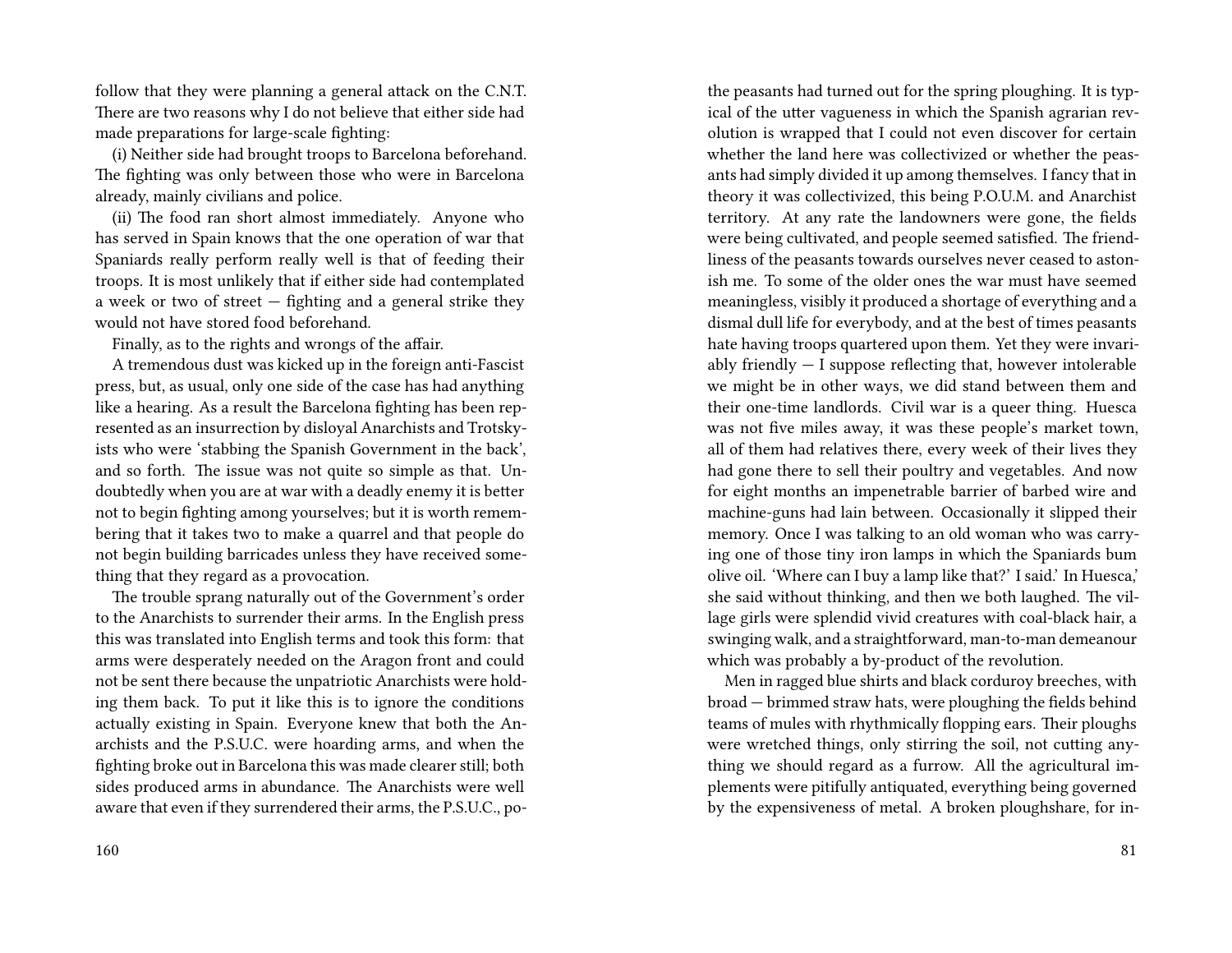follow that they were planning a general attack on the C.N.T. There are two reasons why I do not believe that either side had made preparations for large-scale fighting:

(i) Neither side had brought troops to Barcelona beforehand. The fighting was only between those who were in Barcelona already, mainly civilians and police.

(ii) The food ran short almost immediately. Anyone who has served in Spain knows that the one operation of war that Spaniards really perform really well is that of feeding their troops. It is most unlikely that if either side had contemplated a week or two of street — fighting and a general strike they would not have stored food beforehand.

Finally, as to the rights and wrongs of the affair.

A tremendous dust was kicked up in the foreign anti-Fascist press, but, as usual, only one side of the case has had anything like a hearing. As a result the Barcelona fighting has been represented as an insurrection by disloyal Anarchists and Trotskyists who were 'stabbing the Spanish Government in the back', and so forth. The issue was not quite so simple as that. Undoubtedly when you are at war with a deadly enemy it is better not to begin fighting among yourselves; but it is worth remembering that it takes two to make a quarrel and that people do not begin building barricades unless they have received something that they regard as a provocation.

The trouble sprang naturally out of the Government's order to the Anarchists to surrender their arms. In the English press this was translated into English terms and took this form: that arms were desperately needed on the Aragon front and could not be sent there because the unpatriotic Anarchists were holding them back. To put it like this is to ignore the conditions actually existing in Spain. Everyone knew that both the Anarchists and the P.S.U.C. were hoarding arms, and when the fighting broke out in Barcelona this was made clearer still; both sides produced arms in abundance. The Anarchists were well aware that even if they surrendered their arms, the P.S.U.C., po-

the peasants had turned out for the spring ploughing. It is typical of the utter vagueness in which the Spanish agrarian revolution is wrapped that I could not even discover for certain whether the land here was collectivized or whether the peasants had simply divided it up among themselves. I fancy that in theory it was collectivized, this being P.O.U.M. and Anarchist territory. At any rate the landowners were gone, the fields were being cultivated, and people seemed satisfied. The friendliness of the peasants towards ourselves never ceased to astonish me. To some of the older ones the war must have seemed meaningless, visibly it produced a shortage of everything and a dismal dull life for everybody, and at the best of times peasants hate having troops quartered upon them. Yet they were invariably friendly — I suppose reflecting that, however intolerable we might be in other ways, we did stand between them and their one-time landlords. Civil war is a queer thing. Huesca was not five miles away, it was these people's market town, all of them had relatives there, every week of their lives they had gone there to sell their poultry and vegetables. And now for eight months an impenetrable barrier of barbed wire and machine-guns had lain between. Occasionally it slipped their memory. Once I was talking to an old woman who was carrying one of those tiny iron lamps in which the Spaniards bum olive oil. 'Where can I buy a lamp like that?' I said.' In Huesca,' she said without thinking, and then we both laughed. The village girls were splendid vivid creatures with coal-black hair, a swinging walk, and a straightforward, man-to-man demeanour which was probably a by-product of the revolution.

Men in ragged blue shirts and black corduroy breeches, with broad — brimmed straw hats, were ploughing the fields behind teams of mules with rhythmically flopping ears. Their ploughs were wretched things, only stirring the soil, not cutting anything we should regard as a furrow. All the agricultural implements were pitifully antiquated, everything being governed by the expensiveness of metal. A broken ploughshare, for in-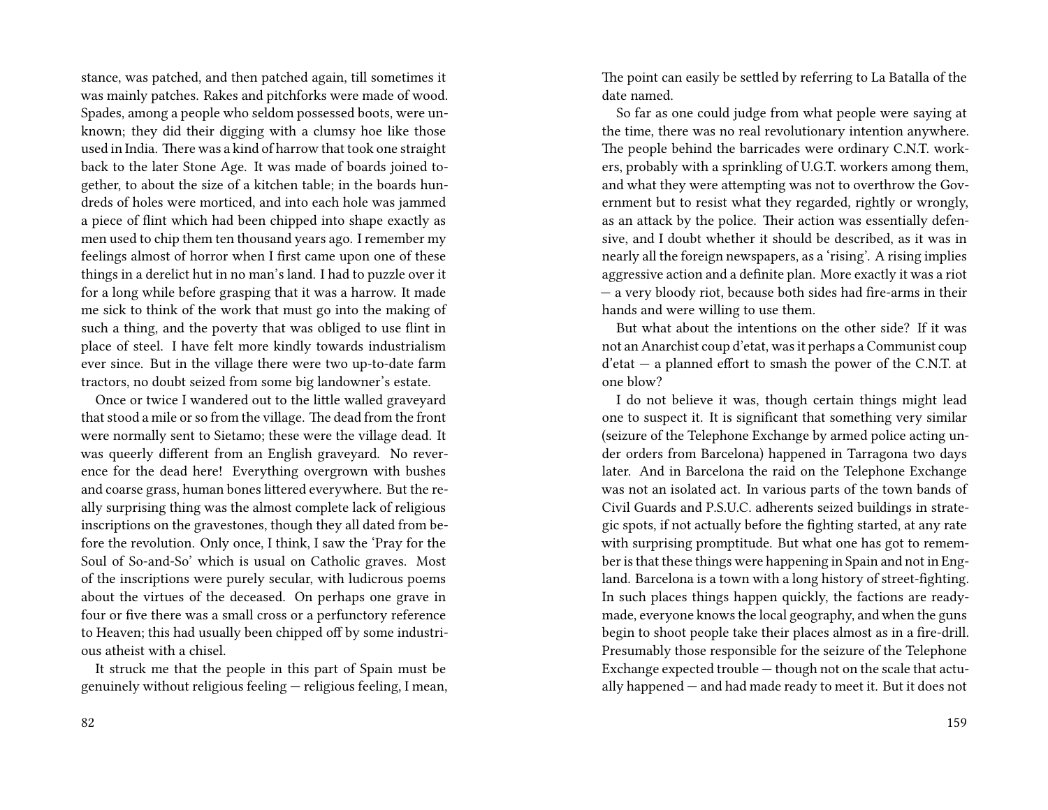stance, was patched, and then patched again, till sometimes it was mainly patches. Rakes and pitchforks were made of wood. Spades, among a people who seldom possessed boots, were unknown; they did their digging with a clumsy hoe like those used in India. There was a kind of harrow that took one straight back to the later Stone Age. It was made of boards joined together, to about the size of a kitchen table; in the boards hundreds of holes were morticed, and into each hole was jammed a piece of flint which had been chipped into shape exactly as men used to chip them ten thousand years ago. I remember my feelings almost of horror when I first came upon one of these things in a derelict hut in no man's land. I had to puzzle over it for a long while before grasping that it was a harrow. It made me sick to think of the work that must go into the making of such a thing, and the poverty that was obliged to use flint in place of steel. I have felt more kindly towards industrialism ever since. But in the village there were two up-to-date farm tractors, no doubt seized from some big landowner's estate.

Once or twice I wandered out to the little walled graveyard that stood a mile or so from the village. The dead from the front were normally sent to Sietamo; these were the village dead. It was queerly different from an English graveyard. No reverence for the dead here! Everything overgrown with bushes and coarse grass, human bones littered everywhere. But the really surprising thing was the almost complete lack of religious inscriptions on the gravestones, though they all dated from before the revolution. Only once, I think, I saw the 'Pray for the Soul of So-and-So' which is usual on Catholic graves. Most of the inscriptions were purely secular, with ludicrous poems about the virtues of the deceased. On perhaps one grave in four or five there was a small cross or a perfunctory reference to Heaven; this had usually been chipped off by some industrious atheist with a chisel.

It struck me that the people in this part of Spain must be genuinely without religious feeling — religious feeling, I mean,

The point can easily be settled by referring to La Batalla of the date named.

So far as one could judge from what people were saying at the time, there was no real revolutionary intention anywhere. The people behind the barricades were ordinary C.N.T. workers, probably with a sprinkling of U.G.T. workers among them, and what they were attempting was not to overthrow the Government but to resist what they regarded, rightly or wrongly, as an attack by the police. Their action was essentially defensive, and I doubt whether it should be described, as it was in nearly all the foreign newspapers, as a 'rising'. A rising implies aggressive action and a definite plan. More exactly it was a riot — a very bloody riot, because both sides had fire-arms in their hands and were willing to use them.

But what about the intentions on the other side? If it was not an Anarchist coup d'etat, was it perhaps a Communist coup d'etat — a planned effort to smash the power of the C.N.T. at one blow?

I do not believe it was, though certain things might lead one to suspect it. It is significant that something very similar (seizure of the Telephone Exchange by armed police acting under orders from Barcelona) happened in Tarragona two days later. And in Barcelona the raid on the Telephone Exchange was not an isolated act. In various parts of the town bands of Civil Guards and P.S.U.C. adherents seized buildings in strategic spots, if not actually before the fighting started, at any rate with surprising promptitude. But what one has got to remember is that these things were happening in Spain and not in England. Barcelona is a town with a long history of street-fighting. In such places things happen quickly, the factions are ready-made, everyone knows the local geography, and when the guns begin to shoot people take their places almost as in a fire-drill. Presumably those responsible for the seizure of the Telephone Exchange expected trouble — though not on the scale that actually happened — and had made ready to meet it. But it does not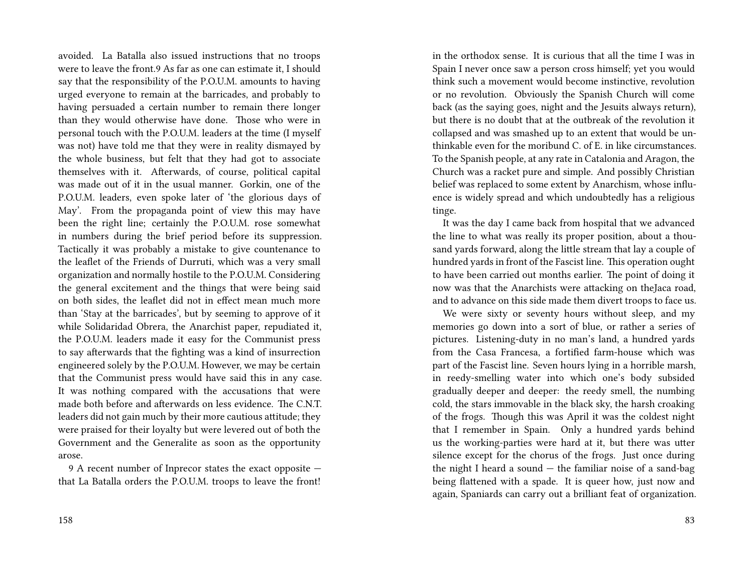avoided. La Batalla also issued instructions that no troops were to leave the front.[9] As far as one can estimate it, I should say that the responsibility of the P.O.U.M. amounts to having urged everyone to remain at the barricades, and probably to having persuaded a certain number to remain there longer than they would otherwise have done. Those who were in personal touch with the P.O.U.M. leaders at the time (I myself was not) have told me that they were in reality dismayed by the whole business, but felt that they had got to associate themselves with it. Afterwards, of course, political capital was made out of it in the usual manner. Gorkin, one of the P.O.U.M. leaders, even spoke later of 'the glorious days of May'. From the propaganda point of view this may have been the right line; certainly the P.O.U.M. rose somewhat in numbers during the brief period before its suppression. Tactically it was probably a mistake to give countenance to the leaflet of the Friends of Durruti, which was a very small organization and normally hostile to the P.O.U.M. Considering the general excitement and the things that were being said on both sides, the leaflet did not in effect mean much more than 'Stay at the barricades', but by seeming to approve of it while Solidaridad Obrera, the Anarchist paper, repudiated it, the P.O.U.M. leaders made it easy for the Communist press to say afterwards that the fighting was a kind of insurrection engineered solely by the P.O.U.M. However, we may be certain that the Communist press would have said this in any case. It was nothing compared with the accusations that were made both before and afterwards on less evidence. The C.N.T. leaders did not gain much by their more cautious attitude; they were praised for their loyalty but were levered out of both the Government and the Generalite as soon as the opportunity arose.

9 A recent number of Inprecor states the exact opposite — that La Batalla orders the P.O.U.M. troops to leave the front!

in the orthodox sense. It is curious that all the time I was in Spain I never once saw a person cross himself; yet you would think such a movement would become instinctive, revolution or no revolution. Obviously the Spanish Church will come back (as the saying goes, night and the Jesuits always return), but there is no doubt that at the outbreak of the revolution it collapsed and was smashed up to an extent that would be unthinkable even for the moribund C. of E. in like circumstances. To the Spanish people, at any rate in Catalonia and Aragon, the Church was a racket pure and simple. And possibly Christian belief was replaced to some extent by Anarchism, whose influence is widely spread and which undoubtedly has a religious tinge.

It was the day I came back from hospital that we advanced the line to what was really its proper position, about a thousand yards forward, along the little stream that lay a couple of hundred yards in front of the Fascist line. This operation ought to have been carried out months earlier. The point of doing it now was that the Anarchists were attacking on theJaca road, and to advance on this side made them divert troops to face us.

We were sixty or seventy hours without sleep, and my memories go down into a sort of blue, or rather a series of pictures. Listening-duty in no man's land, a hundred yards from the Casa Francesa, a fortified farm-house which was part of the Fascist line. Seven hours lying in a horrible marsh, in reedy-smelling water into which one's body subsided gradually deeper and deeper: the reedy smell, the numbing cold, the stars immovable in the black sky, the harsh croaking of the frogs. Though this was April it was the coldest night that I remember in Spain. Only a hundred yards behind us the working-parties were hard at it, but there was utter silence except for the chorus of the frogs. Just once during the night I heard a sound — the familiar noise of a sand-bag being flattened with a spade. It is queer how, just now and again, Spaniards can carry out a brilliant feat of organization.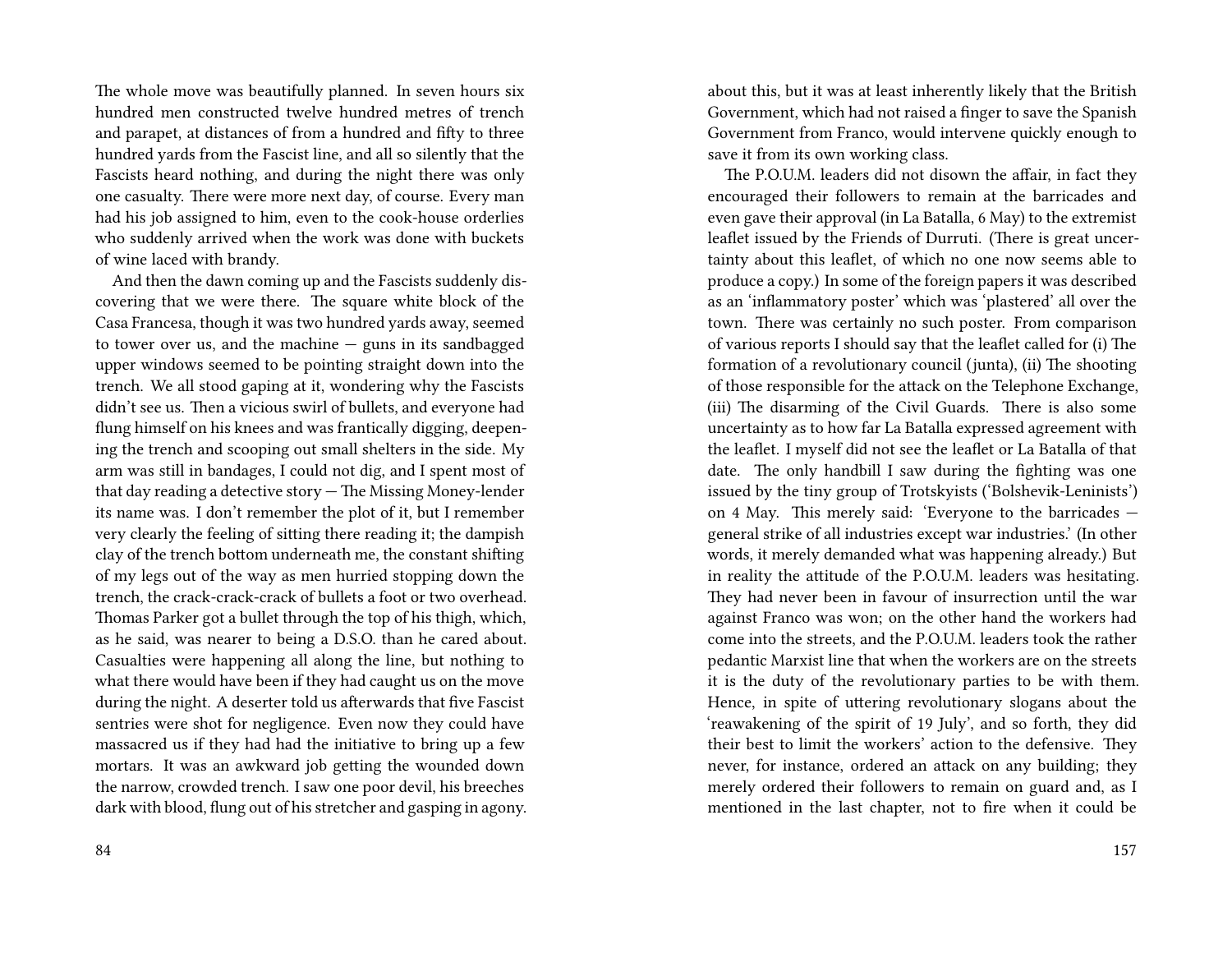The whole move was beautifully planned. In seven hours six hundred men constructed twelve hundred metres of trench and parapet, at distances of from a hundred and fifty to three hundred yards from the Fascist line, and all so silently that the Fascists heard nothing, and during the night there was only one casualty. There were more next day, of course. Every man had his job assigned to him, even to the cook-house orderlies who suddenly arrived when the work was done with buckets of wine laced with brandy.

And then the dawn coming up and the Fascists suddenly discovering that we were there. The square white block of the Casa Francesa, though it was two hundred yards away, seemed to tower over us, and the machine — guns in its sandbagged upper windows seemed to be pointing straight down into the trench. We all stood gaping at it, wondering why the Fascists didn't see us. Then a vicious swirl of bullets, and everyone had flung himself on his knees and was frantically digging, deepening the trench and scooping out small shelters in the side. My arm was still in bandages, I could not dig, and I spent most of that day reading a detective story — The Missing Money-lender its name was. I don't remember the plot of it, but I remember very clearly the feeling of sitting there reading it; the dampish clay of the trench bottom underneath me, the constant shifting of my legs out of the way as men hurried stopping down the trench, the crack-crack-crack of bullets a foot or two overhead. Thomas Parker got a bullet through the top of his thigh, which, as he said, was nearer to being a D.S.O. than he cared about. Casualties were happening all along the line, but nothing to what there would have been if they had caught us on the move during the night. A deserter told us afterwards that five Fascist sentries were shot for negligence. Even now they could have massacred us if they had had the initiative to bring up a few mortars. It was an awkward job getting the wounded down the narrow, crowded trench. I saw one poor devil, his breeches dark with blood, flung out of his stretcher and gasping in agony.

about this, but it was at least inherently likely that the British Government, which had not raised a finger to save the Spanish Government from Franco, would intervene quickly enough to save it from its own working class.

The P.O.U.M. leaders did not disown the affair, in fact they encouraged their followers to remain at the barricades and even gave their approval (in La Batalla, 6 May) to the extremist leaflet issued by the Friends of Durruti. (There is great uncertainty about this leaflet, of which no one now seems able to produce a copy.) In some of the foreign papers it was described as an 'inflammatory poster' which was 'plastered' all over the town. There was certainly no such poster. From comparison of various reports I should say that the leaflet called for (i) The formation of a revolutionary council (junta), (ii) The shooting of those responsible for the attack on the Telephone Exchange, (iii) The disarming of the Civil Guards. There is also some uncertainty as to how far La Batalla expressed agreement with the leaflet. I myself did not see the leaflet or La Batalla of that date. The only handbill I saw during the fighting was one issued by the tiny group of Trotskyists ('Bolshevik-Leninists') on 4 May. This merely said: 'Everyone to the barricades — general strike of all industries except war industries.' (In other words, it merely demanded what was happening already.) But in reality the attitude of the P.O.U.M. leaders was hesitating. They had never been in favour of insurrection until the war against Franco was won; on the other hand the workers had come into the streets, and the P.O.U.M. leaders took the rather pedantic Marxist line that when the workers are on the streets it is the duty of the revolutionary parties to be with them. Hence, in spite of uttering revolutionary slogans about the 'reawakening of the spirit of 19 July', and so forth, they did their best to limit the workers' action to the defensive. They never, for instance, ordered an attack on any building; they merely ordered their followers to remain on guard and, as I mentioned in the last chapter, not to fire when it could be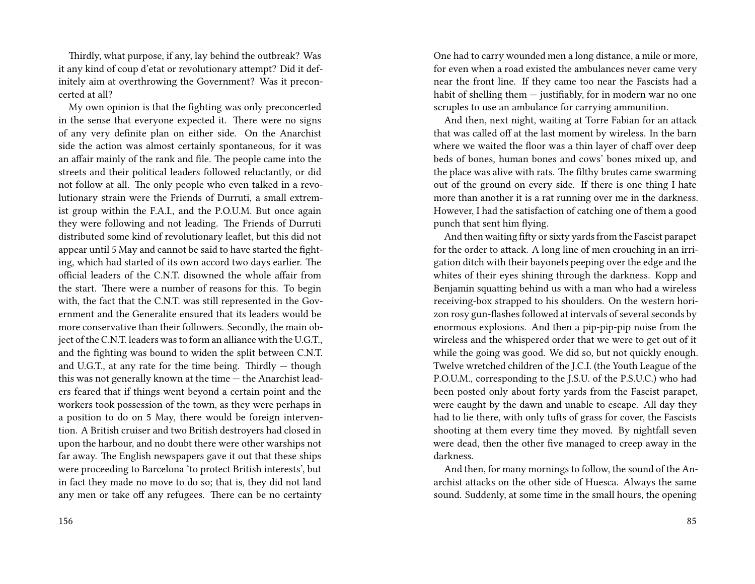Thirdly, what purpose, if any, lay behind the outbreak? Was it any kind of coup d'etat or revolutionary attempt? Did it definitely aim at overthrowing the Government? Was it preconcerted at all?

My own opinion is that the fighting was only preconcerted in the sense that everyone expected it. There were no signs of any very definite plan on either side. On the Anarchist side the action was almost certainly spontaneous, for it was an affair mainly of the rank and file. The people came into the streets and their political leaders followed reluctantly, or did not follow at all. The only people who even talked in a revolutionary strain were the Friends of Durruti, a small extremist group within the F.A.I., and the P.O.U.M. But once again they were following and not leading. The Friends of Durruti distributed some kind of revolutionary leaflet, but this did not appear until 5 May and cannot be said to have started the fighting, which had started of its own accord two days earlier. The official leaders of the C.N.T. disowned the whole affair from the start. There were a number of reasons for this. To begin with, the fact that the C.N.T. was still represented in the Government and the Generalite ensured that its leaders would be more conservative than their followers. Secondly, the main object of the C.N.T. leaders was to form an alliance with the U.G.T., and the fighting was bound to widen the split between C.N.T. and U.G.T., at any rate for the time being. Thirdly — though this was not generally known at the time — the Anarchist leaders feared that if things went beyond a certain point and the workers took possession of the town, as they were perhaps in a position to do on 5 May, there would be foreign intervention. A British cruiser and two British destroyers had closed in upon the harbour, and no doubt there were other warships not far away. The English newspapers gave it out that these ships were proceeding to Barcelona 'to protect British interests', but in fact they made no move to do so; that is, they did not land any men or take off any refugees. There can be no certainty

One had to carry wounded men a long distance, a mile or more, for even when a road existed the ambulances never came very near the front line. If they came too near the Fascists had a habit of shelling them — justifiably, for in modern war no one scruples to use an ambulance for carrying ammunition.

And then, next night, waiting at Torre Fabian for an attack that was called off at the last moment by wireless. In the barn where we waited the floor was a thin layer of chaff over deep beds of bones, human bones and cows' bones mixed up, and the place was alive with rats. The filthy brutes came swarming out of the ground on every side. If there is one thing I hate more than another it is a rat running over me in the darkness. However, I had the satisfaction of catching one of them a good punch that sent him flying.

And then waiting fifty or sixty yards from the Fascist parapet for the order to attack. A long line of men crouching in an irrigation ditch with their bayonets peeping over the edge and the whites of their eyes shining through the darkness. Kopp and Benjamin squatting behind us with a man who had a wireless receiving-box strapped to his shoulders. On the western horizon rosy gun-flashes followed at intervals of several seconds by enormous explosions. And then a pip-pip-pip noise from the wireless and the whispered order that we were to get out of it while the going was good. We did so, but not quickly enough. Twelve wretched children of the J.C.I. (the Youth League of the P.O.U.M., corresponding to the J.S.U. of the P.S.U.C.) who had been posted only about forty yards from the Fascist parapet, were caught by the dawn and unable to escape. All day they had to lie there, with only tufts of grass for cover, the Fascists shooting at them every time they moved. By nightfall seven were dead, then the other five managed to creep away in the darkness.

And then, for many mornings to follow, the sound of the Anarchist attacks on the other side of Huesca. Always the same sound. Suddenly, at some time in the small hours, the opening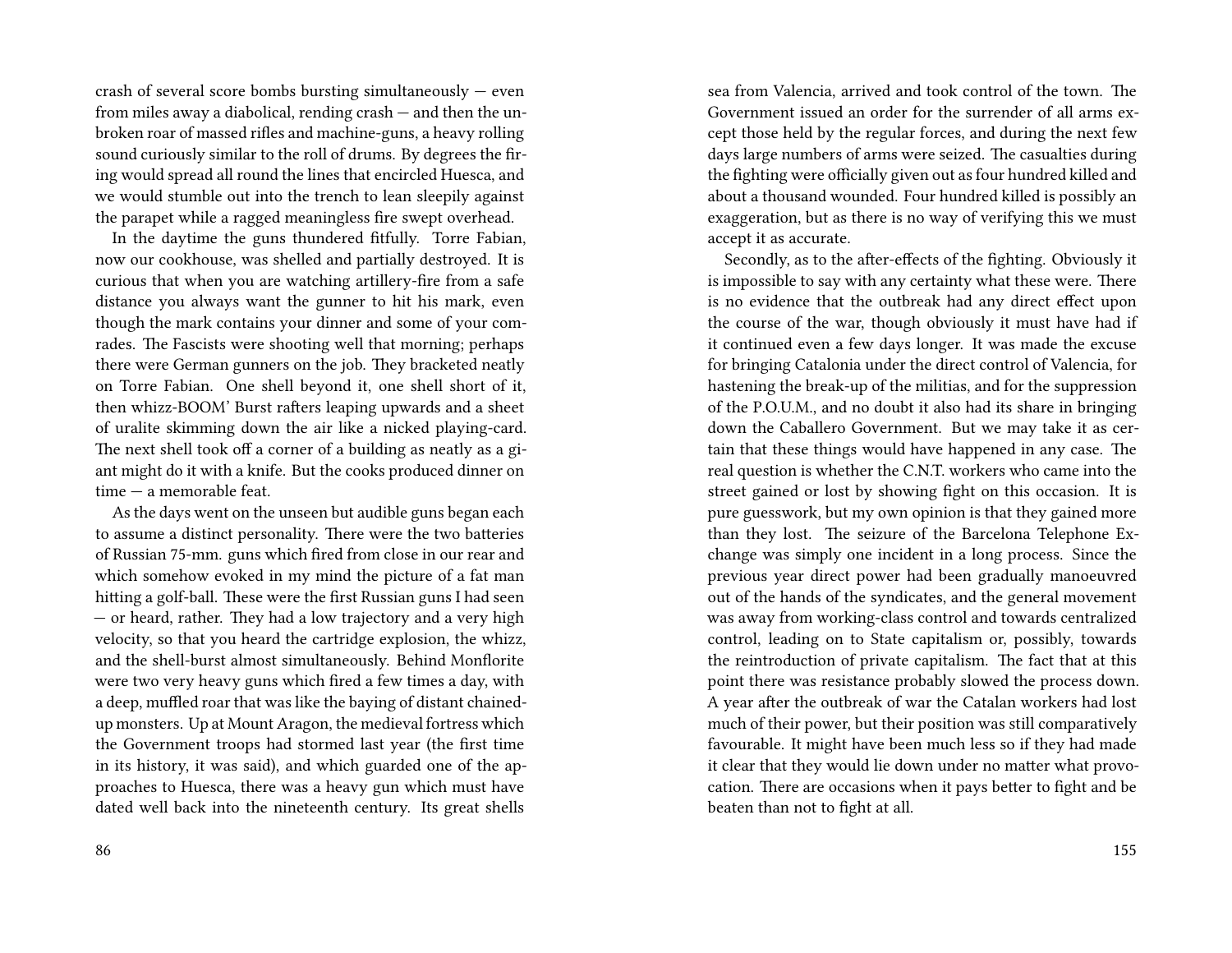crash of several score bombs bursting simultaneously — even from miles away a diabolical, rending crash — and then the unbroken roar of massed rifles and machine-guns, a heavy rolling sound curiously similar to the roll of drums. By degrees the firing would spread all round the lines that encircled Huesca, and we would stumble out into the trench to lean sleepily against the parapet while a ragged meaningless fire swept overhead.

In the daytime the guns thundered fitfully. Torre Fabian, now our cookhouse, was shelled and partially destroyed. It is curious that when you are watching artillery-fire from a safe distance you always want the gunner to hit his mark, even though the mark contains your dinner and some of your comrades. The Fascists were shooting well that morning; perhaps there were German gunners on the job. They bracketed neatly on Torre Fabian. One shell beyond it, one shell short of it, then whizz-BOOM' Burst rafters leaping upwards and a sheet of uralite skimming down the air like a nicked playing-card. The next shell took off a corner of a building as neatly as a giant might do it with a knife. But the cooks produced dinner on time — a memorable feat.

As the days went on the unseen but audible guns began each to assume a distinct personality. There were the two batteries of Russian 75-mm. guns which fired from close in our rear and which somehow evoked in my mind the picture of a fat man hitting a golf-ball. These were the first Russian guns I had seen — or heard, rather. They had a low trajectory and a very high velocity, so that you heard the cartridge explosion, the whizz, and the shell-burst almost simultaneously. Behind Monflorite were two very heavy guns which fired a few times a day, with a deep, muffled roar that was like the baying of distant chained-up monsters. Up at Mount Aragon, the medieval fortress which the Government troops had stormed last year (the first time in its history, it was said), and which guarded one of the approaches to Huesca, there was a heavy gun which must have dated well back into the nineteenth century. Its great shells

sea from Valencia, arrived and took control of the town. The Government issued an order for the surrender of all arms except those held by the regular forces, and during the next few days large numbers of arms were seized. The casualties during the fighting were officially given out as four hundred killed and about a thousand wounded. Four hundred killed is possibly an exaggeration, but as there is no way of verifying this we must accept it as accurate.

Secondly, as to the after-effects of the fighting. Obviously it is impossible to say with any certainty what these were. There is no evidence that the outbreak had any direct effect upon the course of the war, though obviously it must have had if it continued even a few days longer. It was made the excuse for bringing Catalonia under the direct control of Valencia, for hastening the break-up of the militias, and for the suppression of the P.O.U.M., and no doubt it also had its share in bringing down the Caballero Government. But we may take it as certain that these things would have happened in any case. The real question is whether the C.N.T. workers who came into the street gained or lost by showing fight on this occasion. It is pure guesswork, but my own opinion is that they gained more than they lost. The seizure of the Barcelona Telephone Exchange was simply one incident in a long process. Since the previous year direct power had been gradually manoeuvred out of the hands of the syndicates, and the general movement was away from working-class control and towards centralized control, leading on to State capitalism or, possibly, towards the reintroduction of private capitalism. The fact that at this point there was resistance probably slowed the process down. A year after the outbreak of war the Catalan workers had lost much of their power, but their position was still comparatively favourable. It might have been much less so if they had made it clear that they would lie down under no matter what provocation. There are occasions when it pays better to fight and be beaten than not to fight at all.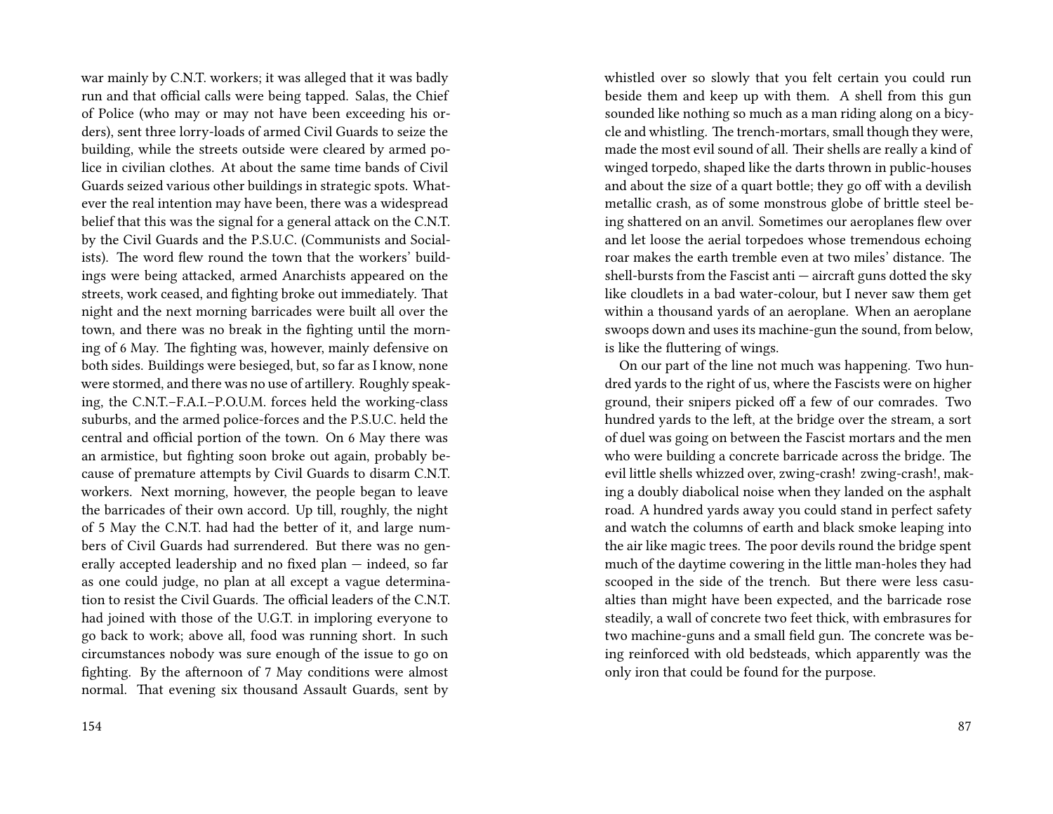war mainly by C.N.T. workers; it was alleged that it was badly run and that official calls were being tapped. Salas, the Chief of Police (who may or may not have been exceeding his orders), sent three lorry-loads of armed Civil Guards to seize the building, while the streets outside were cleared by armed police in civilian clothes. At about the same time bands of Civil Guards seized various other buildings in strategic spots. Whatever the real intention may have been, there was a widespread belief that this was the signal for a general attack on the C.N.T. by the Civil Guards and the P.S.U.C. (Communists and Socialists). The word flew round the town that the workers' buildings were being attacked, armed Anarchists appeared on the streets, work ceased, and fighting broke out immediately. That night and the next morning barricades were built all over the town, and there was no break in the fighting until the morning of 6 May. The fighting was, however, mainly defensive on both sides. Buildings were besieged, but, so far as I know, none were stormed, and there was no use of artillery. Roughly speaking, the C.N.T.–F.A.I.–P.O.U.M. forces held the working-class suburbs, and the armed police-forces and the P.S.U.C. held the central and official portion of the town. On 6 May there was an armistice, but fighting soon broke out again, probably because of premature attempts by Civil Guards to disarm C.N.T. workers. Next morning, however, the people began to leave the barricades of their own accord. Up till, roughly, the night of 5 May the C.N.T. had had the better of it, and large numbers of Civil Guards had surrendered. But there was no generally accepted leadership and no fixed plan — indeed, so far as one could judge, no plan at all except a vague determination to resist the Civil Guards. The official leaders of the C.N.T. had joined with those of the U.G.T. in imploring everyone to go back to work; above all, food was running short. In such circumstances nobody was sure enough of the issue to go on fighting. By the afternoon of 7 May conditions were almost normal. That evening six thousand Assault Guards, sent by

whistled over so slowly that you felt certain you could run beside them and keep up with them. A shell from this gun sounded like nothing so much as a man riding along on a bicycle and whistling. The trench-mortars, small though they were, made the most evil sound of all. Their shells are really a kind of winged torpedo, shaped like the darts thrown in public-houses and about the size of a quart bottle; they go off with a devilish metallic crash, as of some monstrous globe of brittle steel being shattered on an anvil. Sometimes our aeroplanes flew over and let loose the aerial torpedoes whose tremendous echoing roar makes the earth tremble even at two miles' distance. The shell-bursts from the Fascist anti — aircraft guns dotted the sky like cloudlets in a bad water-colour, but I never saw them get within a thousand yards of an aeroplane. When an aeroplane swoops down and uses its machine-gun the sound, from below, is like the fluttering of wings.

On our part of the line not much was happening. Two hundred yards to the right of us, where the Fascists were on higher ground, their snipers picked off a few of our comrades. Two hundred yards to the left, at the bridge over the stream, a sort of duel was going on between the Fascist mortars and the men who were building a concrete barricade across the bridge. The evil little shells whizzed over, zwing-crash! zwing-crash!, making a doubly diabolical noise when they landed on the asphalt road. A hundred yards away you could stand in perfect safety and watch the columns of earth and black smoke leaping into the air like magic trees. The poor devils round the bridge spent much of the daytime cowering in the little man-holes they had scooped in the side of the trench. But there were less casualties than might have been expected, and the barricade rose steadily, a wall of concrete two feet thick, with embrasures for two machine-guns and a small field gun. The concrete was being reinforced with old bedsteads, which apparently was the only iron that could be found for the purpose.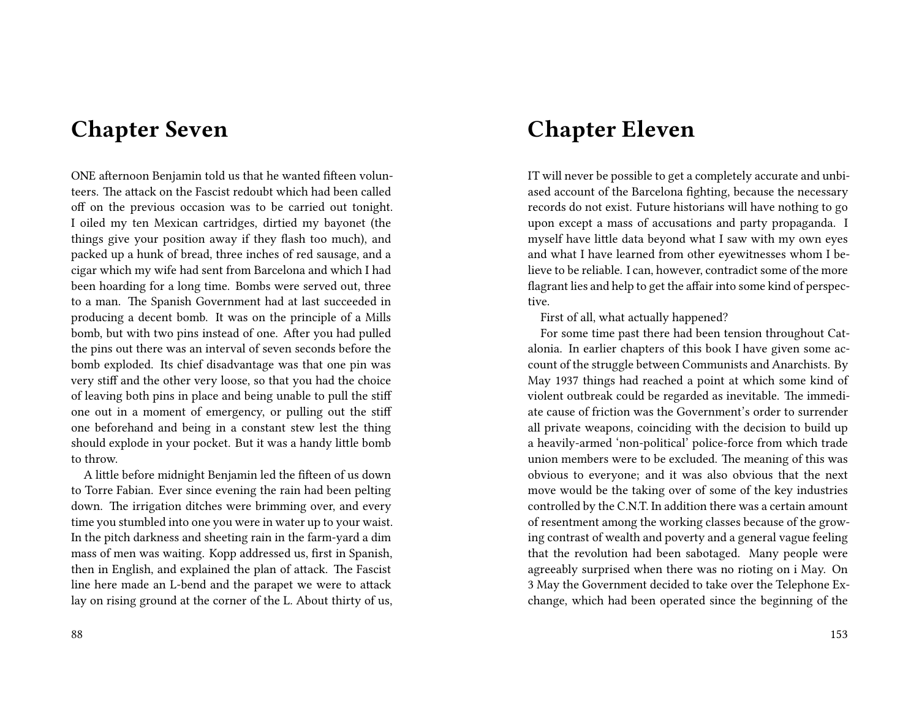# Chapter Seven

ONE afternoon Benjamin told us that he wanted fifteen volunteers. The attack on the Fascist redoubt which had been called off on the previous occasion was to be carried out tonight. I oiled my ten Mexican cartridges, dirtied my bayonet (the things give your position away if they flash too much), and packed up a hunk of bread, three inches of red sausage, and a cigar which my wife had sent from Barcelona and which I had been hoarding for a long time. Bombs were served out, three to a man. The Spanish Government had at last succeeded in producing a decent bomb. It was on the principle of a Mills bomb, but with two pins instead of one. After you had pulled the pins out there was an interval of seven seconds before the bomb exploded. Its chief disadvantage was that one pin was very stiff and the other very loose, so that you had the choice of leaving both pins in place and being unable to pull the stiff one out in a moment of emergency, or pulling out the stiff one beforehand and being in a constant stew lest the thing should explode in your pocket. But it was a handy little bomb to throw.

A little before midnight Benjamin led the fifteen of us down to Torre Fabian. Ever since evening the rain had been pelting down. The irrigation ditches were brimming over, and every time you stumbled into one you were in water up to your waist. In the pitch darkness and sheeting rain in the farm-yard a dim mass of men was waiting. Kopp addressed us, first in Spanish, then in English, and explained the plan of attack. The Fascist line here made an L-bend and the parapet we were to attack lay on rising ground at the corner of the L. About thirty of us,

# Chapter Eleven

IT will never be possible to get a completely accurate and unbiased account of the Barcelona fighting, because the necessary records do not exist. Future historians will have nothing to go upon except a mass of accusations and party propaganda. I myself have little data beyond what I saw with my own eyes and what I have learned from other eyewitnesses whom I believe to be reliable. I can, however, contradict some of the more flagrant lies and help to get the affair into some kind of perspective.

First of all, what actually happened?

For some time past there had been tension throughout Catalonia. In earlier chapters of this book I have given some account of the struggle between Communists and Anarchists. By May 1937 things had reached a point at which some kind of violent outbreak could be regarded as inevitable. The immediate cause of friction was the Government's order to surrender all private weapons, coinciding with the decision to build up a heavily-armed 'non-political' police-force from which trade union members were to be excluded. The meaning of this was obvious to everyone; and it was also obvious that the next move would be the taking over of some of the key industries controlled by the C.N.T. In addition there was a certain amount of resentment among the working classes because of the growing contrast of wealth and poverty and a general vague feeling that the revolution had been sabotaged. Many people were agreeably surprised when there was no rioting on i May. On 3 May the Government decided to take over the Telephone Exchange, which had been operated since the beginning of the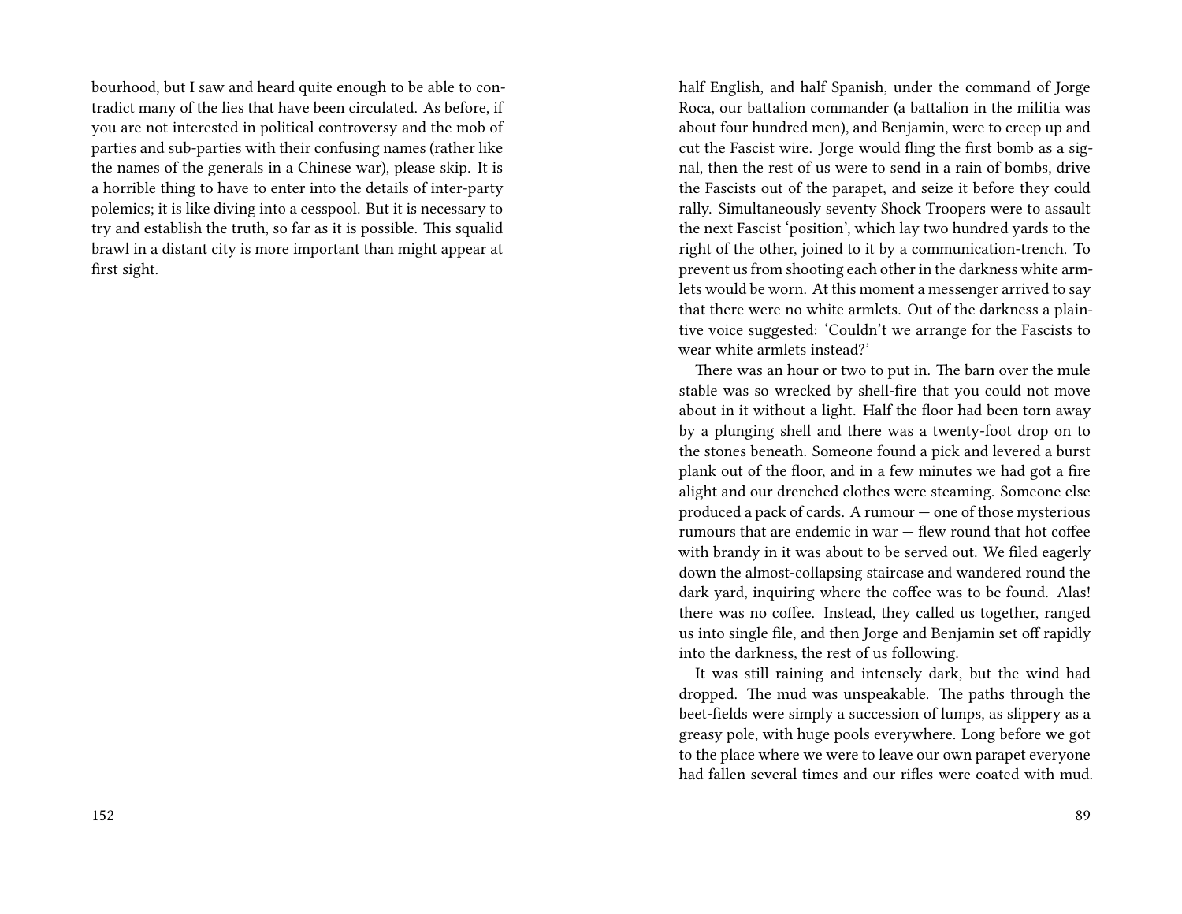bourhood, but I saw and heard quite enough to be able to contradict many of the lies that have been circulated. As before, if you are not interested in political controversy and the mob of parties and sub-parties with their confusing names (rather like the names of the generals in a Chinese war), please skip. It is a horrible thing to have to enter into the details of inter-party polemics; it is like diving into a cesspool. But it is necessary to try and establish the truth, so far as it is possible. This squalid brawl in a distant city is more important than might appear at first sight.

half English, and half Spanish, under the command of Jorge Roca, our battalion commander (a battalion in the militia was about four hundred men), and Benjamin, were to creep up and cut the Fascist wire. Jorge would fling the first bomb as a signal, then the rest of us were to send in a rain of bombs, drive the Fascists out of the parapet, and seize it before they could rally. Simultaneously seventy Shock Troopers were to assault the next Fascist 'position', which lay two hundred yards to the right of the other, joined to it by a communication-trench. To prevent us from shooting each other in the darkness white armlets would be worn. At this moment a messenger arrived to say that there were no white armlets. Out of the darkness a plaintive voice suggested: 'Couldn't we arrange for the Fascists to wear white armlets instead?'

There was an hour or two to put in. The barn over the mule stable was so wrecked by shell-fire that you could not move about in it without a light. Half the floor had been torn away by a plunging shell and there was a twenty-foot drop on to the stones beneath. Someone found a pick and levered a burst plank out of the floor, and in a few minutes we had got a fire alight and our drenched clothes were steaming. Someone else produced a pack of cards. A rumour — one of those mysterious rumours that are endemic in war — flew round that hot coffee with brandy in it was about to be served out. We filed eagerly down the almost-collapsing staircase and wandered round the dark yard, inquiring where the coffee was to be found. Alas! there was no coffee. Instead, they called us together, ranged us into single file, and then Jorge and Benjamin set off rapidly into the darkness, the rest of us following.

It was still raining and intensely dark, but the wind had dropped. The mud was unspeakable. The paths through the beet-fields were simply a succession of lumps, as slippery as a greasy pole, with huge pools everywhere. Long before we got to the place where we were to leave our own parapet everyone had fallen several times and our rifles were coated with mud.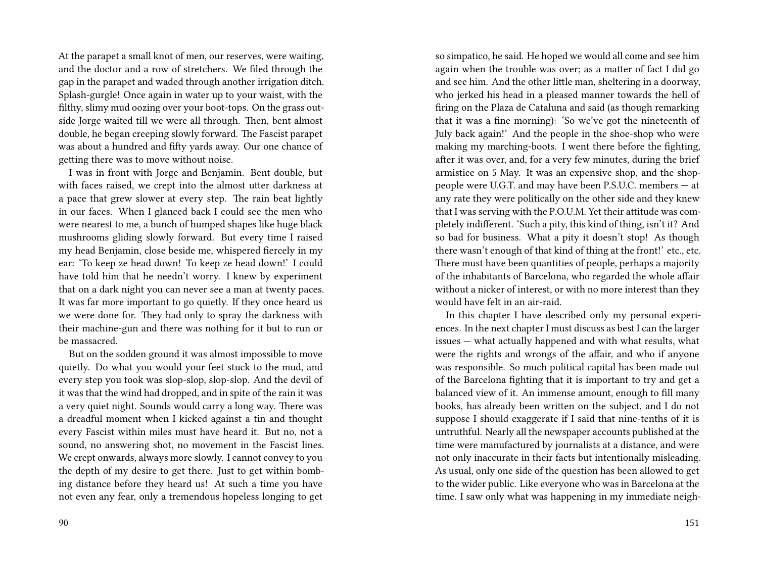At the parapet a small knot of men, our reserves, were waiting, and the doctor and a row of stretchers. We filed through the gap in the parapet and waded through another irrigation ditch. Splash-gurgle! Once again in water up to your waist, with the filthy, slimy mud oozing over your boot-tops. On the grass outside Jorge waited till we were all through. Then, bent almost double, he began creeping slowly forward. The Fascist parapet was about a hundred and fifty yards away. Our one chance of getting there was to move without noise.

I was in front with Jorge and Benjamin. Bent double, but with faces raised, we crept into the almost utter darkness at a pace that grew slower at every step. The rain beat lightly in our faces. When I glanced back I could see the men who were nearest to me, a bunch of humped shapes like huge black mushrooms gliding slowly forward. But every time I raised my head Benjamin, close beside me, whispered fiercely in my ear: 'To keep ze head down! To keep ze head down!' I could have told him that he needn't worry. I knew by experiment that on a dark night you can never see a man at twenty paces. It was far more important to go quietly. If they once heard us we were done for. They had only to spray the darkness with their machine-gun and there was nothing for it but to run or be massacred.

But on the sodden ground it was almost impossible to move quietly. Do what you would your feet stuck to the mud, and every step you took was slop-slop, slop-slop. And the devil of it was that the wind had dropped, and in spite of the rain it was a very quiet night. Sounds would carry a long way. There was a dreadful moment when I kicked against a tin and thought every Fascist within miles must have heard it. But no, not a sound, no answering shot, no movement in the Fascist lines. We crept onwards, always more slowly. I cannot convey to you the depth of my desire to get there. Just to get within bombing distance before they heard us! At such a time you have not even any fear, only a tremendous hopeless longing to get

so simpatico, he said. He hoped we would all come and see him again when the trouble was over; as a matter of fact I did go and see him. And the other little man, sheltering in a doorway, who jerked his head in a pleased manner towards the hell of firing on the Plaza de Cataluna and said (as though remarking that it was a fine morning): 'So we've got the nineteenth of July back again!' And the people in the shoe-shop who were making my marching-boots. I went there before the fighting, after it was over, and, for a very few minutes, during the brief armistice on 5 May. It was an expensive shop, and the shop-people were U.G.T. and may have been P.S.U.C. members — at any rate they were politically on the other side and they knew that I was serving with the P.O.U.M. Yet their attitude was completely indifferent. 'Such a pity, this kind of thing, isn't it? And so bad for business. What a pity it doesn't stop! As though there wasn't enough of that kind of thing at the front!' etc., etc. There must have been quantities of people, perhaps a majority of the inhabitants of Barcelona, who regarded the whole affair without a nicker of interest, or with no more interest than they would have felt in an air-raid.

In this chapter I have described only my personal experiences. In the next chapter I must discuss as best I can the larger issues — what actually happened and with what results, what were the rights and wrongs of the affair, and who if anyone was responsible. So much political capital has been made out of the Barcelona fighting that it is important to try and get a balanced view of it. An immense amount, enough to fill many books, has already been written on the subject, and I do not suppose I should exaggerate if I said that nine-tenths of it is untruthful. Nearly all the newspaper accounts published at the time were manufactured by journalists at a distance, and were not only inaccurate in their facts but intentionally misleading. As usual, only one side of the question has been allowed to get to the wider public. Like everyone who was in Barcelona at the time. I saw only what was happening in my immediate neigh-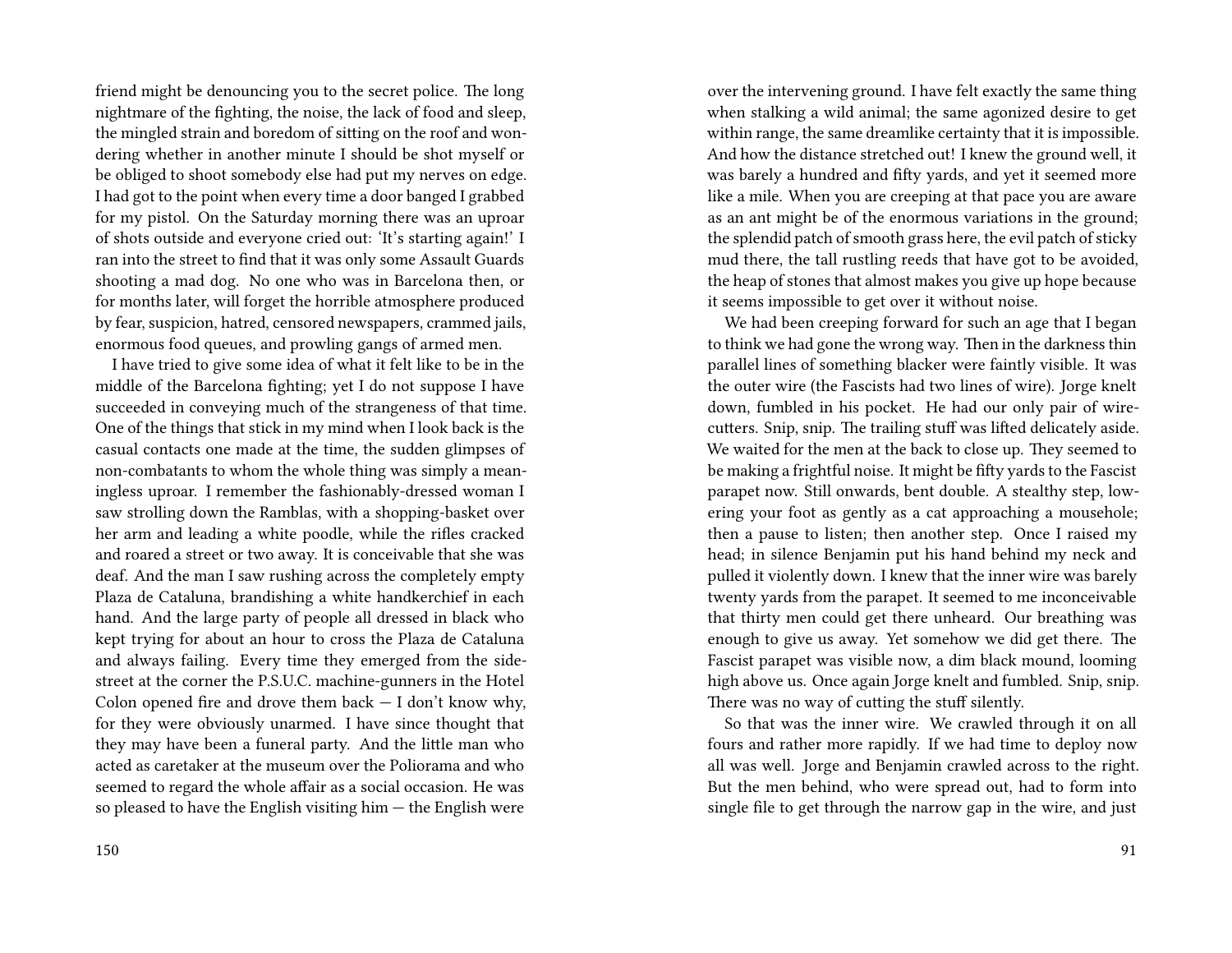friend might be denouncing you to the secret police. The long nightmare of the fighting, the noise, the lack of food and sleep, the mingled strain and boredom of sitting on the roof and wondering whether in another minute I should be shot myself or be obliged to shoot somebody else had put my nerves on edge. I had got to the point when every time a door banged I grabbed for my pistol. On the Saturday morning there was an uproar of shots outside and everyone cried out: 'It's starting again!' I ran into the street to find that it was only some Assault Guards shooting a mad dog. No one who was in Barcelona then, or for months later, will forget the horrible atmosphere produced by fear, suspicion, hatred, censored newspapers, crammed jails, enormous food queues, and prowling gangs of armed men.

I have tried to give some idea of what it felt like to be in the middle of the Barcelona fighting; yet I do not suppose I have succeeded in conveying much of the strangeness of that time. One of the things that stick in my mind when I look back is the casual contacts one made at the time, the sudden glimpses of non-combatants to whom the whole thing was simply a meaningless uproar. I remember the fashionably-dressed woman I saw strolling down the Ramblas, with a shopping-basket over her arm and leading a white poodle, while the rifles cracked and roared a street or two away. It is conceivable that she was deaf. And the man I saw rushing across the completely empty Plaza de Cataluna, brandishing a white handkerchief in each hand. And the large party of people all dressed in black who kept trying for about an hour to cross the Plaza de Cataluna and always failing. Every time they emerged from the side-street at the corner the P.S.U.C. machine-gunners in the Hotel Colon opened fire and drove them back — I don't know why, for they were obviously unarmed. I have since thought that they may have been a funeral party. And the little man who acted as caretaker at the museum over the Poliorama and who seemed to regard the whole affair as a social occasion. He was so pleased to have the English visiting him — the English were

over the intervening ground. I have felt exactly the same thing when stalking a wild animal; the same agonized desire to get within range, the same dreamlike certainty that it is impossible. And how the distance stretched out! I knew the ground well, it was barely a hundred and fifty yards, and yet it seemed more like a mile. When you are creeping at that pace you are aware as an ant might be of the enormous variations in the ground; the splendid patch of smooth grass here, the evil patch of sticky mud there, the tall rustling reeds that have got to be avoided, the heap of stones that almost makes you give up hope because it seems impossible to get over it without noise.

We had been creeping forward for such an age that I began to think we had gone the wrong way. Then in the darkness thin parallel lines of something blacker were faintly visible. It was the outer wire (the Fascists had two lines of wire). Jorge knelt down, fumbled in his pocket. He had our only pair of wire-cutters. Snip, snip. The trailing stuff was lifted delicately aside. We waited for the men at the back to close up. They seemed to be making a frightful noise. It might be fifty yards to the Fascist parapet now. Still onwards, bent double. A stealthy step, lowering your foot as gently as a cat approaching a mousehole; then a pause to listen; then another step. Once I raised my head; in silence Benjamin put his hand behind my neck and pulled it violently down. I knew that the inner wire was barely twenty yards from the parapet. It seemed to me inconceivable that thirty men could get there unheard. Our breathing was enough to give us away. Yet somehow we did get there. The Fascist parapet was visible now, a dim black mound, looming high above us. Once again Jorge knelt and fumbled. Snip, snip. There was no way of cutting the stuff silently.

So that was the inner wire. We crawled through it on all fours and rather more rapidly. If we had time to deploy now all was well. Jorge and Benjamin crawled across to the right. But the men behind, who were spread out, had to form into single file to get through the narrow gap in the wire, and just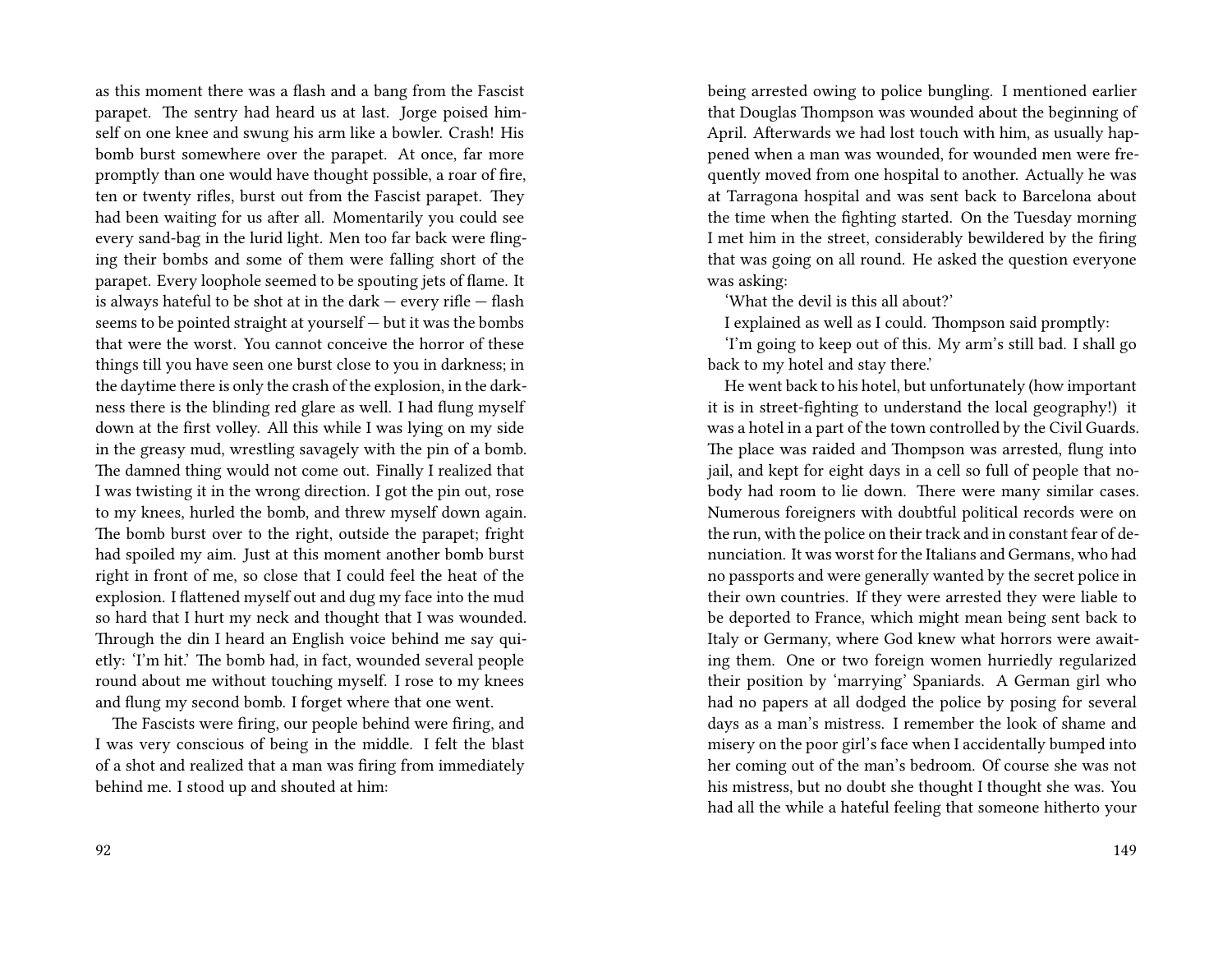as this moment there was a flash and a bang from the Fascist parapet. The sentry had heard us at last. Jorge poised himself on one knee and swung his arm like a bowler. Crash! His bomb burst somewhere over the parapet. At once, far more promptly than one would have thought possible, a roar of fire, ten or twenty rifles, burst out from the Fascist parapet. They had been waiting for us after all. Momentarily you could see every sand-bag in the lurid light. Men too far back were flinging their bombs and some of them were falling short of the parapet. Every loophole seemed to be spouting jets of flame. It is always hateful to be shot at in the dark — every rifle — flash seems to be pointed straight at yourself — but it was the bombs that were the worst. You cannot conceive the horror of these things till you have seen one burst close to you in darkness; in the daytime there is only the crash of the explosion, in the darkness there is the blinding red glare as well. I had flung myself down at the first volley. All this while I was lying on my side in the greasy mud, wrestling savagely with the pin of a bomb. The damned thing would not come out. Finally I realized that I was twisting it in the wrong direction. I got the pin out, rose to my knees, hurled the bomb, and threw myself down again. The bomb burst over to the right, outside the parapet; fright had spoiled my aim. Just at this moment another bomb burst right in front of me, so close that I could feel the heat of the explosion. I flattened myself out and dug my face into the mud so hard that I hurt my neck and thought that I was wounded. Through the din I heard an English voice behind me say quietly: 'I'm hit.' The bomb had, in fact, wounded several people round about me without touching myself. I rose to my knees and flung my second bomb. I forget where that one went.

The Fascists were firing, our people behind were firing, and I was very conscious of being in the middle. I felt the blast of a shot and realized that a man was firing from immediately behind me. I stood up and shouted at him:

being arrested owing to police bungling. I mentioned earlier that Douglas Thompson was wounded about the beginning of April. Afterwards we had lost touch with him, as usually happened when a man was wounded, for wounded men were frequently moved from one hospital to another. Actually he was at Tarragona hospital and was sent back to Barcelona about the time when the fighting started. On the Tuesday morning I met him in the street, considerably bewildered by the firing that was going on all round. He asked the question everyone was asking:

'What the devil is this all about?'

I explained as well as I could. Thompson said promptly:

'I'm going to keep out of this. My arm's still bad. I shall go back to my hotel and stay there.'

He went back to his hotel, but unfortunately (how important it is in street-fighting to understand the local geography!) it was a hotel in a part of the town controlled by the Civil Guards. The place was raided and Thompson was arrested, flung into jail, and kept for eight days in a cell so full of people that nobody had room to lie down. There were many similar cases. Numerous foreigners with doubtful political records were on the run, with the police on their track and in constant fear of denunciation. It was worst for the Italians and Germans, who had no passports and were generally wanted by the secret police in their own countries. If they were arrested they were liable to be deported to France, which might mean being sent back to Italy or Germany, where God knew what horrors were awaiting them. One or two foreign women hurriedly regularized their position by 'marrying' Spaniards. A German girl who had no papers at all dodged the police by posing for several days as a man's mistress. I remember the look of shame and misery on the poor girl's face when I accidentally bumped into her coming out of the man's bedroom. Of course she was not his mistress, but no doubt she thought I thought she was. You had all the while a hateful feeling that someone hitherto your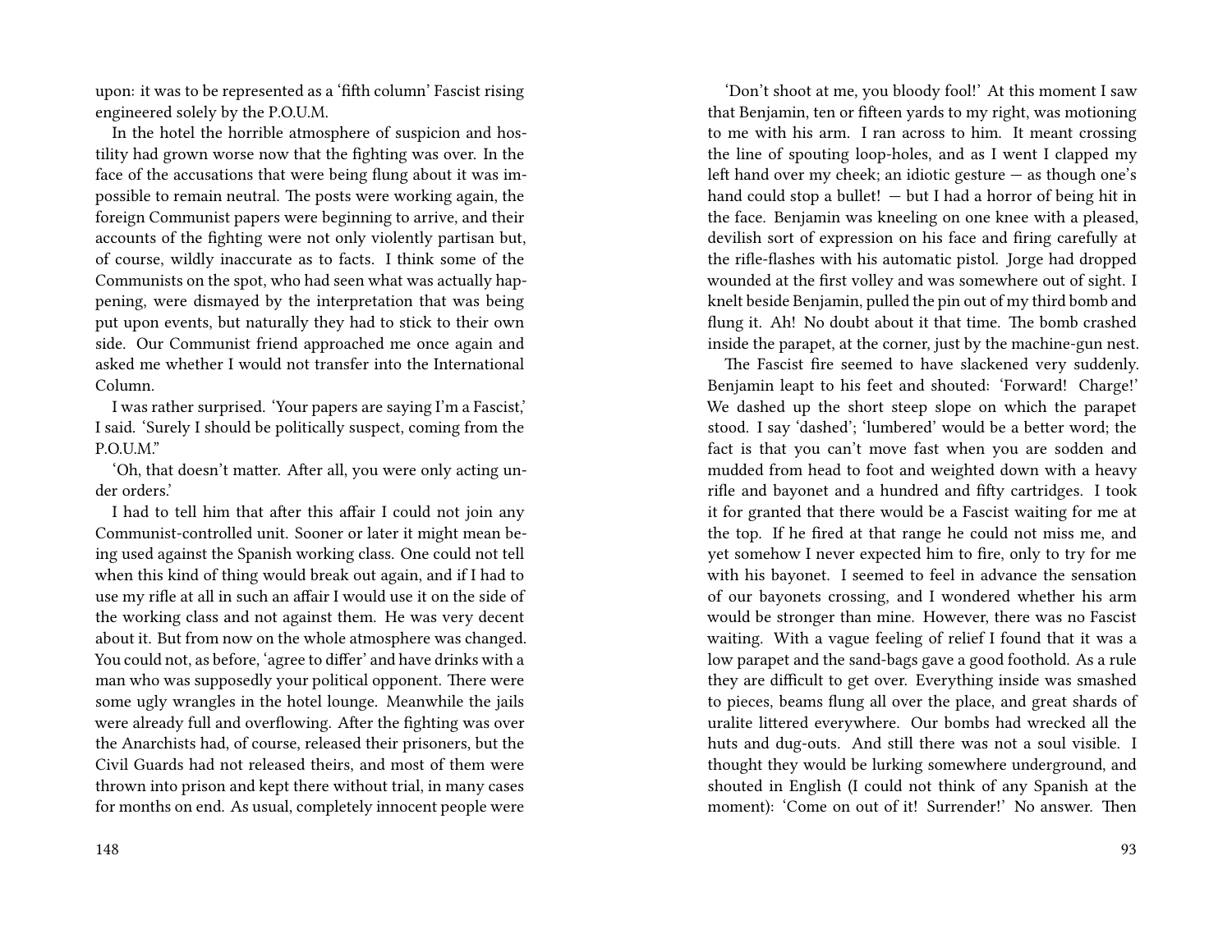upon: it was to be represented as a 'fifth column' Fascist rising engineered solely by the P.O.U.M.

In the hotel the horrible atmosphere of suspicion and hostility had grown worse now that the fighting was over. In the face of the accusations that were being flung about it was impossible to remain neutral. The posts were working again, the foreign Communist papers were beginning to arrive, and their accounts of the fighting were not only violently partisan but, of course, wildly inaccurate as to facts. I think some of the Communists on the spot, who had seen what was actually happening, were dismayed by the interpretation that was being put upon events, but naturally they had to stick to their own side. Our Communist friend approached me once again and asked me whether I would not transfer into the International Column.

I was rather surprised. 'Your papers are saying I'm a Fascist,' I said. 'Surely I should be politically suspect, coming from the P.O.U.M."

'Oh, that doesn't matter. After all, you were only acting under orders.'

I had to tell him that after this affair I could not join any Communist-controlled unit. Sooner or later it might mean being used against the Spanish working class. One could not tell when this kind of thing would break out again, and if I had to use my rifle at all in such an affair I would use it on the side of the working class and not against them. He was very decent about it. But from now on the whole atmosphere was changed. You could not, as before, 'agree to differ' and have drinks with a man who was supposedly your political opponent. There were some ugly wrangles in the hotel lounge. Meanwhile the jails were already full and overflowing. After the fighting was over the Anarchists had, of course, released their prisoners, but the Civil Guards had not released theirs, and most of them were thrown into prison and kept there without trial, in many cases for months on end. As usual, completely innocent people were

'Don't shoot at me, you bloody fool!' At this moment I saw that Benjamin, ten or fifteen yards to my right, was motioning to me with his arm. I ran across to him. It meant crossing the line of spouting loop-holes, and as I went I clapped my left hand over my cheek; an idiotic gesture — as though one's hand could stop a bullet! — but I had a horror of being hit in the face. Benjamin was kneeling on one knee with a pleased, devilish sort of expression on his face and firing carefully at the rifle-flashes with his automatic pistol. Jorge had dropped wounded at the first volley and was somewhere out of sight. I knelt beside Benjamin, pulled the pin out of my third bomb and flung it. Ah! No doubt about it that time. The bomb crashed inside the parapet, at the corner, just by the machine-gun nest.

The Fascist fire seemed to have slackened very suddenly. Benjamin leapt to his feet and shouted: 'Forward! Charge!' We dashed up the short steep slope on which the parapet stood. I say 'dashed'; 'lumbered' would be a better word; the fact is that you can't move fast when you are sodden and mudded from head to foot and weighted down with a heavy rifle and bayonet and a hundred and fifty cartridges. I took it for granted that there would be a Fascist waiting for me at the top. If he fired at that range he could not miss me, and yet somehow I never expected him to fire, only to try for me with his bayonet. I seemed to feel in advance the sensation of our bayonets crossing, and I wondered whether his arm would be stronger than mine. However, there was no Fascist waiting. With a vague feeling of relief I found that it was a low parapet and the sand-bags gave a good foothold. As a rule they are difficult to get over. Everything inside was smashed to pieces, beams flung all over the place, and great shards of uralite littered everywhere. Our bombs had wrecked all the huts and dug-outs. And still there was not a soul visible. I thought they would be lurking somewhere underground, and shouted in English (I could not think of any Spanish at the moment): 'Come on out of it! Surrender!' No answer. Then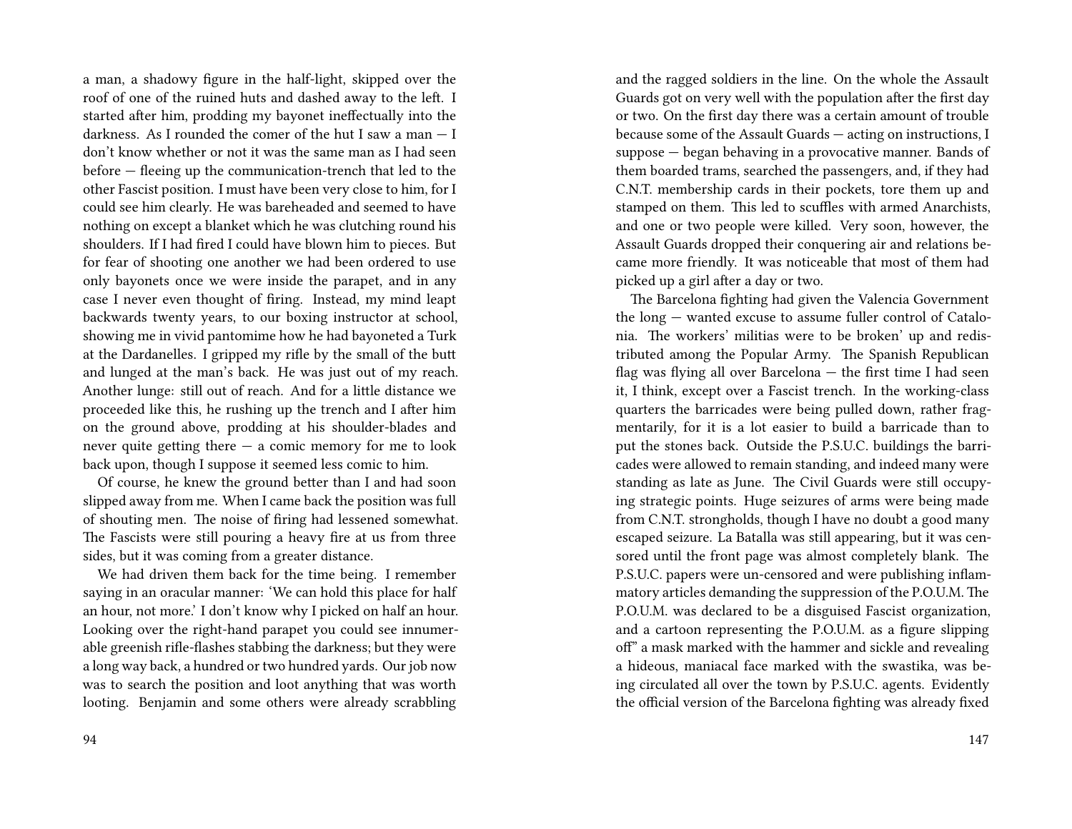a man, a shadowy figure in the half-light, skipped over the roof of one of the ruined huts and dashed away to the left. I started after him, prodding my bayonet ineffectually into the darkness. As I rounded the comer of the hut I saw a man — I don't know whether or not it was the same man as I had seen before — fleeing up the communication-trench that led to the other Fascist position. I must have been very close to him, for I could see him clearly. He was bareheaded and seemed to have nothing on except a blanket which he was clutching round his shoulders. If I had fired I could have blown him to pieces. But for fear of shooting one another we had been ordered to use only bayonets once we were inside the parapet, and in any case I never even thought of firing. Instead, my mind leapt backwards twenty years, to our boxing instructor at school, showing me in vivid pantomime how he had bayoneted a Turk at the Dardanelles. I gripped my rifle by the small of the butt and lunged at the man's back. He was just out of my reach. Another lunge: still out of reach. And for a little distance we proceeded like this, he rushing up the trench and I after him on the ground above, prodding at his shoulder-blades and never quite getting there — a comic memory for me to look back upon, though I suppose it seemed less comic to him.

Of course, he knew the ground better than I and had soon slipped away from me. When I came back the position was full of shouting men. The noise of firing had lessened somewhat. The Fascists were still pouring a heavy fire at us from three sides, but it was coming from a greater distance.

We had driven them back for the time being. I remember saying in an oracular manner: 'We can hold this place for half an hour, not more.' I don't know why I picked on half an hour. Looking over the right-hand parapet you could see innumerable greenish rifle-flashes stabbing the darkness; but they were a long way back, a hundred or two hundred yards. Our job now was to search the position and loot anything that was worth looting. Benjamin and some others were already scrabbling

and the ragged soldiers in the line. On the whole the Assault Guards got on very well with the population after the first day or two. On the first day there was a certain amount of trouble because some of the Assault Guards — acting on instructions, I suppose — began behaving in a provocative manner. Bands of them boarded trams, searched the passengers, and, if they had C.N.T. membership cards in their pockets, tore them up and stamped on them. This led to scuffles with armed Anarchists, and one or two people were killed. Very soon, however, the Assault Guards dropped their conquering air and relations became more friendly. It was noticeable that most of them had picked up a girl after a day or two.

The Barcelona fighting had given the Valencia Government the long — wanted excuse to assume fuller control of Catalonia. The workers' militias were to be broken' up and redistributed among the Popular Army. The Spanish Republican flag was flying all over Barcelona — the first time I had seen it, I think, except over a Fascist trench. In the working-class quarters the barricades were being pulled down, rather fragmentarily, for it is a lot easier to build a barricade than to put the stones back. Outside the P.S.U.C. buildings the barricades were allowed to remain standing, and indeed many were standing as late as June. The Civil Guards were still occupying strategic points. Huge seizures of arms were being made from C.N.T. strongholds, though I have no doubt a good many escaped seizure. La Batalla was still appearing, but it was censored until the front page was almost completely blank. The P.S.U.C. papers were un-censored and were publishing inflammatory articles demanding the suppression of the P.O.U.M. The P.O.U.M. was declared to be a disguised Fascist organization, and a cartoon representing the P.O.U.M. as a figure slipping off" a mask marked with the hammer and sickle and revealing a hideous, maniacal face marked with the swastika, was being circulated all over the town by P.S.U.C. agents. Evidently the official version of the Barcelona fighting was already fixed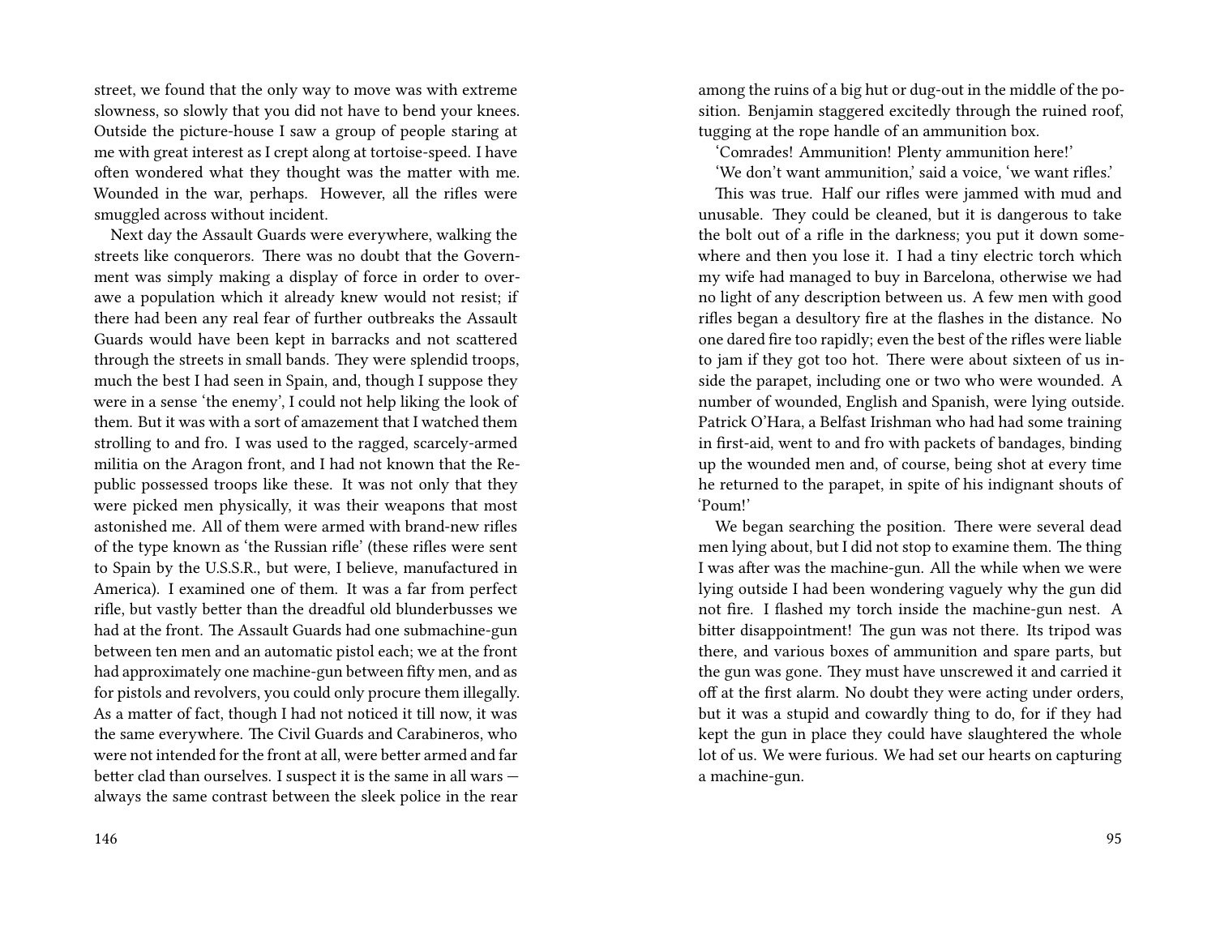street, we found that the only way to move was with extreme slowness, so slowly that you did not have to bend your knees. Outside the picture-house I saw a group of people staring at me with great interest as I crept along at tortoise-speed. I have often wondered what they thought was the matter with me. Wounded in the war, perhaps. However, all the rifles were smuggled across without incident.

Next day the Assault Guards were everywhere, walking the streets like conquerors. There was no doubt that the Government was simply making a display of force in order to overawe a population which it already knew would not resist; if there had been any real fear of further outbreaks the Assault Guards would have been kept in barracks and not scattered through the streets in small bands. They were splendid troops, much the best I had seen in Spain, and, though I suppose they were in a sense 'the enemy', I could not help liking the look of them. But it was with a sort of amazement that I watched them strolling to and fro. I was used to the ragged, scarcely-armed militia on the Aragon front, and I had not known that the Republic possessed troops like these. It was not only that they were picked men physically, it was their weapons that most astonished me. All of them were armed with brand-new rifles of the type known as 'the Russian rifle' (these rifles were sent to Spain by the U.S.S.R., but were, I believe, manufactured in America). I examined one of them. It was a far from perfect rifle, but vastly better than the dreadful old blunderbusses we had at the front. The Assault Guards had one submachine-gun between ten men and an automatic pistol each; we at the front had approximately one machine-gun between fifty men, and as for pistols and revolvers, you could only procure them illegally. As a matter of fact, though I had not noticed it till now, it was the same everywhere. The Civil Guards and Carabineros, who were not intended for the front at all, were better armed and far better clad than ourselves. I suspect it is the same in all wars — always the same contrast between the sleek police in the rear

among the ruins of a big hut or dug-out in the middle of the position. Benjamin staggered excitedly through the ruined roof, tugging at the rope handle of an ammunition box.

'Comrades! Ammunition! Plenty ammunition here!'

'We don't want ammunition,' said a voice, 'we want rifles.'

This was true. Half our rifles were jammed with mud and unusable. They could be cleaned, but it is dangerous to take the bolt out of a rifle in the darkness; you put it down somewhere and then you lose it. I had a tiny electric torch which my wife had managed to buy in Barcelona, otherwise we had no light of any description between us. A few men with good rifles began a desultory fire at the flashes in the distance. No one dared fire too rapidly; even the best of the rifles were liable to jam if they got too hot. There were about sixteen of us inside the parapet, including one or two who were wounded. A number of wounded, English and Spanish, were lying outside. Patrick O'Hara, a Belfast Irishman who had had some training in first-aid, went to and fro with packets of bandages, binding up the wounded men and, of course, being shot at every time he returned to the parapet, in spite of his indignant shouts of 'Poum!'

We began searching the position. There were several dead men lying about, but I did not stop to examine them. The thing I was after was the machine-gun. All the while when we were lying outside I had been wondering vaguely why the gun did not fire. I flashed my torch inside the machine-gun nest. A bitter disappointment! The gun was not there. Its tripod was there, and various boxes of ammunition and spare parts, but the gun was gone. They must have unscrewed it and carried it off at the first alarm. No doubt they were acting under orders, but it was a stupid and cowardly thing to do, for if they had kept the gun in place they could have slaughtered the whole lot of us. We were furious. We had set our hearts on capturing a machine-gun.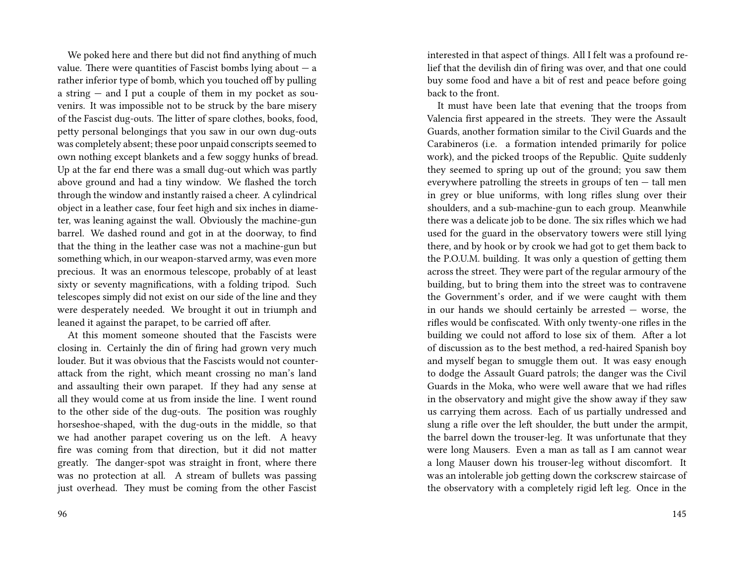We poked here and there but did not find anything of much value. There were quantities of Fascist bombs lying about — a rather inferior type of bomb, which you touched off by pulling a string — and I put a couple of them in my pocket as souvenirs. It was impossible not to be struck by the bare misery of the Fascist dug-outs. The litter of spare clothes, books, food, petty personal belongings that you saw in our own dug-outs was completely absent; these poor unpaid conscripts seemed to own nothing except blankets and a few soggy hunks of bread. Up at the far end there was a small dug-out which was partly above ground and had a tiny window. We flashed the torch through the window and instantly raised a cheer. A cylindrical object in a leather case, four feet high and six inches in diameter, was leaning against the wall. Obviously the machine-gun barrel. We dashed round and got in at the doorway, to find that the thing in the leather case was not a machine-gun but something which, in our weapon-starved army, was even more precious. It was an enormous telescope, probably of at least sixty or seventy magnifications, with a folding tripod. Such telescopes simply did not exist on our side of the line and they were desperately needed. We brought it out in triumph and leaned it against the parapet, to be carried off after.

At this moment someone shouted that the Fascists were closing in. Certainly the din of firing had grown very much louder. But it was obvious that the Fascists would not counter-attack from the right, which meant crossing no man's land and assaulting their own parapet. If they had any sense at all they would come at us from inside the line. I went round to the other side of the dug-outs. The position was roughly horseshoe-shaped, with the dug-outs in the middle, so that we had another parapet covering us on the left. A heavy fire was coming from that direction, but it did not matter greatly. The danger-spot was straight in front, where there was no protection at all. A stream of bullets was passing just overhead. They must be coming from the other Fascist

interested in that aspect of things. All I felt was a profound relief that the devilish din of firing was over, and that one could buy some food and have a bit of rest and peace before going back to the front.

It must have been late that evening that the troops from Valencia first appeared in the streets. They were the Assault Guards, another formation similar to the Civil Guards and the Carabineros (i.e. a formation intended primarily for police work), and the picked troops of the Republic. Quite suddenly they seemed to spring up out of the ground; you saw them everywhere patrolling the streets in groups of ten — tall men in grey or blue uniforms, with long rifles slung over their shoulders, and a sub-machine-gun to each group. Meanwhile there was a delicate job to be done. The six rifles which we had used for the guard in the observatory towers were still lying there, and by hook or by crook we had got to get them back to the P.O.U.M. building. It was only a question of getting them across the street. They were part of the regular armoury of the building, but to bring them into the street was to contravene the Government's order, and if we were caught with them in our hands we should certainly be arrested — worse, the rifles would be confiscated. With only twenty-one rifles in the building we could not afford to lose six of them. After a lot of discussion as to the best method, a red-haired Spanish boy and myself began to smuggle them out. It was easy enough to dodge the Assault Guard patrols; the danger was the Civil Guards in the Moka, who were well aware that we had rifles in the observatory and might give the show away if they saw us carrying them across. Each of us partially undressed and slung a rifle over the left shoulder, the butt under the armpit, the barrel down the trouser-leg. It was unfortunate that they were long Mausers. Even a man as tall as I am cannot wear a long Mauser down his trouser-leg without discomfort. It was an intolerable job getting down the corkscrew staircase of the observatory with a completely rigid left leg. Once in the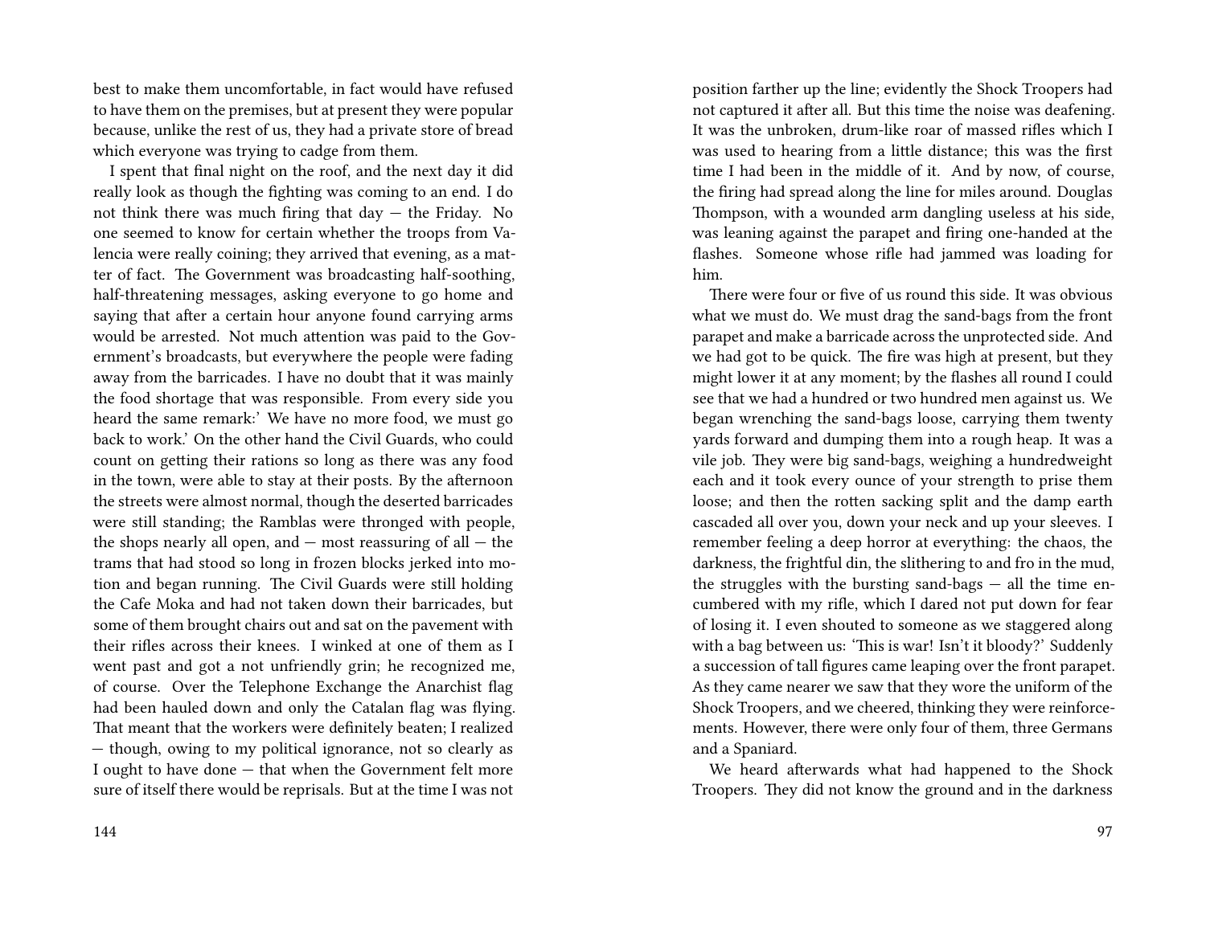best to make them uncomfortable, in fact would have refused to have them on the premises, but at present they were popular because, unlike the rest of us, they had a private store of bread which everyone was trying to cadge from them.

I spent that final night on the roof, and the next day it did really look as though the fighting was coming to an end. I do not think there was much firing that day — the Friday. No one seemed to know for certain whether the troops from Valencia were really coining; they arrived that evening, as a matter of fact. The Government was broadcasting half-soothing, half-threatening messages, asking everyone to go home and saying that after a certain hour anyone found carrying arms would be arrested. Not much attention was paid to the Government's broadcasts, but everywhere the people were fading away from the barricades. I have no doubt that it was mainly the food shortage that was responsible. From every side you heard the same remark:' We have no more food, we must go back to work.' On the other hand the Civil Guards, who could count on getting their rations so long as there was any food in the town, were able to stay at their posts. By the afternoon the streets were almost normal, though the deserted barricades were still standing; the Ramblas were thronged with people, the shops nearly all open, and — most reassuring of all — the trams that had stood so long in frozen blocks jerked into motion and began running. The Civil Guards were still holding the Cafe Moka and had not taken down their barricades, but some of them brought chairs out and sat on the pavement with their rifles across their knees. I winked at one of them as I went past and got a not unfriendly grin; he recognized me, of course. Over the Telephone Exchange the Anarchist flag had been hauled down and only the Catalan flag was flying. That meant that the workers were definitely beaten; I realized — though, owing to my political ignorance, not so clearly as I ought to have done — that when the Government felt more sure of itself there would be reprisals. But at the time I was not

position farther up the line; evidently the Shock Troopers had not captured it after all. But this time the noise was deafening. It was the unbroken, drum-like roar of massed rifles which I was used to hearing from a little distance; this was the first time I had been in the middle of it. And by now, of course, the firing had spread along the line for miles around. Douglas Thompson, with a wounded arm dangling useless at his side, was leaning against the parapet and firing one-handed at the flashes. Someone whose rifle had jammed was loading for him.

There were four or five of us round this side. It was obvious what we must do. We must drag the sand-bags from the front parapet and make a barricade across the unprotected side. And we had got to be quick. The fire was high at present, but they might lower it at any moment; by the flashes all round I could see that we had a hundred or two hundred men against us. We began wrenching the sand-bags loose, carrying them twenty yards forward and dumping them into a rough heap. It was a vile job. They were big sand-bags, weighing a hundredweight each and it took every ounce of your strength to prise them loose; and then the rotten sacking split and the damp earth cascaded all over you, down your neck and up your sleeves. I remember feeling a deep horror at everything: the chaos, the darkness, the frightful din, the slithering to and fro in the mud, the struggles with the bursting sand-bags — all the time encumbered with my rifle, which I dared not put down for fear of losing it. I even shouted to someone as we staggered along with a bag between us: 'This is war! Isn't it bloody?' Suddenly a succession of tall figures came leaping over the front parapet. As they came nearer we saw that they wore the uniform of the Shock Troopers, and we cheered, thinking they were reinforcements. However, there were only four of them, three Germans and a Spaniard.

We heard afterwards what had happened to the Shock Troopers. They did not know the ground and in the darkness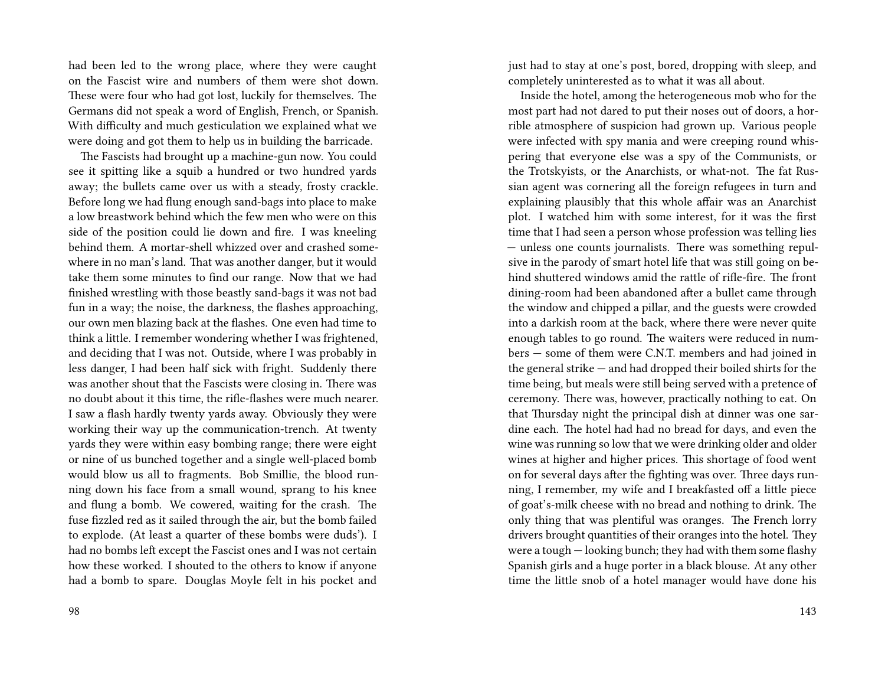had been led to the wrong place, where they were caught on the Fascist wire and numbers of them were shot down. These were four who had got lost, luckily for themselves. The Germans did not speak a word of English, French, or Spanish. With difficulty and much gesticulation we explained what we were doing and got them to help us in building the barricade.

The Fascists had brought up a machine-gun now. You could see it spitting like a squib a hundred or two hundred yards away; the bullets came over us with a steady, frosty crackle. Before long we had flung enough sand-bags into place to make a low breastwork behind which the few men who were on this side of the position could lie down and fire. I was kneeling behind them. A mortar-shell whizzed over and crashed somewhere in no man's land. That was another danger, but it would take them some minutes to find our range. Now that we had finished wrestling with those beastly sand-bags it was not bad fun in a way; the noise, the darkness, the flashes approaching, our own men blazing back at the flashes. One even had time to think a little. I remember wondering whether I was frightened, and deciding that I was not. Outside, where I was probably in less danger, I had been half sick with fright. Suddenly there was another shout that the Fascists were closing in. There was no doubt about it this time, the rifle-flashes were much nearer. I saw a flash hardly twenty yards away. Obviously they were working their way up the communication-trench. At twenty yards they were within easy bombing range; there were eight or nine of us bunched together and a single well-placed bomb would blow us all to fragments. Bob Smillie, the blood running down his face from a small wound, sprang to his knee and flung a bomb. We cowered, waiting for the crash. The fuse fizzled red as it sailed through the air, but the bomb failed to explode. (At least a quarter of these bombs were duds'). I had no bombs left except the Fascist ones and I was not certain how these worked. I shouted to the others to know if anyone had a bomb to spare. Douglas Moyle felt in his pocket and

just had to stay at one's post, bored, dropping with sleep, and completely uninterested as to what it was all about.

Inside the hotel, among the heterogeneous mob who for the most part had not dared to put their noses out of doors, a horrible atmosphere of suspicion had grown up. Various people were infected with spy mania and were creeping round whispering that everyone else was a spy of the Communists, or the Trotskyists, or the Anarchists, or what-not. The fat Russian agent was cornering all the foreign refugees in turn and explaining plausibly that this whole affair was an Anarchist plot. I watched him with some interest, for it was the first time that I had seen a person whose profession was telling lies — unless one counts journalists. There was something repulsive in the parody of smart hotel life that was still going on behind shuttered windows amid the rattle of rifle-fire. The front dining-room had been abandoned after a bullet came through the window and chipped a pillar, and the guests were crowded into a darkish room at the back, where there were never quite enough tables to go round. The waiters were reduced in numbers — some of them were C.N.T. members and had joined in the general strike — and had dropped their boiled shirts for the time being, but meals were still being served with a pretence of ceremony. There was, however, practically nothing to eat. On that Thursday night the principal dish at dinner was one sardine each. The hotel had had no bread for days, and even the wine was running so low that we were drinking older and older wines at higher and higher prices. This shortage of food went on for several days after the fighting was over. Three days running, I remember, my wife and I breakfasted off a little piece of goat's-milk cheese with no bread and nothing to drink. The only thing that was plentiful was oranges. The French lorry drivers brought quantities of their oranges into the hotel. They were a tough — looking bunch; they had with them some flashy Spanish girls and a huge porter in a black blouse. At any other time the little snob of a hotel manager would have done his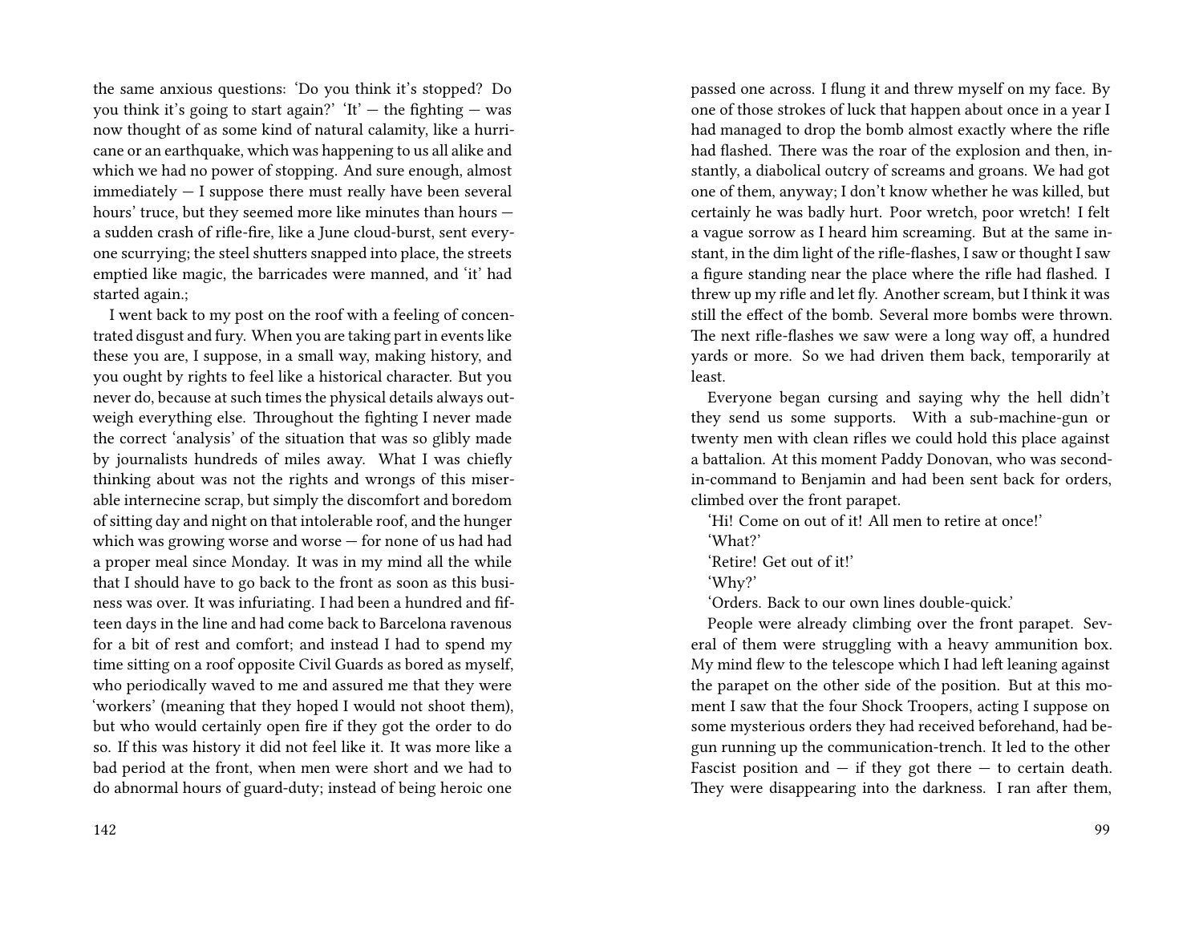the same anxious questions: 'Do you think it's stopped? Do you think it's going to start again?' 'It' — the fighting — was now thought of as some kind of natural calamity, like a hurricane or an earthquake, which was happening to us all alike and which we had no power of stopping. And sure enough, almost immediately — I suppose there must really have been several hours' truce, but they seemed more like minutes than hours — a sudden crash of rifle-fire, like a June cloud-burst, sent everyone scurrying; the steel shutters snapped into place, the streets emptied like magic, the barricades were manned, and 'it' had started again.;

I went back to my post on the roof with a feeling of concentrated disgust and fury. When you are taking part in events like these you are, I suppose, in a small way, making history, and you ought by rights to feel like a historical character. But you never do, because at such times the physical details always outweigh everything else. Throughout the fighting I never made the correct 'analysis' of the situation that was so glibly made by journalists hundreds of miles away. What I was chiefly thinking about was not the rights and wrongs of this miserable internecine scrap, but simply the discomfort and boredom of sitting day and night on that intolerable roof, and the hunger which was growing worse and worse — for none of us had had a proper meal since Monday. It was in my mind all the while that I should have to go back to the front as soon as this business was over. It was infuriating. I had been a hundred and fifteen days in the line and had come back to Barcelona ravenous for a bit of rest and comfort; and instead I had to spend my time sitting on a roof opposite Civil Guards as bored as myself, who periodically waved to me and assured me that they were 'workers' (meaning that they hoped I would not shoot them), but who would certainly open fire if they got the order to do so. If this was history it did not feel like it. It was more like a bad period at the front, when men were short and we had to do abnormal hours of guard-duty; instead of being heroic one

passed one across. I flung it and threw myself on my face. By one of those strokes of luck that happen about once in a year I had managed to drop the bomb almost exactly where the rifle had flashed. There was the roar of the explosion and then, instantly, a diabolical outcry of screams and groans. We had got one of them, anyway; I don't know whether he was killed, but certainly he was badly hurt. Poor wretch, poor wretch! I felt a vague sorrow as I heard him screaming. But at the same instant, in the dim light of the rifle-flashes, I saw or thought I saw a figure standing near the place where the rifle had flashed. I threw up my rifle and let fly. Another scream, but I think it was still the effect of the bomb. Several more bombs were thrown. The next rifle-flashes we saw were a long way off, a hundred yards or more. So we had driven them back, temporarily at least.

Everyone began cursing and saying why the hell didn't they send us some supports. With a sub-machine-gun or twenty men with clean rifles we could hold this place against a battalion. At this moment Paddy Donovan, who was second-in-command to Benjamin and had been sent back for orders, climbed over the front parapet.

'Hi! Come on out of it! All men to retire at once!'

'What?'

'Retire! Get out of it!'

'Why?'

'Orders. Back to our own lines double-quick.'

People were already climbing over the front parapet. Several of them were struggling with a heavy ammunition box. My mind flew to the telescope which I had left leaning against the parapet on the other side of the position. But at this moment I saw that the four Shock Troopers, acting I suppose on some mysterious orders they had received beforehand, had begun running up the communication-trench. It led to the other Fascist position and — if they got there — to certain death. They were disappearing into the darkness. I ran after them,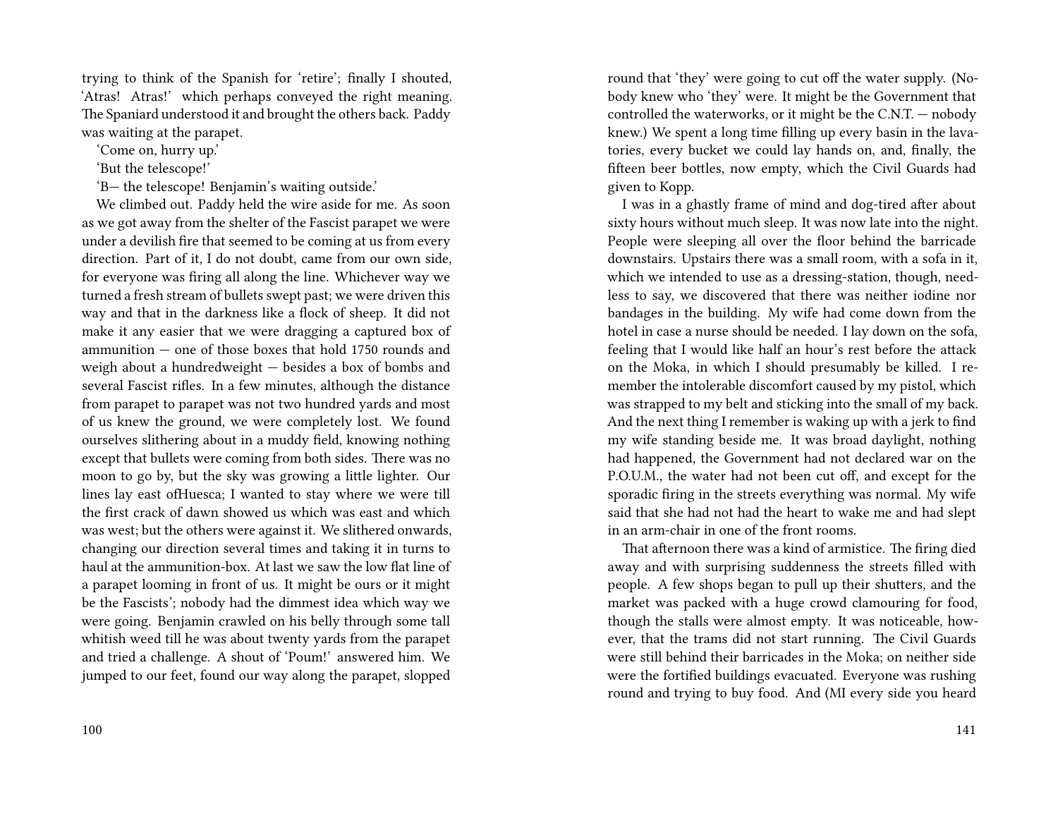trying to think of the Spanish for 'retire'; finally I shouted, 'Atras! Atras!' which perhaps conveyed the right meaning. The Spaniard understood it and brought the others back. Paddy was waiting at the parapet.

'Come on, hurry up.'

'But the telescope!'

'B— the telescope! Benjamin's waiting outside.'

We climbed out. Paddy held the wire aside for me. As soon as we got away from the shelter of the Fascist parapet we were under a devilish fire that seemed to be coming at us from every direction. Part of it, I do not doubt, came from our own side, for everyone was firing all along the line. Whichever way we turned a fresh stream of bullets swept past; we were driven this way and that in the darkness like a flock of sheep. It did not make it any easier that we were dragging a captured box of ammunition — one of those boxes that hold 1750 rounds and weigh about a hundredweight — besides a box of bombs and several Fascist rifles. In a few minutes, although the distance from parapet to parapet was not two hundred yards and most of us knew the ground, we were completely lost. We found ourselves slithering about in a muddy field, knowing nothing except that bullets were coming from both sides. There was no moon to go by, but the sky was growing a little lighter. Our lines lay east ofHuesca; I wanted to stay where we were till the first crack of dawn showed us which was east and which was west; but the others were against it. We slithered onwards, changing our direction several times and taking it in turns to haul at the ammunition-box. At last we saw the low flat line of a parapet looming in front of us. It might be ours or it might be the Fascists'; nobody had the dimmest idea which way we were going. Benjamin crawled on his belly through some tall whitish weed till he was about twenty yards from the parapet and tried a challenge. A shout of 'Poum!' answered him. We jumped to our feet, found our way along the parapet, slopped

round that 'they' were going to cut off the water supply. (Nobody knew who 'they' were. It might be the Government that controlled the waterworks, or it might be the C.N.T. — nobody knew.) We spent a long time filling up every basin in the lavatories, every bucket we could lay hands on, and, finally, the fifteen beer bottles, now empty, which the Civil Guards had given to Kopp.

I was in a ghastly frame of mind and dog-tired after about sixty hours without much sleep. It was now late into the night. People were sleeping all over the floor behind the barricade downstairs. Upstairs there was a small room, with a sofa in it, which we intended to use as a dressing-station, though, needless to say, we discovered that there was neither iodine nor bandages in the building. My wife had come down from the hotel in case a nurse should be needed. I lay down on the sofa, feeling that I would like half an hour's rest before the attack on the Moka, in which I should presumably be killed. I remember the intolerable discomfort caused by my pistol, which was strapped to my belt and sticking into the small of my back. And the next thing I remember is waking up with a jerk to find my wife standing beside me. It was broad daylight, nothing had happened, the Government had not declared war on the P.O.U.M., the water had not been cut off, and except for the sporadic firing in the streets everything was normal. My wife said that she had not had the heart to wake me and had slept in an arm-chair in one of the front rooms.

That afternoon there was a kind of armistice. The firing died away and with surprising suddenness the streets filled with people. A few shops began to pull up their shutters, and the market was packed with a huge crowd clamouring for food, though the stalls were almost empty. It was noticeable, however, that the trams did not start running. The Civil Guards were still behind their barricades in the Moka; on neither side were the fortified buildings evacuated. Everyone was rushing round and trying to buy food. And (MI every side you heard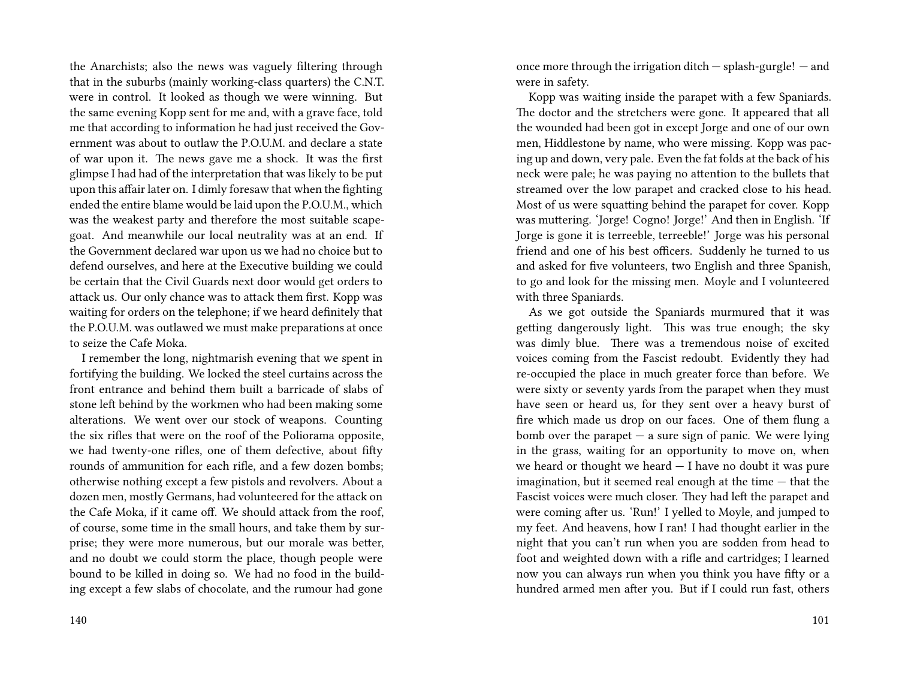the Anarchists; also the news was vaguely filtering through that in the suburbs (mainly working-class quarters) the C.N.T. were in control. It looked as though we were winning. But the same evening Kopp sent for me and, with a grave face, told me that according to information he had just received the Government was about to outlaw the P.O.U.M. and declare a state of war upon it. The news gave me a shock. It was the first glimpse I had had of the interpretation that was likely to be put upon this affair later on. I dimly foresaw that when the fighting ended the entire blame would be laid upon the P.O.U.M., which was the weakest party and therefore the most suitable scapegoat. And meanwhile our local neutrality was at an end. If the Government declared war upon us we had no choice but to defend ourselves, and here at the Executive building we could be certain that the Civil Guards next door would get orders to attack us. Our only chance was to attack them first. Kopp was waiting for orders on the telephone; if we heard definitely that the P.O.U.M. was outlawed we must make preparations at once to seize the Cafe Moka.

I remember the long, nightmarish evening that we spent in fortifying the building. We locked the steel curtains across the front entrance and behind them built a barricade of slabs of stone left behind by the workmen who had been making some alterations. We went over our stock of weapons. Counting the six rifles that were on the roof of the Poliorama opposite, we had twenty-one rifles, one of them defective, about fifty rounds of ammunition for each rifle, and a few dozen bombs; otherwise nothing except a few pistols and revolvers. About a dozen men, mostly Germans, had volunteered for the attack on the Cafe Moka, if it came off. We should attack from the roof, of course, some time in the small hours, and take them by surprise; they were more numerous, but our morale was better, and no doubt we could storm the place, though people were bound to be killed in doing so. We had no food in the building except a few slabs of chocolate, and the rumour had gone

once more through the irrigation ditch — splash-gurgle! — and were in safety.

Kopp was waiting inside the parapet with a few Spaniards. The doctor and the stretchers were gone. It appeared that all the wounded had been got in except Jorge and one of our own men, Hiddlestone by name, who were missing. Kopp was pacing up and down, very pale. Even the fat folds at the back of his neck were pale; he was paying no attention to the bullets that streamed over the low parapet and cracked close to his head. Most of us were squatting behind the parapet for cover. Kopp was muttering. 'Jorge! Cogno! Jorge!' And then in English. 'If Jorge is gone it is terreeble, terreeble!' Jorge was his personal friend and one of his best officers. Suddenly he turned to us and asked for five volunteers, two English and three Spanish, to go and look for the missing men. Moyle and I volunteered with three Spaniards.

As we got outside the Spaniards murmured that it was getting dangerously light. This was true enough; the sky was dimly blue. There was a tremendous noise of excited voices coming from the Fascist redoubt. Evidently they had re-occupied the place in much greater force than before. We were sixty or seventy yards from the parapet when they must have seen or heard us, for they sent over a heavy burst of fire which made us drop on our faces. One of them flung a bomb over the parapet — a sure sign of panic. We were lying in the grass, waiting for an opportunity to move on, when we heard or thought we heard — I have no doubt it was pure imagination, but it seemed real enough at the time — that the Fascist voices were much closer. They had left the parapet and were coming after us. 'Run!' I yelled to Moyle, and jumped to my feet. And heavens, how I ran! I had thought earlier in the night that you can't run when you are sodden from head to foot and weighted down with a rifle and cartridges; I learned now you can always run when you think you have fifty or a hundred armed men after you. But if I could run fast, others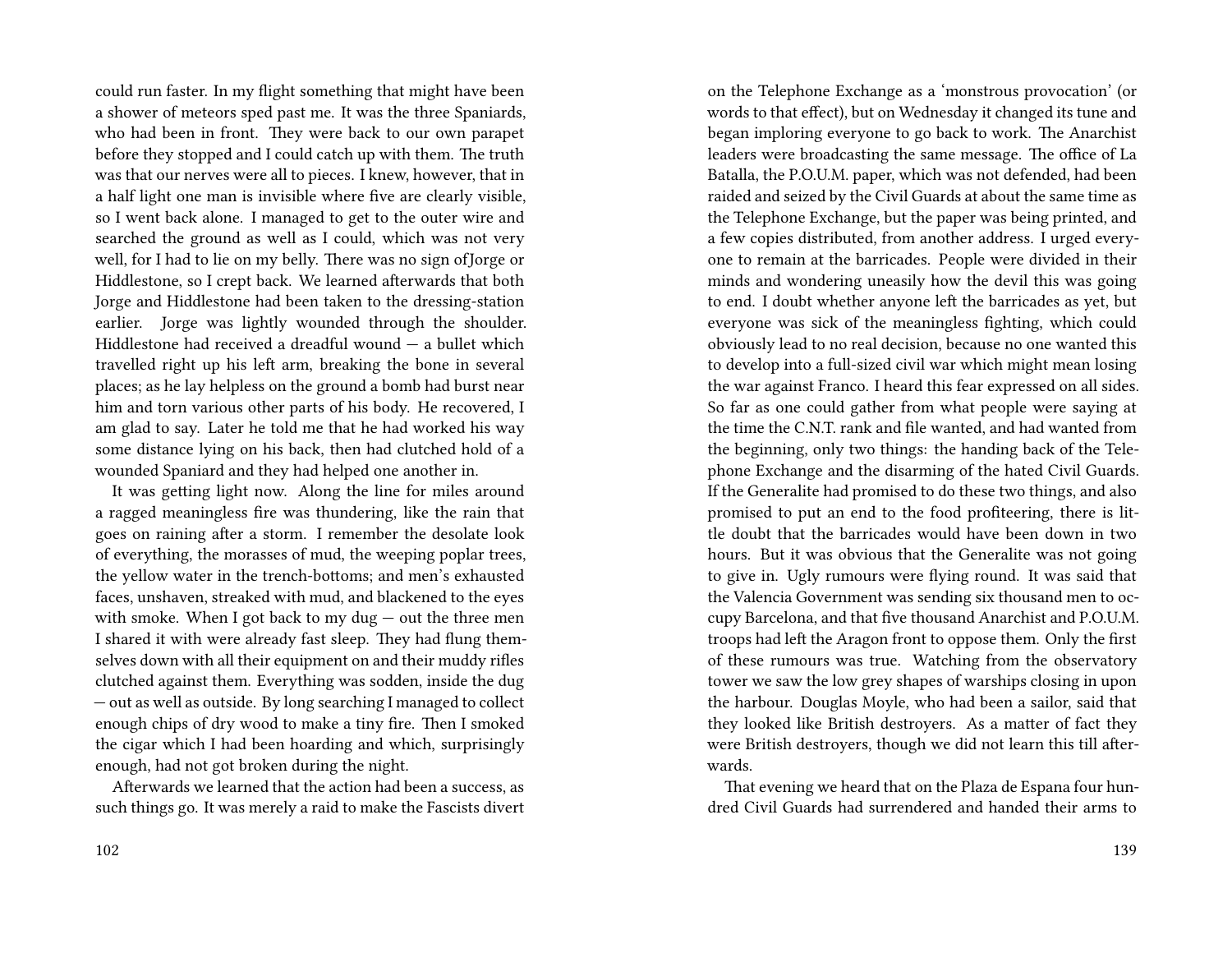could run faster. In my flight something that might have been a shower of meteors sped past me. It was the three Spaniards, who had been in front. They were back to our own parapet before they stopped and I could catch up with them. The truth was that our nerves were all to pieces. I knew, however, that in a half light one man is invisible where five are clearly visible, so I went back alone. I managed to get to the outer wire and searched the ground as well as I could, which was not very well, for I had to lie on my belly. There was no sign of Jorge or Hiddlestone, so I crept back. We learned afterwards that both Jorge and Hiddlestone had been taken to the dressing-station earlier. Jorge was lightly wounded through the shoulder. Hiddlestone had received a dreadful wound — a bullet which travelled right up his left arm, breaking the bone in several places; as he lay helpless on the ground a bomb had burst near him and torn various other parts of his body. He recovered, I am glad to say. Later he told me that he had worked his way some distance lying on his back, then had clutched hold of a wounded Spaniard and they had helped one another in.

It was getting light now. Along the line for miles around a ragged meaningless fire was thundering, like the rain that goes on raining after a storm. I remember the desolate look of everything, the morasses of mud, the weeping poplar trees, the yellow water in the trench-bottoms; and men's exhausted faces, unshaven, streaked with mud, and blackened to the eyes with smoke. When I got back to my dug — out the three men I shared it with were already fast sleep. They had flung themselves down with all their equipment on and their muddy rifles clutched against them. Everything was sodden, inside the dug — out as well as outside. By long searching I managed to collect enough chips of dry wood to make a tiny fire. Then I smoked the cigar which I had been hoarding and which, surprisingly enough, had not got broken during the night.

Afterwards we learned that the action had been a success, as such things go. It was merely a raid to make the Fascists divert

on the Telephone Exchange as a 'monstrous provocation' (or words to that effect), but on Wednesday it changed its tune and began imploring everyone to go back to work. The Anarchist leaders were broadcasting the same message. The office of La Batalla, the P.O.U.M. paper, which was not defended, had been raided and seized by the Civil Guards at about the same time as the Telephone Exchange, but the paper was being printed, and a few copies distributed, from another address. I urged everyone to remain at the barricades. People were divided in their minds and wondering uneasily how the devil this was going to end. I doubt whether anyone left the barricades as yet, but everyone was sick of the meaningless fighting, which could obviously lead to no real decision, because no one wanted this to develop into a full-sized civil war which might mean losing the war against Franco. I heard this fear expressed on all sides. So far as one could gather from what people were saying at the time the C.N.T. rank and file wanted, and had wanted from the beginning, only two things: the handing back of the Telephone Exchange and the disarming of the hated Civil Guards. If the Generalite had promised to do these two things, and also promised to put an end to the food profiteering, there is little doubt that the barricades would have been down in two hours. But it was obvious that the Generalite was not going to give in. Ugly rumours were flying round. It was said that the Valencia Government was sending six thousand men to occupy Barcelona, and that five thousand Anarchist and P.O.U.M. troops had left the Aragon front to oppose them. Only the first of these rumours was true. Watching from the observatory tower we saw the low grey shapes of warships closing in upon the harbour. Douglas Moyle, who had been a sailor, said that they looked like British destroyers. As a matter of fact they were British destroyers, though we did not learn this till afterwards.

That evening we heard that on the Plaza de Espana four hundred Civil Guards had surrendered and handed their arms to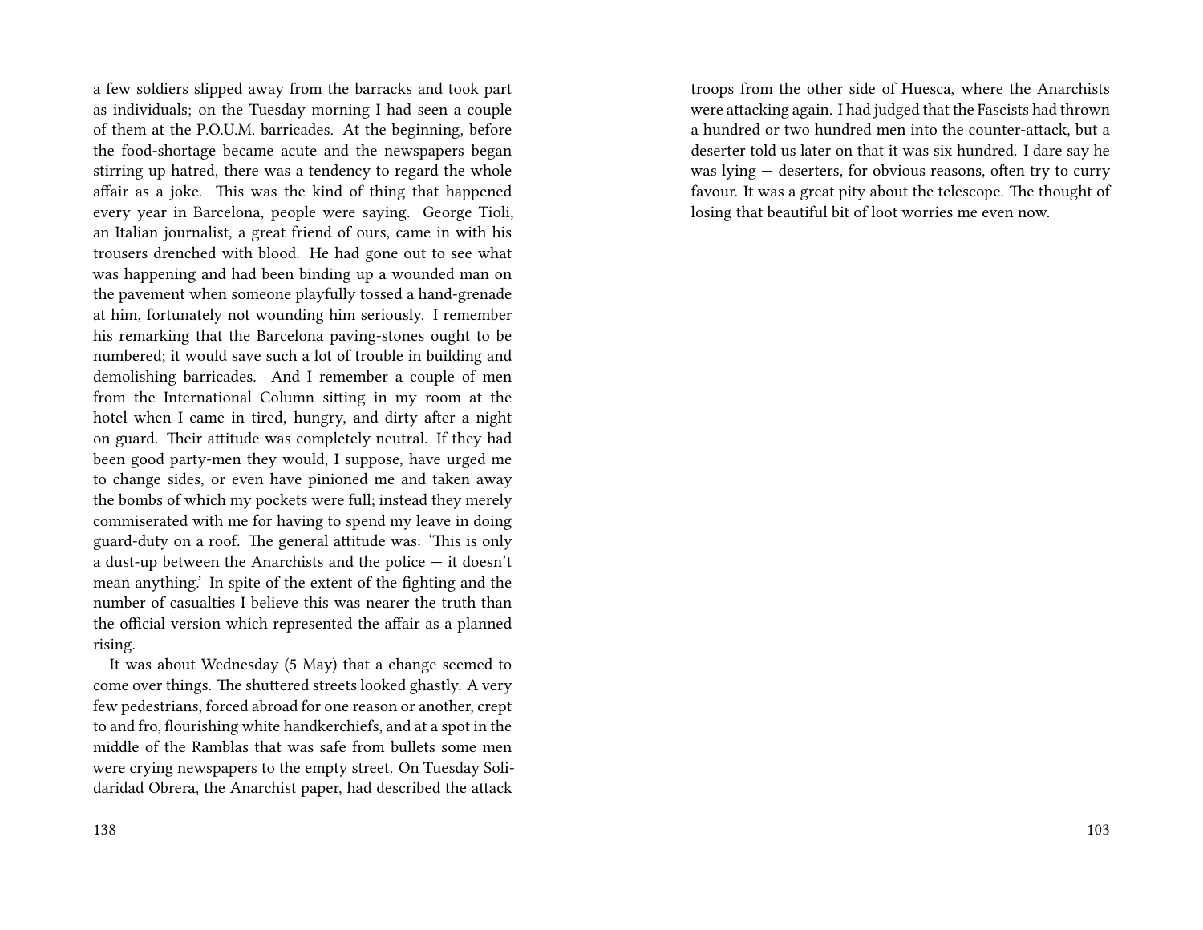a few soldiers slipped away from the barracks and took part as individuals; on the Tuesday morning I had seen a couple of them at the P.O.U.M. barricades. At the beginning, before the food-shortage became acute and the newspapers began stirring up hatred, there was a tendency to regard the whole affair as a joke. This was the kind of thing that happened every year in Barcelona, people were saying. George Tioli, an Italian journalist, a great friend of ours, came in with his trousers drenched with blood. He had gone out to see what was happening and had been binding up a wounded man on the pavement when someone playfully tossed a hand-grenade at him, fortunately not wounding him seriously. I remember his remarking that the Barcelona paving-stones ought to be numbered; it would save such a lot of trouble in building and demolishing barricades. And I remember a couple of men from the International Column sitting in my room at the hotel when I came in tired, hungry, and dirty after a night on guard. Their attitude was completely neutral. If they had been good party-men they would, I suppose, have urged me to change sides, or even have pinioned me and taken away the bombs of which my pockets were full; instead they merely commiserated with me for having to spend my leave in doing guard-duty on a roof. The general attitude was: 'This is only a dust-up between the Anarchists and the police — it doesn't mean anything.' In spite of the extent of the fighting and the number of casualties I believe this was nearer the truth than the official version which represented the affair as a planned rising.

It was about Wednesday (5 May) that a change seemed to come over things. The shuttered streets looked ghastly. A very few pedestrians, forced abroad for one reason or another, crept to and fro, flourishing white handkerchiefs, and at a spot in the middle of the Ramblas that was safe from bullets some men were crying newspapers to the empty street. On Tuesday Solidaridad Obrera, the Anarchist paper, had described the attack

troops from the other side of Huesca, where the Anarchists were attacking again. I had judged that the Fascists had thrown a hundred or two hundred men into the counter-attack, but a deserter told us later on that it was six hundred. I dare say he was lying — deserters, for obvious reasons, often try to curry favour. It was a great pity about the telescope. The thought of losing that beautiful bit of loot worries me even now.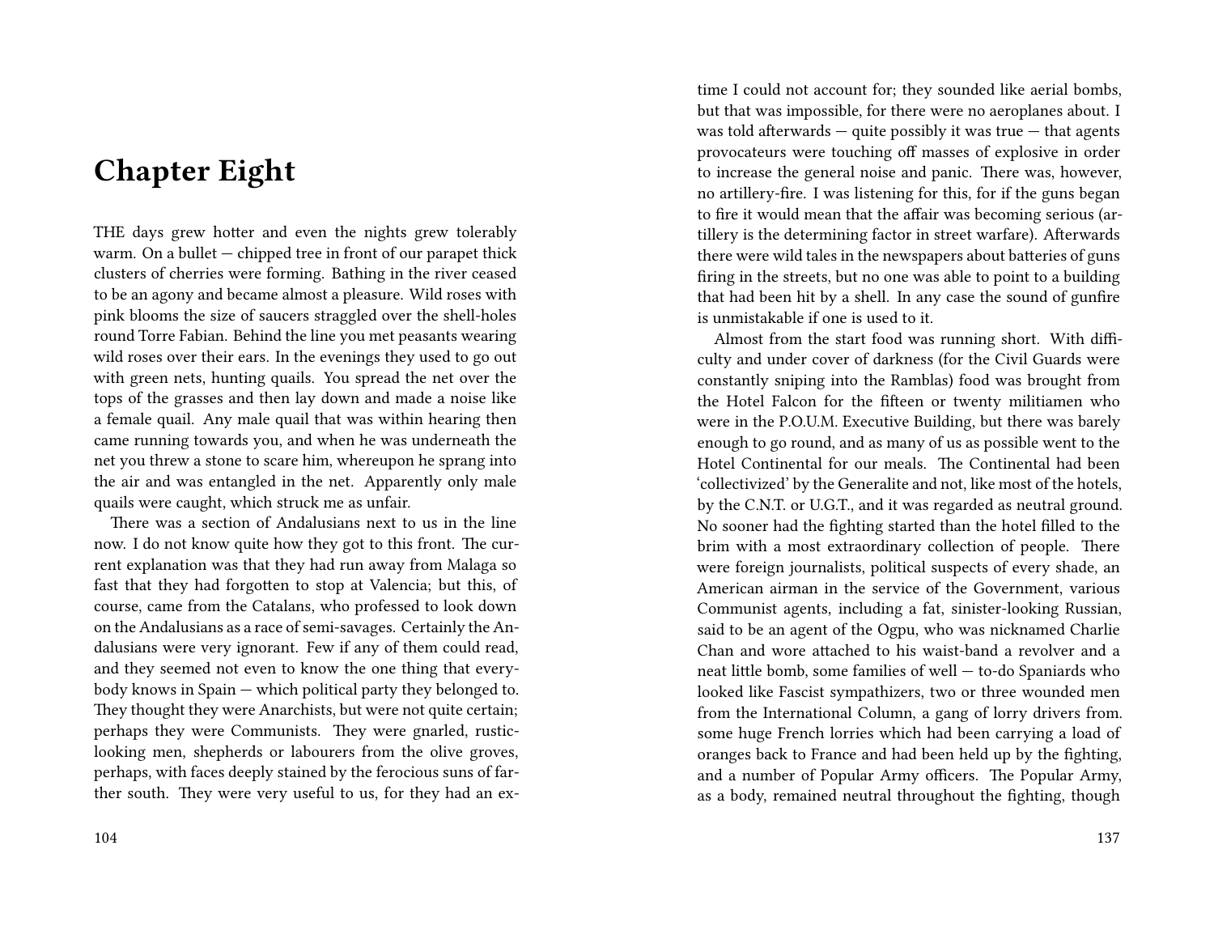# Chapter Eight

THE days grew hotter and even the nights grew tolerably warm. On a bullet — chipped tree in front of our parapet thick clusters of cherries were forming. Bathing in the river ceased to be an agony and became almost a pleasure. Wild roses with pink blooms the size of saucers straggled over the shell-holes round Torre Fabian. Behind the line you met peasants wearing wild roses over their ears. In the evenings they used to go out with green nets, hunting quails. You spread the net over the tops of the grasses and then lay down and made a noise like a female quail. Any male quail that was within hearing then came running towards you, and when he was underneath the net you threw a stone to scare him, whereupon he sprang into the air and was entangled in the net. Apparently only male quails were caught, which struck me as unfair.

There was a section of Andalusians next to us in the line now. I do not know quite how they got to this front. The current explanation was that they had run away from Malaga so fast that they had forgotten to stop at Valencia; but this, of course, came from the Catalans, who professed to look down on the Andalusians as a race of semi-savages. Certainly the Andalusians were very ignorant. Few if any of them could read, and they seemed not even to know the one thing that everybody knows in Spain — which political party they belonged to. They thought they were Anarchists, but were not quite certain; perhaps they were Communists. They were gnarled, rustic-looking men, shepherds or labourers from the olive groves, perhaps, with faces deeply stained by the ferocious suns of farther south. They were very useful to us, for they had an ex-

time I could not account for; they sounded like aerial bombs, but that was impossible, for there were no aeroplanes about. I was told afterwards — quite possibly it was true — that agents provocateurs were touching off masses of explosive in order to increase the general noise and panic. There was, however, no artillery-fire. I was listening for this, for if the guns began to fire it would mean that the affair was becoming serious (artillery is the determining factor in street warfare). Afterwards there were wild tales in the newspapers about batteries of guns firing in the streets, but no one was able to point to a building that had been hit by a shell. In any case the sound of gunfire is unmistakable if one is used to it.

Almost from the start food was running short. With difficulty and under cover of darkness (for the Civil Guards were constantly sniping into the Ramblas) food was brought from the Hotel Falcon for the fifteen or twenty militiamen who were in the P.O.U.M. Executive Building, but there was barely enough to go round, and as many of us as possible went to the Hotel Continental for our meals. The Continental had been 'collectivized' by the Generalite and not, like most of the hotels, by the C.N.T. or U.G.T., and it was regarded as neutral ground. No sooner had the fighting started than the hotel filled to the brim with a most extraordinary collection of people. There were foreign journalists, political suspects of every shade, an American airman in the service of the Government, various Communist agents, including a fat, sinister-looking Russian, said to be an agent of the Ogpu, who was nicknamed Charlie Chan and wore attached to his waist-band a revolver and a neat little bomb, some families of well — to-do Spaniards who looked like Fascist sympathizers, two or three wounded men from the International Column, a gang of lorry drivers from. some huge French lorries which had been carrying a load of oranges back to France and had been held up by the fighting, and a number of Popular Army officers. The Popular Army, as a body, remained neutral throughout the fighting, though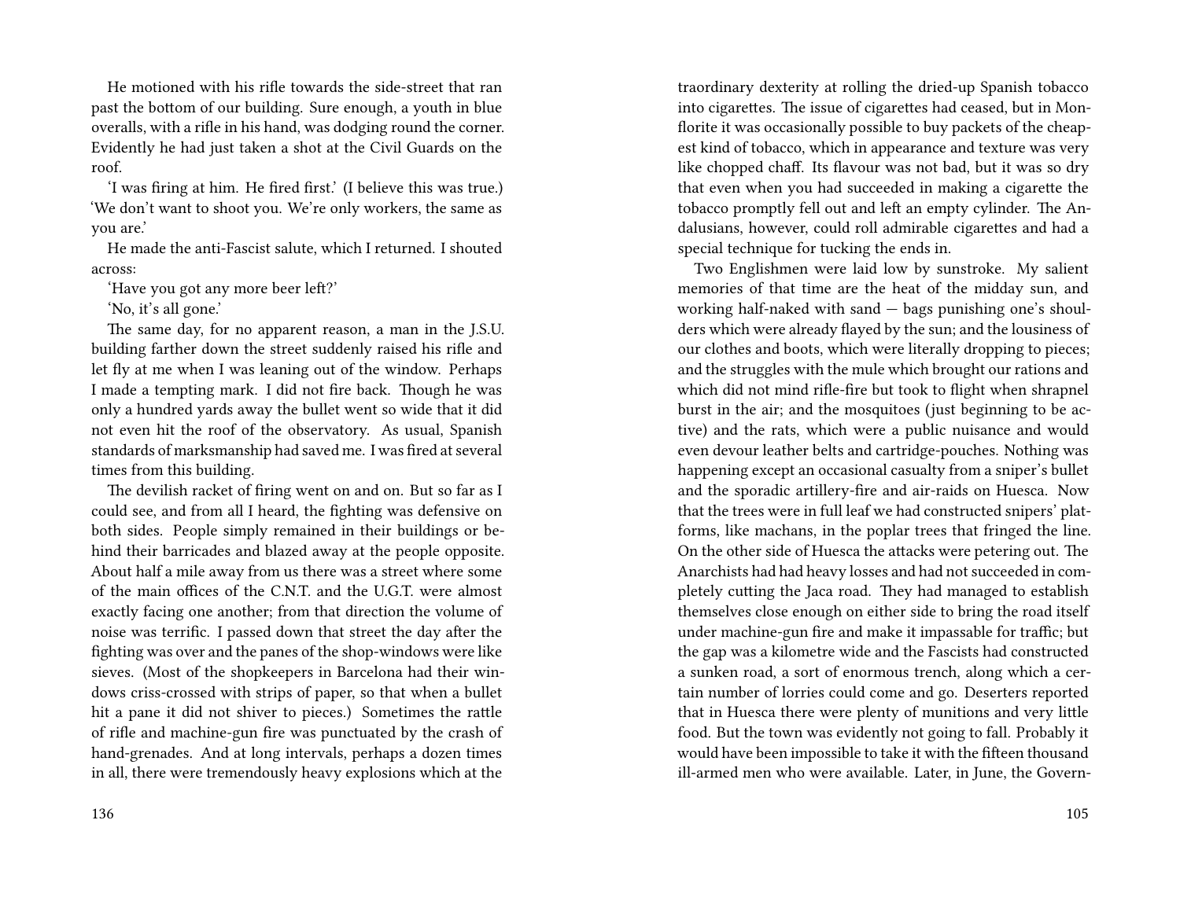He motioned with his rifle towards the side-street that ran past the bottom of our building. Sure enough, a youth in blue overalls, with a rifle in his hand, was dodging round the corner. Evidently he had just taken a shot at the Civil Guards on the roof.

'I was firing at him. He fired first.' (I believe this was true.) 'We don't want to shoot you. We're only workers, the same as you are.'

He made the anti-Fascist salute, which I returned. I shouted across:

'Have you got any more beer left?'

'No, it's all gone.'

The same day, for no apparent reason, a man in the J.S.U. building farther down the street suddenly raised his rifle and let fly at me when I was leaning out of the window. Perhaps I made a tempting mark. I did not fire back. Though he was only a hundred yards away the bullet went so wide that it did not even hit the roof of the observatory. As usual, Spanish standards of marksmanship had saved me. I was fired at several times from this building.

The devilish racket of firing went on and on. But so far as I could see, and from all I heard, the fighting was defensive on both sides. People simply remained in their buildings or behind their barricades and blazed away at the people opposite. About half a mile away from us there was a street where some of the main offices of the C.N.T. and the U.G.T. were almost exactly facing one another; from that direction the volume of noise was terrific. I passed down that street the day after the fighting was over and the panes of the shop-windows were like sieves. (Most of the shopkeepers in Barcelona had their windows criss-crossed with strips of paper, so that when a bullet hit a pane it did not shiver to pieces.) Sometimes the rattle of rifle and machine-gun fire was punctuated by the crash of hand-grenades. And at long intervals, perhaps a dozen times in all, there were tremendously heavy explosions which at the

traordinary dexterity at rolling the dried-up Spanish tobacco into cigarettes. The issue of cigarettes had ceased, but in Monflorite it was occasionally possible to buy packets of the cheapest kind of tobacco, which in appearance and texture was very like chopped chaff. Its flavour was not bad, but it was so dry that even when you had succeeded in making a cigarette the tobacco promptly fell out and left an empty cylinder. The Andalusians, however, could roll admirable cigarettes and had a special technique for tucking the ends in.

Two Englishmen were laid low by sunstroke. My salient memories of that time are the heat of the midday sun, and working half-naked with sand — bags punishing one's shoulders which were already flayed by the sun; and the lousiness of our clothes and boots, which were literally dropping to pieces; and the struggles with the mule which brought our rations and which did not mind rifle-fire but took to flight when shrapnel burst in the air; and the mosquitoes (just beginning to be active) and the rats, which were a public nuisance and would even devour leather belts and cartridge-pouches. Nothing was happening except an occasional casualty from a sniper's bullet and the sporadic artillery-fire and air-raids on Huesca. Now that the trees were in full leaf we had constructed snipers' platforms, like machans, in the poplar trees that fringed the line. On the other side of Huesca the attacks were petering out. The Anarchists had had heavy losses and had not succeeded in completely cutting the Jaca road. They had managed to establish themselves close enough on either side to bring the road itself under machine-gun fire and make it impassable for traffic; but the gap was a kilometre wide and the Fascists had constructed a sunken road, a sort of enormous trench, along which a certain number of lorries could come and go. Deserters reported that in Huesca there were plenty of munitions and very little food. But the town was evidently not going to fall. Probably it would have been impossible to take it with the fifteen thousand ill-armed men who were available. Later, in June, the Govern-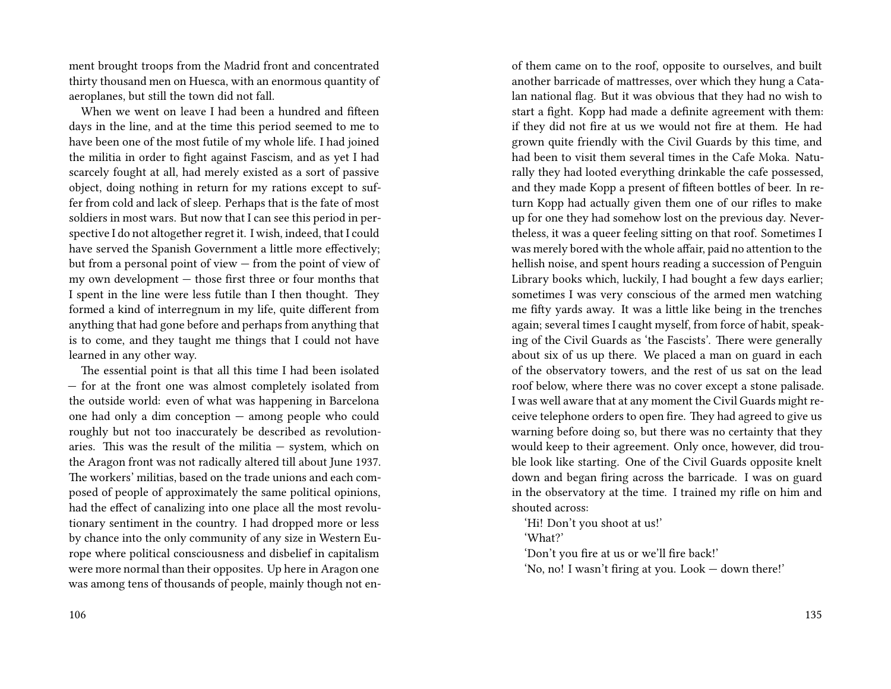ment brought troops from the Madrid front and concentrated thirty thousand men on Huesca, with an enormous quantity of aeroplanes, but still the town did not fall.

When we went on leave I had been a hundred and fifteen days in the line, and at the time this period seemed to me to have been one of the most futile of my whole life. I had joined the militia in order to fight against Fascism, and as yet I had scarcely fought at all, had merely existed as a sort of passive object, doing nothing in return for my rations except to suffer from cold and lack of sleep. Perhaps that is the fate of most soldiers in most wars. But now that I can see this period in perspective I do not altogether regret it. I wish, indeed, that I could have served the Spanish Government a little more effectively; but from a personal point of view — from the point of view of my own development — those first three or four months that I spent in the line were less futile than I then thought. They formed a kind of interregnum in my life, quite different from anything that had gone before and perhaps from anything that is to come, and they taught me things that I could not have learned in any other way.

The essential point is that all this time I had been isolated — for at the front one was almost completely isolated from the outside world: even of what was happening in Barcelona one had only a dim conception — among people who could roughly but not too inaccurately be described as revolutionaries. This was the result of the militia — system, which on the Aragon front was not radically altered till about June 1937. The workers' militias, based on the trade unions and each composed of people of approximately the same political opinions, had the effect of canalizing into one place all the most revolutionary sentiment in the country. I had dropped more or less by chance into the only community of any size in Western Europe where political consciousness and disbelief in capitalism were more normal than their opposites. Up here in Aragon one was among tens of thousands of people, mainly though not en-

of them came on to the roof, opposite to ourselves, and built another barricade of mattresses, over which they hung a Catalan national flag. But it was obvious that they had no wish to start a fight. Kopp had made a definite agreement with them: if they did not fire at us we would not fire at them. He had grown quite friendly with the Civil Guards by this time, and had been to visit them several times in the Cafe Moka. Naturally they had looted everything drinkable the cafe possessed, and they made Kopp a present of fifteen bottles of beer. In return Kopp had actually given them one of our rifles to make up for one they had somehow lost on the previous day. Nevertheless, it was a queer feeling sitting on that roof. Sometimes I was merely bored with the whole affair, paid no attention to the hellish noise, and spent hours reading a succession of Penguin Library books which, luckily, I had bought a few days earlier; sometimes I was very conscious of the armed men watching me fifty yards away. It was a little like being in the trenches again; several times I caught myself, from force of habit, speaking of the Civil Guards as 'the Fascists'. There were generally about six of us up there. We placed a man on guard in each of the observatory towers, and the rest of us sat on the lead roof below, where there was no cover except a stone palisade. I was well aware that at any moment the Civil Guards might receive telephone orders to open fire. They had agreed to give us warning before doing so, but there was no certainty that they would keep to their agreement. Only once, however, did trouble look like starting. One of the Civil Guards opposite knelt down and began firing across the barricade. I was on guard in the observatory at the time. I trained my rifle on him and shouted across:

'Hi! Don't you shoot at us!'

'What?'

'Don't you fire at us or we'll fire back!'

'No, no! I wasn't firing at you. Look — down there!'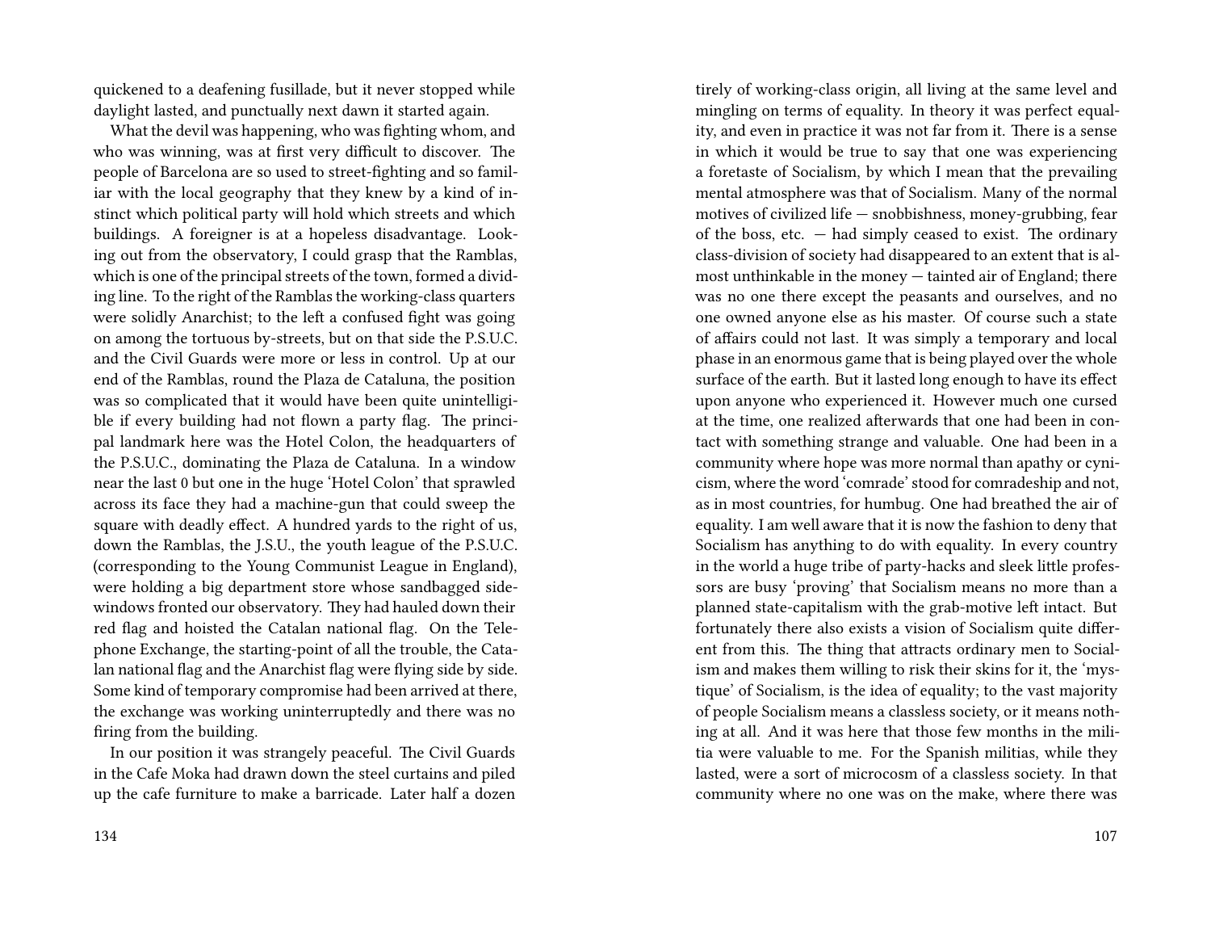quickened to a deafening fusillade, but it never stopped while daylight lasted, and punctually next dawn it started again.

What the devil was happening, who was fighting whom, and who was winning, was at first very difficult to discover. The people of Barcelona are so used to street-fighting and so familiar with the local geography that they knew by a kind of instinct which political party will hold which streets and which buildings. A foreigner is at a hopeless disadvantage. Looking out from the observatory, I could grasp that the Ramblas, which is one of the principal streets of the town, formed a dividing line. To the right of the Ramblas the working-class quarters were solidly Anarchist; to the left a confused fight was going on among the tortuous by-streets, but on that side the P.S.U.C. and the Civil Guards were more or less in control. Up at our end of the Ramblas, round the Plaza de Cataluna, the position was so complicated that it would have been quite unintelligible if every building had not flown a party flag. The principal landmark here was the Hotel Colon, the headquarters of the P.S.U.C., dominating the Plaza de Cataluna. In a window near the last 0 but one in the huge 'Hotel Colon' that sprawled across its face they had a machine-gun that could sweep the square with deadly effect. A hundred yards to the right of us, down the Ramblas, the J.S.U., the youth league of the P.S.U.C. (corresponding to the Young Communist League in England), were holding a big department store whose sandbagged side-windows fronted our observatory. They had hauled down their red flag and hoisted the Catalan national flag. On the Telephone Exchange, the starting-point of all the trouble, the Catalan national flag and the Anarchist flag were flying side by side. Some kind of temporary compromise had been arrived at there, the exchange was working uninterruptedly and there was no firing from the building.

In our position it was strangely peaceful. The Civil Guards in the Cafe Moka had drawn down the steel curtains and piled up the cafe furniture to make a barricade. Later half a dozen

tirely of working-class origin, all living at the same level and mingling on terms of equality. In theory it was perfect equality, and even in practice it was not far from it. There is a sense in which it would be true to say that one was experiencing a foretaste of Socialism, by which I mean that the prevailing mental atmosphere was that of Socialism. Many of the normal motives of civilized life — snobbishness, money-grubbing, fear of the boss, etc. — had simply ceased to exist. The ordinary class-division of society had disappeared to an extent that is almost unthinkable in the money — tainted air of England; there was no one there except the peasants and ourselves, and no one owned anyone else as his master. Of course such a state of affairs could not last. It was simply a temporary and local phase in an enormous game that is being played over the whole surface of the earth. But it lasted long enough to have its effect upon anyone who experienced it. However much one cursed at the time, one realized afterwards that one had been in contact with something strange and valuable. One had been in a community where hope was more normal than apathy or cynicism, where the word 'comrade' stood for comradeship and not, as in most countries, for humbug. One had breathed the air of equality. I am well aware that it is now the fashion to deny that Socialism has anything to do with equality. In every country in the world a huge tribe of party-hacks and sleek little professors are busy 'proving' that Socialism means no more than a planned state-capitalism with the grab-motive left intact. But fortunately there also exists a vision of Socialism quite different from this. The thing that attracts ordinary men to Socialism and makes them willing to risk their skins for it, the 'mystique' of Socialism, is the idea of equality; to the vast majority of people Socialism means a classless society, or it means nothing at all. And it was here that those few months in the militia were valuable to me. For the Spanish militias, while they lasted, were a sort of microcosm of a classless society. In that community where no one was on the make, where there was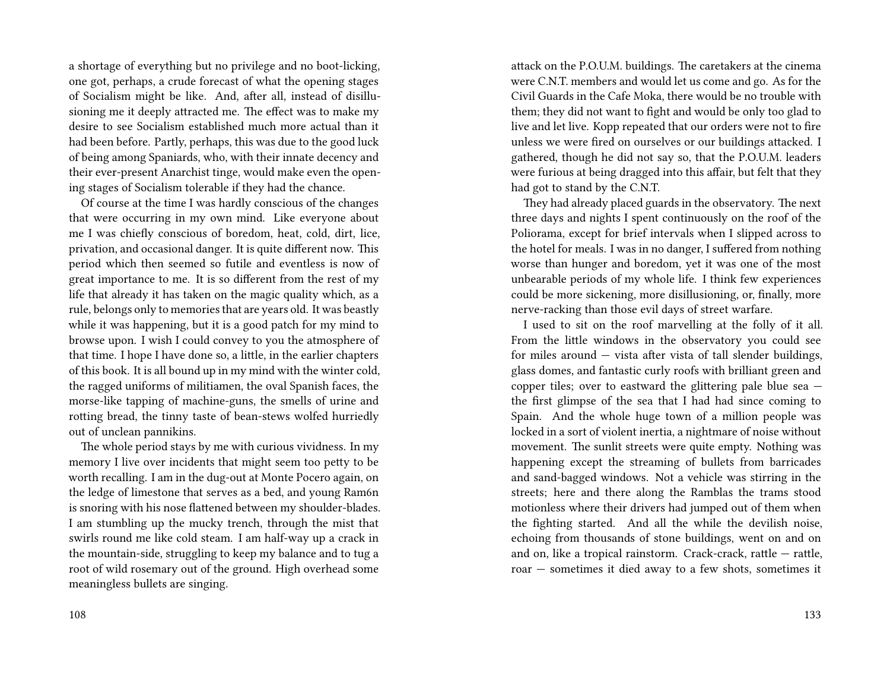a shortage of everything but no privilege and no boot-licking, one got, perhaps, a crude forecast of what the opening stages of Socialism might be like. And, after all, instead of disillusioning me it deeply attracted me. The effect was to make my desire to see Socialism established much more actual than it had been before. Partly, perhaps, this was due to the good luck of being among Spaniards, who, with their innate decency and their ever-present Anarchist tinge, would make even the opening stages of Socialism tolerable if they had the chance.

Of course at the time I was hardly conscious of the changes that were occurring in my own mind. Like everyone about me I was chiefly conscious of boredom, heat, cold, dirt, lice, privation, and occasional danger. It is quite different now. This period which then seemed so futile and eventless is now of great importance to me. It is so different from the rest of my life that already it has taken on the magic quality which, as a rule, belongs only to memories that are years old. It was beastly while it was happening, but it is a good patch for my mind to browse upon. I wish I could convey to you the atmosphere of that time. I hope I have done so, a little, in the earlier chapters of this book. It is all bound up in my mind with the winter cold, the ragged uniforms of militiamen, the oval Spanish faces, the morse-like tapping of machine-guns, the smells of urine and rotting bread, the tinny taste of bean-stews wolfed hurriedly out of unclean pannikins.

The whole period stays by me with curious vividness. In my memory I live over incidents that might seem too petty to be worth recalling. I am in the dug-out at Monte Pocero again, on the ledge of limestone that serves as a bed, and young Ram6n is snoring with his nose flattened between my shoulder-blades. I am stumbling up the mucky trench, through the mist that swirls round me like cold steam. I am half-way up a crack in the mountain-side, struggling to keep my balance and to tug a root of wild rosemary out of the ground. High overhead some meaningless bullets are singing.

attack on the P.O.U.M. buildings. The caretakers at the cinema were C.N.T. members and would let us come and go. As for the Civil Guards in the Cafe Moka, there would be no trouble with them; they did not want to fight and would be only too glad to live and let live. Kopp repeated that our orders were not to fire unless we were fired on ourselves or our buildings attacked. I gathered, though he did not say so, that the P.O.U.M. leaders were furious at being dragged into this affair, but felt that they had got to stand by the C.N.T.

They had already placed guards in the observatory. The next three days and nights I spent continuously on the roof of the Poliorama, except for brief intervals when I slipped across to the hotel for meals. I was in no danger, I suffered from nothing worse than hunger and boredom, yet it was one of the most unbearable periods of my whole life. I think few experiences could be more sickening, more disillusioning, or, finally, more nerve-racking than those evil days of street warfare.

I used to sit on the roof marvelling at the folly of it all. From the little windows in the observatory you could see for miles around — vista after vista of tall slender buildings, glass domes, and fantastic curly roofs with brilliant green and copper tiles; over to eastward the glittering pale blue sea — the first glimpse of the sea that I had had since coming to Spain. And the whole huge town of a million people was locked in a sort of violent inertia, a nightmare of noise without movement. The sunlit streets were quite empty. Nothing was happening except the streaming of bullets from barricades and sand-bagged windows. Not a vehicle was stirring in the streets; here and there along the Ramblas the trams stood motionless where their drivers had jumped out of them when the fighting started. And all the while the devilish noise, echoing from thousands of stone buildings, went on and on and on, like a tropical rainstorm. Crack-crack, rattle — rattle, roar — sometimes it died away to a few shots, sometimes it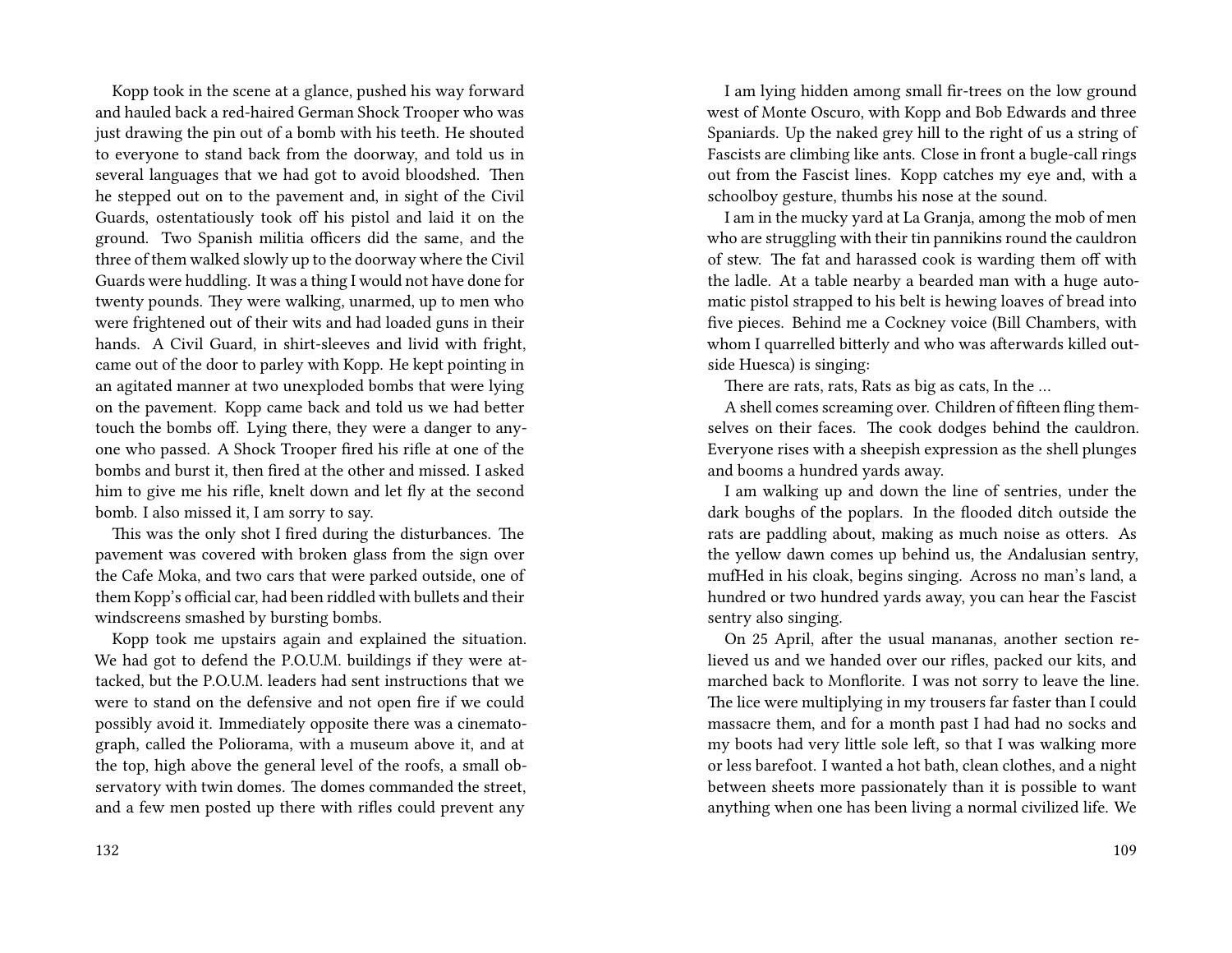Kopp took in the scene at a glance, pushed his way forward and hauled back a red-haired German Shock Trooper who was just drawing the pin out of a bomb with his teeth. He shouted to everyone to stand back from the doorway, and told us in several languages that we had got to avoid bloodshed. Then he stepped out on to the pavement and, in sight of the Civil Guards, ostentatiously took off his pistol and laid it on the ground. Two Spanish militia officers did the same, and the three of them walked slowly up to the doorway where the Civil Guards were huddling. It was a thing I would not have done for twenty pounds. They were walking, unarmed, up to men who were frightened out of their wits and had loaded guns in their hands. A Civil Guard, in shirt-sleeves and livid with fright, came out of the door to parley with Kopp. He kept pointing in an agitated manner at two unexploded bombs that were lying on the pavement. Kopp came back and told us we had better touch the bombs off. Lying there, they were a danger to anyone who passed. A Shock Trooper fired his rifle at one of the bombs and burst it, then fired at the other and missed. I asked him to give me his rifle, knelt down and let fly at the second bomb. I also missed it, I am sorry to say.

This was the only shot I fired during the disturbances. The pavement was covered with broken glass from the sign over the Cafe Moka, and two cars that were parked outside, one of them Kopp's official car, had been riddled with bullets and their windscreens smashed by bursting bombs.

Kopp took me upstairs again and explained the situation. We had got to defend the P.O.U.M. buildings if they were attacked, but the P.O.U.M. leaders had sent instructions that we were to stand on the defensive and not open fire if we could possibly avoid it. Immediately opposite there was a cinematograph, called the Poliorama, with a museum above it, and at the top, high above the general level of the roofs, a small observatory with twin domes. The domes commanded the street, and a few men posted up there with rifles could prevent any

I am lying hidden among small fir-trees on the low ground west of Monte Oscuro, with Kopp and Bob Edwards and three Spaniards. Up the naked grey hill to the right of us a string of Fascists are climbing like ants. Close in front a bugle-call rings out from the Fascist lines. Kopp catches my eye and, with a schoolboy gesture, thumbs his nose at the sound.

I am in the mucky yard at La Granja, among the mob of men who are struggling with their tin pannikins round the cauldron of stew. The fat and harassed cook is warding them off with the ladle. At a table nearby a bearded man with a huge automatic pistol strapped to his belt is hewing loaves of bread into five pieces. Behind me a Cockney voice (Bill Chambers, with whom I quarrelled bitterly and who was afterwards killed outside Huesca) is singing:

There are rats, rats, Rats as big as cats, In the ...

A shell comes screaming over. Children of fifteen fling themselves on their faces. The cook dodges behind the cauldron. Everyone rises with a sheepish expression as the shell plunges and booms a hundred yards away.

I am walking up and down the line of sentries, under the dark boughs of the poplars. In the flooded ditch outside the rats are paddling about, making as much noise as otters. As the yellow dawn comes up behind us, the Andalusian sentry, mufHed in his cloak, begins singing. Across no man's land, a hundred or two hundred yards away, you can hear the Fascist sentry also singing.

On 25 April, after the usual mananas, another section relieved us and we handed over our rifles, packed our kits, and marched back to Monflorite. I was not sorry to leave the line. The lice were multiplying in my trousers far faster than I could massacre them, and for a month past I had had no socks and my boots had very little sole left, so that I was walking more or less barefoot. I wanted a hot bath, clean clothes, and a night between sheets more passionately than it is possible to want anything when one has been living a normal civilized life. We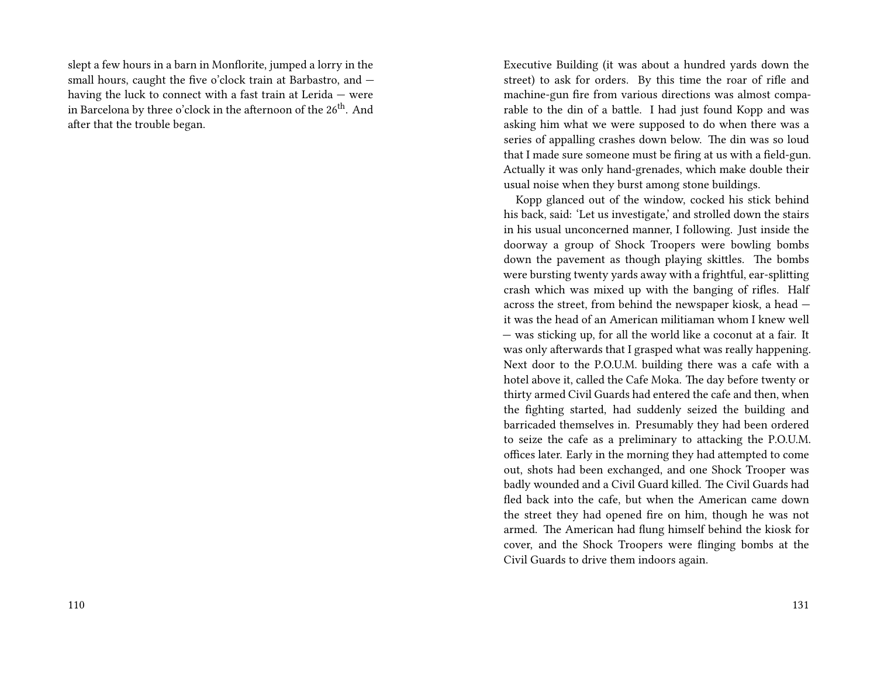slept a few hours in a barn in Monflorite, jumped a lorry in the small hours, caught the five o'clock train at Barbastro, and — having the luck to connect with a fast train at Lerida — were in Barcelona by three o'clock in the afternoon of the 26th. And after that the trouble began.

Executive Building (it was about a hundred yards down the street) to ask for orders. By this time the roar of rifle and machine-gun fire from various directions was almost comparable to the din of a battle. I had just found Kopp and was asking him what we were supposed to do when there was a series of appalling crashes down below. The din was so loud that I made sure someone must be firing at us with a field-gun. Actually it was only hand-grenades, which make double their usual noise when they burst among stone buildings.

Kopp glanced out of the window, cocked his stick behind his back, said: 'Let us investigate,' and strolled down the stairs in his usual unconcerned manner, I following. Just inside the doorway a group of Shock Troopers were bowling bombs down the pavement as though playing skittles. The bombs were bursting twenty yards away with a frightful, ear-splitting crash which was mixed up with the banging of rifles. Half across the street, from behind the newspaper kiosk, a head — it was the head of an American militiaman whom I knew well — was sticking up, for all the world like a coconut at a fair. It was only afterwards that I grasped what was really happening. Next door to the P.O.U.M. building there was a cafe with a hotel above it, called the Cafe Moka. The day before twenty or thirty armed Civil Guards had entered the cafe and then, when the fighting started, had suddenly seized the building and barricaded themselves in. Presumably they had been ordered to seize the cafe as a preliminary to attacking the P.O.U.M. offices later. Early in the morning they had attempted to come out, shots had been exchanged, and one Shock Trooper was badly wounded and a Civil Guard killed. The Civil Guards had fled back into the cafe, but when the American came down the street they had opened fire on him, though he was not armed. The American had flung himself behind the kiosk for cover, and the Shock Troopers were flinging bombs at the Civil Guards to drive them indoors again.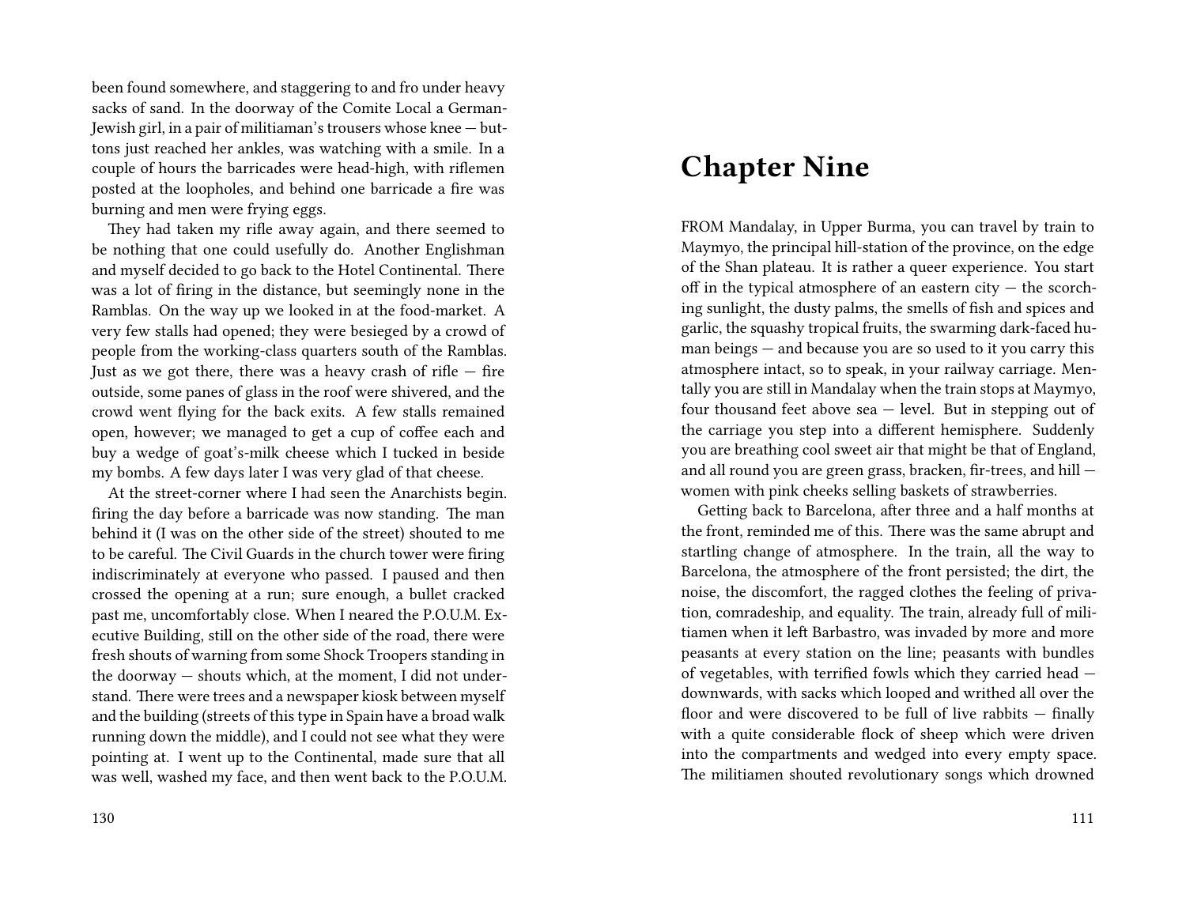been found somewhere, and staggering to and fro under heavy sacks of sand. In the doorway of the Comite Local a German-Jewish girl, in a pair of militiaman's trousers whose knee — buttons just reached her ankles, was watching with a smile. In a couple of hours the barricades were head-high, with riflemen posted at the loopholes, and behind one barricade a fire was burning and men were frying eggs.

They had taken my rifle away again, and there seemed to be nothing that one could usefully do. Another Englishman and myself decided to go back to the Hotel Continental. There was a lot of firing in the distance, but seemingly none in the Ramblas. On the way up we looked in at the food-market. A very few stalls had opened; they were besieged by a crowd of people from the working-class quarters south of the Ramblas. Just as we got there, there was a heavy crash of rifle — fire outside, some panes of glass in the roof were shivered, and the crowd went flying for the back exits. A few stalls remained open, however; we managed to get a cup of coffee each and buy a wedge of goat's-milk cheese which I tucked in beside my bombs. A few days later I was very glad of that cheese.

At the street-corner where I had seen the Anarchists begin. firing the day before a barricade was now standing. The man behind it (I was on the other side of the street) shouted to me to be careful. The Civil Guards in the church tower were firing indiscriminately at everyone who passed. I paused and then crossed the opening at a run; sure enough, a bullet cracked past me, uncomfortably close. When I neared the P.O.U.M. Executive Building, still on the other side of the road, there were fresh shouts of warning from some Shock Troopers standing in the doorway — shouts which, at the moment, I did not understand. There were trees and a newspaper kiosk between myself and the building (streets of this type in Spain have a broad walk running down the middle), and I could not see what they were pointing at. I went up to the Continental, made sure that all was well, washed my face, and then went back to the P.O.U.M.

# Chapter Nine

FROM Mandalay, in Upper Burma, you can travel by train to Maymyo, the principal hill-station of the province, on the edge of the Shan plateau. It is rather a queer experience. You start off in the typical atmosphere of an eastern city — the scorching sunlight, the dusty palms, the smells of fish and spices and garlic, the squashy tropical fruits, the swarming dark-faced human beings — and because you are so used to it you carry this atmosphere intact, so to speak, in your railway carriage. Mentally you are still in Mandalay when the train stops at Maymyo, four thousand feet above sea — level. But in stepping out of the carriage you step into a different hemisphere. Suddenly you are breathing cool sweet air that might be that of England, and all round you are green grass, bracken, fir-trees, and hill — women with pink cheeks selling baskets of strawberries.

Getting back to Barcelona, after three and a half months at the front, reminded me of this. There was the same abrupt and startling change of atmosphere. In the train, all the way to Barcelona, the atmosphere of the front persisted; the dirt, the noise, the discomfort, the ragged clothes the feeling of privation, comradeship, and equality. The train, already full of militiamen when it left Barbastro, was invaded by more and more peasants at every station on the line; peasants with bundles of vegetables, with terrified fowls which they carried head — downwards, with sacks which looped and writhed all over the floor and were discovered to be full of live rabbits — finally with a quite considerable flock of sheep which were driven into the compartments and wedged into every empty space. The militiamen shouted revolutionary songs which drowned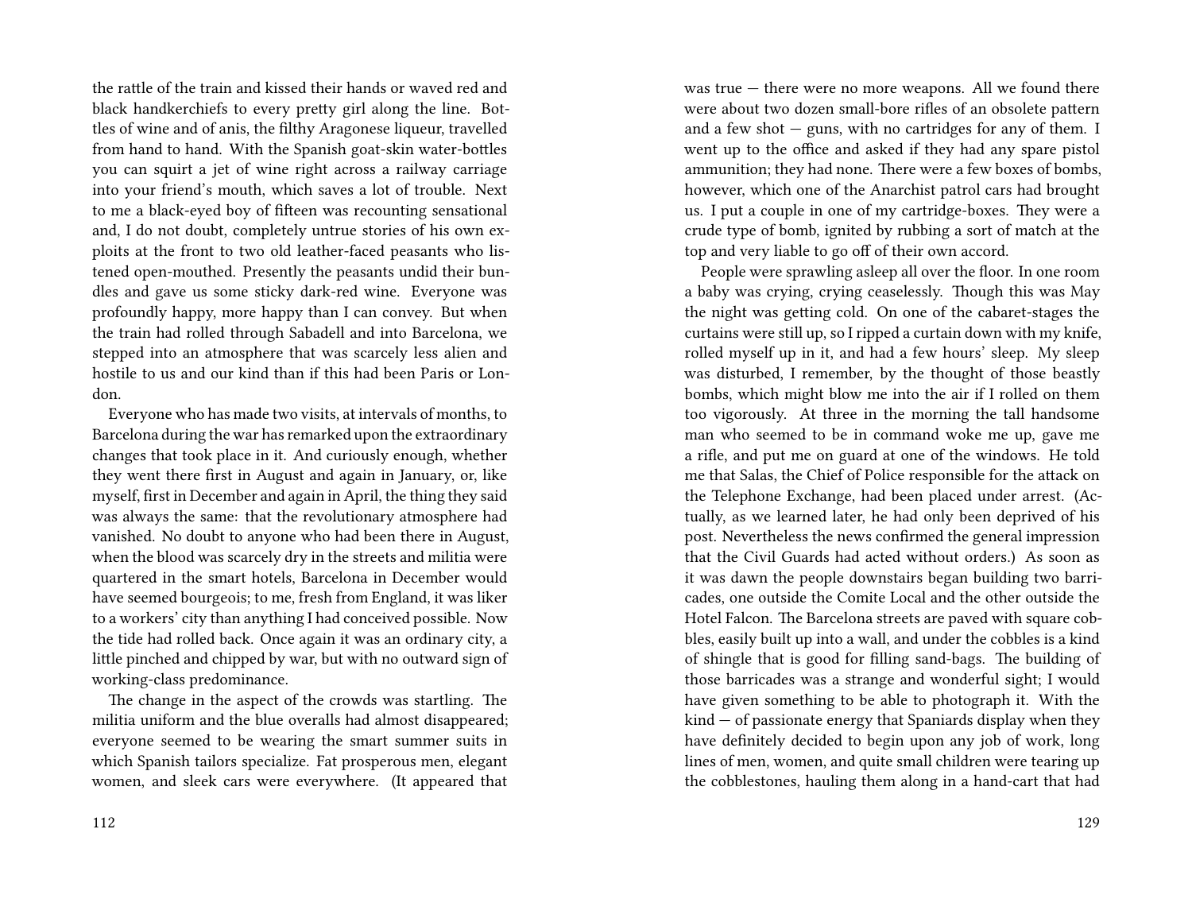the rattle of the train and kissed their hands or waved red and black handkerchiefs to every pretty girl along the line. Bottles of wine and of anis, the filthy Aragonese liqueur, travelled from hand to hand. With the Spanish goat-skin water-bottles you can squirt a jet of wine right across a railway carriage into your friend's mouth, which saves a lot of trouble. Next to me a black-eyed boy of fifteen was recounting sensational and, I do not doubt, completely untrue stories of his own exploits at the front to two old leather-faced peasants who listened open-mouthed. Presently the peasants undid their bundles and gave us some sticky dark-red wine. Everyone was profoundly happy, more happy than I can convey. But when the train had rolled through Sabadell and into Barcelona, we stepped into an atmosphere that was scarcely less alien and hostile to us and our kind than if this had been Paris or London.

Everyone who has made two visits, at intervals of months, to Barcelona during the war has remarked upon the extraordinary changes that took place in it. And curiously enough, whether they went there first in August and again in January, or, like myself, first in December and again in April, the thing they said was always the same: that the revolutionary atmosphere had vanished. No doubt to anyone who had been there in August, when the blood was scarcely dry in the streets and militia were quartered in the smart hotels, Barcelona in December would have seemed bourgeois; to me, fresh from England, it was liker to a workers' city than anything I had conceived possible. Now the tide had rolled back. Once again it was an ordinary city, a little pinched and chipped by war, but with no outward sign of working-class predominance.

The change in the aspect of the crowds was startling. The militia uniform and the blue overalls had almost disappeared; everyone seemed to be wearing the smart summer suits in which Spanish tailors specialize. Fat prosperous men, elegant women, and sleek cars were everywhere. (It appeared that

was true — there were no more weapons. All we found there were about two dozen small-bore rifles of an obsolete pattern and a few shot — guns, with no cartridges for any of them. I went up to the office and asked if they had any spare pistol ammunition; they had none. There were a few boxes of bombs, however, which one of the Anarchist patrol cars had brought us. I put a couple in one of my cartridge-boxes. They were a crude type of bomb, ignited by rubbing a sort of match at the top and very liable to go off of their own accord.

People were sprawling asleep all over the floor. In one room a baby was crying, crying ceaselessly. Though this was May the night was getting cold. On one of the cabaret-stages the curtains were still up, so I ripped a curtain down with my knife, rolled myself up in it, and had a few hours' sleep. My sleep was disturbed, I remember, by the thought of those beastly bombs, which might blow me into the air if I rolled on them too vigorously. At three in the morning the tall handsome man who seemed to be in command woke me up, gave me a rifle, and put me on guard at one of the windows. He told me that Salas, the Chief of Police responsible for the attack on the Telephone Exchange, had been placed under arrest. (Actually, as we learned later, he had only been deprived of his post. Nevertheless the news confirmed the general impression that the Civil Guards had acted without orders.) As soon as it was dawn the people downstairs began building two barricades, one outside the Comite Local and the other outside the Hotel Falcon. The Barcelona streets are paved with square cobbles, easily built up into a wall, and under the cobbles is a kind of shingle that is good for filling sand-bags. The building of those barricades was a strange and wonderful sight; I would have given something to be able to photograph it. With the kind — of passionate energy that Spaniards display when they have definitely decided to begin upon any job of work, long lines of men, women, and quite small children were tearing up the cobblestones, hauling them along in a hand-cart that had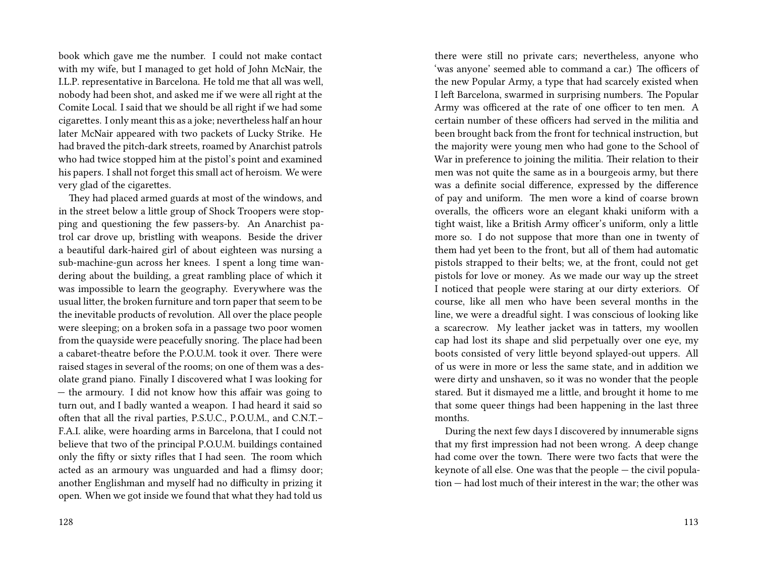book which gave me the number. I could not make contact with my wife, but I managed to get hold of John McNair, the I.L.P. representative in Barcelona. He told me that all was well, nobody had been shot, and asked me if we were all right at the Comite Local. I said that we should be all right if we had some cigarettes. I only meant this as a joke; nevertheless half an hour later McNair appeared with two packets of Lucky Strike. He had braved the pitch-dark streets, roamed by Anarchist patrols who had twice stopped him at the pistol's point and examined his papers. I shall not forget this small act of heroism. We were very glad of the cigarettes.

They had placed armed guards at most of the windows, and in the street below a little group of Shock Troopers were stopping and questioning the few passers-by. An Anarchist patrol car drove up, bristling with weapons. Beside the driver a beautiful dark-haired girl of about eighteen was nursing a sub-machine-gun across her knees. I spent a long time wandering about the building, a great rambling place of which it was impossible to learn the geography. Everywhere was the usual litter, the broken furniture and torn paper that seem to be the inevitable products of revolution. All over the place people were sleeping; on a broken sofa in a passage two poor women from the quayside were peacefully snoring. The place had been a cabaret-theatre before the P.O.U.M. took it over. There were raised stages in several of the rooms; on one of them was a desolate grand piano. Finally I discovered what I was looking for — the armoury. I did not know how this affair was going to turn out, and I badly wanted a weapon. I had heard it said so often that all the rival parties, P.S.U.C., P.O.U.M., and C.N.T.–F.A.I. alike, were hoarding arms in Barcelona, that I could not believe that two of the principal P.O.U.M. buildings contained only the fifty or sixty rifles that I had seen. The room which acted as an armoury was unguarded and had a flimsy door; another Englishman and myself had no difficulty in prizing it open. When we got inside we found that what they had told us

there were still no private cars; nevertheless, anyone who 'was anyone' seemed able to command a car.) The officers of the new Popular Army, a type that had scarcely existed when I left Barcelona, swarmed in surprising numbers. The Popular Army was officered at the rate of one officer to ten men. A certain number of these officers had served in the militia and been brought back from the front for technical instruction, but the majority were young men who had gone to the School of War in preference to joining the militia. Their relation to their men was not quite the same as in a bourgeois army, but there was a definite social difference, expressed by the difference of pay and uniform. The men wore a kind of coarse brown overalls, the officers wore an elegant khaki uniform with a tight waist, like a British Army officer's uniform, only a little more so. I do not suppose that more than one in twenty of them had yet been to the front, but all of them had automatic pistols strapped to their belts; we, at the front, could not get pistols for love or money. As we made our way up the street I noticed that people were staring at our dirty exteriors. Of course, like all men who have been several months in the line, we were a dreadful sight. I was conscious of looking like a scarecrow. My leather jacket was in tatters, my woollen cap had lost its shape and slid perpetually over one eye, my boots consisted of very little beyond splayed-out uppers. All of us were in more or less the same state, and in addition we were dirty and unshaven, so it was no wonder that the people stared. But it dismayed me a little, and brought it home to me that some queer things had been happening in the last three months.

During the next few days I discovered by innumerable signs that my first impression had not been wrong. A deep change had come over the town. There were two facts that were the keynote of all else. One was that the people — the civil population — had lost much of their interest in the war; the other was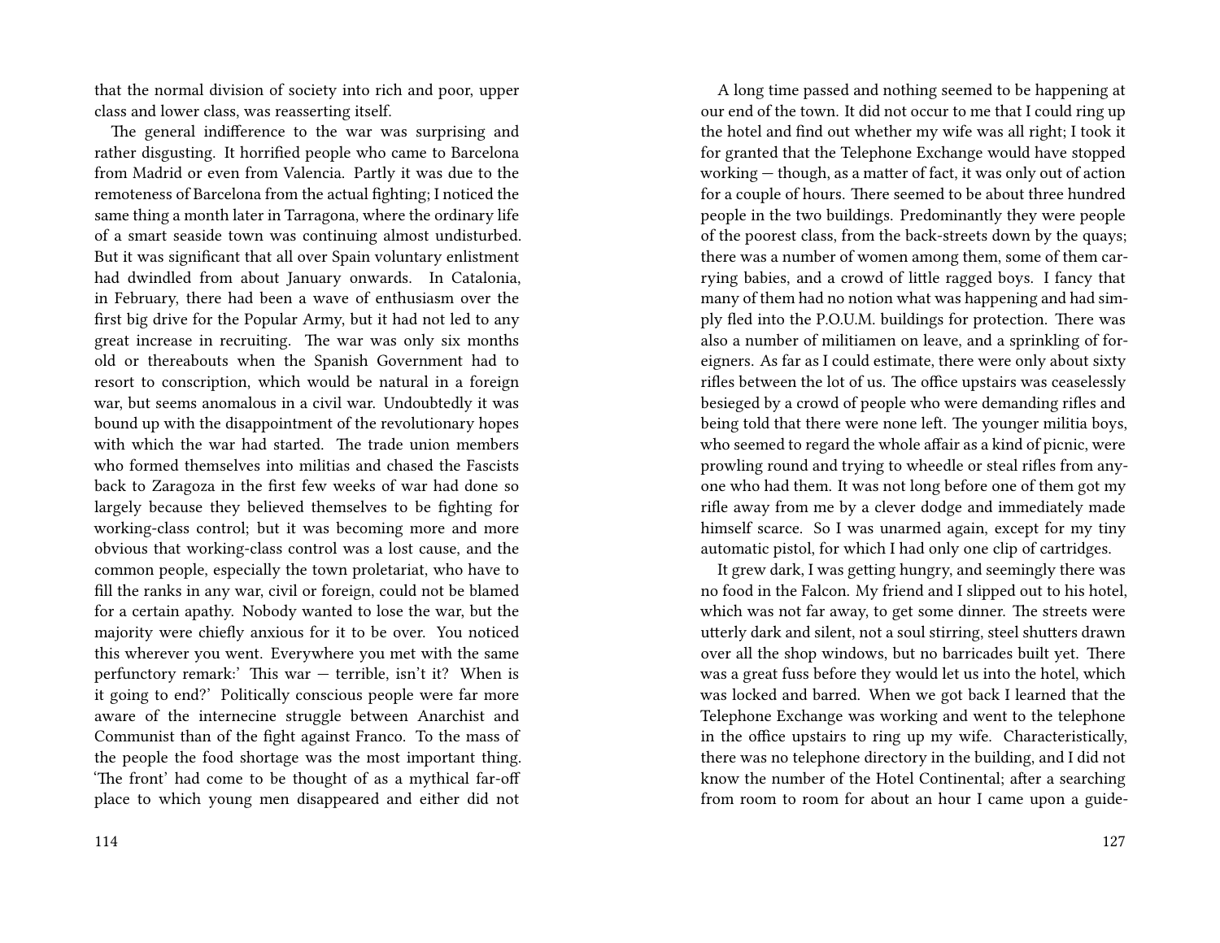that the normal division of society into rich and poor, upper class and lower class, was reasserting itself.

The general indifference to the war was surprising and rather disgusting. It horrified people who came to Barcelona from Madrid or even from Valencia. Partly it was due to the remoteness of Barcelona from the actual fighting; I noticed the same thing a month later in Tarragona, where the ordinary life of a smart seaside town was continuing almost undisturbed. But it was significant that all over Spain voluntary enlistment had dwindled from about January onwards. In Catalonia, in February, there had been a wave of enthusiasm over the first big drive for the Popular Army, but it had not led to any great increase in recruiting. The war was only six months old or thereabouts when the Spanish Government had to resort to conscription, which would be natural in a foreign war, but seems anomalous in a civil war. Undoubtedly it was bound up with the disappointment of the revolutionary hopes with which the war had started. The trade union members who formed themselves into militias and chased the Fascists back to Zaragoza in the first few weeks of war had done so largely because they believed themselves to be fighting for working-class control; but it was becoming more and more obvious that working-class control was a lost cause, and the common people, especially the town proletariat, who have to fill the ranks in any war, civil or foreign, could not be blamed for a certain apathy. Nobody wanted to lose the war, but the majority were chiefly anxious for it to be over. You noticed this wherever you went. Everywhere you met with the same perfunctory remark:' This war — terrible, isn't it? When is it going to end?' Politically conscious people were far more aware of the internecine struggle between Anarchist and Communist than of the fight against Franco. To the mass of the people the food shortage was the most important thing. 'The front' had come to be thought of as a mythical far-off place to which young men disappeared and either did not

A long time passed and nothing seemed to be happening at our end of the town. It did not occur to me that I could ring up the hotel and find out whether my wife was all right; I took it for granted that the Telephone Exchange would have stopped working — though, as a matter of fact, it was only out of action for a couple of hours. There seemed to be about three hundred people in the two buildings. Predominantly they were people of the poorest class, from the back-streets down by the quays; there was a number of women among them, some of them carrying babies, and a crowd of little ragged boys. I fancy that many of them had no notion what was happening and had simply fled into the P.O.U.M. buildings for protection. There was also a number of militiamen on leave, and a sprinkling of foreigners. As far as I could estimate, there were only about sixty rifles between the lot of us. The office upstairs was ceaselessly besieged by a crowd of people who were demanding rifles and being told that there were none left. The younger militia boys, who seemed to regard the whole affair as a kind of picnic, were prowling round and trying to wheedle or steal rifles from anyone who had them. It was not long before one of them got my rifle away from me by a clever dodge and immediately made himself scarce. So I was unarmed again, except for my tiny automatic pistol, for which I had only one clip of cartridges.

It grew dark, I was getting hungry, and seemingly there was no food in the Falcon. My friend and I slipped out to his hotel, which was not far away, to get some dinner. The streets were utterly dark and silent, not a soul stirring, steel shutters drawn over all the shop windows, but no barricades built yet. There was a great fuss before they would let us into the hotel, which was locked and barred. When we got back I learned that the Telephone Exchange was working and went to the telephone in the office upstairs to ring up my wife. Characteristically, there was no telephone directory in the building, and I did not know the number of the Hotel Continental; after a searching from room to room for about an hour I came upon a guide-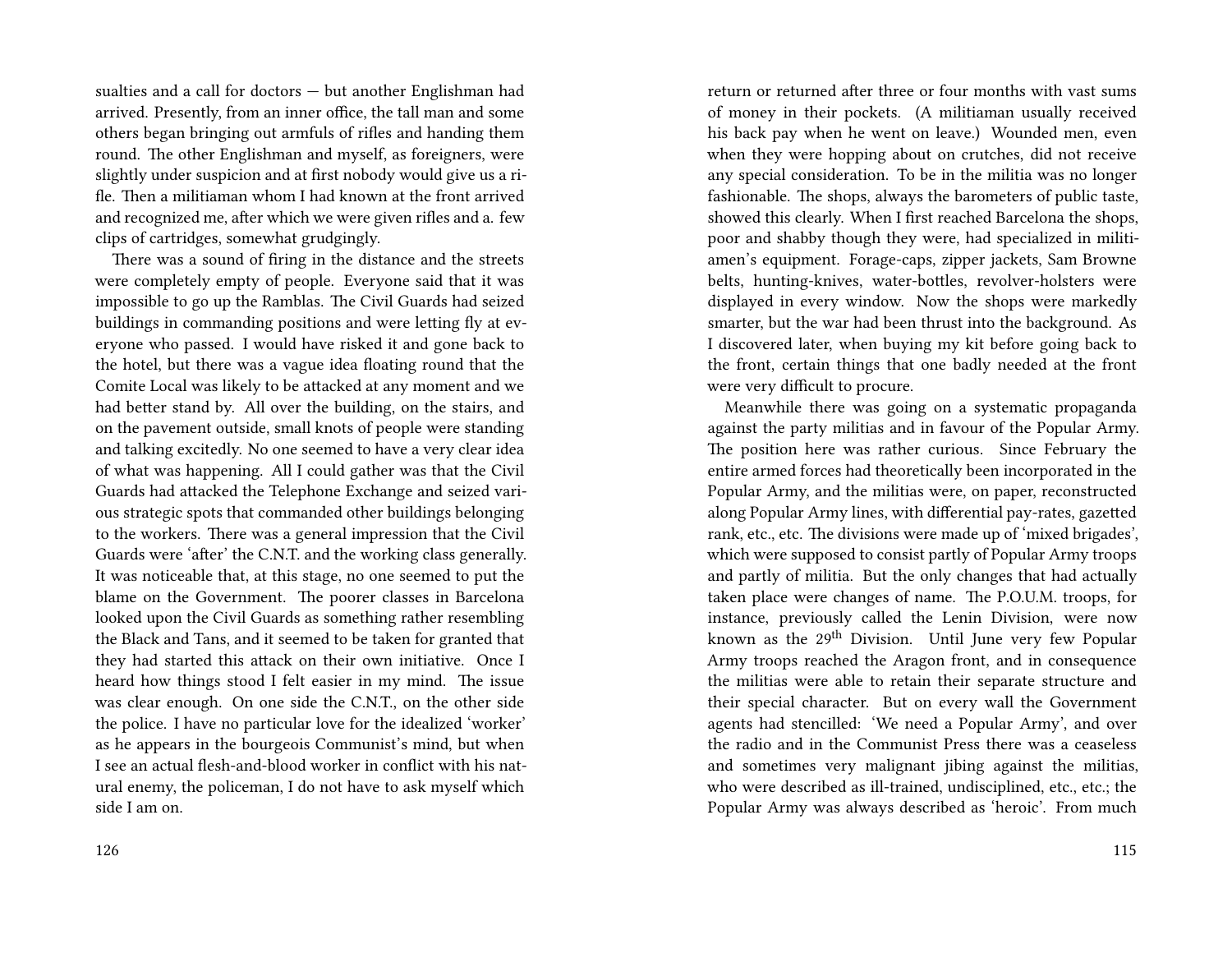sualties and a call for doctors — but another Englishman had arrived. Presently, from an inner office, the tall man and some others began bringing out armfuls of rifles and handing them round. The other Englishman and myself, as foreigners, were slightly under suspicion and at first nobody would give us a rifle. Then a militiaman whom I had known at the front arrived and recognized me, after which we were given rifles and a. few clips of cartridges, somewhat grudgingly.

There was a sound of firing in the distance and the streets were completely empty of people. Everyone said that it was impossible to go up the Ramblas. The Civil Guards had seized buildings in commanding positions and were letting fly at everyone who passed. I would have risked it and gone back to the hotel, but there was a vague idea floating round that the Comite Local was likely to be attacked at any moment and we had better stand by. All over the building, on the stairs, and on the pavement outside, small knots of people were standing and talking excitedly. No one seemed to have a very clear idea of what was happening. All I could gather was that the Civil Guards had attacked the Telephone Exchange and seized various strategic spots that commanded other buildings belonging to the workers. There was a general impression that the Civil Guards were 'after' the C.N.T. and the working class generally. It was noticeable that, at this stage, no one seemed to put the blame on the Government. The poorer classes in Barcelona looked upon the Civil Guards as something rather resembling the Black and Tans, and it seemed to be taken for granted that they had started this attack on their own initiative. Once I heard how things stood I felt easier in my mind. The issue was clear enough. On one side the C.N.T., on the other side the police. I have no particular love for the idealized 'worker' as he appears in the bourgeois Communist's mind, but when I see an actual flesh-and-blood worker in conflict with his natural enemy, the policeman, I do not have to ask myself which side I am on.

return or returned after three or four months with vast sums of money in their pockets. (A militiaman usually received his back pay when he went on leave.) Wounded men, even when they were hopping about on crutches, did not receive any special consideration. To be in the militia was no longer fashionable. The shops, always the barometers of public taste, showed this clearly. When I first reached Barcelona the shops, poor and shabby though they were, had specialized in militiamen's equipment. Forage-caps, zipper jackets, Sam Browne belts, hunting-knives, water-bottles, revolver-holsters were displayed in every window. Now the shops were markedly smarter, but the war had been thrust into the background. As I discovered later, when buying my kit before going back to the front, certain things that one badly needed at the front were very difficult to procure.

Meanwhile there was going on a systematic propaganda against the party militias and in favour of the Popular Army. The position here was rather curious. Since February the entire armed forces had theoretically been incorporated in the Popular Army, and the militias were, on paper, reconstructed along Popular Army lines, with differential pay-rates, gazetted rank, etc., etc. The divisions were made up of 'mixed brigades', which were supposed to consist partly of Popular Army troops and partly of militia. But the only changes that had actually taken place were changes of name. The P.O.U.M. troops, for instance, previously called the Lenin Division, were now known as the 29th Division. Until June very few Popular Army troops reached the Aragon front, and in consequence the militias were able to retain their separate structure and their special character. But on every wall the Government agents had stencilled: 'We need a Popular Army', and over the radio and in the Communist Press there was a ceaseless and sometimes very malignant jibing against the militias, who were described as ill-trained, undisciplined, etc., etc.; the Popular Army was always described as 'heroic'. From much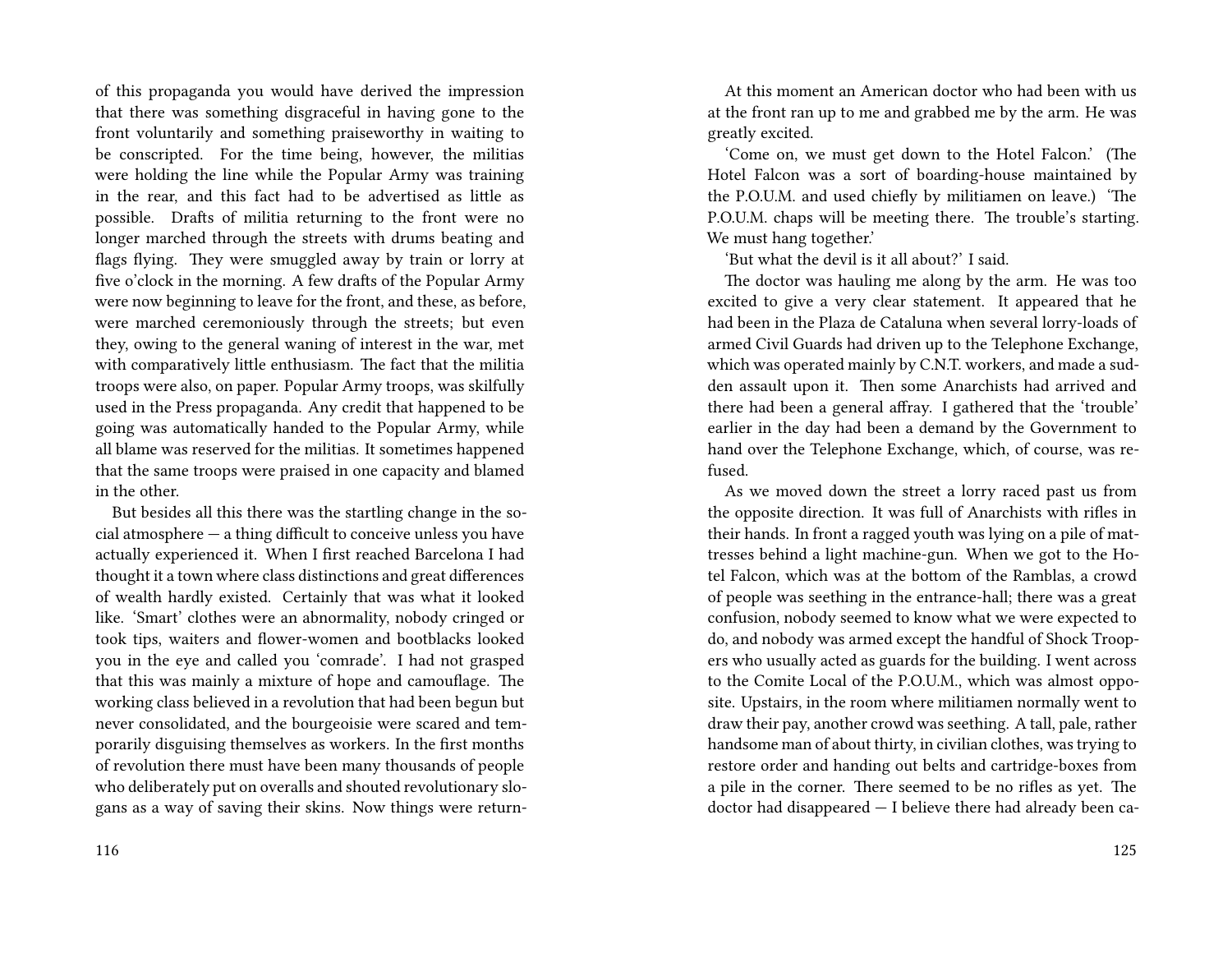of this propaganda you would have derived the impression that there was something disgraceful in having gone to the front voluntarily and something praiseworthy in waiting to be conscripted. For the time being, however, the militias were holding the line while the Popular Army was training in the rear, and this fact had to be advertised as little as possible. Drafts of militia returning to the front were no longer marched through the streets with drums beating and flags flying. They were smuggled away by train or lorry at five o'clock in the morning. A few drafts of the Popular Army were now beginning to leave for the front, and these, as before, were marched ceremoniously through the streets; but even they, owing to the general waning of interest in the war, met with comparatively little enthusiasm. The fact that the militia troops were also, on paper. Popular Army troops, was skilfully used in the Press propaganda. Any credit that happened to be going was automatically handed to the Popular Army, while all blame was reserved for the militias. It sometimes happened that the same troops were praised in one capacity and blamed in the other.

But besides all this there was the startling change in the social atmosphere — a thing difficult to conceive unless you have actually experienced it. When I first reached Barcelona I had thought it a town where class distinctions and great differences of wealth hardly existed. Certainly that was what it looked like. 'Smart' clothes were an abnormality, nobody cringed or took tips, waiters and flower-women and bootblacks looked you in the eye and called you 'comrade'. I had not grasped that this was mainly a mixture of hope and camouflage. The working class believed in a revolution that had been begun but never consolidated, and the bourgeoisie were scared and temporarily disguising themselves as workers. In the first months of revolution there must have been many thousands of people who deliberately put on overalls and shouted revolutionary slogans as a way of saving their skins. Now things were return-

At this moment an American doctor who had been with us at the front ran up to me and grabbed me by the arm. He was greatly excited.

'Come on, we must get down to the Hotel Falcon.' (The Hotel Falcon was a sort of boarding-house maintained by the P.O.U.M. and used chiefly by militiamen on leave.) 'The P.O.U.M. chaps will be meeting there. The trouble's starting. We must hang together.'

'But what the devil is it all about?' I said.

The doctor was hauling me along by the arm. He was too excited to give a very clear statement. It appeared that he had been in the Plaza de Cataluna when several lorry-loads of armed Civil Guards had driven up to the Telephone Exchange, which was operated mainly by C.N.T. workers, and made a sudden assault upon it. Then some Anarchists had arrived and there had been a general affray. I gathered that the 'trouble' earlier in the day had been a demand by the Government to hand over the Telephone Exchange, which, of course, was refused.

As we moved down the street a lorry raced past us from the opposite direction. It was full of Anarchists with rifles in their hands. In front a ragged youth was lying on a pile of mattresses behind a light machine-gun. When we got to the Hotel Falcon, which was at the bottom of the Ramblas, a crowd of people was seething in the entrance-hall; there was a great confusion, nobody seemed to know what we were expected to do, and nobody was armed except the handful of Shock Troopers who usually acted as guards for the building. I went across to the Comite Local of the P.O.U.M., which was almost opposite. Upstairs, in the room where militiamen normally went to draw their pay, another crowd was seething. A tall, pale, rather handsome man of about thirty, in civilian clothes, was trying to restore order and handing out belts and cartridge-boxes from a pile in the corner. There seemed to be no rifles as yet. The doctor had disappeared — I believe there had already been ca-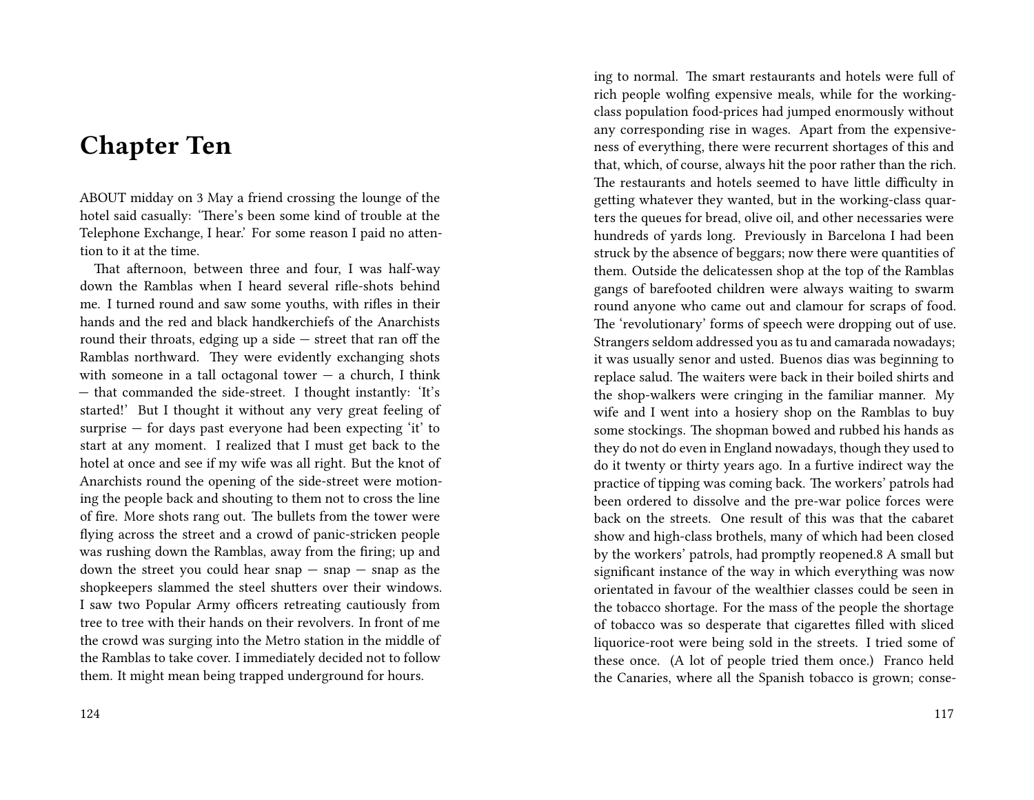# Chapter Ten

ABOUT midday on 3 May a friend crossing the lounge of the hotel said casually: 'There's been some kind of trouble at the Telephone Exchange, I hear.' For some reason I paid no attention to it at the time.

That afternoon, between three and four, I was half-way down the Ramblas when I heard several rifle-shots behind me. I turned round and saw some youths, with rifles in their hands and the red and black handkerchiefs of the Anarchists round their throats, edging up a side — street that ran off the Ramblas northward. They were evidently exchanging shots with someone in a tall octagonal tower — a church, I think — that commanded the side-street. I thought instantly: 'It's started!' But I thought it without any very great feeling of surprise — for days past everyone had been expecting 'it' to start at any moment. I realized that I must get back to the hotel at once and see if my wife was all right. But the knot of Anarchists round the opening of the side-street were motioning the people back and shouting to them not to cross the line of fire. More shots rang out. The bullets from the tower were flying across the street and a crowd of panic-stricken people was rushing down the Ramblas, away from the firing; up and down the street you could hear snap — snap — snap as the shopkeepers slammed the steel shutters over their windows. I saw two Popular Army officers retreating cautiously from tree to tree with their hands on their revolvers. In front of me the crowd was surging into the Metro station in the middle of the Ramblas to take cover. I immediately decided not to follow them. It might mean being trapped underground for hours.

ing to normal. The smart restaurants and hotels were full of rich people wolfing expensive meals, while for the working-class population food-prices had jumped enormously without any corresponding rise in wages. Apart from the expensiveness of everything, there were recurrent shortages of this and that, which, of course, always hit the poor rather than the rich. The restaurants and hotels seemed to have little difficulty in getting whatever they wanted, but in the working-class quarters the queues for bread, olive oil, and other necessaries were hundreds of yards long. Previously in Barcelona I had been struck by the absence of beggars; now there were quantities of them. Outside the delicatessen shop at the top of the Ramblas gangs of barefooted children were always waiting to swarm round anyone who came out and clamour for scraps of food. The 'revolutionary' forms of speech were dropping out of use. Strangers seldom addressed you as tu and camarada nowadays; it was usually senor and usted. Buenos dias was beginning to replace salud. The waiters were back in their boiled shirts and the shop-walkers were cringing in the familiar manner. My wife and I went into a hosiery shop on the Ramblas to buy some stockings. The shopman bowed and rubbed his hands as they do not do even in England nowadays, though they used to do it twenty or thirty years ago. In a furtive indirect way the practice of tipping was coming back. The workers' patrols had been ordered to dissolve and the pre-war police forces were back on the streets. One result of this was that the cabaret show and high-class brothels, many of which had been closed by the workers' patrols, had promptly reopened.8 A small but significant instance of the way in which everything was now orientated in favour of the wealthier classes could be seen in the tobacco shortage. For the mass of the people the shortage of tobacco was so desperate that cigarettes filled with sliced liquorice-root were being sold in the streets. I tried some of these once. (A lot of people tried them once.) Franco held the Canaries, where all the Spanish tobacco is grown; conse-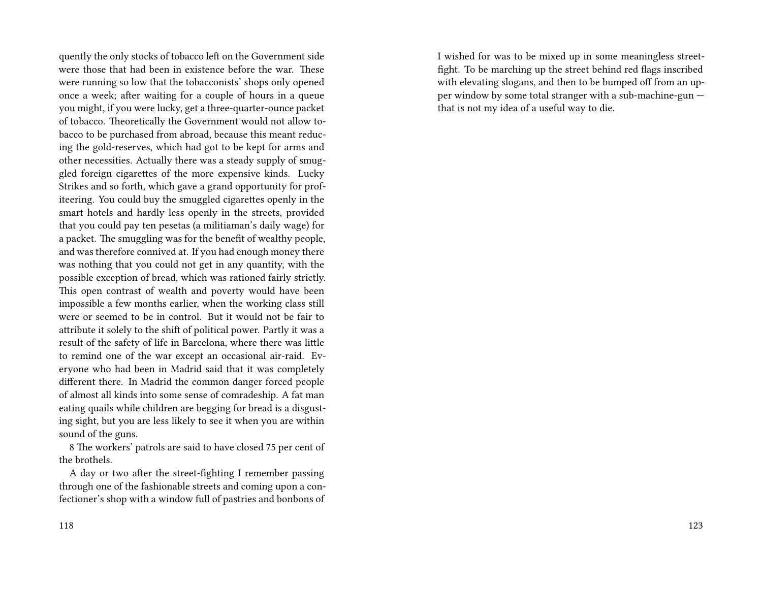quently the only stocks of tobacco left on the Government side were those that had been in existence before the war. These were running so low that the tobacconists' shops only opened once a week; after waiting for a couple of hours in a queue you might, if you were lucky, get a three-quarter-ounce packet of tobacco. Theoretically the Government would not allow tobacco to be purchased from abroad, because this meant reducing the gold-reserves, which had got to be kept for arms and other necessities. Actually there was a steady supply of smuggled foreign cigarettes of the more expensive kinds. Lucky Strikes and so forth, which gave a grand opportunity for profiteering. You could buy the smuggled cigarettes openly in the smart hotels and hardly less openly in the streets, provided that you could pay ten pesetas (a militiaman's daily wage) for a packet. The smuggling was for the benefit of wealthy people, and was therefore connived at. If you had enough money there was nothing that you could not get in any quantity, with the possible exception of bread, which was rationed fairly strictly. This open contrast of wealth and poverty would have been impossible a few months earlier, when the working class still were or seemed to be in control. But it would not be fair to attribute it solely to the shift of political power. Partly it was a result of the safety of life in Barcelona, where there was little to remind one of the war except an occasional air-raid. Everyone who had been in Madrid said that it was completely different there. In Madrid the common danger forced people of almost all kinds into some sense of comradeship. A fat man eating quails while children are begging for bread is a disgusting sight, but you are less likely to see it when you are within sound of the guns.

8 The workers' patrols are said to have closed 75 per cent of the brothels.

A day or two after the street-fighting I remember passing through one of the fashionable streets and coming upon a confectioner's shop with a window full of pastries and bonbons of

I wished for was to be mixed up in some meaningless street-fight. To be marching up the street behind red flags inscribed with elevating slogans, and then to be bumped off from an upper window by some total stranger with a sub-machine-gun — that is not my idea of a useful way to die.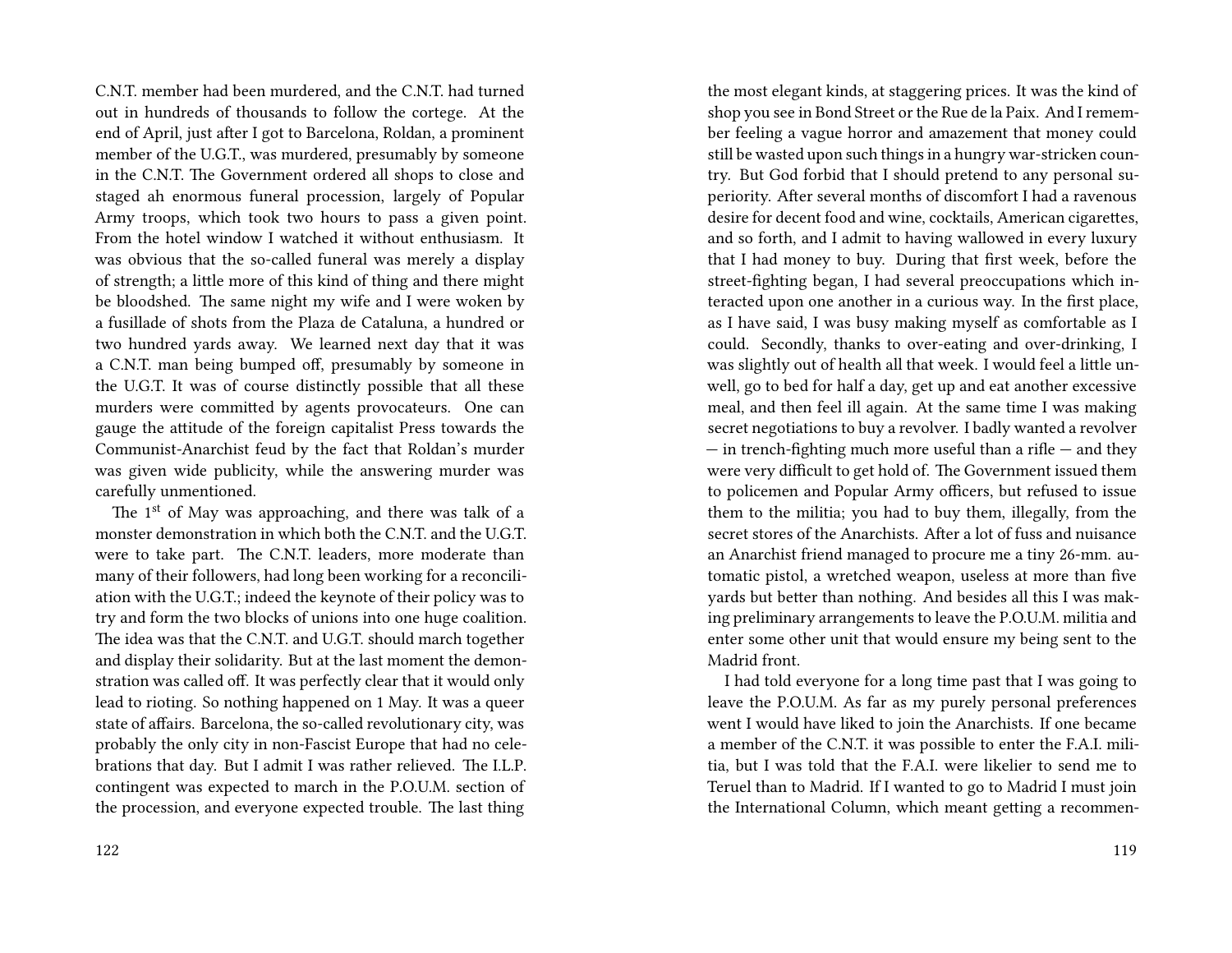C.N.T. member had been murdered, and the C.N.T. had turned out in hundreds of thousands to follow the cortege. At the end of April, just after I got to Barcelona, Roldan, a prominent member of the U.G.T., was murdered, presumably by someone in the C.N.T. The Government ordered all shops to close and staged ah enormous funeral procession, largely of Popular Army troops, which took two hours to pass a given point. From the hotel window I watched it without enthusiasm. It was obvious that the so-called funeral was merely a display of strength; a little more of this kind of thing and there might be bloodshed. The same night my wife and I were woken by a fusillade of shots from the Plaza de Cataluna, a hundred or two hundred yards away. We learned next day that it was a C.N.T. man being bumped off, presumably by someone in the U.G.T. It was of course distinctly possible that all these murders were committed by agents provocateurs. One can gauge the attitude of the foreign capitalist Press towards the Communist-Anarchist feud by the fact that Roldan's murder was given wide publicity, while the answering murder was carefully unmentioned.

The 1st of May was approaching, and there was talk of a monster demonstration in which both the C.N.T. and the U.G.T. were to take part. The C.N.T. leaders, more moderate than many of their followers, had long been working for a reconciliation with the U.G.T.; indeed the keynote of their policy was to try and form the two blocks of unions into one huge coalition. The idea was that the C.N.T. and U.G.T. should march together and display their solidarity. But at the last moment the demonstration was called off. It was perfectly clear that it would only lead to rioting. So nothing happened on 1 May. It was a queer state of affairs. Barcelona, the so-called revolutionary city, was probably the only city in non-Fascist Europe that had no celebrations that day. But I admit I was rather relieved. The I.L.P. contingent was expected to march in the P.O.U.M. section of the procession, and everyone expected trouble. The last thing

the most elegant kinds, at staggering prices. It was the kind of shop you see in Bond Street or the Rue de la Paix. And I remember feeling a vague horror and amazement that money could still be wasted upon such things in a hungry war-stricken country. But God forbid that I should pretend to any personal superiority. After several months of discomfort I had a ravenous desire for decent food and wine, cocktails, American cigarettes, and so forth, and I admit to having wallowed in every luxury that I had money to buy. During that first week, before the street-fighting began, I had several preoccupations which interacted upon one another in a curious way. In the first place, as I have said, I was busy making myself as comfortable as I could. Secondly, thanks to over-eating and over-drinking, I was slightly out of health all that week. I would feel a little unwell, go to bed for half a day, get up and eat another excessive meal, and then feel ill again. At the same time I was making secret negotiations to buy a revolver. I badly wanted a revolver — in trench-fighting much more useful than a rifle — and they were very difficult to get hold of. The Government issued them to policemen and Popular Army officers, but refused to issue them to the militia; you had to buy them, illegally, from the secret stores of the Anarchists. After a lot of fuss and nuisance an Anarchist friend managed to procure me a tiny 26-mm. automatic pistol, a wretched weapon, useless at more than five yards but better than nothing. And besides all this I was making preliminary arrangements to leave the P.O.U.M. militia and enter some other unit that would ensure my being sent to the Madrid front.

I had told everyone for a long time past that I was going to leave the P.O.U.M. As far as my purely personal preferences went I would have liked to join the Anarchists. If one became a member of the C.N.T. it was possible to enter the F.A.I. militia, but I was told that the F.A.I. were likelier to send me to Teruel than to Madrid. If I wanted to go to Madrid I must join the International Column, which meant getting a recommen-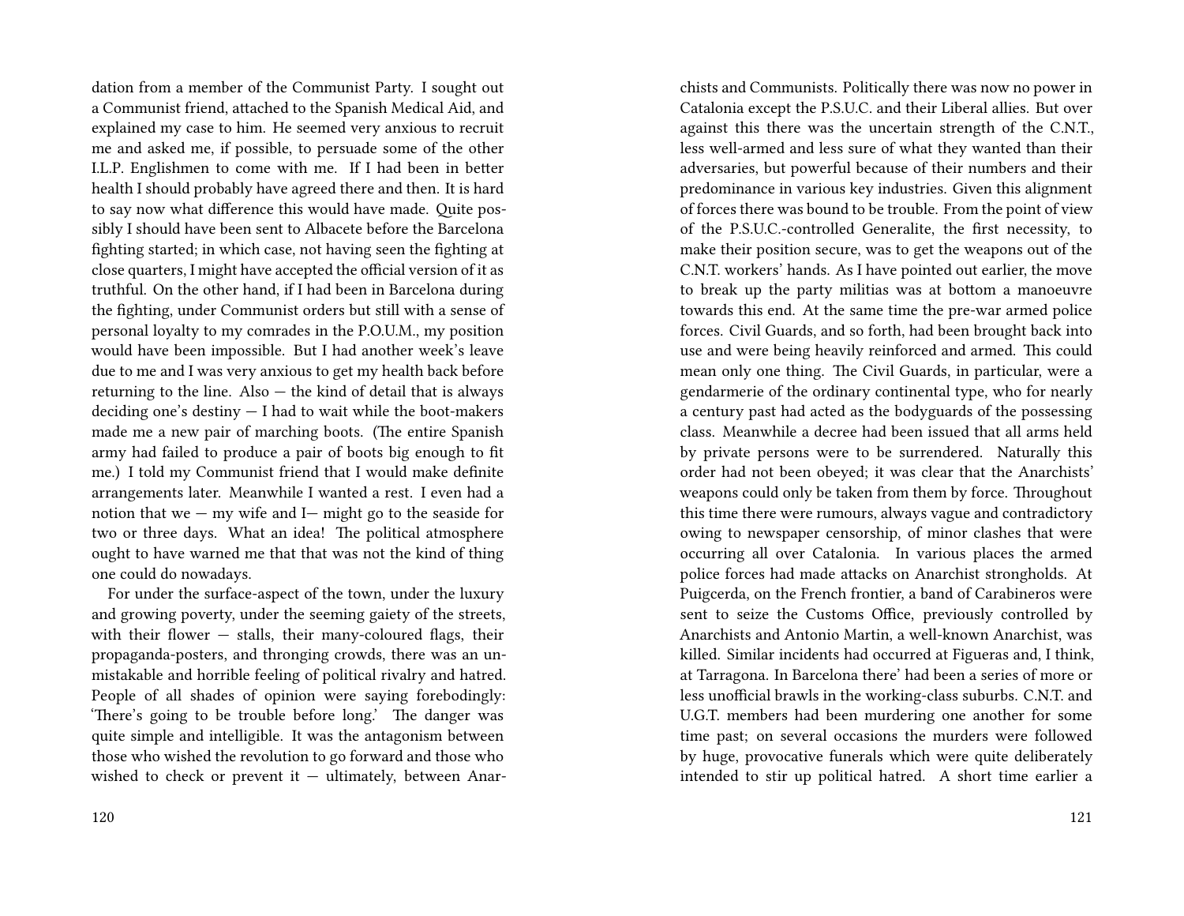dation from a member of the Communist Party. I sought out a Communist friend, attached to the Spanish Medical Aid, and explained my case to him. He seemed very anxious to recruit me and asked me, if possible, to persuade some of the other I.L.P. Englishmen to come with me. If I had been in better health I should probably have agreed there and then. It is hard to say now what difference this would have made. Quite possibly I should have been sent to Albacete before the Barcelona fighting started; in which case, not having seen the fighting at close quarters, I might have accepted the official version of it as truthful. On the other hand, if I had been in Barcelona during the fighting, under Communist orders but still with a sense of personal loyalty to my comrades in the P.O.U.M., my position would have been impossible. But I had another week's leave due to me and I was very anxious to get my health back before returning to the line. Also — the kind of detail that is always deciding one's destiny — I had to wait while the boot-makers made me a new pair of marching boots. (The entire Spanish army had failed to produce a pair of boots big enough to fit me.) I told my Communist friend that I would make definite arrangements later. Meanwhile I wanted a rest. I even had a notion that we — my wife and I— might go to the seaside for two or three days. What an idea! The political atmosphere ought to have warned me that that was not the kind of thing one could do nowadays.

For under the surface-aspect of the town, under the luxury and growing poverty, under the seeming gaiety of the streets, with their flower — stalls, their many-coloured flags, their propaganda-posters, and thronging crowds, there was an unmistakable and horrible feeling of political rivalry and hatred. People of all shades of opinion were saying forebodingly: 'There's going to be trouble before long.' The danger was quite simple and intelligible. It was the antagonism between those who wished the revolution to go forward and those who wished to check or prevent it — ultimately, between Anarchists and Communists. Politically there was now no power in Catalonia except the P.S.U.C. and their Liberal allies. But over against this there was the uncertain strength of the C.N.T., less well-armed and less sure of what they wanted than their adversaries, but powerful because of their numbers and their predominance in various key industries. Given this alignment of forces there was bound to be trouble. From the point of view of the P.S.U.C.-controlled Generalite, the first necessity, to make their position secure, was to get the weapons out of the C.N.T. workers' hands. As I have pointed out earlier, the move to break up the party militias was at bottom a manoeuvre towards this end. At the same time the pre-war armed police forces. Civil Guards, and so forth, had been brought back into use and were being heavily reinforced and armed. This could mean only one thing. The Civil Guards, in particular, were a gendarmerie of the ordinary continental type, who for nearly a century past had acted as the bodyguards of the possessing class. Meanwhile a decree had been issued that all arms held by private persons were to be surrendered. Naturally this order had not been obeyed; it was clear that the Anarchists' weapons could only be taken from them by force. Throughout this time there were rumours, always vague and contradictory owing to newspaper censorship, of minor clashes that were occurring all over Catalonia. In various places the armed police forces had made attacks on Anarchist strongholds. At Puigcerda, on the French frontier, a band of Carabineros were sent to seize the Customs Office, previously controlled by Anarchists and Antonio Martin, a well-known Anarchist, was killed. Similar incidents had occurred at Figueras and, I think, at Tarragona. In Barcelona there' had been a series of more or less unofficial brawls in the working-class suburbs. C.N.T. and U.G.T. members had been murdering one another for some time past; on several occasions the murders were followed by huge, provocative funerals which were quite deliberately intended to stir up political hatred. A short time earlier a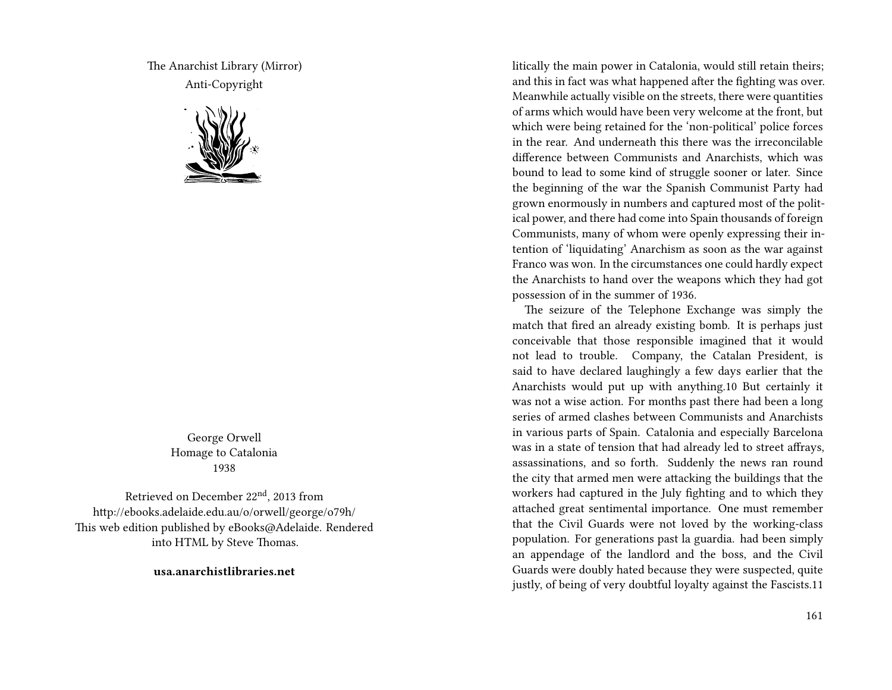The Anarchist Library (Mirror)
Anti-Copyright

George Orwell
Homage to Catalonia
1938

Retrieved on December 22nd, 2013 from http://ebooks.adelaide.edu.au/o/orwell/george/o79h/
This web edition published by eBooks@Adelaide. Rendered into HTML by Steve Thomas.

**usa.anarchistlibraries.net**

litically the main power in Catalonia, would still retain theirs; and this in fact was what happened after the fighting was over. Meanwhile actually visible on the streets, there were quantities of arms which would have been very welcome at the front, but which were being retained for the 'non-political' police forces in the rear. And underneath this there was the irreconcilable difference between Communists and Anarchists, which was bound to lead to some kind of struggle sooner or later. Since the beginning of the war the Spanish Communist Party had grown enormously in numbers and captured most of the political power, and there had come into Spain thousands of foreign Communists, many of whom were openly expressing their intention of 'liquidating' Anarchism as soon as the war against Franco was won. In the circumstances one could hardly expect the Anarchists to hand over the weapons which they had got possession of in the summer of 1936.

The seizure of the Telephone Exchange was simply the match that fired an already existing bomb. It is perhaps just conceivable that those responsible imagined that it would not lead to trouble. Company, the Catalan President, is said to have declared laughingly a few days earlier that the Anarchists would put up with anything.10 But certainly it was not a wise action. For months past there had been a long series of armed clashes between Communists and Anarchists in various parts of Spain. Catalonia and especially Barcelona was in a state of tension that had already led to street affrays, assassinations, and so forth. Suddenly the news ran round the city that armed men were attacking the buildings that the workers had captured in the July fighting and to which they attached great sentimental importance. One must remember that the Civil Guards were not loved by the working-class population. For generations past la guardia. had been simply an appendage of the landlord and the boss, and the Civil Guards were doubly hated because they were suspected, quite justly, of being of very doubtful loyalty against the Fascists.11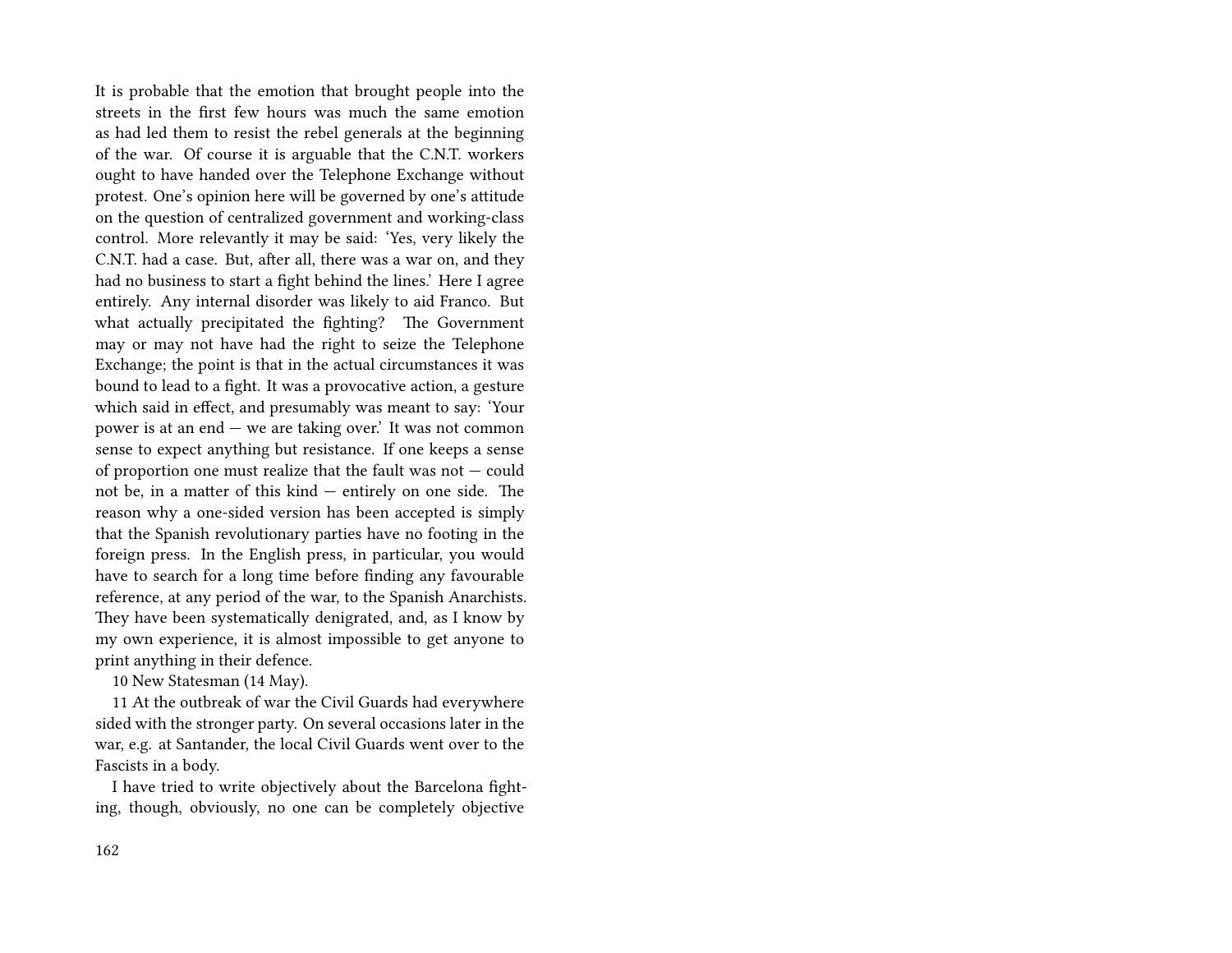It is probable that the emotion that brought people into the streets in the first few hours was much the same emotion as had led them to resist the rebel generals at the beginning of the war. Of course it is arguable that the C.N.T. workers ought to have handed over the Telephone Exchange without protest. One's opinion here will be governed by one's attitude on the question of centralized government and working-class control. More relevantly it may be said: 'Yes, very likely the C.N.T. had a case. But, after all, there was a war on, and they had no business to start a fight behind the lines.' Here I agree entirely. Any internal disorder was likely to aid Franco. But what actually precipitated the fighting? The Government may or may not have had the right to seize the Telephone Exchange; the point is that in the actual circumstances it was bound to lead to a fight. It was a provocative action, a gesture which said in effect, and presumably was meant to say: 'Your power is at an end — we are taking over.' It was not common sense to expect anything but resistance. If one keeps a sense of proportion one must realize that the fault was not — could not be, in a matter of this kind — entirely on one side. The reason why a one-sided version has been accepted is simply that the Spanish revolutionary parties have no footing in the foreign press. In the English press, in particular, you would have to search for a long time before finding any favourable reference, at any period of the war, to the Spanish Anarchists. They have been systematically denigrated, and, as I know by my own experience, it is almost impossible to get anyone to print anything in their defence.

10 New Statesman (14 May).

11 At the outbreak of war the Civil Guards had everywhere sided with the stronger party. On several occasions later in the war, e.g. at Santander, the local Civil Guards went over to the Fascists in a body.

I have tried to write objectively about the Barcelona fighting, though, obviously, no one can be completely objective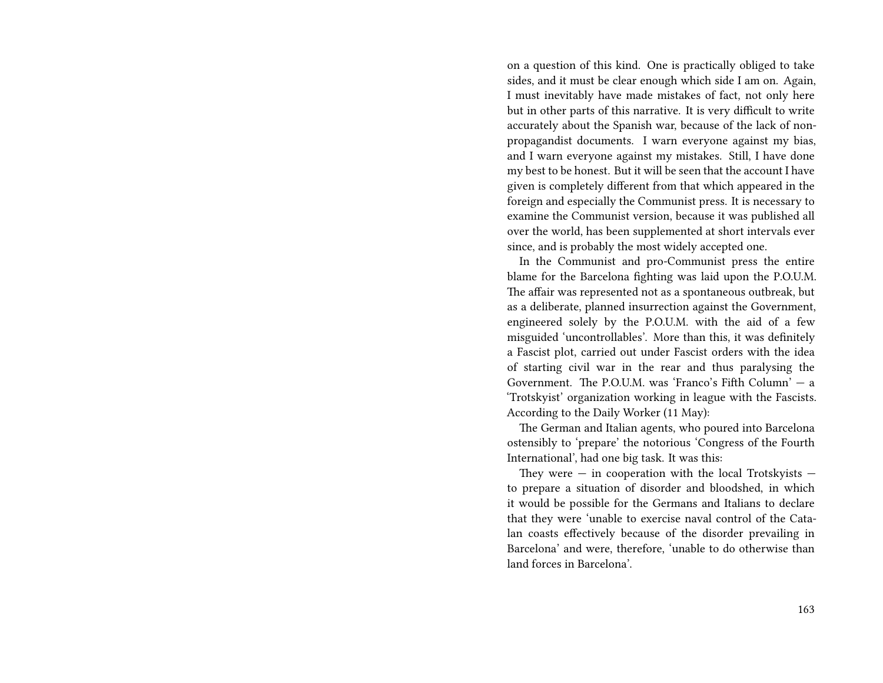on a question of this kind. One is practically obliged to take sides, and it must be clear enough which side I am on. Again, I must inevitably have made mistakes of fact, not only here but in other parts of this narrative. It is very difficult to write accurately about the Spanish war, because of the lack of non-propagandist documents. I warn everyone against my bias, and I warn everyone against my mistakes. Still, I have done my best to be honest. But it will be seen that the account I have given is completely different from that which appeared in the foreign and especially the Communist press. It is necessary to examine the Communist version, because it was published all over the world, has been supplemented at short intervals ever since, and is probably the most widely accepted one.

In the Communist and pro-Communist press the entire blame for the Barcelona fighting was laid upon the P.O.U.M. The affair was represented not as a spontaneous outbreak, but as a deliberate, planned insurrection against the Government, engineered solely by the P.O.U.M. with the aid of a few misguided 'uncontrollables'. More than this, it was definitely a Fascist plot, carried out under Fascist orders with the idea of starting civil war in the rear and thus paralysing the Government. The P.O.U.M. was 'Franco's Fifth Column' — a 'Trotskyist' organization working in league with the Fascists. According to the Daily Worker (11 May):

The German and Italian agents, who poured into Barcelona ostensibly to 'prepare' the notorious 'Congress of the Fourth International', had one big task. It was this:

They were — in cooperation with the local Trotskyists — to prepare a situation of disorder and bloodshed, in which it would be possible for the Germans and Italians to declare that they were 'unable to exercise naval control of the Catalan coasts effectively because of the disorder prevailing in Barcelona' and were, therefore, 'unable to do otherwise than land forces in Barcelona'.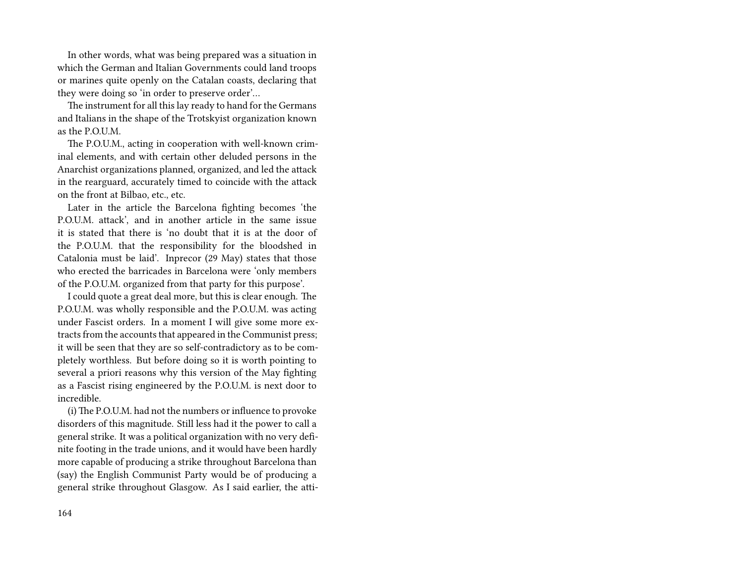In other words, what was being prepared was a situation in which the German and Italian Governments could land troops or marines quite openly on the Catalan coasts, declaring that they were doing so 'in order to preserve order'…

The instrument for all this lay ready to hand for the Germans and Italians in the shape of the Trotskyist organization known as the P.O.U.M.

The P.O.U.M., acting in cooperation with well-known criminal elements, and with certain other deluded persons in the Anarchist organizations planned, organized, and led the attack in the rearguard, accurately timed to coincide with the attack on the front at Bilbao, etc., etc.

Later in the article the Barcelona fighting becomes 'the P.O.U.M. attack', and in another article in the same issue it is stated that there is 'no doubt that it is at the door of the P.O.U.M. that the responsibility for the bloodshed in Catalonia must be laid'. Inprecor (29 May) states that those who erected the barricades in Barcelona were 'only members of the P.O.U.M. organized from that party for this purpose'.

I could quote a great deal more, but this is clear enough. The P.O.U.M. was wholly responsible and the P.O.U.M. was acting under Fascist orders. In a moment I will give some more extracts from the accounts that appeared in the Communist press; it will be seen that they are so self-contradictory as to be completely worthless. But before doing so it is worth pointing to several a priori reasons why this version of the May fighting as a Fascist rising engineered by the P.O.U.M. is next door to incredible.

(i) The P.O.U.M. had not the numbers or influence to provoke disorders of this magnitude. Still less had it the power to call a general strike. It was a political organization with no very definite footing in the trade unions, and it would have been hardly more capable of producing a strike throughout Barcelona than (say) the English Communist Party would be of producing a general strike throughout Glasgow. As I said earlier, the atti-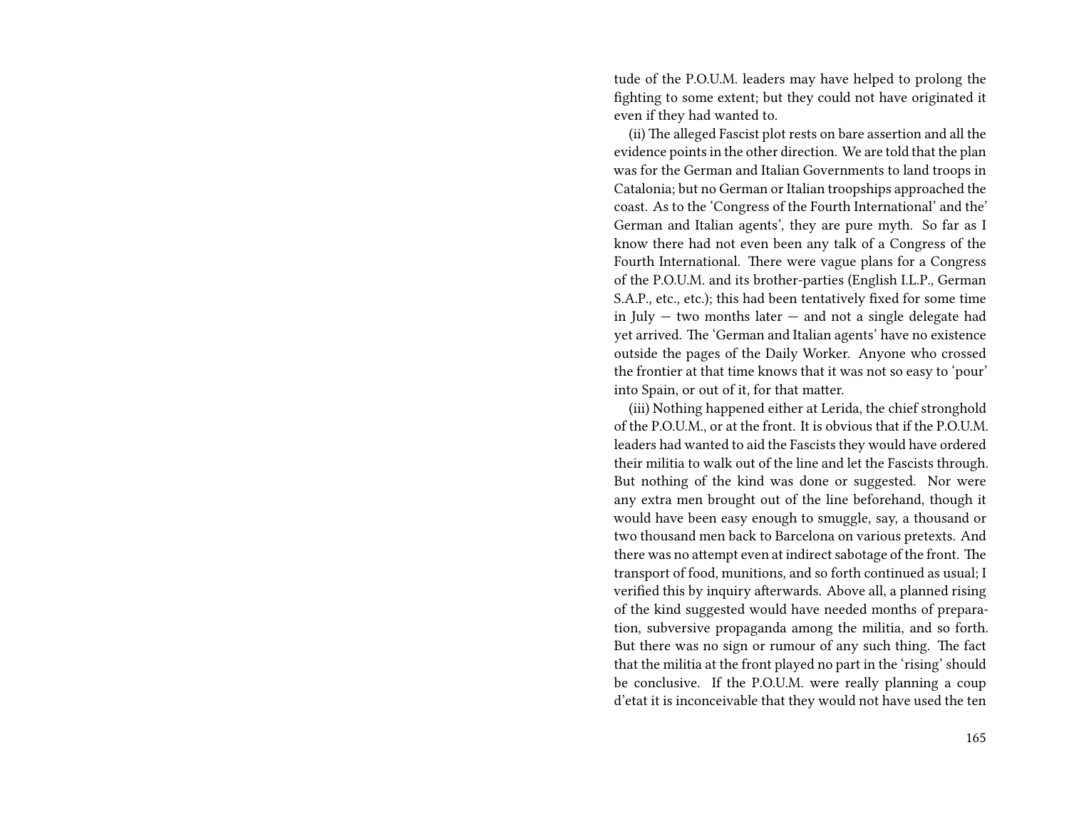tude of the P.O.U.M. leaders may have helped to prolong the fighting to some extent; but they could not have originated it even if they had wanted to.

(ii) The alleged Fascist plot rests on bare assertion and all the evidence points in the other direction. We are told that the plan was for the German and Italian Governments to land troops in Catalonia; but no German or Italian troopships approached the coast. As to the 'Congress of the Fourth International' and the' German and Italian agents', they are pure myth. So far as I know there had not even been any talk of a Congress of the Fourth International. There were vague plans for a Congress of the P.O.U.M. and its brother-parties (English I.L.P., German S.A.P., etc., etc.); this had been tentatively fixed for some time in July — two months later — and not a single delegate had yet arrived. The 'German and Italian agents' have no existence outside the pages of the Daily Worker. Anyone who crossed the frontier at that time knows that it was not so easy to 'pour' into Spain, or out of it, for that matter.

(iii) Nothing happened either at Lerida, the chief stronghold of the P.O.U.M., or at the front. It is obvious that if the P.O.U.M. leaders had wanted to aid the Fascists they would have ordered their militia to walk out of the line and let the Fascists through. But nothing of the kind was done or suggested. Nor were any extra men brought out of the line beforehand, though it would have been easy enough to smuggle, say, a thousand or two thousand men back to Barcelona on various pretexts. And there was no attempt even at indirect sabotage of the front. The transport of food, munitions, and so forth continued as usual; I verified this by inquiry afterwards. Above all, a planned rising of the kind suggested would have needed months of preparation, subversive propaganda among the militia, and so forth. But there was no sign or rumour of any such thing. The fact that the militia at the front played no part in the 'rising' should be conclusive. If the P.O.U.M. were really planning a coup d'etat it is inconceivable that they would not have used the ten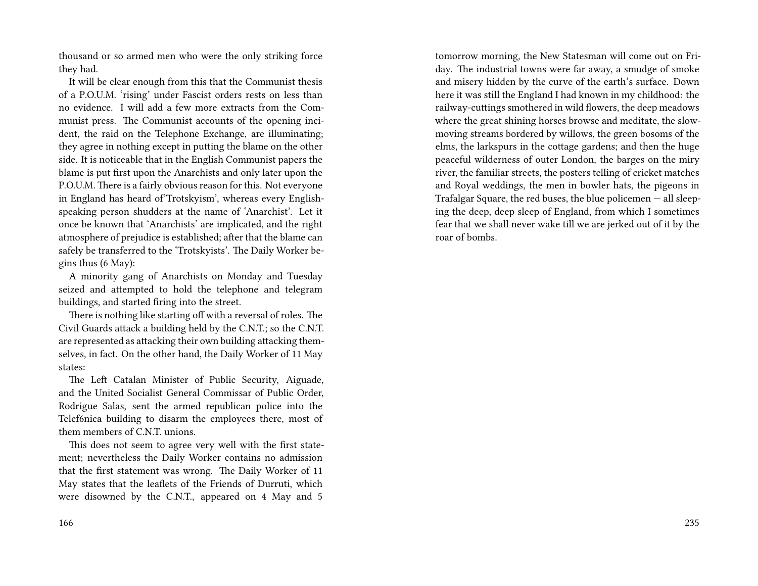thousand or so armed men who were the only striking force they had.

It will be clear enough from this that the Communist thesis of a P.O.U.M. 'rising' under Fascist orders rests on less than no evidence. I will add a few more extracts from the Communist press. The Communist accounts of the opening incident, the raid on the Telephone Exchange, are illuminating; they agree in nothing except in putting the blame on the other side. It is noticeable that in the English Communist papers the blame is put first upon the Anarchists and only later upon the P.O.U.M. There is a fairly obvious reason for this. Not everyone in England has heard of'Trotskyism', whereas every English-speaking person shudders at the name of 'Anarchist'. Let it once be known that 'Anarchists' are implicated, and the right atmosphere of prejudice is established; after that the blame can safely be transferred to the 'Trotskyists'. The Daily Worker begins thus (6 May):

A minority gang of Anarchists on Monday and Tuesday seized and attempted to hold the telephone and telegram buildings, and started firing into the street.

There is nothing like starting off with a reversal of roles. The Civil Guards attack a building held by the C.N.T.; so the C.N.T. are represented as attacking their own building attacking themselves, in fact. On the other hand, the Daily Worker of 11 May states:

The Left Catalan Minister of Public Security, Aiguade, and the United Socialist General Commissar of Public Order, Rodrigue Salas, sent the armed republican police into the Telef6nica building to disarm the employees there, most of them members of C.N.T. unions.

This does not seem to agree very well with the first statement; nevertheless the Daily Worker contains no admission that the first statement was wrong. The Daily Worker of 11 May states that the leaflets of the Friends of Durruti, which were disowned by the C.N.T., appeared on 4 May and 5

tomorrow morning, the New Statesman will come out on Friday. The industrial towns were far away, a smudge of smoke and misery hidden by the curve of the earth's surface. Down here it was still the England I had known in my childhood: the railway-cuttings smothered in wild flowers, the deep meadows where the great shining horses browse and meditate, the slow-moving streams bordered by willows, the green bosoms of the elms, the larkspurs in the cottage gardens; and then the huge peaceful wilderness of outer London, the barges on the miry river, the familiar streets, the posters telling of cricket matches and Royal weddings, the men in bowler hats, the pigeons in Trafalgar Square, the red buses, the blue policemen — all sleeping the deep, deep sleep of England, from which I sometimes fear that we shall never wake till we are jerked out of it by the roar of bombs.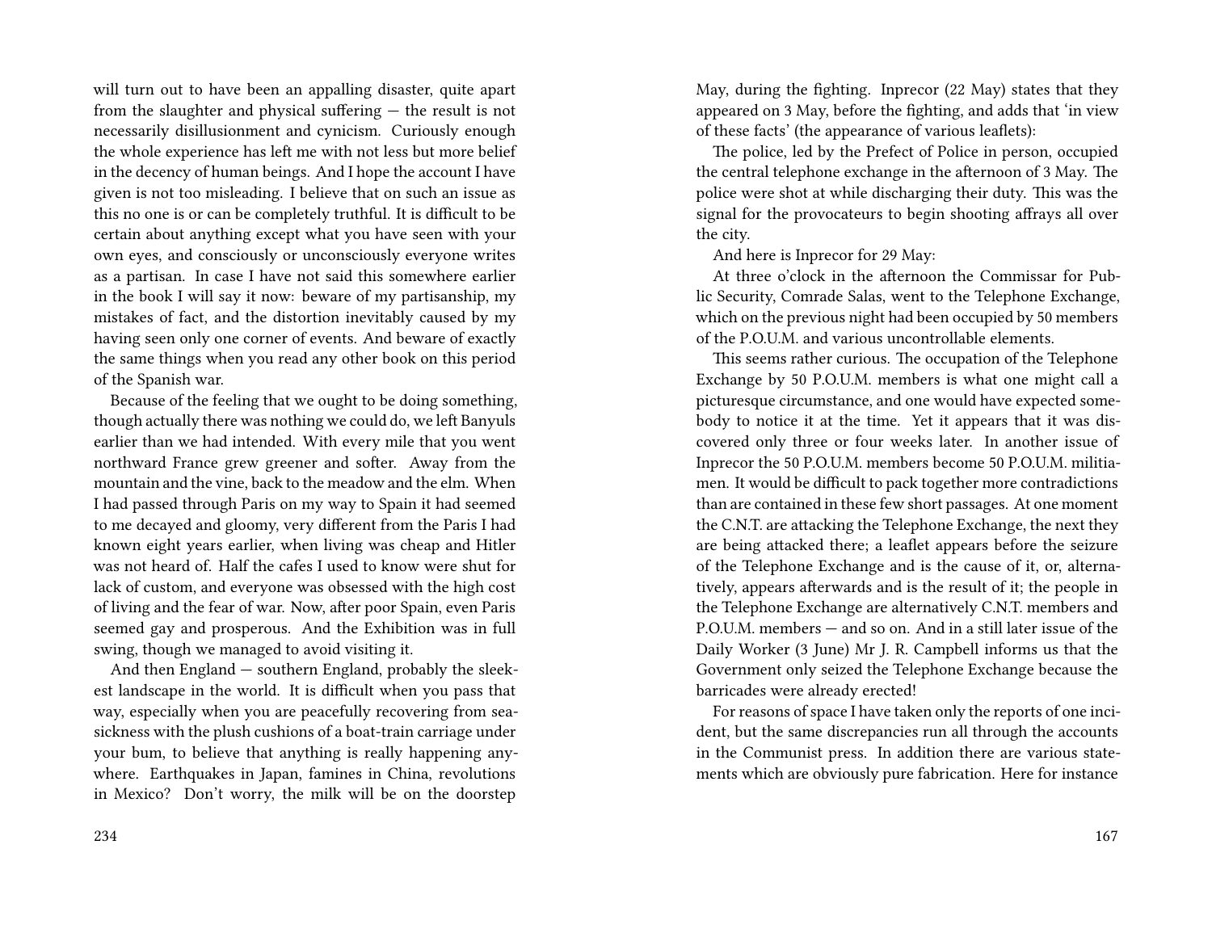will turn out to have been an appalling disaster, quite apart from the slaughter and physical suffering — the result is not necessarily disillusionment and cynicism. Curiously enough the whole experience has left me with not less but more belief in the decency of human beings. And I hope the account I have given is not too misleading. I believe that on such an issue as this no one is or can be completely truthful. It is difficult to be certain about anything except what you have seen with your own eyes, and consciously or unconsciously everyone writes as a partisan. In case I have not said this somewhere earlier in the book I will say it now: beware of my partisanship, my mistakes of fact, and the distortion inevitably caused by my having seen only one corner of events. And beware of exactly the same things when you read any other book on this period of the Spanish war.

Because of the feeling that we ought to be doing something, though actually there was nothing we could do, we left Banyuls earlier than we had intended. With every mile that you went northward France grew greener and softer. Away from the mountain and the vine, back to the meadow and the elm. When I had passed through Paris on my way to Spain it had seemed to me decayed and gloomy, very different from the Paris I had known eight years earlier, when living was cheap and Hitler was not heard of. Half the cafes I used to know were shut for lack of custom, and everyone was obsessed with the high cost of living and the fear of war. Now, after poor Spain, even Paris seemed gay and prosperous. And the Exhibition was in full swing, though we managed to avoid visiting it.

And then England — southern England, probably the sleekest landscape in the world. It is difficult when you pass that way, especially when you are peacefully recovering from seasickness with the plush cushions of a boat-train carriage under your bum, to believe that anything is really happening anywhere. Earthquakes in Japan, famines in China, revolutions in Mexico? Don't worry, the milk will be on the doorstep

May, during the fighting. Inprecor (22 May) states that they appeared on 3 May, before the fighting, and adds that 'in view of these facts' (the appearance of various leaflets):

The police, led by the Prefect of Police in person, occupied the central telephone exchange in the afternoon of 3 May. The police were shot at while discharging their duty. This was the signal for the provocateurs to begin shooting affrays all over the city.

And here is Inprecor for 29 May:

At three o'clock in the afternoon the Commissar for Public Security, Comrade Salas, went to the Telephone Exchange, which on the previous night had been occupied by 50 members of the P.O.U.M. and various uncontrollable elements.

This seems rather curious. The occupation of the Telephone Exchange by 50 P.O.U.M. members is what one might call a picturesque circumstance, and one would have expected somebody to notice it at the time. Yet it appears that it was discovered only three or four weeks later. In another issue of Inprecor the 50 P.O.U.M. members become 50 P.O.U.M. militiamen. It would be difficult to pack together more contradictions than are contained in these few short passages. At one moment the C.N.T. are attacking the Telephone Exchange, the next they are being attacked there; a leaflet appears before the seizure of the Telephone Exchange and is the cause of it, or, alternatively, appears afterwards and is the result of it; the people in the Telephone Exchange are alternatively C.N.T. members and P.O.U.M. members — and so on. And in a still later issue of the Daily Worker (3 June) Mr J. R. Campbell informs us that the Government only seized the Telephone Exchange because the barricades were already erected!

For reasons of space I have taken only the reports of one incident, but the same discrepancies run all through the accounts in the Communist press. In addition there are various statements which are obviously pure fabrication. Here for instance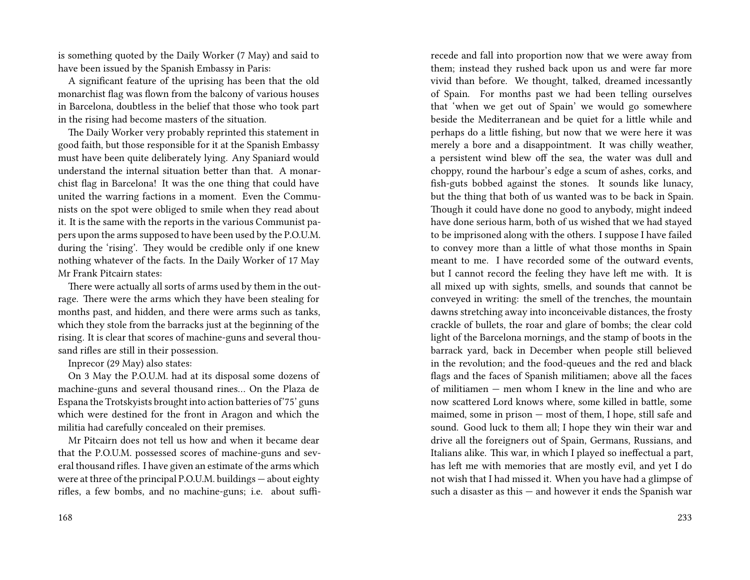is something quoted by the Daily Worker (7 May) and said to have been issued by the Spanish Embassy in Paris:

A significant feature of the uprising has been that the old monarchist flag was flown from the balcony of various houses in Barcelona, doubtless in the belief that those who took part in the rising had become masters of the situation.

The Daily Worker very probably reprinted this statement in good faith, but those responsible for it at the Spanish Embassy must have been quite deliberately lying. Any Spaniard would understand the internal situation better than that. A monarchist flag in Barcelona! It was the one thing that could have united the warring factions in a moment. Even the Communists on the spot were obliged to smile when they read about it. It is the same with the reports in the various Communist papers upon the arms supposed to have been used by the P.O.U.M. during the 'rising'. They would be credible only if one knew nothing whatever of the facts. In the Daily Worker of 17 May Mr Frank Pitcairn states:

There were actually all sorts of arms used by them in the outrage. There were the arms which they have been stealing for months past, and hidden, and there were arms such as tanks, which they stole from the barracks just at the beginning of the rising. It is clear that scores of machine-guns and several thousand rifles are still in their possession.

Inprecor (29 May) also states:

On 3 May the P.O.U.M. had at its disposal some dozens of machine-guns and several thousand rines… On the Plaza de Espana the Trotskyists brought into action batteries of'75' guns which were destined for the front in Aragon and which the militia had carefully concealed on their premises.

Mr Pitcairn does not tell us how and when it became dear that the P.O.U.M. possessed scores of machine-guns and several thousand rifles. I have given an estimate of the arms which were at three of the principal P.O.U.M. buildings — about eighty rifles, a few bombs, and no machine-guns; i.e. about suffi-

recede and fall into proportion now that we were away from them; instead they rushed back upon us and were far more vivid than before. We thought, talked, dreamed incessantly of Spain. For months past we had been telling ourselves that 'when we get out of Spain' we would go somewhere beside the Mediterranean and be quiet for a little while and perhaps do a little fishing, but now that we were here it was merely a bore and a disappointment. It was chilly weather, a persistent wind blew off the sea, the water was dull and choppy, round the harbour's edge a scum of ashes, corks, and fish-guts bobbed against the stones. It sounds like lunacy, but the thing that both of us wanted was to be back in Spain. Though it could have done no good to anybody, might indeed have done serious harm, both of us wished that we had stayed to be imprisoned along with the others. I suppose I have failed to convey more than a little of what those months in Spain meant to me. I have recorded some of the outward events, but I cannot record the feeling they have left me with. It is all mixed up with sights, smells, and sounds that cannot be conveyed in writing: the smell of the trenches, the mountain dawns stretching away into inconceivable distances, the frosty crackle of bullets, the roar and glare of bombs; the clear cold light of the Barcelona mornings, and the stamp of boots in the barrack yard, back in December when people still believed in the revolution; and the food-queues and the red and black flags and the faces of Spanish militiamen; above all the faces of militiamen — men whom I knew in the line and who are now scattered Lord knows where, some killed in battle, some maimed, some in prison — most of them, I hope, still safe and sound. Good luck to them all; I hope they win their war and drive all the foreigners out of Spain, Germans, Russians, and Italians alike. This war, in which I played so ineffectual a part, has left me with memories that are mostly evil, and yet I do not wish that I had missed it. When you have had a glimpse of such a disaster as this — and however it ends the Spanish war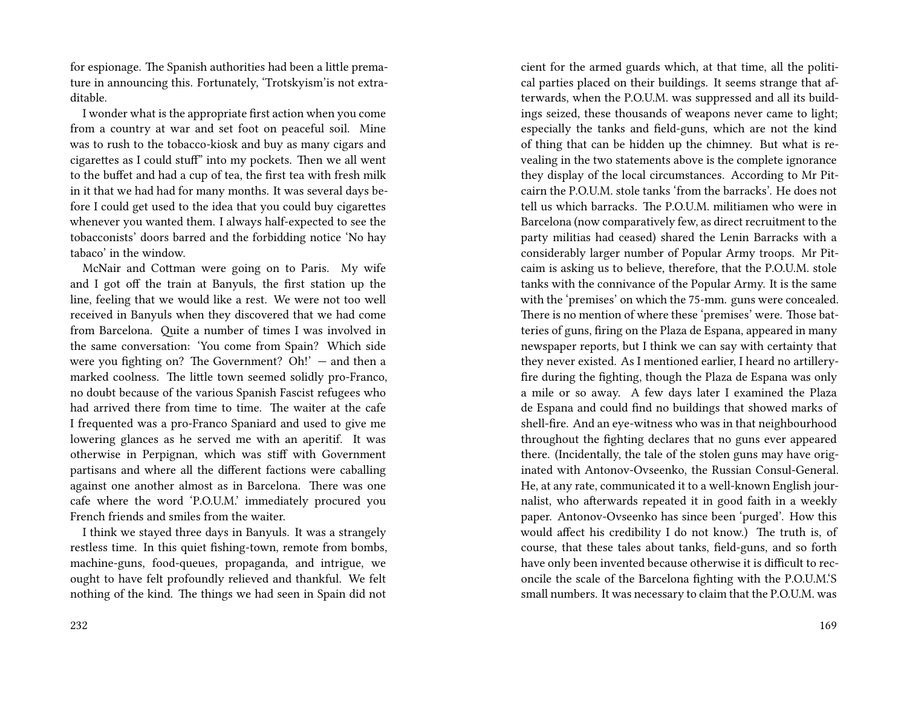for espionage. The Spanish authorities had been a little premature in announcing this. Fortunately, 'Trotskyism' is not extraditable.

I wonder what is the appropriate first action when you come from a country at war and set foot on peaceful soil. Mine was to rush to the tobacco-kiosk and buy as many cigars and cigarettes as I could stuff" into my pockets. Then we all went to the buffet and had a cup of tea, the first tea with fresh milk in it that we had had for many months. It was several days before I could get used to the idea that you could buy cigarettes whenever you wanted them. I always half-expected to see the tobacconists' doors barred and the forbidding notice 'No hay tabaco' in the window.

McNair and Cottman were going on to Paris. My wife and I got off the train at Banyuls, the first station up the line, feeling that we would like a rest. We were not too well received in Banyuls when they discovered that we had come from Barcelona. Quite a number of times I was involved in the same conversation: 'You come from Spain? Which side were you fighting on? The Government? Oh!' — and then a marked coolness. The little town seemed solidly pro-Franco, no doubt because of the various Spanish Fascist refugees who had arrived there from time to time. The waiter at the cafe I frequented was a pro-Franco Spaniard and used to give me lowering glances as he served me with an aperitif. It was otherwise in Perpignan, which was stiff with Government partisans and where all the different factions were caballing against one another almost as in Barcelona. There was one cafe where the word 'P.O.U.M.' immediately procured you French friends and smiles from the waiter.

I think we stayed three days in Banyuls. It was a strangely restless time. In this quiet fishing-town, remote from bombs, machine-guns, food-queues, propaganda, and intrigue, we ought to have felt profoundly relieved and thankful. We felt nothing of the kind. The things we had seen in Spain did not

cient for the armed guards which, at that time, all the political parties placed on their buildings. It seems strange that afterwards, when the P.O.U.M. was suppressed and all its buildings seized, these thousands of weapons never came to light; especially the tanks and field-guns, which are not the kind of thing that can be hidden up the chimney. But what is revealing in the two statements above is the complete ignorance they display of the local circumstances. According to Mr Pitcairn the P.O.U.M. stole tanks 'from the barracks'. He does not tell us which barracks. The P.O.U.M. militiamen who were in Barcelona (now comparatively few, as direct recruitment to the party militias had ceased) shared the Lenin Barracks with a considerably larger number of Popular Army troops. Mr Pitcaim is asking us to believe, therefore, that the P.O.U.M. stole tanks with the connivance of the Popular Army. It is the same with the 'premises' on which the 75-mm. guns were concealed. There is no mention of where these 'premises' were. Those batteries of guns, firing on the Plaza de Espana, appeared in many newspaper reports, but I think we can say with certainty that they never existed. As I mentioned earlier, I heard no artillery-fire during the fighting, though the Plaza de Espana was only a mile or so away. A few days later I examined the Plaza de Espana and could find no buildings that showed marks of shell-fire. And an eye-witness who was in that neighbourhood throughout the fighting declares that no guns ever appeared there. (Incidentally, the tale of the stolen guns may have originated with Antonov-Ovseenko, the Russian Consul-General. He, at any rate, communicated it to a well-known English journalist, who afterwards repeated it in good faith in a weekly paper. Antonov-Ovseenko has since been 'purged'. How this would affect his credibility I do not know.) The truth is, of course, that these tales about tanks, field-guns, and so forth have only been invented because otherwise it is difficult to reconcile the scale of the Barcelona fighting with the P.O.U.M.'S small numbers. It was necessary to claim that the P.O.U.M. was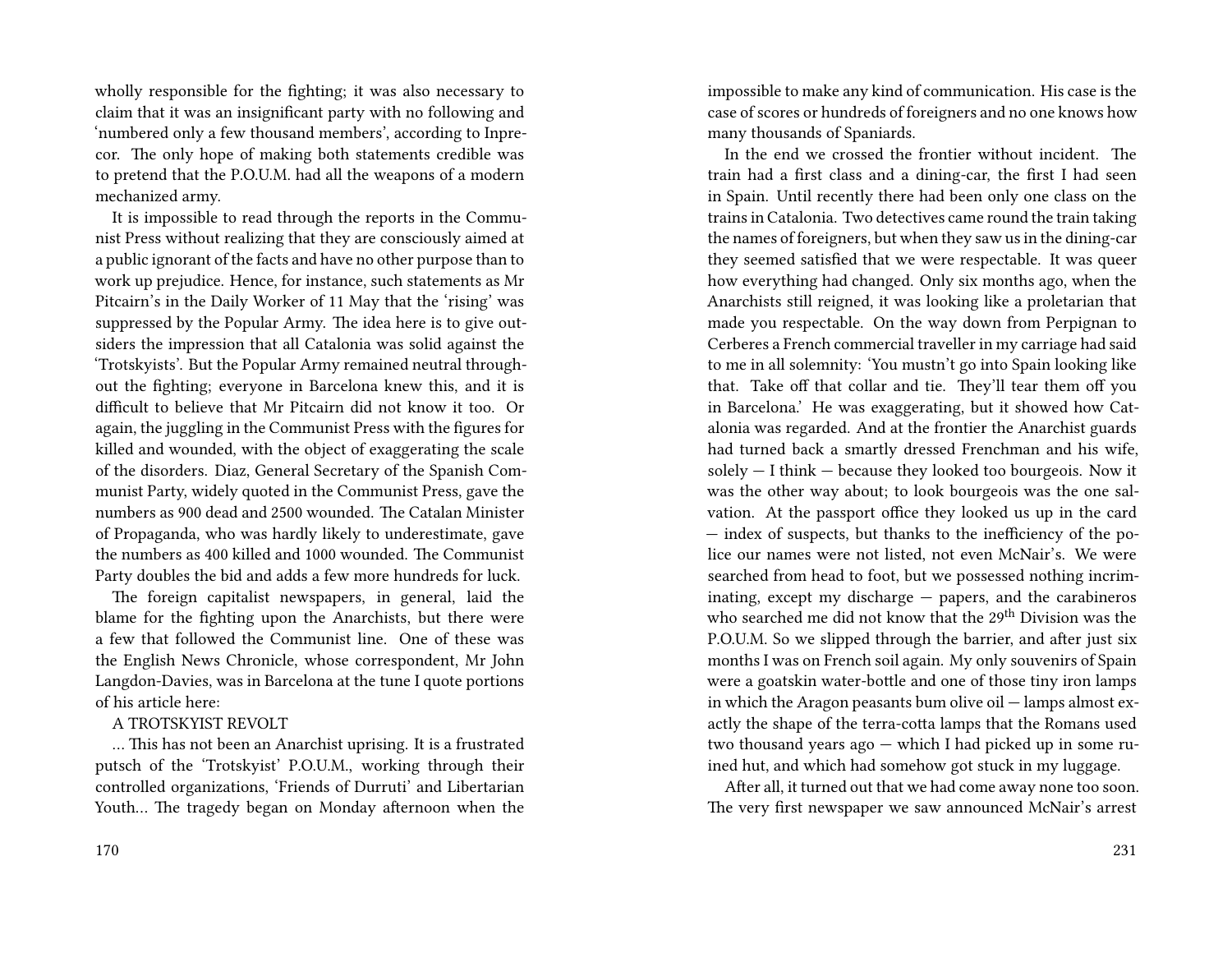wholly responsible for the fighting; it was also necessary to claim that it was an insignificant party with no following and 'numbered only a few thousand members', according to Inprecor. The only hope of making both statements credible was to pretend that the P.O.U.M. had all the weapons of a modern mechanized army.

It is impossible to read through the reports in the Communist Press without realizing that they are consciously aimed at a public ignorant of the facts and have no other purpose than to work up prejudice. Hence, for instance, such statements as Mr Pitcairn's in the Daily Worker of 11 May that the 'rising' was suppressed by the Popular Army. The idea here is to give outsiders the impression that all Catalonia was solid against the 'Trotskyists'. But the Popular Army remained neutral throughout the fighting; everyone in Barcelona knew this, and it is difficult to believe that Mr Pitcairn did not know it too. Or again, the juggling in the Communist Press with the figures for killed and wounded, with the object of exaggerating the scale of the disorders. Diaz, General Secretary of the Spanish Communist Party, widely quoted in the Communist Press, gave the numbers as 900 dead and 2500 wounded. The Catalan Minister of Propaganda, who was hardly likely to underestimate, gave the numbers as 400 killed and 1000 wounded. The Communist Party doubles the bid and adds a few more hundreds for luck.

The foreign capitalist newspapers, in general, laid the blame for the fighting upon the Anarchists, but there were a few that followed the Communist line. One of these was the English News Chronicle, whose correspondent, Mr John Langdon-Davies, was in Barcelona at the tune I quote portions of his article here:

A TROTSKYIST REVOLT

… This has not been an Anarchist uprising. It is a frustrated putsch of the 'Trotskyist' P.O.U.M., working through their controlled organizations, 'Friends of Durruti' and Libertarian Youth… The tragedy began on Monday afternoon when the

impossible to make any kind of communication. His case is the case of scores or hundreds of foreigners and no one knows how many thousands of Spaniards.

In the end we crossed the frontier without incident. The train had a first class and a dining-car, the first I had seen in Spain. Until recently there had been only one class on the trains in Catalonia. Two detectives came round the train taking the names of foreigners, but when they saw us in the dining-car they seemed satisfied that we were respectable. It was queer how everything had changed. Only six months ago, when the Anarchists still reigned, it was looking like a proletarian that made you respectable. On the way down from Perpignan to Cerberes a French commercial traveller in my carriage had said to me in all solemnity: 'You mustn't go into Spain looking like that. Take off that collar and tie. They'll tear them off you in Barcelona.' He was exaggerating, but it showed how Catalonia was regarded. And at the frontier the Anarchist guards had turned back a smartly dressed Frenchman and his wife, solely — I think — because they looked too bourgeois. Now it was the other way about; to look bourgeois was the one salvation. At the passport office they looked us up in the card — index of suspects, but thanks to the inefficiency of the police our names were not listed, not even McNair's. We were searched from head to foot, but we possessed nothing incriminating, except my discharge — papers, and the carabineros who searched me did not know that the 29th Division was the P.O.U.M. So we slipped through the barrier, and after just six months I was on French soil again. My only souvenirs of Spain were a goatskin water-bottle and one of those tiny iron lamps in which the Aragon peasants bum olive oil — lamps almost exactly the shape of the terra-cotta lamps that the Romans used two thousand years ago — which I had picked up in some ruined hut, and which had somehow got stuck in my luggage.

After all, it turned out that we had come away none too soon. The very first newspaper we saw announced McNair's arrest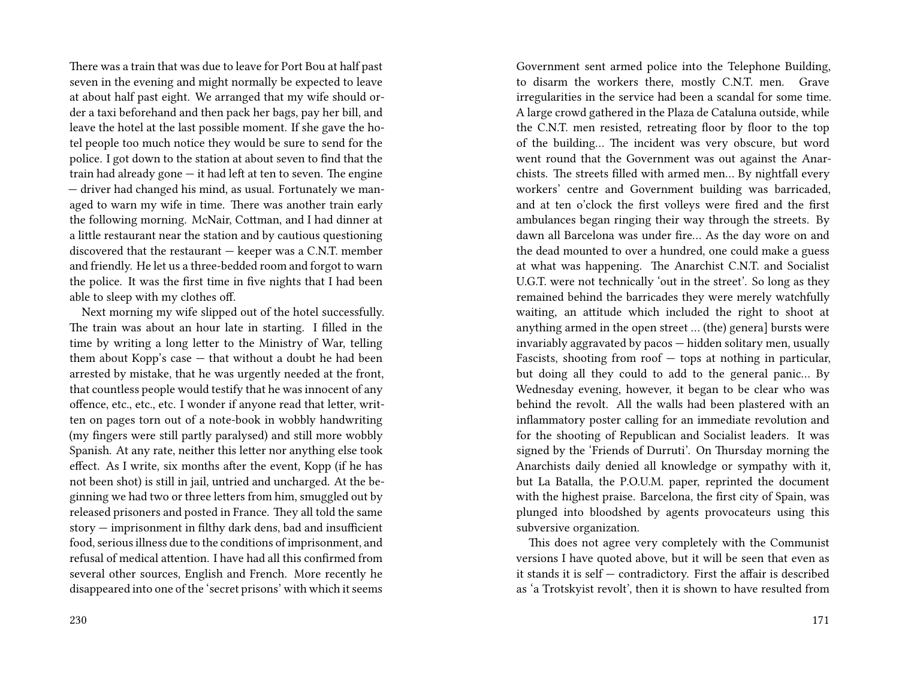There was a train that was due to leave for Port Bou at half past seven in the evening and might normally be expected to leave at about half past eight. We arranged that my wife should order a taxi beforehand and then pack her bags, pay her bill, and leave the hotel at the last possible moment. If she gave the hotel people too much notice they would be sure to send for the police. I got down to the station at about seven to find that the train had already gone — it had left at ten to seven. The engine — driver had changed his mind, as usual. Fortunately we managed to warn my wife in time. There was another train early the following morning. McNair, Cottman, and I had dinner at a little restaurant near the station and by cautious questioning discovered that the restaurant — keeper was a C.N.T. member and friendly. He let us a three-bedded room and forgot to warn the police. It was the first time in five nights that I had been able to sleep with my clothes off.

Next morning my wife slipped out of the hotel successfully. The train was about an hour late in starting. I filled in the time by writing a long letter to the Ministry of War, telling them about Kopp's case — that without a doubt he had been arrested by mistake, that he was urgently needed at the front, that countless people would testify that he was innocent of any offence, etc., etc., etc. I wonder if anyone read that letter, written on pages torn out of a note-book in wobbly handwriting (my fingers were still partly paralysed) and still more wobbly Spanish. At any rate, neither this letter nor anything else took effect. As I write, six months after the event, Kopp (if he has not been shot) is still in jail, untried and uncharged. At the beginning we had two or three letters from him, smuggled out by released prisoners and posted in France. They all told the same story — imprisonment in filthy dark dens, bad and insufficient food, serious illness due to the conditions of imprisonment, and refusal of medical attention. I have had all this confirmed from several other sources, English and French. More recently he disappeared into one of the 'secret prisons' with which it seems

Government sent armed police into the Telephone Building, to disarm the workers there, mostly C.N.T. men. Grave irregularities in the service had been a scandal for some time. A large crowd gathered in the Plaza de Cataluna outside, while the C.N.T. men resisted, retreating floor by floor to the top of the building... The incident was very obscure, but word went round that the Government was out against the Anarchists. The streets filled with armed men... By nightfall every workers' centre and Government building was barricaded, and at ten o'clock the first volleys were fired and the first ambulances began ringing their way through the streets. By dawn all Barcelona was under fire... As the day wore on and the dead mounted to over a hundred, one could make a guess at what was happening. The Anarchist C.N.T. and Socialist U.G.T. were not technically 'out in the street'. So long as they remained behind the barricades they were merely watchfully waiting, an attitude which included the right to shoot at anything armed in the open street ... (the) genera] bursts were invariably aggravated by pacos — hidden solitary men, usually Fascists, shooting from roof — tops at nothing in particular, but doing all they could to add to the general panic... By Wednesday evening, however, it began to be clear who was behind the revolt. All the walls had been plastered with an inflammatory poster calling for an immediate revolution and for the shooting of Republican and Socialist leaders. It was signed by the 'Friends of Durruti'. On Thursday morning the Anarchists daily denied all knowledge or sympathy with it, but La Batalla, the P.O.U.M. paper, reprinted the document with the highest praise. Barcelona, the first city of Spain, was plunged into bloodshed by agents provocateurs using this subversive organization.

This does not agree very completely with the Communist versions I have quoted above, but it will be seen that even as it stands it is self — contradictory. First the affair is described as 'a Trotskyist revolt', then it is shown to have resulted from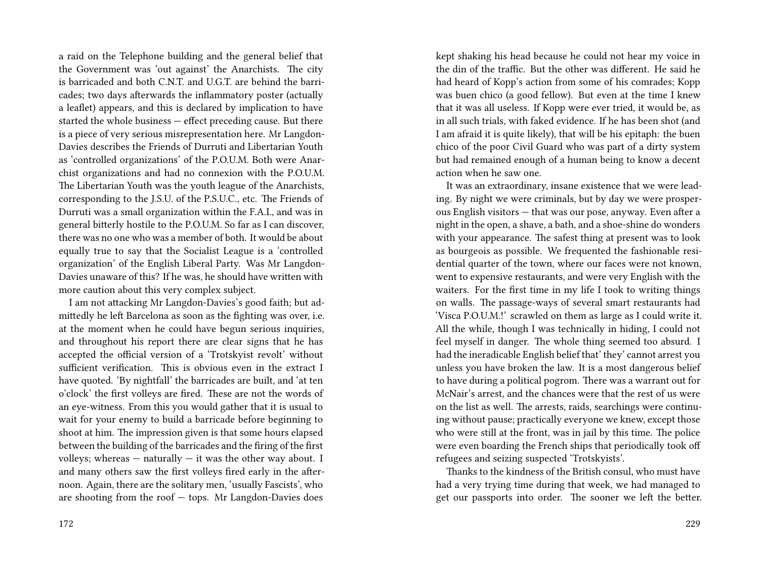a raid on the Telephone building and the general belief that the Government was 'out against' the Anarchists. The city is barricaded and both C.N.T. and U.G.T. are behind the barricades; two days afterwards the inflammatory poster (actually a leaflet) appears, and this is declared by implication to have started the whole business — effect preceding cause. But there is a piece of very serious misrepresentation here. Mr Langdon-Davies describes the Friends of Durruti and Libertarian Youth as 'controlled organizations' of the P.O.U.M. Both were Anarchist organizations and had no connexion with the P.O.U.M. The Libertarian Youth was the youth league of the Anarchists, corresponding to the J.S.U. of the P.S.U.C., etc. The Friends of Durruti was a small organization within the F.A.I., and was in general bitterly hostile to the P.O.U.M. So far as I can discover, there was no one who was a member of both. It would be about equally true to say that the Socialist League is a 'controlled organization' of the English Liberal Party. Was Mr Langdon-Davies unaware of this? If he was, he should have written with more caution about this very complex subject.

I am not attacking Mr Langdon-Davies's good faith; but admittedly he left Barcelona as soon as the fighting was over, i.e. at the moment when he could have begun serious inquiries, and throughout his report there are clear signs that he has accepted the official version of a 'Trotskyist revolt' without sufficient verification. This is obvious even in the extract I have quoted. 'By nightfall' the barricades are built, and 'at ten o'clock' the first volleys are fired. These are not the words of an eye-witness. From this you would gather that it is usual to wait for your enemy to build a barricade before beginning to shoot at him. The impression given is that some hours elapsed between the building of the barricades and the firing of the first volleys; whereas — naturally — it was the other way about. I and many others saw the first volleys fired early in the afternoon. Again, there are the solitary men, 'usually Fascists', who are shooting from the roof — tops. Mr Langdon-Davies does

kept shaking his head because he could not hear my voice in the din of the traffic. But the other was different. He said he had heard of Kopp's action from some of his comrades; Kopp was buen chico (a good fellow). But even at the time I knew that it was all useless. If Kopp were ever tried, it would be, as in all such trials, with faked evidence. If he has been shot (and I am afraid it is quite likely), that will be his epitaph: the buen chico of the poor Civil Guard who was part of a dirty system but had remained enough of a human being to know a decent action when he saw one.

It was an extraordinary, insane existence that we were leading. By night we were criminals, but by day we were prosperous English visitors — that was our pose, anyway. Even after a night in the open, a shave, a bath, and a shoe-shine do wonders with your appearance. The safest thing at present was to look as bourgeois as possible. We frequented the fashionable residential quarter of the town, where our faces were not known, went to expensive restaurants, and were very English with the waiters. For the first time in my life I took to writing things on walls. The passage-ways of several smart restaurants had 'Visca P.O.U.M.!' scrawled on them as large as I could write it. All the while, though I was technically in hiding, I could not feel myself in danger. The whole thing seemed too absurd. I had the ineradicable English belief that' they' cannot arrest you unless you have broken the law. It is a most dangerous belief to have during a political pogrom. There was a warrant out for McNair's arrest, and the chances were that the rest of us were on the list as well. The arrests, raids, searchings were continuing without pause; practically everyone we knew, except those who were still at the front, was in jail by this time. The police were even boarding the French ships that periodically took off refugees and seizing suspected 'Trotskyists'.

Thanks to the kindness of the British consul, who must have had a very trying time during that week, we had managed to get our passports into order. The sooner we left the better.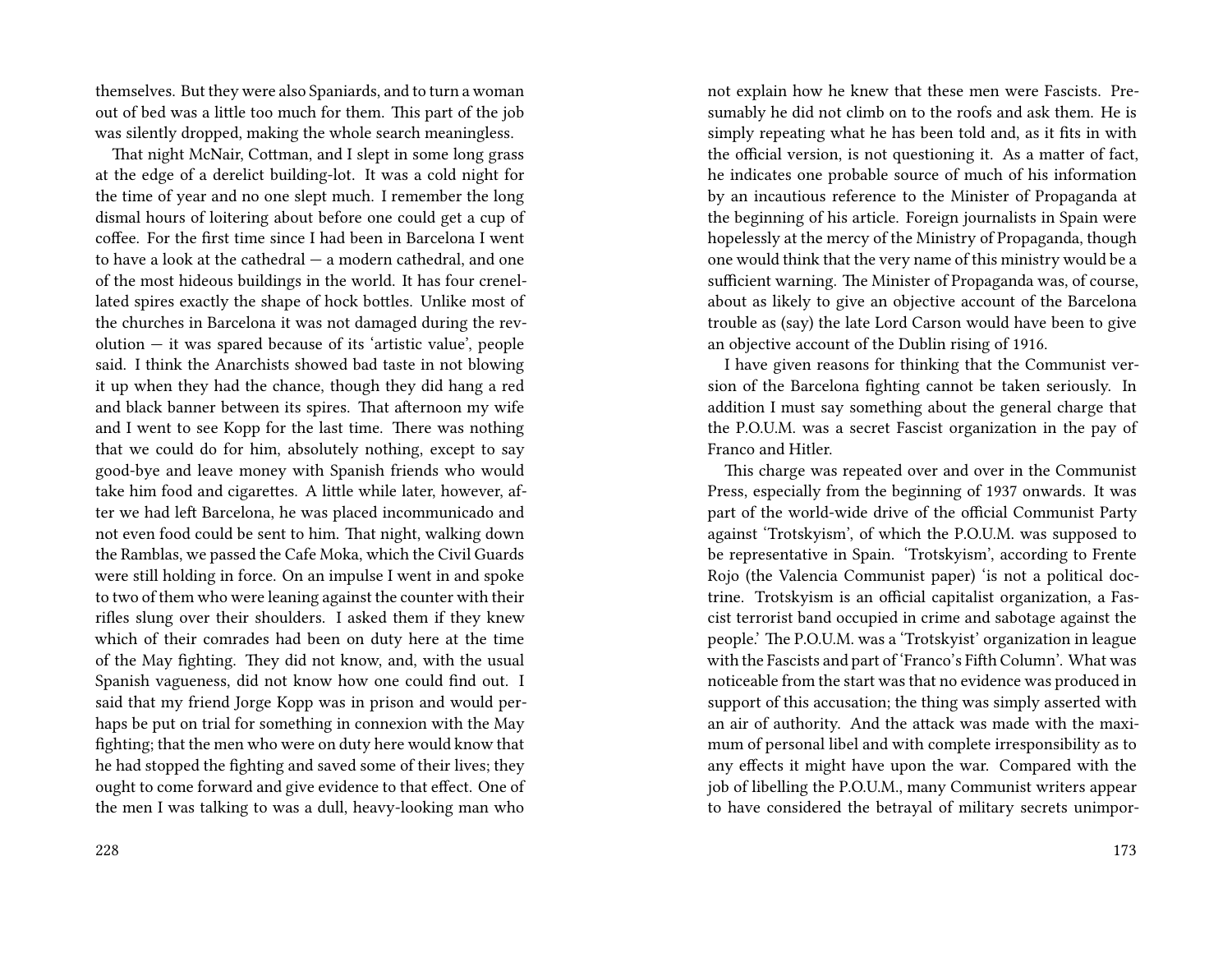themselves. But they were also Spaniards, and to turn a woman out of bed was a little too much for them. This part of the job was silently dropped, making the whole search meaningless.

That night McNair, Cottman, and I slept in some long grass at the edge of a derelict building-lot. It was a cold night for the time of year and no one slept much. I remember the long dismal hours of loitering about before one could get a cup of coffee. For the first time since I had been in Barcelona I went to have a look at the cathedral — a modern cathedral, and one of the most hideous buildings in the world. It has four crenellated spires exactly the shape of hock bottles. Unlike most of the churches in Barcelona it was not damaged during the revolution — it was spared because of its 'artistic value', people said. I think the Anarchists showed bad taste in not blowing it up when they had the chance, though they did hang a red and black banner between its spires. That afternoon my wife and I went to see Kopp for the last time. There was nothing that we could do for him, absolutely nothing, except to say good-bye and leave money with Spanish friends who would take him food and cigarettes. A little while later, however, after we had left Barcelona, he was placed incommunicado and not even food could be sent to him. That night, walking down the Ramblas, we passed the Cafe Moka, which the Civil Guards were still holding in force. On an impulse I went in and spoke to two of them who were leaning against the counter with their rifles slung over their shoulders. I asked them if they knew which of their comrades had been on duty here at the time of the May fighting. They did not know, and, with the usual Spanish vagueness, did not know how one could find out. I said that my friend Jorge Kopp was in prison and would perhaps be put on trial for something in connexion with the May fighting; that the men who were on duty here would know that he had stopped the fighting and saved some of their lives; they ought to come forward and give evidence to that effect. One of the men I was talking to was a dull, heavy-looking man who

not explain how he knew that these men were Fascists. Presumably he did not climb on to the roofs and ask them. He is simply repeating what he has been told and, as it fits in with the official version, is not questioning it. As a matter of fact, he indicates one probable source of much of his information by an incautious reference to the Minister of Propaganda at the beginning of his article. Foreign journalists in Spain were hopelessly at the mercy of the Ministry of Propaganda, though one would think that the very name of this ministry would be a sufficient warning. The Minister of Propaganda was, of course, about as likely to give an objective account of the Barcelona trouble as (say) the late Lord Carson would have been to give an objective account of the Dublin rising of 1916.

I have given reasons for thinking that the Communist version of the Barcelona fighting cannot be taken seriously. In addition I must say something about the general charge that the P.O.U.M. was a secret Fascist organization in the pay of Franco and Hitler.

This charge was repeated over and over in the Communist Press, especially from the beginning of 1937 onwards. It was part of the world-wide drive of the official Communist Party against 'Trotskyism', of which the P.O.U.M. was supposed to be representative in Spain. 'Trotskyism', according to Frente Rojo (the Valencia Communist paper) 'is not a political doctrine. Trotskyism is an official capitalist organization, a Fascist terrorist band occupied in crime and sabotage against the people.' The P.O.U.M. was a 'Trotskyist' organization in league with the Fascists and part of 'Franco's Fifth Column'. What was noticeable from the start was that no evidence was produced in support of this accusation; the thing was simply asserted with an air of authority. And the attack was made with the maximum of personal libel and with complete irresponsibility as to any effects it might have upon the war. Compared with the job of libelling the P.O.U.M., many Communist writers appear to have considered the betrayal of military secrets unimpor-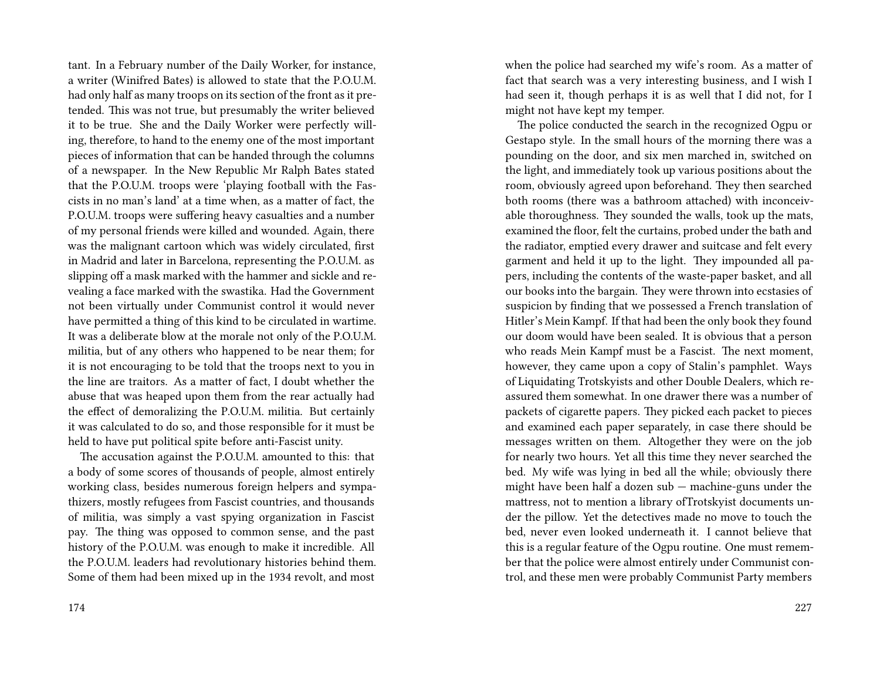tant. In a February number of the Daily Worker, for instance, a writer (Winifred Bates) is allowed to state that the P.O.U.M. had only half as many troops on its section of the front as it pretended. This was not true, but presumably the writer believed it to be true. She and the Daily Worker were perfectly willing, therefore, to hand to the enemy one of the most important pieces of information that can be handed through the columns of a newspaper. In the New Republic Mr Ralph Bates stated that the P.O.U.M. troops were 'playing football with the Fascists in no man's land' at a time when, as a matter of fact, the P.O.U.M. troops were suffering heavy casualties and a number of my personal friends were killed and wounded. Again, there was the malignant cartoon which was widely circulated, first in Madrid and later in Barcelona, representing the P.O.U.M. as slipping off a mask marked with the hammer and sickle and revealing a face marked with the swastika. Had the Government not been virtually under Communist control it would never have permitted a thing of this kind to be circulated in wartime. It was a deliberate blow at the morale not only of the P.O.U.M. militia, but of any others who happened to be near them; for it is not encouraging to be told that the troops next to you in the line are traitors. As a matter of fact, I doubt whether the abuse that was heaped upon them from the rear actually had the effect of demoralizing the P.O.U.M. militia. But certainly it was calculated to do so, and those responsible for it must be held to have put political spite before anti-Fascist unity.

The accusation against the P.O.U.M. amounted to this: that a body of some scores of thousands of people, almost entirely working class, besides numerous foreign helpers and sympathizers, mostly refugees from Fascist countries, and thousands of militia, was simply a vast spying organization in Fascist pay. The thing was opposed to common sense, and the past history of the P.O.U.M. was enough to make it incredible. All the P.O.U.M. leaders had revolutionary histories behind them. Some of them had been mixed up in the 1934 revolt, and most

when the police had searched my wife's room. As a matter of fact that search was a very interesting business, and I wish I had seen it, though perhaps it is as well that I did not, for I might not have kept my temper.

The police conducted the search in the recognized Ogpu or Gestapo style. In the small hours of the morning there was a pounding on the door, and six men marched in, switched on the light, and immediately took up various positions about the room, obviously agreed upon beforehand. They then searched both rooms (there was a bathroom attached) with inconceivable thoroughness. They sounded the walls, took up the mats, examined the floor, felt the curtains, probed under the bath and the radiator, emptied every drawer and suitcase and felt every garment and held it up to the light. They impounded all papers, including the contents of the waste-paper basket, and all our books into the bargain. They were thrown into ecstasies of suspicion by finding that we possessed a French translation of Hitler's Mein Kampf. If that had been the only book they found our doom would have been sealed. It is obvious that a person who reads Mein Kampf must be a Fascist. The next moment, however, they came upon a copy of Stalin's pamphlet. Ways of Liquidating Trotskyists and other Double Dealers, which reassured them somewhat. In one drawer there was a number of packets of cigarette papers. They picked each packet to pieces and examined each paper separately, in case there should be messages written on them. Altogether they were on the job for nearly two hours. Yet all this time they never searched the bed. My wife was lying in bed all the while; obviously there might have been half a dozen sub — machine-guns under the mattress, not to mention a library ofTrotskyist documents under the pillow. Yet the detectives made no move to touch the bed, never even looked underneath it. I cannot believe that this is a regular feature of the Ogpu routine. One must remember that the police were almost entirely under Communist control, and these men were probably Communist Party members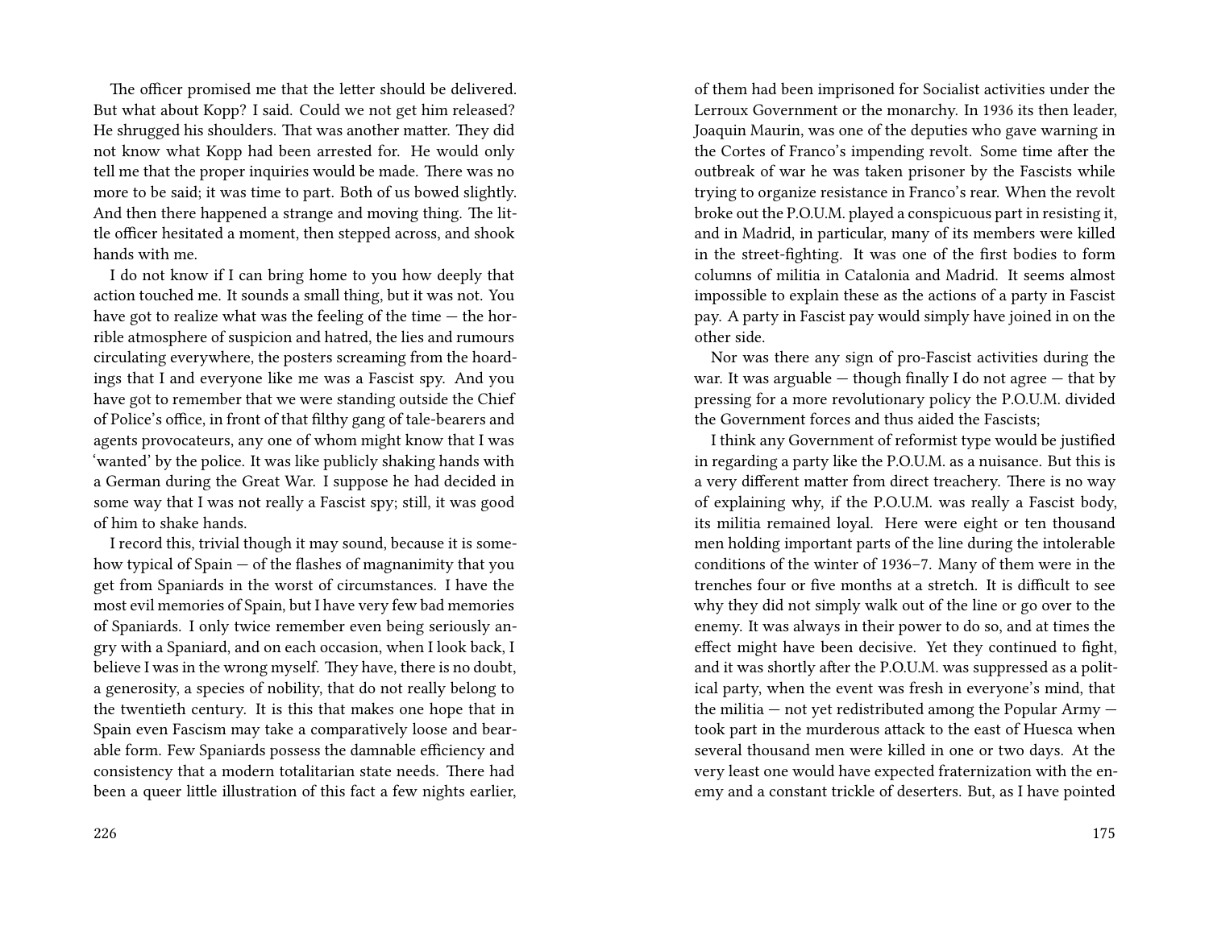The officer promised me that the letter should be delivered. But what about Kopp? I said. Could we not get him released? He shrugged his shoulders. That was another matter. They did not know what Kopp had been arrested for. He would only tell me that the proper inquiries would be made. There was no more to be said; it was time to part. Both of us bowed slightly. And then there happened a strange and moving thing. The little officer hesitated a moment, then stepped across, and shook hands with me.

I do not know if I can bring home to you how deeply that action touched me. It sounds a small thing, but it was not. You have got to realize what was the feeling of the time — the horrible atmosphere of suspicion and hatred, the lies and rumours circulating everywhere, the posters screaming from the hoardings that I and everyone like me was a Fascist spy. And you have got to remember that we were standing outside the Chief of Police's office, in front of that filthy gang of tale-bearers and agents provocateurs, any one of whom might know that I was 'wanted' by the police. It was like publicly shaking hands with a German during the Great War. I suppose he had decided in some way that I was not really a Fascist spy; still, it was good of him to shake hands.

I record this, trivial though it may sound, because it is somehow typical of Spain — of the flashes of magnanimity that you get from Spaniards in the worst of circumstances. I have the most evil memories of Spain, but I have very few bad memories of Spaniards. I only twice remember even being seriously angry with a Spaniard, and on each occasion, when I look back, I believe I was in the wrong myself. They have, there is no doubt, a generosity, a species of nobility, that do not really belong to the twentieth century. It is this that makes one hope that in Spain even Fascism may take a comparatively loose and bearable form. Few Spaniards possess the damnable efficiency and consistency that a modern totalitarian state needs. There had been a queer little illustration of this fact a few nights earlier,

of them had been imprisoned for Socialist activities under the Lerroux Government or the monarchy. In 1936 its then leader, Joaquin Maurin, was one of the deputies who gave warning in the Cortes of Franco's impending revolt. Some time after the outbreak of war he was taken prisoner by the Fascists while trying to organize resistance in Franco's rear. When the revolt broke out the P.O.U.M. played a conspicuous part in resisting it, and in Madrid, in particular, many of its members were killed in the street-fighting. It was one of the first bodies to form columns of militia in Catalonia and Madrid. It seems almost impossible to explain these as the actions of a party in Fascist pay. A party in Fascist pay would simply have joined in on the other side.

Nor was there any sign of pro-Fascist activities during the war. It was arguable — though finally I do not agree — that by pressing for a more revolutionary policy the P.O.U.M. divided the Government forces and thus aided the Fascists;

I think any Government of reformist type would be justified in regarding a party like the P.O.U.M. as a nuisance. But this is a very different matter from direct treachery. There is no way of explaining why, if the P.O.U.M. was really a Fascist body, its militia remained loyal. Here were eight or ten thousand men holding important parts of the line during the intolerable conditions of the winter of 1936–7. Many of them were in the trenches four or five months at a stretch. It is difficult to see why they did not simply walk out of the line or go over to the enemy. It was always in their power to do so, and at times the effect might have been decisive. Yet they continued to fight, and it was shortly after the P.O.U.M. was suppressed as a political party, when the event was fresh in everyone's mind, that the militia — not yet redistributed among the Popular Army — took part in the murderous attack to the east of Huesca when several thousand men were killed in one or two days. At the very least one would have expected fraternization with the enemy and a constant trickle of deserters. But, as I have pointed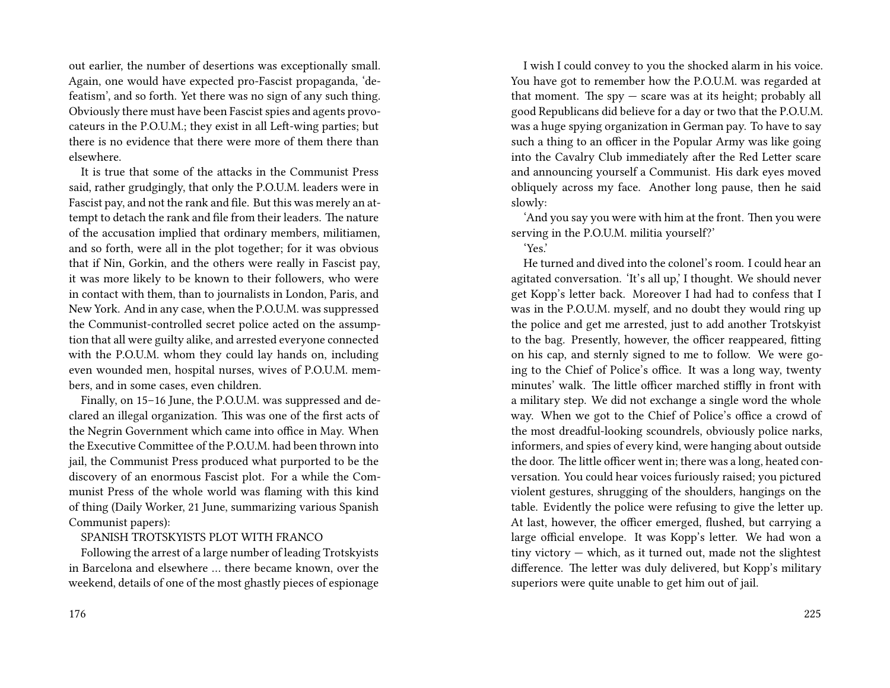out earlier, the number of desertions was exceptionally small. Again, one would have expected pro-Fascist propaganda, 'defeatism', and so forth. Yet there was no sign of any such thing. Obviously there must have been Fascist spies and agents provocateurs in the P.O.U.M.; they exist in all Left-wing parties; but there is no evidence that there were more of them there than elsewhere.

It is true that some of the attacks in the Communist Press said, rather grudgingly, that only the P.O.U.M. leaders were in Fascist pay, and not the rank and file. But this was merely an attempt to detach the rank and file from their leaders. The nature of the accusation implied that ordinary members, militiamen, and so forth, were all in the plot together; for it was obvious that if Nin, Gorkin, and the others were really in Fascist pay, it was more likely to be known to their followers, who were in contact with them, than to journalists in London, Paris, and New York. And in any case, when the P.O.U.M. was suppressed the Communist-controlled secret police acted on the assumption that all were guilty alike, and arrested everyone connected with the P.O.U.M. whom they could lay hands on, including even wounded men, hospital nurses, wives of P.O.U.M. members, and in some cases, even children.

Finally, on 15–16 June, the P.O.U.M. was suppressed and declared an illegal organization. This was one of the first acts of the Negrin Government which came into office in May. When the Executive Committee of the P.O.U.M. had been thrown into jail, the Communist Press produced what purported to be the discovery of an enormous Fascist plot. For a while the Communist Press of the whole world was flaming with this kind of thing (Daily Worker, 21 June, summarizing various Spanish Communist papers):

SPANISH TROTSKYISTS PLOT WITH FRANCO

Following the arrest of a large number of leading Trotskyists in Barcelona and elsewhere ... there became known, over the weekend, details of one of the most ghastly pieces of espionage

I wish I could convey to you the shocked alarm in his voice. You have got to remember how the P.O.U.M. was regarded at that moment. The spy — scare was at its height; probably all good Republicans did believe for a day or two that the P.O.U.M. was a huge spying organization in German pay. To have to say such a thing to an officer in the Popular Army was like going into the Cavalry Club immediately after the Red Letter scare and announcing yourself a Communist. His dark eyes moved obliquely across my face. Another long pause, then he said slowly:

'And you say you were with him at the front. Then you were serving in the P.O.U.M. militia yourself?'

'Yes.'

He turned and dived into the colonel's room. I could hear an agitated conversation. 'It's all up,' I thought. We should never get Kopp's letter back. Moreover I had had to confess that I was in the P.O.U.M. myself, and no doubt they would ring up the police and get me arrested, just to add another Trotskyist to the bag. Presently, however, the officer reappeared, fitting on his cap, and sternly signed to me to follow. We were going to the Chief of Police's office. It was a long way, twenty minutes' walk. The little officer marched stiffly in front with a military step. We did not exchange a single word the whole way. When we got to the Chief of Police's office a crowd of the most dreadful-looking scoundrels, obviously police narks, informers, and spies of every kind, were hanging about outside the door. The little officer went in; there was a long, heated conversation. You could hear voices furiously raised; you pictured violent gestures, shrugging of the shoulders, hangings on the table. Evidently the police were refusing to give the letter up. At last, however, the officer emerged, flushed, but carrying a large official envelope. It was Kopp's letter. We had won a tiny victory — which, as it turned out, made not the slightest difference. The letter was duly delivered, but Kopp's military superiors were quite unable to get him out of jail.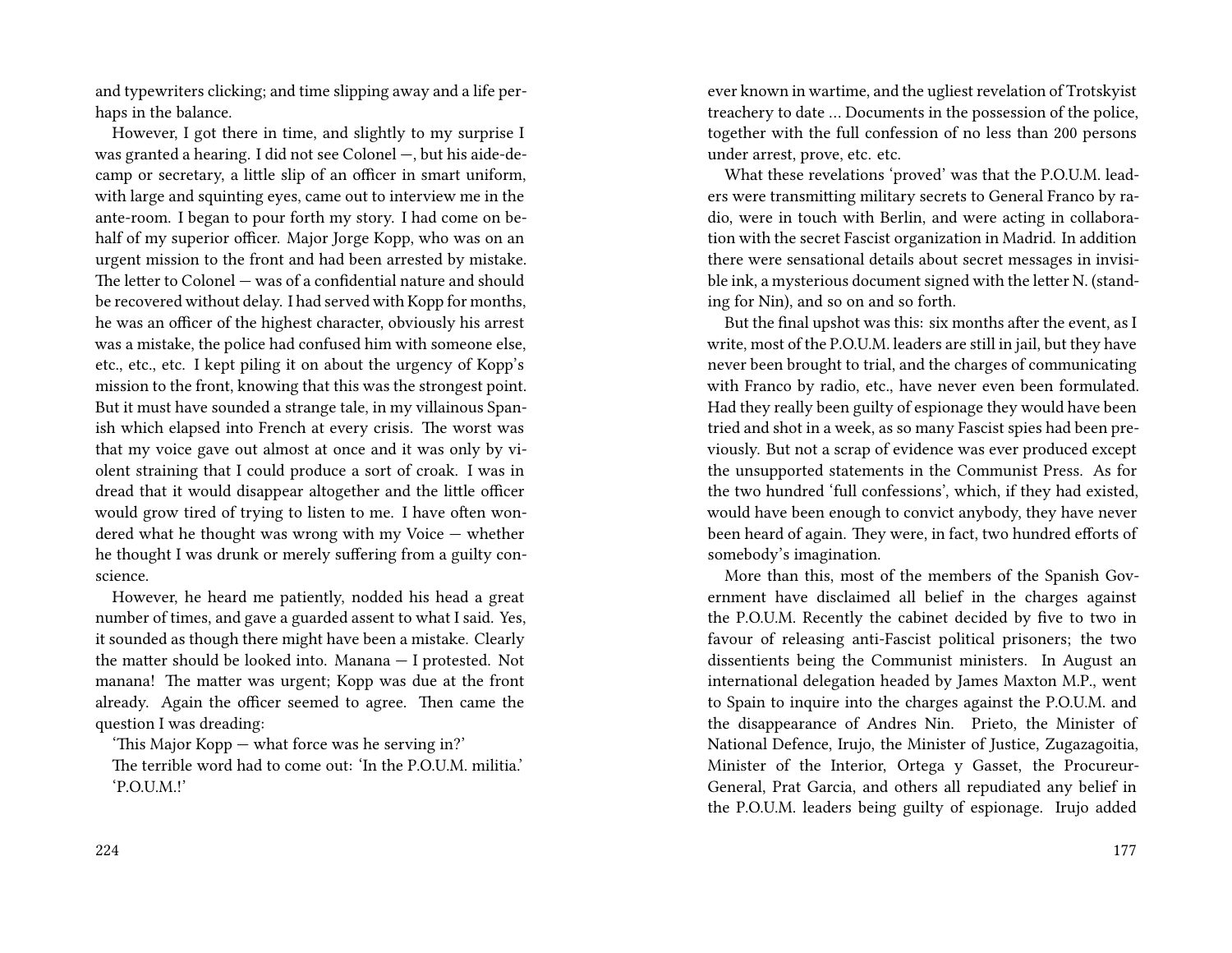and typewriters clicking; and time slipping away and a life perhaps in the balance.

However, I got there in time, and slightly to my surprise I was granted a hearing. I did not see Colonel —, but his aide-de-camp or secretary, a little slip of an officer in smart uniform, with large and squinting eyes, came out to interview me in the ante-room. I began to pour forth my story. I had come on behalf of my superior officer. Major Jorge Kopp, who was on an urgent mission to the front and had been arrested by mistake. The letter to Colonel — was of a confidential nature and should be recovered without delay. I had served with Kopp for months, he was an officer of the highest character, obviously his arrest was a mistake, the police had confused him with someone else, etc., etc., etc. I kept piling it on about the urgency of Kopp's mission to the front, knowing that this was the strongest point. But it must have sounded a strange tale, in my villainous Spanish which elapsed into French at every crisis. The worst was that my voice gave out almost at once and it was only by violent straining that I could produce a sort of croak. I was in dread that it would disappear altogether and the little officer would grow tired of trying to listen to me. I have often wondered what he thought was wrong with my Voice — whether he thought I was drunk or merely suffering from a guilty conscience.

However, he heard me patiently, nodded his head a great number of times, and gave a guarded assent to what I said. Yes, it sounded as though there might have been a mistake. Clearly the matter should be looked into. Manana — I protested. Not manana! The matter was urgent; Kopp was due at the front already. Again the officer seemed to agree. Then came the question I was dreading:

'This Major Kopp — what force was he serving in?'

The terrible word had to come out: 'In the P.O.U.M. militia.'

'P.O.U.M.!'

ever known in wartime, and the ugliest revelation of Trotskyist treachery to date ... Documents in the possession of the police, together with the full confession of no less than 200 persons under arrest, prove, etc. etc.

What these revelations 'proved' was that the P.O.U.M. leaders were transmitting military secrets to General Franco by radio, were in touch with Berlin, and were acting in collaboration with the secret Fascist organization in Madrid. In addition there were sensational details about secret messages in invisible ink, a mysterious document signed with the letter N. (standing for Nin), and so on and so forth.

But the final upshot was this: six months after the event, as I write, most of the P.O.U.M. leaders are still in jail, but they have never been brought to trial, and the charges of communicating with Franco by radio, etc., have never even been formulated. Had they really been guilty of espionage they would have been tried and shot in a week, as so many Fascist spies had been previously. But not a scrap of evidence was ever produced except the unsupported statements in the Communist Press. As for the two hundred 'full confessions', which, if they had existed, would have been enough to convict anybody, they have never been heard of again. They were, in fact, two hundred efforts of somebody's imagination.

More than this, most of the members of the Spanish Government have disclaimed all belief in the charges against the P.O.U.M. Recently the cabinet decided by five to two in favour of releasing anti-Fascist political prisoners; the two dissentients being the Communist ministers. In August an international delegation headed by James Maxton M.P., went to Spain to inquire into the charges against the P.O.U.M. and the disappearance of Andres Nin. Prieto, the Minister of National Defence, Irujo, the Minister of Justice, Zugazagoitia, Minister of the Interior, Ortega y Gasset, the Procureur-General, Prat Garcia, and others all repudiated any belief in the P.O.U.M. leaders being guilty of espionage. Irujo added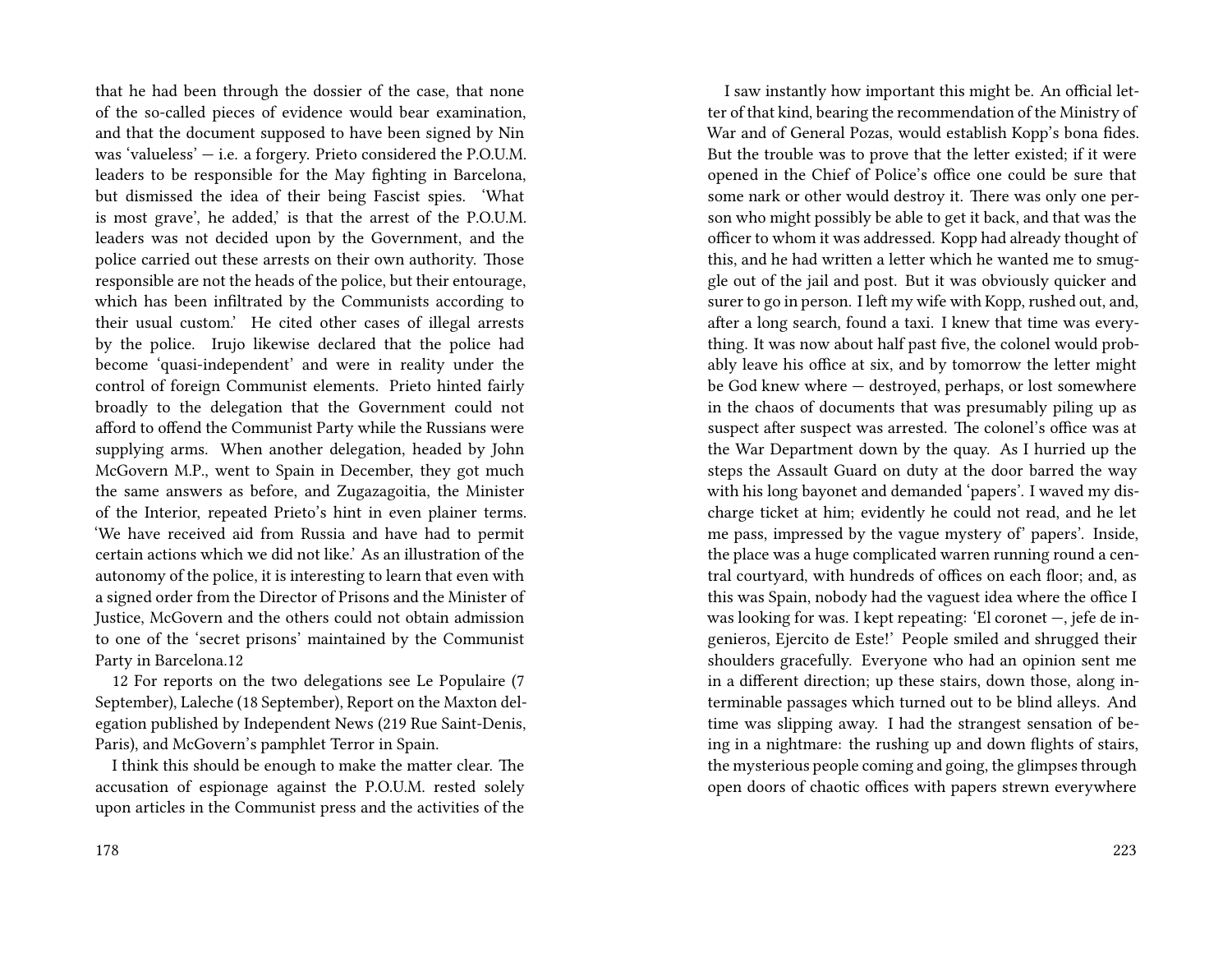that he had been through the dossier of the case, that none of the so-called pieces of evidence would bear examination, and that the document supposed to have been signed by Nin was 'valueless' — i.e. a forgery. Prieto considered the P.O.U.M. leaders to be responsible for the May fighting in Barcelona, but dismissed the idea of their being Fascist spies. 'What is most grave', he added,' is that the arrest of the P.O.U.M. leaders was not decided upon by the Government, and the police carried out these arrests on their own authority. Those responsible are not the heads of the police, but their entourage, which has been infiltrated by the Communists according to their usual custom.' He cited other cases of illegal arrests by the police. Irujo likewise declared that the police had become 'quasi-independent' and were in reality under the control of foreign Communist elements. Prieto hinted fairly broadly to the delegation that the Government could not afford to offend the Communist Party while the Russians were supplying arms. When another delegation, headed by John McGovern M.P., went to Spain in December, they got much the same answers as before, and Zugazagoitia, the Minister of the Interior, repeated Prieto's hint in even plainer terms. 'We have received aid from Russia and have had to permit certain actions which we did not like.' As an illustration of the autonomy of the police, it is interesting to learn that even with a signed order from the Director of Prisons and the Minister of Justice, McGovern and the others could not obtain admission to one of the 'secret prisons' maintained by the Communist Party in Barcelona.[12]

[12] For reports on the two delegations see Le Populaire (7 September), Laleche (18 September), Report on the Maxton delegation published by Independent News (219 Rue Saint-Denis, Paris), and McGovern's pamphlet Terror in Spain.

I think this should be enough to make the matter clear. The accusation of espionage against the P.O.U.M. rested solely upon articles in the Communist press and the activities of the

I saw instantly how important this might be. An official letter of that kind, bearing the recommendation of the Ministry of War and of General Pozas, would establish Kopp's bona fides. But the trouble was to prove that the letter existed; if it were opened in the Chief of Police's office one could be sure that some nark or other would destroy it. There was only one person who might possibly be able to get it back, and that was the officer to whom it was addressed. Kopp had already thought of this, and he had written a letter which he wanted me to smuggle out of the jail and post. But it was obviously quicker and surer to go in person. I left my wife with Kopp, rushed out, and, after a long search, found a taxi. I knew that time was everything. It was now about half past five, the colonel would probably leave his office at six, and by tomorrow the letter might be God knew where — destroyed, perhaps, or lost somewhere in the chaos of documents that was presumably piling up as suspect after suspect was arrested. The colonel's office was at the War Department down by the quay. As I hurried up the steps the Assault Guard on duty at the door barred the way with his long bayonet and demanded 'papers'. I waved my discharge ticket at him; evidently he could not read, and he let me pass, impressed by the vague mystery of' papers'. Inside, the place was a huge complicated warren running round a central courtyard, with hundreds of offices on each floor; and, as this was Spain, nobody had the vaguest idea where the office I was looking for was. I kept repeating: 'El coronet —, jefe de ingenieros, Ejercito de Este!' People smiled and shrugged their shoulders gracefully. Everyone who had an opinion sent me in a different direction; up these stairs, down those, along interminable passages which turned out to be blind alleys. And time was slipping away. I had the strangest sensation of being in a nightmare: the rushing up and down flights of stairs, the mysterious people coming and going, the glimpses through open doors of chaotic offices with papers strewn everywhere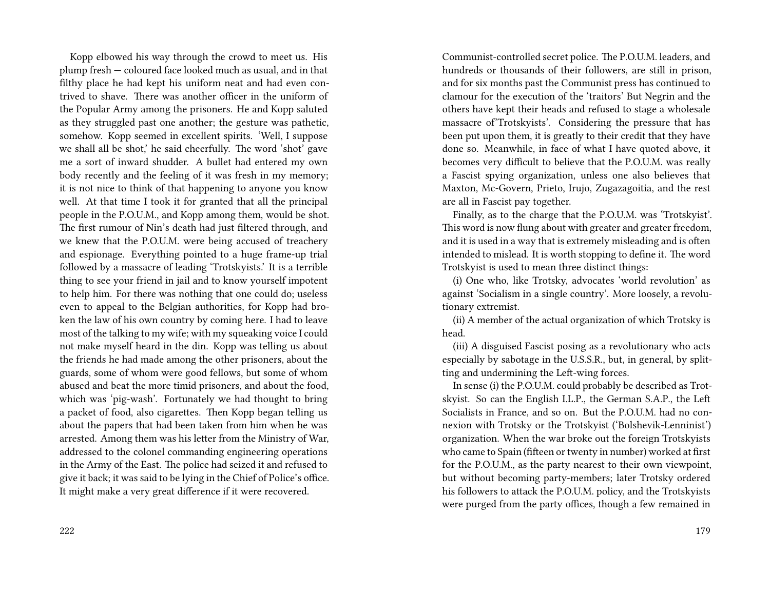Kopp elbowed his way through the crowd to meet us. His plump fresh — coloured face looked much as usual, and in that filthy place he had kept his uniform neat and had even contrived to shave. There was another officer in the uniform of the Popular Army among the prisoners. He and Kopp saluted as they struggled past one another; the gesture was pathetic, somehow. Kopp seemed in excellent spirits. 'Well, I suppose we shall all be shot,' he said cheerfully. The word 'shot' gave me a sort of inward shudder. A bullet had entered my own body recently and the feeling of it was fresh in my memory; it is not nice to think of that happening to anyone you know well. At that time I took it for granted that all the principal people in the P.O.U.M., and Kopp among them, would be shot. The first rumour of Nin's death had just filtered through, and we knew that the P.O.U.M. were being accused of treachery and espionage. Everything pointed to a huge frame-up trial followed by a massacre of leading 'Trotskyists.' It is a terrible thing to see your friend in jail and to know yourself impotent to help him. For there was nothing that one could do; useless even to appeal to the Belgian authorities, for Kopp had broken the law of his own country by coming here. I had to leave most of the talking to my wife; with my squeaking voice I could not make myself heard in the din. Kopp was telling us about the friends he had made among the other prisoners, about the guards, some of whom were good fellows, but some of whom abused and beat the more timid prisoners, and about the food, which was 'pig-wash'. Fortunately we had thought to bring a packet of food, also cigarettes. Then Kopp began telling us about the papers that had been taken from him when he was arrested. Among them was his letter from the Ministry of War, addressed to the colonel commanding engineering operations in the Army of the East. The police had seized it and refused to give it back; it was said to be lying in the Chief of Police's office. It might make a very great difference if it were recovered.

Communist-controlled secret police. The P.O.U.M. leaders, and hundreds or thousands of their followers, are still in prison, and for six months past the Communist press has continued to clamour for the execution of the 'traitors' But Negrin and the others have kept their heads and refused to stage a wholesale massacre of'Trotskyists'. Considering the pressure that has been put upon them, it is greatly to their credit that they have done so. Meanwhile, in face of what I have quoted above, it becomes very difficult to believe that the P.O.U.M. was really a Fascist spying organization, unless one also believes that Maxton, Mc-Govern, Prieto, Irujo, Zugazagoitia, and the rest are all in Fascist pay together.

Finally, as to the charge that the P.O.U.M. was 'Trotskyist'. This word is now flung about with greater and greater freedom, and it is used in a way that is extremely misleading and is often intended to mislead. It is worth stopping to define it. The word Trotskyist is used to mean three distinct things:

(i) One who, like Trotsky, advocates 'world revolution' as against 'Socialism in a single country'. More loosely, a revolutionary extremist.

(ii) A member of the actual organization of which Trotsky is head.

(iii) A disguised Fascist posing as a revolutionary who acts especially by sabotage in the U.S.S.R., but, in general, by splitting and undermining the Left-wing forces.

In sense (i) the P.O.U.M. could probably be described as Trotskyist. So can the English I.L.P., the German S.A.P., the Left Socialists in France, and so on. But the P.O.U.M. had no connexion with Trotsky or the Trotskyist ('Bolshevik-Lenninist') organization. When the war broke out the foreign Trotskyists who came to Spain (fifteen or twenty in number) worked at first for the P.O.U.M., as the party nearest to their own viewpoint, but without becoming party-members; later Trotsky ordered his followers to attack the P.O.U.M. policy, and the Trotskyists were purged from the party offices, though a few remained in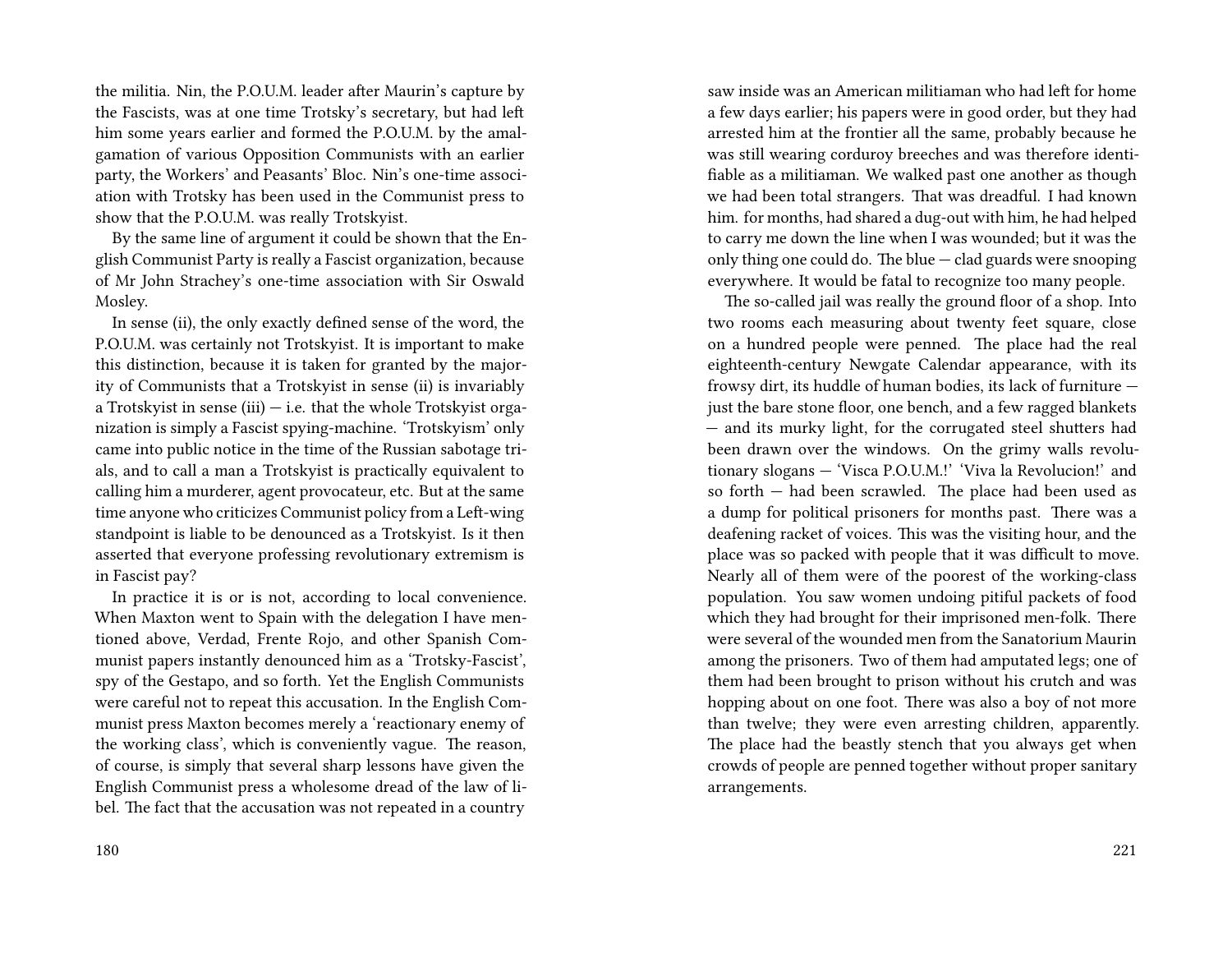the militia. Nin, the P.O.U.M. leader after Maurin's capture by the Fascists, was at one time Trotsky's secretary, but had left him some years earlier and formed the P.O.U.M. by the amalgamation of various Opposition Communists with an earlier party, the Workers' and Peasants' Bloc. Nin's one-time association with Trotsky has been used in the Communist press to show that the P.O.U.M. was really Trotskyist.

By the same line of argument it could be shown that the English Communist Party is really a Fascist organization, because of Mr John Strachey's one-time association with Sir Oswald Mosley.

In sense (ii), the only exactly defined sense of the word, the P.O.U.M. was certainly not Trotskyist. It is important to make this distinction, because it is taken for granted by the majority of Communists that a Trotskyist in sense (ii) is invariably a Trotskyist in sense (iii) — i.e. that the whole Trotskyist organization is simply a Fascist spying-machine. 'Trotskyism' only came into public notice in the time of the Russian sabotage trials, and to call a man a Trotskyist is practically equivalent to calling him a murderer, agent provocateur, etc. But at the same time anyone who criticizes Communist policy from a Left-wing standpoint is liable to be denounced as a Trotskyist. Is it then asserted that everyone professing revolutionary extremism is in Fascist pay?

In practice it is or is not, according to local convenience. When Maxton went to Spain with the delegation I have mentioned above, Verdad, Frente Rojo, and other Spanish Communist papers instantly denounced him as a 'Trotsky-Fascist', spy of the Gestapo, and so forth. Yet the English Communists were careful not to repeat this accusation. In the English Communist press Maxton becomes merely a 'reactionary enemy of the working class', which is conveniently vague. The reason, of course, is simply that several sharp lessons have given the English Communist press a wholesome dread of the law of libel. The fact that the accusation was not repeated in a country

saw inside was an American militiaman who had left for home a few days earlier; his papers were in good order, but they had arrested him at the frontier all the same, probably because he was still wearing corduroy breeches and was therefore identifiable as a militiaman. We walked past one another as though we had been total strangers. That was dreadful. I had known him. for months, had shared a dug-out with him, he had helped to carry me down the line when I was wounded; but it was the only thing one could do. The blue — clad guards were snooping everywhere. It would be fatal to recognize too many people.

The so-called jail was really the ground floor of a shop. Into two rooms each measuring about twenty feet square, close on a hundred people were penned. The place had the real eighteenth-century Newgate Calendar appearance, with its frowsy dirt, its huddle of human bodies, its lack of furniture — just the bare stone floor, one bench, and a few ragged blankets — and its murky light, for the corrugated steel shutters had been drawn over the windows. On the grimy walls revolutionary slogans — 'Visca P.O.U.M.!' 'Viva la Revolucion!' and so forth — had been scrawled. The place had been used as a dump for political prisoners for months past. There was a deafening racket of voices. This was the visiting hour, and the place was so packed with people that it was difficult to move. Nearly all of them were of the poorest of the working-class population. You saw women undoing pitiful packets of food which they had brought for their imprisoned men-folk. There were several of the wounded men from the Sanatorium Maurin among the prisoners. Two of them had amputated legs; one of them had been brought to prison without his crutch and was hopping about on one foot. There was also a boy of not more than twelve; they were even arresting children, apparently. The place had the beastly stench that you always get when crowds of people are penned together without proper sanitary arrangements.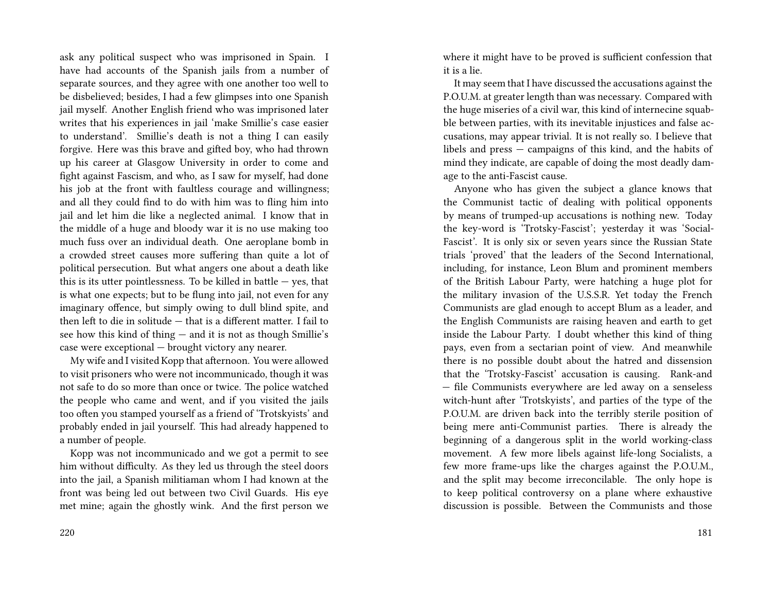ask any political suspect who was imprisoned in Spain. I have had accounts of the Spanish jails from a number of separate sources, and they agree with one another too well to be disbelieved; besides, I had a few glimpses into one Spanish jail myself. Another English friend who was imprisoned later writes that his experiences in jail 'make Smillie's case easier to understand'. Smillie's death is not a thing I can easily forgive. Here was this brave and gifted boy, who had thrown up his career at Glasgow University in order to come and fight against Fascism, and who, as I saw for myself, had done his job at the front with faultless courage and willingness; and all they could find to do with him was to fling him into jail and let him die like a neglected animal. I know that in the middle of a huge and bloody war it is no use making too much fuss over an individual death. One aeroplane bomb in a crowded street causes more suffering than quite a lot of political persecution. But what angers one about a death like this is its utter pointlessness. To be killed in battle — yes, that is what one expects; but to be flung into jail, not even for any imaginary offence, but simply owing to dull blind spite, and then left to die in solitude — that is a different matter. I fail to see how this kind of thing — and it is not as though Smillie's case were exceptional — brought victory any nearer.

My wife and I visited Kopp that afternoon. You were allowed to visit prisoners who were not incommunicado, though it was not safe to do so more than once or twice. The police watched the people who came and went, and if you visited the jails too often you stamped yourself as a friend of 'Trotskyists' and probably ended in jail yourself. This had already happened to a number of people.

Kopp was not incommunicado and we got a permit to see him without difficulty. As they led us through the steel doors into the jail, a Spanish militiaman whom I had known at the front was being led out between two Civil Guards. His eye met mine; again the ghostly wink. And the first person we

where it might have to be proved is sufficient confession that it is a lie.

It may seem that I have discussed the accusations against the P.O.U.M. at greater length than was necessary. Compared with the huge miseries of a civil war, this kind of internecine squabble between parties, with its inevitable injustices and false accusations, may appear trivial. It is not really so. I believe that libels and press — campaigns of this kind, and the habits of mind they indicate, are capable of doing the most deadly damage to the anti-Fascist cause.

Anyone who has given the subject a glance knows that the Communist tactic of dealing with political opponents by means of trumped-up accusations is nothing new. Today the key-word is 'Trotsky-Fascist'; yesterday it was 'Social-Fascist'. It is only six or seven years since the Russian State trials 'proved' that the leaders of the Second International, including, for instance, Leon Blum and prominent members of the British Labour Party, were hatching a huge plot for the military invasion of the U.S.S.R. Yet today the French Communists are glad enough to accept Blum as a leader, and the English Communists are raising heaven and earth to get inside the Labour Party. I doubt whether this kind of thing pays, even from a sectarian point of view. And meanwhile there is no possible doubt about the hatred and dissension that the 'Trotsky-Fascist' accusation is causing. Rank-and — file Communists everywhere are led away on a senseless witch-hunt after 'Trotskyists', and parties of the type of the P.O.U.M. are driven back into the terribly sterile position of being mere anti-Communist parties. There is already the beginning of a dangerous split in the world working-class movement. A few more libels against life-long Socialists, a few more frame-ups like the charges against the P.O.U.M., and the split may become irreconcilable. The only hope is to keep political controversy on a plane where exhaustive discussion is possible. Between the Communists and those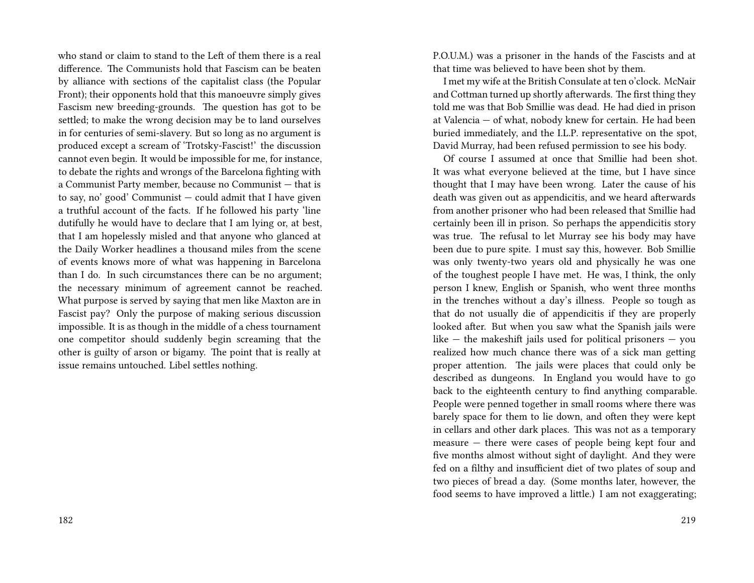who stand or claim to stand to the Left of them there is a real difference. The Communists hold that Fascism can be beaten by alliance with sections of the capitalist class (the Popular Front); their opponents hold that this manoeuvre simply gives Fascism new breeding-grounds. The question has got to be settled; to make the wrong decision may be to land ourselves in for centuries of semi-slavery. But so long as no argument is produced except a scream of 'Trotsky-Fascist!' the discussion cannot even begin. It would be impossible for me, for instance, to debate the rights and wrongs of the Barcelona fighting with a Communist Party member, because no Communist — that is to say, no' good' Communist — could admit that I have given a truthful account of the facts. If he followed his party 'line dutifully he would have to declare that I am lying or, at best, that I am hopelessly misled and that anyone who glanced at the Daily Worker headlines a thousand miles from the scene of events knows more of what was happening in Barcelona than I do. In such circumstances there can be no argument; the necessary minimum of agreement cannot be reached. What purpose is served by saying that men like Maxton are in Fascist pay? Only the purpose of making serious discussion impossible. It is as though in the middle of a chess tournament one competitor should suddenly begin screaming that the other is guilty of arson or bigamy. The point that is really at issue remains untouched. Libel settles nothing.

P.O.U.M.) was a prisoner in the hands of the Fascists and at that time was believed to have been shot by them.

I met my wife at the British Consulate at ten o'clock. McNair and Cottman turned up shortly afterwards. The first thing they told me was that Bob Smillie was dead. He had died in prison at Valencia — of what, nobody knew for certain. He had been buried immediately, and the I.L.P. representative on the spot, David Murray, had been refused permission to see his body.

Of course I assumed at once that Smillie had been shot. It was what everyone believed at the time, but I have since thought that I may have been wrong. Later the cause of his death was given out as appendicitis, and we heard afterwards from another prisoner who had been released that Smillie had certainly been ill in prison. So perhaps the appendicitis story was true. The refusal to let Murray see his body may have been due to pure spite. I must say this, however. Bob Smillie was only twenty-two years old and physically he was one of the toughest people I have met. He was, I think, the only person I knew, English or Spanish, who went three months in the trenches without a day's illness. People so tough as that do not usually die of appendicitis if they are properly looked after. But when you saw what the Spanish jails were like — the makeshift jails used for political prisoners — you realized how much chance there was of a sick man getting proper attention. The jails were places that could only be described as dungeons. In England you would have to go back to the eighteenth century to find anything comparable. People were penned together in small rooms where there was barely space for them to lie down, and often they were kept in cellars and other dark places. This was not as a temporary measure — there were cases of people being kept four and five months almost without sight of daylight. And they were fed on a filthy and insufficient diet of two plates of soup and two pieces of bread a day. (Some months later, however, the food seems to have improved a little.) I am not exaggerating;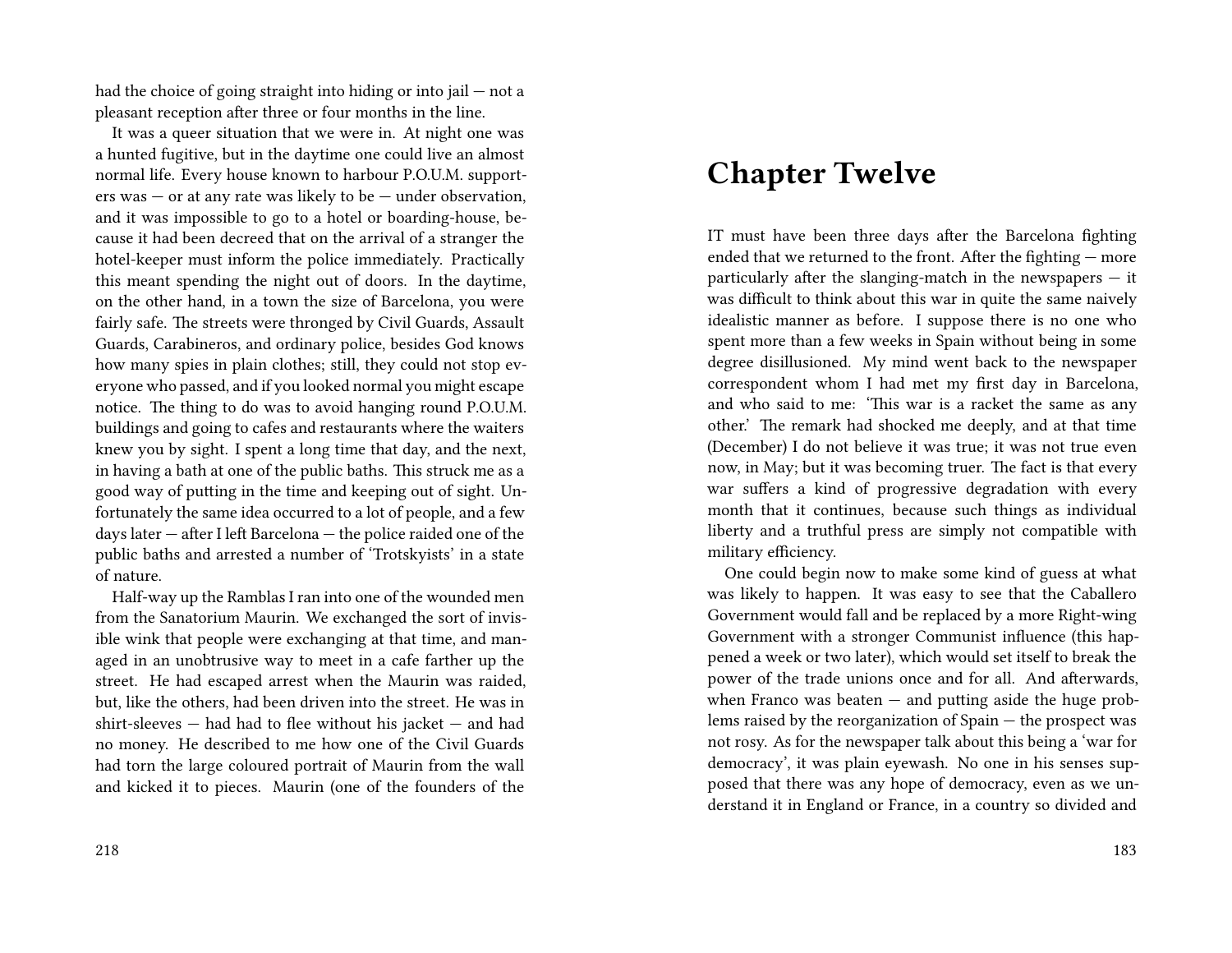had the choice of going straight into hiding or into jail — not a pleasant reception after three or four months in the line.

It was a queer situation that we were in. At night one was a hunted fugitive, but in the daytime one could live an almost normal life. Every house known to harbour P.O.U.M. supporters was — or at any rate was likely to be — under observation, and it was impossible to go to a hotel or boarding-house, because it had been decreed that on the arrival of a stranger the hotel-keeper must inform the police immediately. Practically this meant spending the night out of doors. In the daytime, on the other hand, in a town the size of Barcelona, you were fairly safe. The streets were thronged by Civil Guards, Assault Guards, Carabineros, and ordinary police, besides God knows how many spies in plain clothes; still, they could not stop everyone who passed, and if you looked normal you might escape notice. The thing to do was to avoid hanging round P.O.U.M. buildings and going to cafes and restaurants where the waiters knew you by sight. I spent a long time that day, and the next, in having a bath at one of the public baths. This struck me as a good way of putting in the time and keeping out of sight. Unfortunately the same idea occurred to a lot of people, and a few days later — after I left Barcelona — the police raided one of the public baths and arrested a number of 'Trotskyists' in a state of nature.

Half-way up the Ramblas I ran into one of the wounded men from the Sanatorium Maurin. We exchanged the sort of invisible wink that people were exchanging at that time, and managed in an unobtrusive way to meet in a cafe farther up the street. He had escaped arrest when the Maurin was raided, but, like the others, had been driven into the street. He was in shirt-sleeves — had had to flee without his jacket — and had no money. He described to me how one of the Civil Guards had torn the large coloured portrait of Maurin from the wall and kicked it to pieces. Maurin (one of the founders of the

# Chapter Twelve

IT must have been three days after the Barcelona fighting ended that we returned to the front. After the fighting — more particularly after the slanging-match in the newspapers — it was difficult to think about this war in quite the same naively idealistic manner as before. I suppose there is no one who spent more than a few weeks in Spain without being in some degree disillusioned. My mind went back to the newspaper correspondent whom I had met my first day in Barcelona, and who said to me: 'This war is a racket the same as any other.' The remark had shocked me deeply, and at that time (December) I do not believe it was true; it was not true even now, in May; but it was becoming truer. The fact is that every war suffers a kind of progressive degradation with every month that it continues, because such things as individual liberty and a truthful press are simply not compatible with military efficiency.

One could begin now to make some kind of guess at what was likely to happen. It was easy to see that the Caballero Government would fall and be replaced by a more Right-wing Government with a stronger Communist influence (this happened a week or two later), which would set itself to break the power of the trade unions once and for all. And afterwards, when Franco was beaten — and putting aside the huge problems raised by the reorganization of Spain — the prospect was not rosy. As for the newspaper talk about this being a 'war for democracy', it was plain eyewash. No one in his senses supposed that there was any hope of democracy, even as we understand it in England or France, in a country so divided and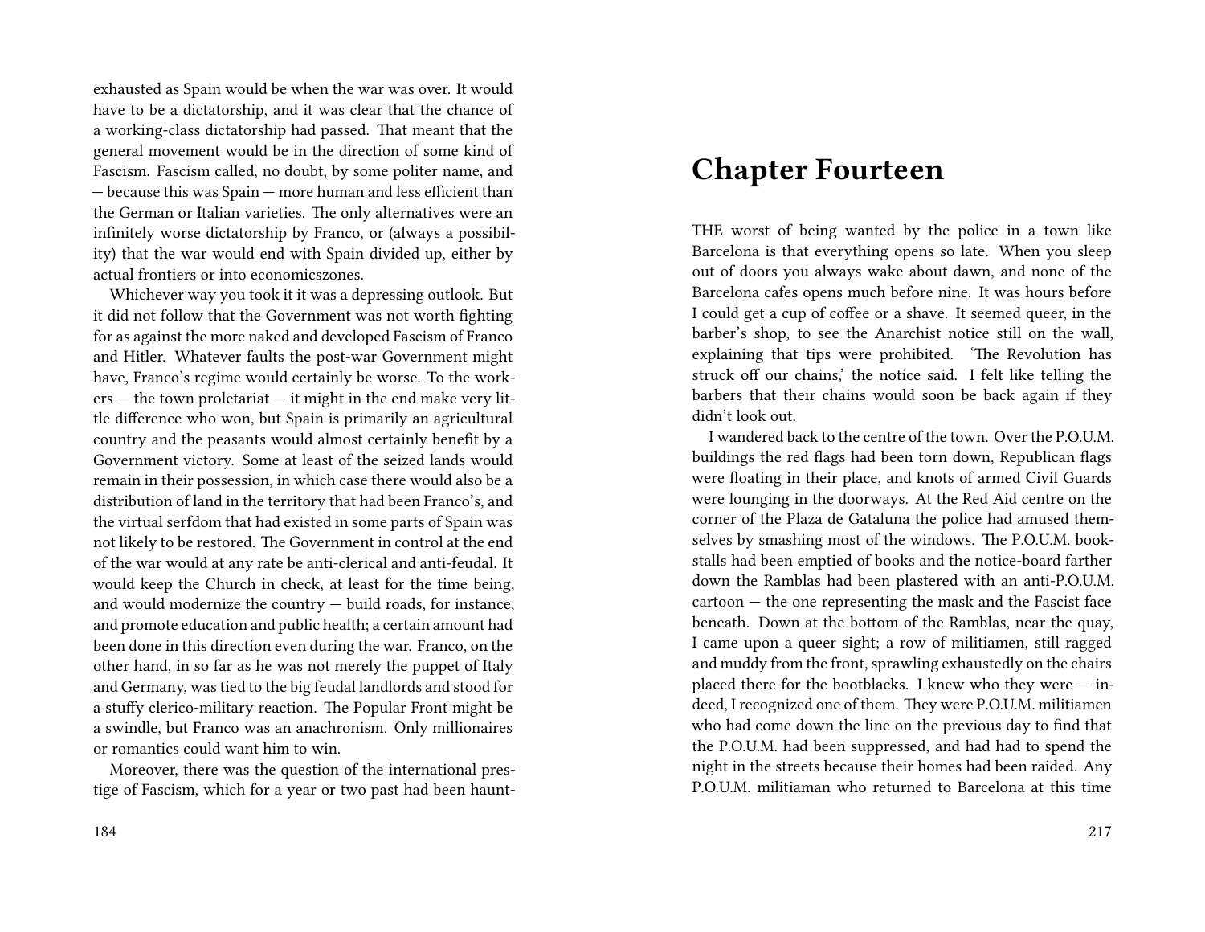exhausted as Spain would be when the war was over. It would have to be a dictatorship, and it was clear that the chance of a working-class dictatorship had passed. That meant that the general movement would be in the direction of some kind of Fascism. Fascism called, no doubt, by some politer name, and — because this was Spain — more human and less efficient than the German or Italian varieties. The only alternatives were an infinitely worse dictatorship by Franco, or (always a possibility) that the war would end with Spain divided up, either by actual frontiers or into economicszones.

Whichever way you took it it was a depressing outlook. But it did not follow that the Government was not worth fighting for as against the more naked and developed Fascism of Franco and Hitler. Whatever faults the post-war Government might have, Franco's regime would certainly be worse. To the workers — the town proletariat — it might in the end make very little difference who won, but Spain is primarily an agricultural country and the peasants would almost certainly benefit by a Government victory. Some at least of the seized lands would remain in their possession, in which case there would also be a distribution of land in the territory that had been Franco's, and the virtual serfdom that had existed in some parts of Spain was not likely to be restored. The Government in control at the end of the war would at any rate be anti-clerical and anti-feudal. It would keep the Church in check, at least for the time being, and would modernize the country — build roads, for instance, and promote education and public health; a certain amount had been done in this direction even during the war. Franco, on the other hand, in so far as he was not merely the puppet of Italy and Germany, was tied to the big feudal landlords and stood for a stuffy clerico-military reaction. The Popular Front might be a swindle, but Franco was an anachronism. Only millionaires or romantics could want him to win.

Moreover, there was the question of the international prestige of Fascism, which for a year or two past had been haunt-

# Chapter Fourteen

THE worst of being wanted by the police in a town like Barcelona is that everything opens so late. When you sleep out of doors you always wake about dawn, and none of the Barcelona cafes opens much before nine. It was hours before I could get a cup of coffee or a shave. It seemed queer, in the barber's shop, to see the Anarchist notice still on the wall, explaining that tips were prohibited. 'The Revolution has struck off our chains,' the notice said. I felt like telling the barbers that their chains would soon be back again if they didn't look out.

I wandered back to the centre of the town. Over the P.O.U.M. buildings the red flags had been torn down, Republican flags were floating in their place, and knots of armed Civil Guards were lounging in the doorways. At the Red Aid centre on the corner of the Plaza de Gataluna the police had amused themselves by smashing most of the windows. The P.O.U.M. bookstalls had been emptied of books and the notice-board farther down the Ramblas had been plastered with an anti-P.O.U.M. cartoon — the one representing the mask and the Fascist face beneath. Down at the bottom of the Ramblas, near the quay, I came upon a queer sight; a row of militiamen, still ragged and muddy from the front, sprawling exhaustedly on the chairs placed there for the bootblacks. I knew who they were — indeed, I recognized one of them. They were P.O.U.M. militiamen who had come down the line on the previous day to find that the P.O.U.M. had been suppressed, and had had to spend the night in the streets because their homes had been raided. Any P.O.U.M. militiaman who returned to Barcelona at this time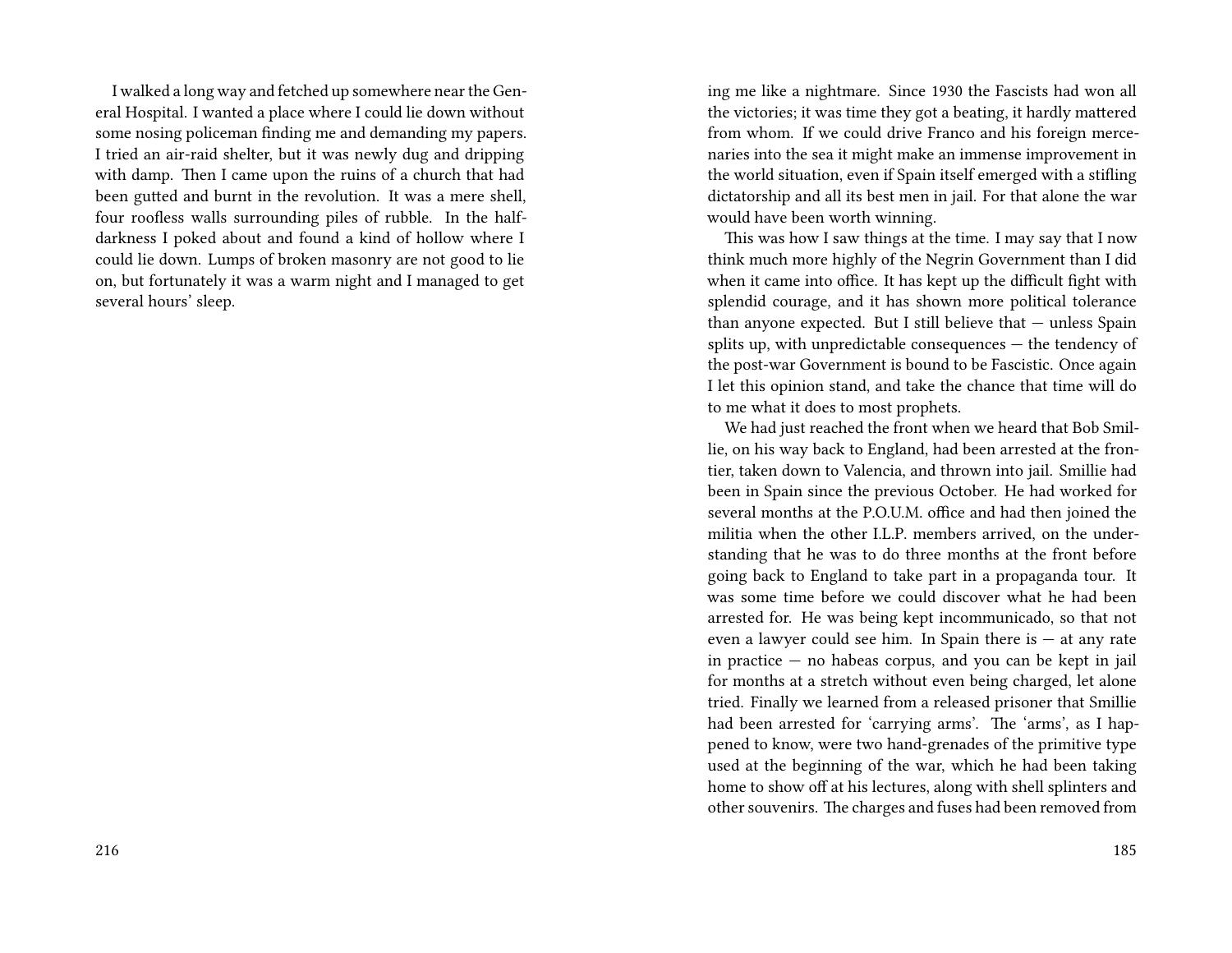I walked a long way and fetched up somewhere near the General Hospital. I wanted a place where I could lie down without some nosing policeman finding me and demanding my papers. I tried an air-raid shelter, but it was newly dug and dripping with damp. Then I came upon the ruins of a church that had been gutted and burnt in the revolution. It was a mere shell, four roofless walls surrounding piles of rubble. In the half-darkness I poked about and found a kind of hollow where I could lie down. Lumps of broken masonry are not good to lie on, but fortunately it was a warm night and I managed to get several hours' sleep.

ing me like a nightmare. Since 1930 the Fascists had won all the victories; it was time they got a beating, it hardly mattered from whom. If we could drive Franco and his foreign mercenaries into the sea it might make an immense improvement in the world situation, even if Spain itself emerged with a stifling dictatorship and all its best men in jail. For that alone the war would have been worth winning.

This was how I saw things at the time. I may say that I now think much more highly of the Negrin Government than I did when it came into office. It has kept up the difficult fight with splendid courage, and it has shown more political tolerance than anyone expected. But I still believe that — unless Spain splits up, with unpredictable consequences — the tendency of the post-war Government is bound to be Fascistic. Once again I let this opinion stand, and take the chance that time will do to me what it does to most prophets.

We had just reached the front when we heard that Bob Smillie, on his way back to England, had been arrested at the frontier, taken down to Valencia, and thrown into jail. Smillie had been in Spain since the previous October. He had worked for several months at the P.O.U.M. office and had then joined the militia when the other I.L.P. members arrived, on the understanding that he was to do three months at the front before going back to England to take part in a propaganda tour. It was some time before we could discover what he had been arrested for. He was being kept incommunicado, so that not even a lawyer could see him. In Spain there is — at any rate in practice — no habeas corpus, and you can be kept in jail for months at a stretch without even being charged, let alone tried. Finally we learned from a released prisoner that Smillie had been arrested for 'carrying arms'. The 'arms', as I happened to know, were two hand-grenades of the primitive type used at the beginning of the war, which he had been taking home to show off at his lectures, along with shell splinters and other souvenirs. The charges and fuses had been removed from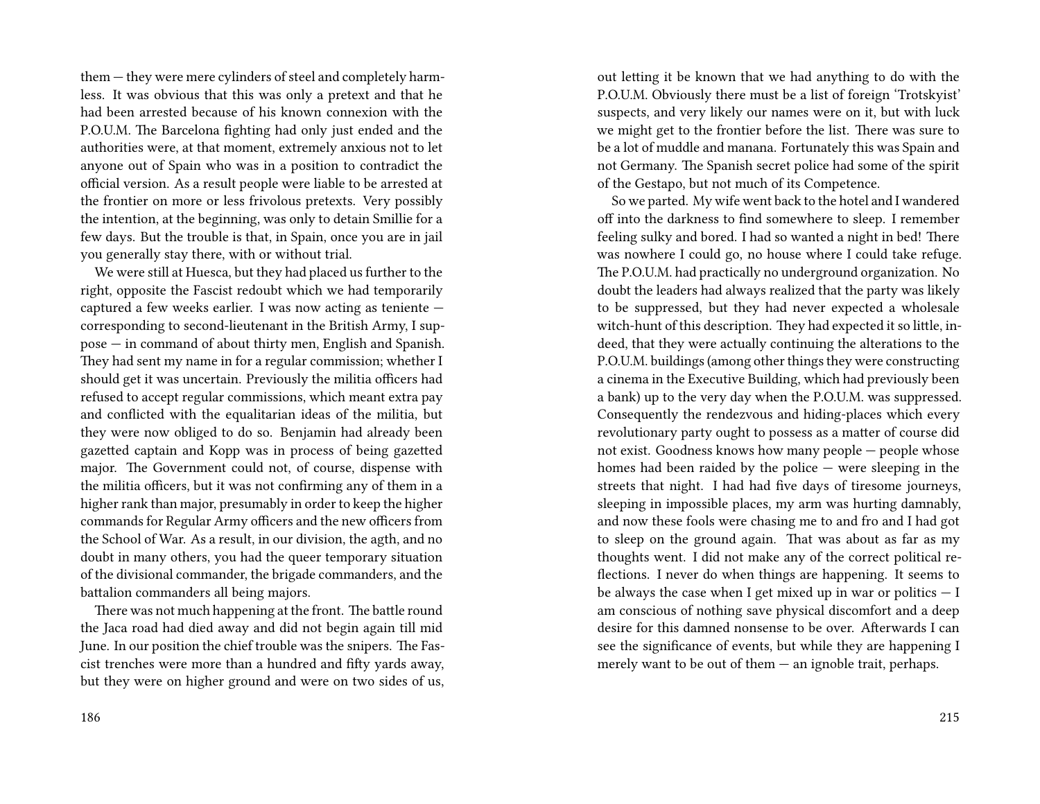them — they were mere cylinders of steel and completely harmless. It was obvious that this was only a pretext and that he had been arrested because of his known connexion with the P.O.U.M. The Barcelona fighting had only just ended and the authorities were, at that moment, extremely anxious not to let anyone out of Spain who was in a position to contradict the official version. As a result people were liable to be arrested at the frontier on more or less frivolous pretexts. Very possibly the intention, at the beginning, was only to detain Smillie for a few days. But the trouble is that, in Spain, once you are in jail you generally stay there, with or without trial.

We were still at Huesca, but they had placed us further to the right, opposite the Fascist redoubt which we had temporarily captured a few weeks earlier. I was now acting as teniente — corresponding to second-lieutenant in the British Army, I suppose — in command of about thirty men, English and Spanish. They had sent my name in for a regular commission; whether I should get it was uncertain. Previously the militia officers had refused to accept regular commissions, which meant extra pay and conflicted with the equalitarian ideas of the militia, but they were now obliged to do so. Benjamin had already been gazetted captain and Kopp was in process of being gazetted major. The Government could not, of course, dispense with the militia officers, but it was not confirming any of them in a higher rank than major, presumably in order to keep the higher commands for Regular Army officers and the new officers from the School of War. As a result, in our division, the agth, and no doubt in many others, you had the queer temporary situation of the divisional commander, the brigade commanders, and the battalion commanders all being majors.

There was not much happening at the front. The battle round the Jaca road had died away and did not begin again till mid June. In our position the chief trouble was the snipers. The Fascist trenches were more than a hundred and fifty yards away, but they were on higher ground and were on two sides of us,

out letting it be known that we had anything to do with the P.O.U.M. Obviously there must be a list of foreign 'Trotskyist' suspects, and very likely our names were on it, but with luck we might get to the frontier before the list. There was sure to be a lot of muddle and manana. Fortunately this was Spain and not Germany. The Spanish secret police had some of the spirit of the Gestapo, but not much of its Competence.

So we parted. My wife went back to the hotel and I wandered off into the darkness to find somewhere to sleep. I remember feeling sulky and bored. I had so wanted a night in bed! There was nowhere I could go, no house where I could take refuge. The P.O.U.M. had practically no underground organization. No doubt the leaders had always realized that the party was likely to be suppressed, but they had never expected a wholesale witch-hunt of this description. They had expected it so little, indeed, that they were actually continuing the alterations to the P.O.U.M. buildings (among other things they were constructing a cinema in the Executive Building, which had previously been a bank) up to the very day when the P.O.U.M. was suppressed. Consequently the rendezvous and hiding-places which every revolutionary party ought to possess as a matter of course did not exist. Goodness knows how many people — people whose homes had been raided by the police — were sleeping in the streets that night. I had had five days of tiresome journeys, sleeping in impossible places, my arm was hurting damnably, and now these fools were chasing me to and fro and I had got to sleep on the ground again. That was about as far as my thoughts went. I did not make any of the correct political reflections. I never do when things are happening. It seems to be always the case when I get mixed up in war or politics — I am conscious of nothing save physical discomfort and a deep desire for this damned nonsense to be over. Afterwards I can see the significance of events, but while they are happening I merely want to be out of them — an ignoble trait, perhaps.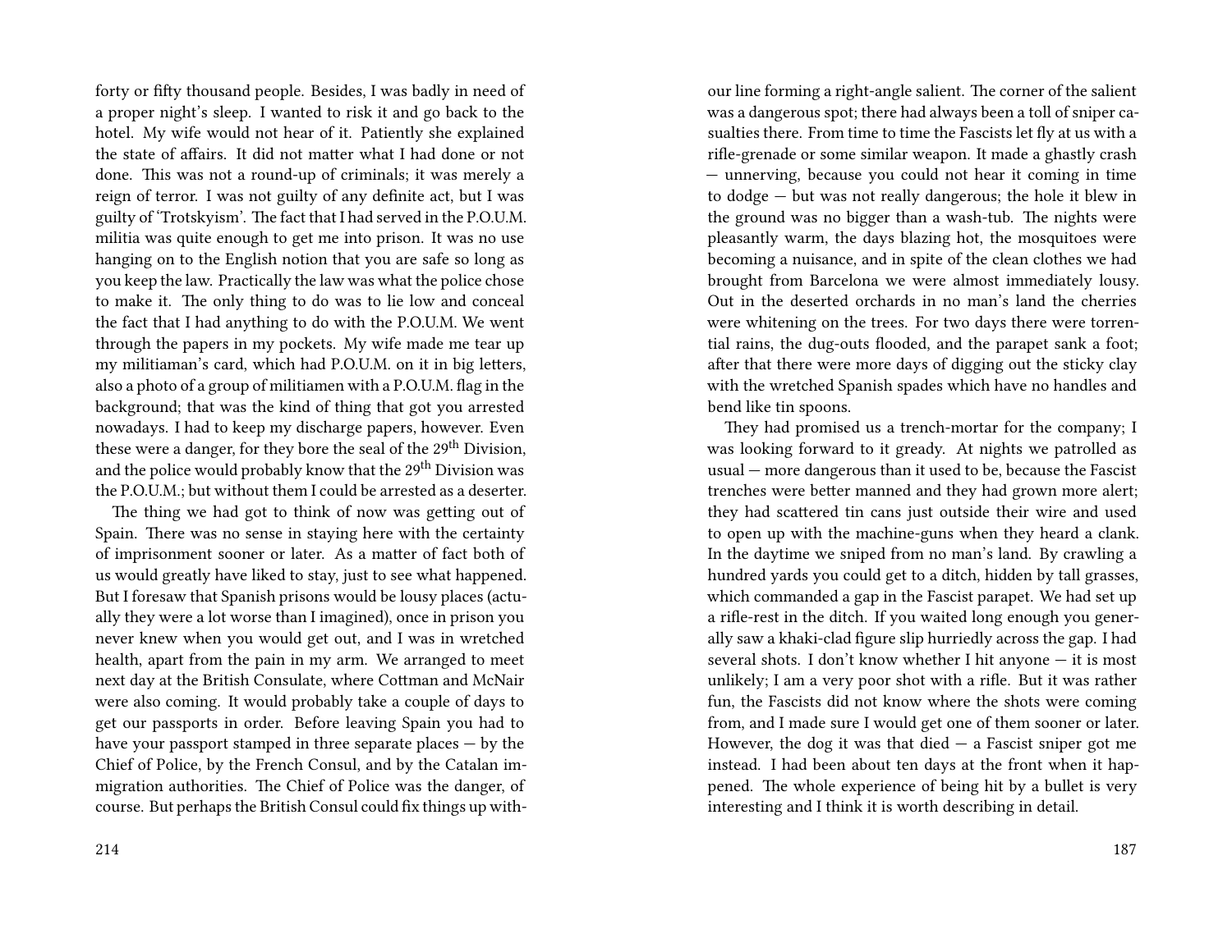forty or fifty thousand people. Besides, I was badly in need of a proper night's sleep. I wanted to risk it and go back to the hotel. My wife would not hear of it. Patiently she explained the state of affairs. It did not matter what I had done or not done. This was not a round-up of criminals; it was merely a reign of terror. I was not guilty of any definite act, but I was guilty of 'Trotskyism'. The fact that I had served in the P.O.U.M. militia was quite enough to get me into prison. It was no use hanging on to the English notion that you are safe so long as you keep the law. Practically the law was what the police chose to make it. The only thing to do was to lie low and conceal the fact that I had anything to do with the P.O.U.M. We went through the papers in my pockets. My wife made me tear up my militiaman's card, which had P.O.U.M. on it in big letters, also a photo of a group of militiamen with a P.O.U.M. flag in the background; that was the kind of thing that got you arrested nowadays. I had to keep my discharge papers, however. Even these were a danger, for they bore the seal of the 29th Division, and the police would probably know that the 29th Division was the P.O.U.M.; but without them I could be arrested as a deserter.

The thing we had got to think of now was getting out of Spain. There was no sense in staying here with the certainty of imprisonment sooner or later. As a matter of fact both of us would greatly have liked to stay, just to see what happened. But I foresaw that Spanish prisons would be lousy places (actually they were a lot worse than I imagined), once in prison you never knew when you would get out, and I was in wretched health, apart from the pain in my arm. We arranged to meet next day at the British Consulate, where Cottman and McNair were also coming. It would probably take a couple of days to get our passports in order. Before leaving Spain you had to have your passport stamped in three separate places — by the Chief of Police, by the French Consul, and by the Catalan immigration authorities. The Chief of Police was the danger, of course. But perhaps the British Consul could fix things up with-

our line forming a right-angle salient. The corner of the salient was a dangerous spot; there had always been a toll of sniper casualties there. From time to time the Fascists let fly at us with a rifle-grenade or some similar weapon. It made a ghastly crash — unnerving, because you could not hear it coming in time to dodge — but was not really dangerous; the hole it blew in the ground was no bigger than a wash-tub. The nights were pleasantly warm, the days blazing hot, the mosquitoes were becoming a nuisance, and in spite of the clean clothes we had brought from Barcelona we were almost immediately lousy. Out in the deserted orchards in no man's land the cherries were whitening on the trees. For two days there were torrential rains, the dug-outs flooded, and the parapet sank a foot; after that there were more days of digging out the sticky clay with the wretched Spanish spades which have no handles and bend like tin spoons.

They had promised us a trench-mortar for the company; I was looking forward to it gready. At nights we patrolled as usual — more dangerous than it used to be, because the Fascist trenches were better manned and they had grown more alert; they had scattered tin cans just outside their wire and used to open up with the machine-guns when they heard a clank. In the daytime we sniped from no man's land. By crawling a hundred yards you could get to a ditch, hidden by tall grasses, which commanded a gap in the Fascist parapet. We had set up a rifle-rest in the ditch. If you waited long enough you generally saw a khaki-clad figure slip hurriedly across the gap. I had several shots. I don't know whether I hit anyone — it is most unlikely; I am a very poor shot with a rifle. But it was rather fun, the Fascists did not know where the shots were coming from, and I made sure I would get one of them sooner or later. However, the dog it was that died — a Fascist sniper got me instead. I had been about ten days at the front when it happened. The whole experience of being hit by a bullet is very interesting and I think it is worth describing in detail.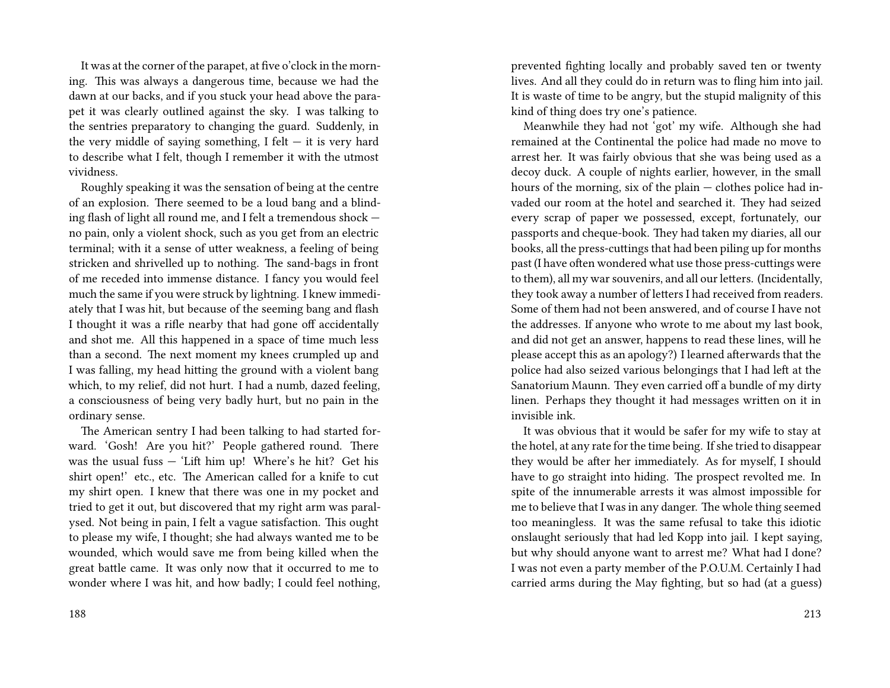It was at the corner of the parapet, at five o'clock in the morning. This was always a dangerous time, because we had the dawn at our backs, and if you stuck your head above the parapet it was clearly outlined against the sky. I was talking to the sentries preparatory to changing the guard. Suddenly, in the very middle of saying something, I felt — it is very hard to describe what I felt, though I remember it with the utmost vividness.

Roughly speaking it was the sensation of being at the centre of an explosion. There seemed to be a loud bang and a blinding flash of light all round me, and I felt a tremendous shock — no pain, only a violent shock, such as you get from an electric terminal; with it a sense of utter weakness, a feeling of being stricken and shrivelled up to nothing. The sand-bags in front of me receded into immense distance. I fancy you would feel much the same if you were struck by lightning. I knew immediately that I was hit, but because of the seeming bang and flash I thought it was a rifle nearby that had gone off accidentally and shot me. All this happened in a space of time much less than a second. The next moment my knees crumpled up and I was falling, my head hitting the ground with a violent bang which, to my relief, did not hurt. I had a numb, dazed feeling, a consciousness of being very badly hurt, but no pain in the ordinary sense.

The American sentry I had been talking to had started forward. 'Gosh! Are you hit?' People gathered round. There was the usual fuss — 'Lift him up! Where's he hit? Get his shirt open!' etc., etc. The American called for a knife to cut my shirt open. I knew that there was one in my pocket and tried to get it out, but discovered that my right arm was paralysed. Not being in pain, I felt a vague satisfaction. This ought to please my wife, I thought; she had always wanted me to be wounded, which would save me from being killed when the great battle came. It was only now that it occurred to me to wonder where I was hit, and how badly; I could feel nothing,

prevented fighting locally and probably saved ten or twenty lives. And all they could do in return was to fling him into jail. It is waste of time to be angry, but the stupid malignity of this kind of thing does try one's patience.

Meanwhile they had not 'got' my wife. Although she had remained at the Continental the police had made no move to arrest her. It was fairly obvious that she was being used as a decoy duck. A couple of nights earlier, however, in the small hours of the morning, six of the plain — clothes police had invaded our room at the hotel and searched it. They had seized every scrap of paper we possessed, except, fortunately, our passports and cheque-book. They had taken my diaries, all our books, all the press-cuttings that had been piling up for months past (I have often wondered what use those press-cuttings were to them), all my war souvenirs, and all our letters. (Incidentally, they took away a number of letters I had received from readers. Some of them had not been answered, and of course I have not the addresses. If anyone who wrote to me about my last book, and did not get an answer, happens to read these lines, will he please accept this as an apology?) I learned afterwards that the police had also seized various belongings that I had left at the Sanatorium Maunn. They even carried off a bundle of my dirty linen. Perhaps they thought it had messages written on it in invisible ink.

It was obvious that it would be safer for my wife to stay at the hotel, at any rate for the time being. If she tried to disappear they would be after her immediately. As for myself, I should have to go straight into hiding. The prospect revolted me. In spite of the innumerable arrests it was almost impossible for me to believe that I was in any danger. The whole thing seemed too meaningless. It was the same refusal to take this idiotic onslaught seriously that had led Kopp into jail. I kept saying, but why should anyone want to arrest me? What had I done? I was not even a party member of the P.O.U.M. Certainly I had carried arms during the May fighting, but so had (at a guess)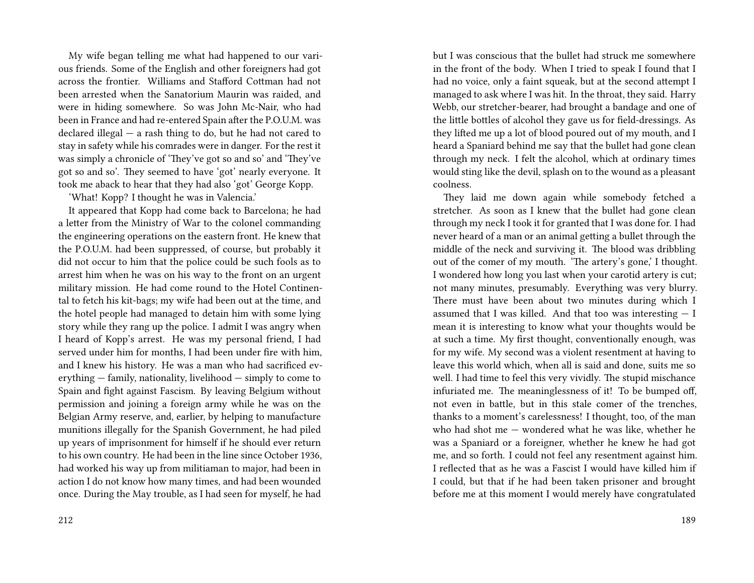My wife began telling me what had happened to our various friends. Some of the English and other foreigners had got across the frontier. Williams and Stafford Cottman had not been arrested when the Sanatorium Maurin was raided, and were in hiding somewhere. So was John Mc-Nair, who had been in France and had re-entered Spain after the P.O.U.M. was declared illegal — a rash thing to do, but he had not cared to stay in safety while his comrades were in danger. For the rest it was simply a chronicle of 'They've got so and so' and 'They've got so and so'. They seemed to have 'got' nearly everyone. It took me aback to hear that they had also 'got' George Kopp.

'What! Kopp? I thought he was in Valencia.'

It appeared that Kopp had come back to Barcelona; he had a letter from the Ministry of War to the colonel commanding the engineering operations on the eastern front. He knew that the P.O.U.M. had been suppressed, of course, but probably it did not occur to him that the police could be such fools as to arrest him when he was on his way to the front on an urgent military mission. He had come round to the Hotel Continental to fetch his kit-bags; my wife had been out at the time, and the hotel people had managed to detain him with some lying story while they rang up the police. I admit I was angry when I heard of Kopp's arrest. He was my personal friend, I had served under him for months, I had been under fire with him, and I knew his history. He was a man who had sacrificed everything — family, nationality, livelihood — simply to come to Spain and fight against Fascism. By leaving Belgium without permission and joining a foreign army while he was on the Belgian Army reserve, and, earlier, by helping to manufacture munitions illegally for the Spanish Government, he had piled up years of imprisonment for himself if he should ever return to his own country. He had been in the line since October 1936, had worked his way up from militiaman to major, had been in action I do not know how many times, and had been wounded once. During the May trouble, as I had seen for myself, he had

but I was conscious that the bullet had struck me somewhere in the front of the body. When I tried to speak I found that I had no voice, only a faint squeak, but at the second attempt I managed to ask where I was hit. In the throat, they said. Harry Webb, our stretcher-bearer, had brought a bandage and one of the little bottles of alcohol they gave us for field-dressings. As they lifted me up a lot of blood poured out of my mouth, and I heard a Spaniard behind me say that the bullet had gone clean through my neck. I felt the alcohol, which at ordinary times would sting like the devil, splash on to the wound as a pleasant coolness.

They laid me down again while somebody fetched a stretcher. As soon as I knew that the bullet had gone clean through my neck I took it for granted that I was done for. I had never heard of a man or an animal getting a bullet through the middle of the neck and surviving it. The blood was dribbling out of the comer of my mouth. 'The artery's gone,' I thought. I wondered how long you last when your carotid artery is cut; not many minutes, presumably. Everything was very blurry. There must have been about two minutes during which I assumed that I was killed. And that too was interesting — I mean it is interesting to know what your thoughts would be at such a time. My first thought, conventionally enough, was for my wife. My second was a violent resentment at having to leave this world which, when all is said and done, suits me so well. I had time to feel this very vividly. The stupid mischance infuriated me. The meaninglessness of it! To be bumped off, not even in battle, but in this stale comer of the trenches, thanks to a moment's carelessness! I thought, too, of the man who had shot me — wondered what he was like, whether he was a Spaniard or a foreigner, whether he knew he had got me, and so forth. I could not feel any resentment against him. I reflected that as he was a Fascist I would have killed him if I could, but that if he had been taken prisoner and brought before me at this moment I would merely have congratulated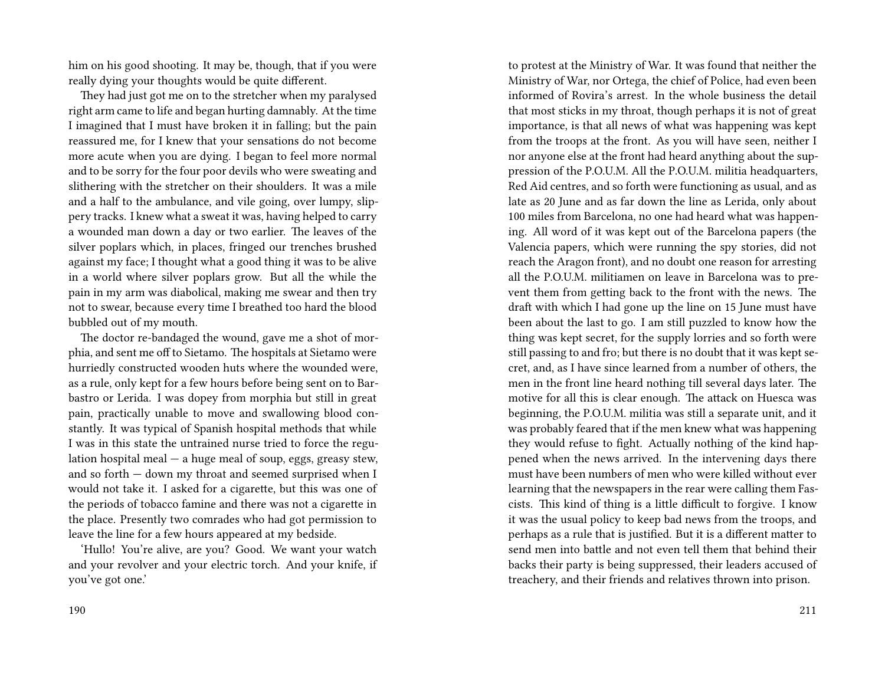him on his good shooting. It may be, though, that if you were really dying your thoughts would be quite different.

They had just got me on to the stretcher when my paralysed right arm came to life and began hurting damnably. At the time I imagined that I must have broken it in falling; but the pain reassured me, for I knew that your sensations do not become more acute when you are dying. I began to feel more normal and to be sorry for the four poor devils who were sweating and slithering with the stretcher on their shoulders. It was a mile and a half to the ambulance, and vile going, over lumpy, slippery tracks. I knew what a sweat it was, having helped to carry a wounded man down a day or two earlier. The leaves of the silver poplars which, in places, fringed our trenches brushed against my face; I thought what a good thing it was to be alive in a world where silver poplars grow. But all the while the pain in my arm was diabolical, making me swear and then try not to swear, because every time I breathed too hard the blood bubbled out of my mouth.

The doctor re-bandaged the wound, gave me a shot of morphia, and sent me off to Sietamo. The hospitals at Sietamo were hurriedly constructed wooden huts where the wounded were, as a rule, only kept for a few hours before being sent on to Barbastro or Lerida. I was dopey from morphia but still in great pain, practically unable to move and swallowing blood constantly. It was typical of Spanish hospital methods that while I was in this state the untrained nurse tried to force the regulation hospital meal — a huge meal of soup, eggs, greasy stew, and so forth — down my throat and seemed surprised when I would not take it. I asked for a cigarette, but this was one of the periods of tobacco famine and there was not a cigarette in the place. Presently two comrades who had got permission to leave the line for a few hours appeared at my bedside.

'Hullo! You're alive, are you? Good. We want your watch and your revolver and your electric torch. And your knife, if you've got one.'

to protest at the Ministry of War. It was found that neither the Ministry of War, nor Ortega, the chief of Police, had even been informed of Rovira's arrest. In the whole business the detail that most sticks in my throat, though perhaps it is not of great importance, is that all news of what was happening was kept from the troops at the front. As you will have seen, neither I nor anyone else at the front had heard anything about the suppression of the P.O.U.M. All the P.O.U.M. militia headquarters, Red Aid centres, and so forth were functioning as usual, and as late as 20 June and as far down the line as Lerida, only about 100 miles from Barcelona, no one had heard what was happening. All word of it was kept out of the Barcelona papers (the Valencia papers, which were running the spy stories, did not reach the Aragon front), and no doubt one reason for arresting all the P.O.U.M. militiamen on leave in Barcelona was to prevent them from getting back to the front with the news. The draft with which I had gone up the line on 15 June must have been about the last to go. I am still puzzled to know how the thing was kept secret, for the supply lorries and so forth were still passing to and fro; but there is no doubt that it was kept secret, and, as I have since learned from a number of others, the men in the front line heard nothing till several days later. The motive for all this is clear enough. The attack on Huesca was beginning, the P.O.U.M. militia was still a separate unit, and it was probably feared that if the men knew what was happening they would refuse to fight. Actually nothing of the kind happened when the news arrived. In the intervening days there must have been numbers of men who were killed without ever learning that the newspapers in the rear were calling them Fascists. This kind of thing is a little difficult to forgive. I know it was the usual policy to keep bad news from the troops, and perhaps as a rule that is justified. But it is a different matter to send men into battle and not even tell them that behind their backs their party is being suppressed, their leaders accused of treachery, and their friends and relatives thrown into prison.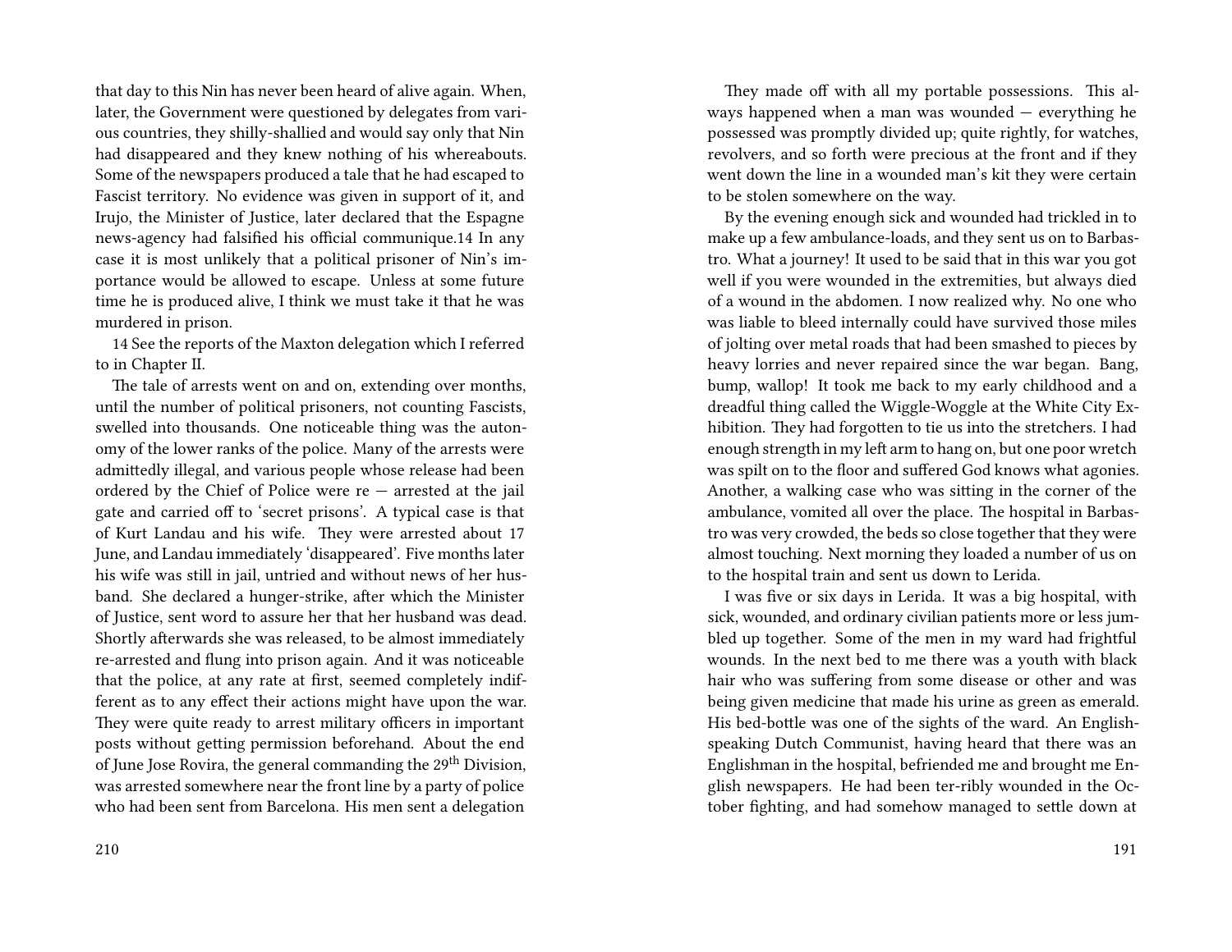that day to this Nin has never been heard of alive again. When, later, the Government were questioned by delegates from various countries, they shilly-shallied and would say only that Nin had disappeared and they knew nothing of his whereabouts. Some of the newspapers produced a tale that he had escaped to Fascist territory. No evidence was given in support of it, and Irujo, the Minister of Justice, later declared that the Espagne news-agency had falsified his official communique.14 In any case it is most unlikely that a political prisoner of Nin's importance would be allowed to escape. Unless at some future time he is produced alive, I think we must take it that he was murdered in prison.

14 See the reports of the Maxton delegation which I referred to in Chapter II.

The tale of arrests went on and on, extending over months, until the number of political prisoners, not counting Fascists, swelled into thousands. One noticeable thing was the autonomy of the lower ranks of the police. Many of the arrests were admittedly illegal, and various people whose release had been ordered by the Chief of Police were re — arrested at the jail gate and carried off to 'secret prisons'. A typical case is that of Kurt Landau and his wife. They were arrested about 17 June, and Landau immediately 'disappeared'. Five months later his wife was still in jail, untried and without news of her husband. She declared a hunger-strike, after which the Minister of Justice, sent word to assure her that her husband was dead. Shortly afterwards she was released, to be almost immediately re-arrested and flung into prison again. And it was noticeable that the police, at any rate at first, seemed completely indifferent as to any effect their actions might have upon the war. They were quite ready to arrest military officers in important posts without getting permission beforehand. About the end of June Jose Rovira, the general commanding the 29th Division, was arrested somewhere near the front line by a party of police who had been sent from Barcelona. His men sent a delegation

They made off with all my portable possessions. This always happened when a man was wounded — everything he possessed was promptly divided up; quite rightly, for watches, revolvers, and so forth were precious at the front and if they went down the line in a wounded man's kit they were certain to be stolen somewhere on the way.

By the evening enough sick and wounded had trickled in to make up a few ambulance-loads, and they sent us on to Barbastro. What a journey! It used to be said that in this war you got well if you were wounded in the extremities, but always died of a wound in the abdomen. I now realized why. No one who was liable to bleed internally could have survived those miles of jolting over metal roads that had been smashed to pieces by heavy lorries and never repaired since the war began. Bang, bump, wallop! It took me back to my early childhood and a dreadful thing called the Wiggle-Woggle at the White City Exhibition. They had forgotten to tie us into the stretchers. I had enough strength in my left arm to hang on, but one poor wretch was spilt on to the floor and suffered God knows what agonies. Another, a walking case who was sitting in the corner of the ambulance, vomited all over the place. The hospital in Barbastro was very crowded, the beds so close together that they were almost touching. Next morning they loaded a number of us on to the hospital train and sent us down to Lerida.

I was five or six days in Lerida. It was a big hospital, with sick, wounded, and ordinary civilian patients more or less jumbled up together. Some of the men in my ward had frightful wounds. In the next bed to me there was a youth with black hair who was suffering from some disease or other and was being given medicine that made his urine as green as emerald. His bed-bottle was one of the sights of the ward. An English-speaking Dutch Communist, having heard that there was an Englishman in the hospital, befriended me and brought me English newspapers. He had been ter-ribly wounded in the October fighting, and had somehow managed to settle down at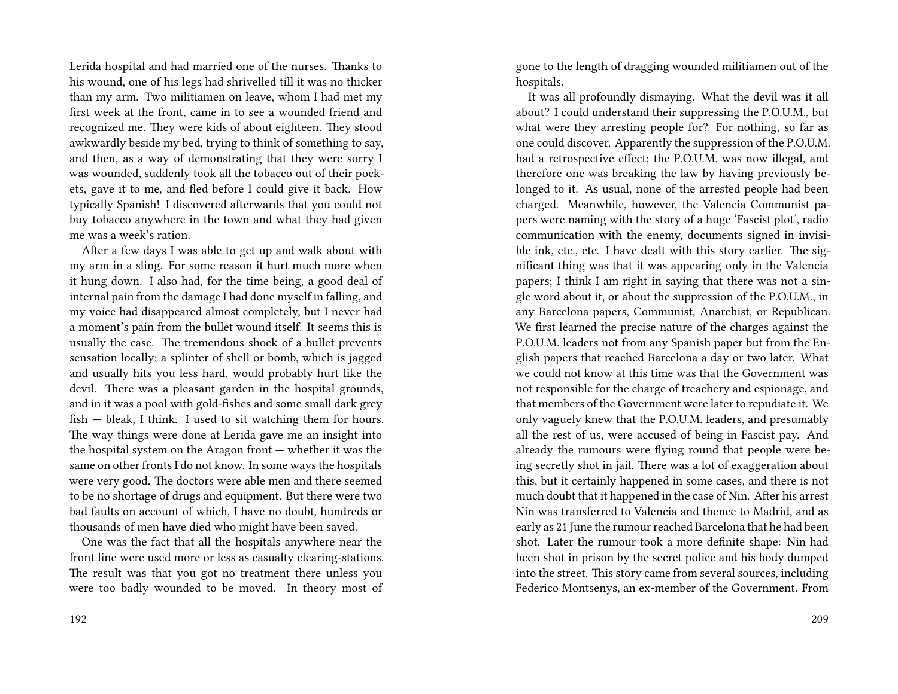Lerida hospital and had married one of the nurses. Thanks to his wound, one of his legs had shrivelled till it was no thicker than my arm. Two militiamen on leave, whom I had met my first week at the front, came in to see a wounded friend and recognized me. They were kids of about eighteen. They stood awkwardly beside my bed, trying to think of something to say, and then, as a way of demonstrating that they were sorry I was wounded, suddenly took all the tobacco out of their pockets, gave it to me, and fled before I could give it back. How typically Spanish! I discovered afterwards that you could not buy tobacco anywhere in the town and what they had given me was a week's ration.

After a few days I was able to get up and walk about with my arm in a sling. For some reason it hurt much more when it hung down. I also had, for the time being, a good deal of internal pain from the damage I had done myself in falling, and my voice had disappeared almost completely, but I never had a moment's pain from the bullet wound itself. It seems this is usually the case. The tremendous shock of a bullet prevents sensation locally; a splinter of shell or bomb, which is jagged and usually hits you less hard, would probably hurt like the devil. There was a pleasant garden in the hospital grounds, and in it was a pool with gold-fishes and some small dark grey fish — bleak, I think. I used to sit watching them for hours. The way things were done at Lerida gave me an insight into the hospital system on the Aragon front — whether it was the same on other fronts I do not know. In some ways the hospitals were very good. The doctors were able men and there seemed to be no shortage of drugs and equipment. But there were two bad faults on account of which, I have no doubt, hundreds or thousands of men have died who might have been saved.

One was the fact that all the hospitals anywhere near the front line were used more or less as casualty clearing-stations. The result was that you got no treatment there unless you were too badly wounded to be moved. In theory most of

gone to the length of dragging wounded militiamen out of the hospitals.

It was all profoundly dismaying. What the devil was it all about? I could understand their suppressing the P.O.U.M., but what were they arresting people for? For nothing, so far as one could discover. Apparently the suppression of the P.O.U.M. had a retrospective effect; the P.O.U.M. was now illegal, and therefore one was breaking the law by having previously belonged to it. As usual, none of the arrested people had been charged. Meanwhile, however, the Valencia Communist papers were naming with the story of a huge 'Fascist plot', radio communication with the enemy, documents signed in invisible ink, etc., etc. I have dealt with this story earlier. The significant thing was that it was appearing only in the Valencia papers; I think I am right in saying that there was not a single word about it, or about the suppression of the P.O.U.M., in any Barcelona papers, Communist, Anarchist, or Republican. We first learned the precise nature of the charges against the P.O.U.M. leaders not from any Spanish paper but from the English papers that reached Barcelona a day or two later. What we could not know at this time was that the Government was not responsible for the charge of treachery and espionage, and that members of the Government were later to repudiate it. We only vaguely knew that the P.O.U.M. leaders, and presumably all the rest of us, were accused of being in Fascist pay. And already the rumours were flying round that people were being secretly shot in jail. There was a lot of exaggeration about this, but it certainly happened in some cases, and there is not much doubt that it happened in the case of Nin. After his arrest Nin was transferred to Valencia and thence to Madrid, and as early as 21 June the rumour reached Barcelona that he had been shot. Later the rumour took a more definite shape: Nin had been shot in prison by the secret police and his body dumped into the street. This story came from several sources, including Federico Montsenys, an ex-member of the Government. From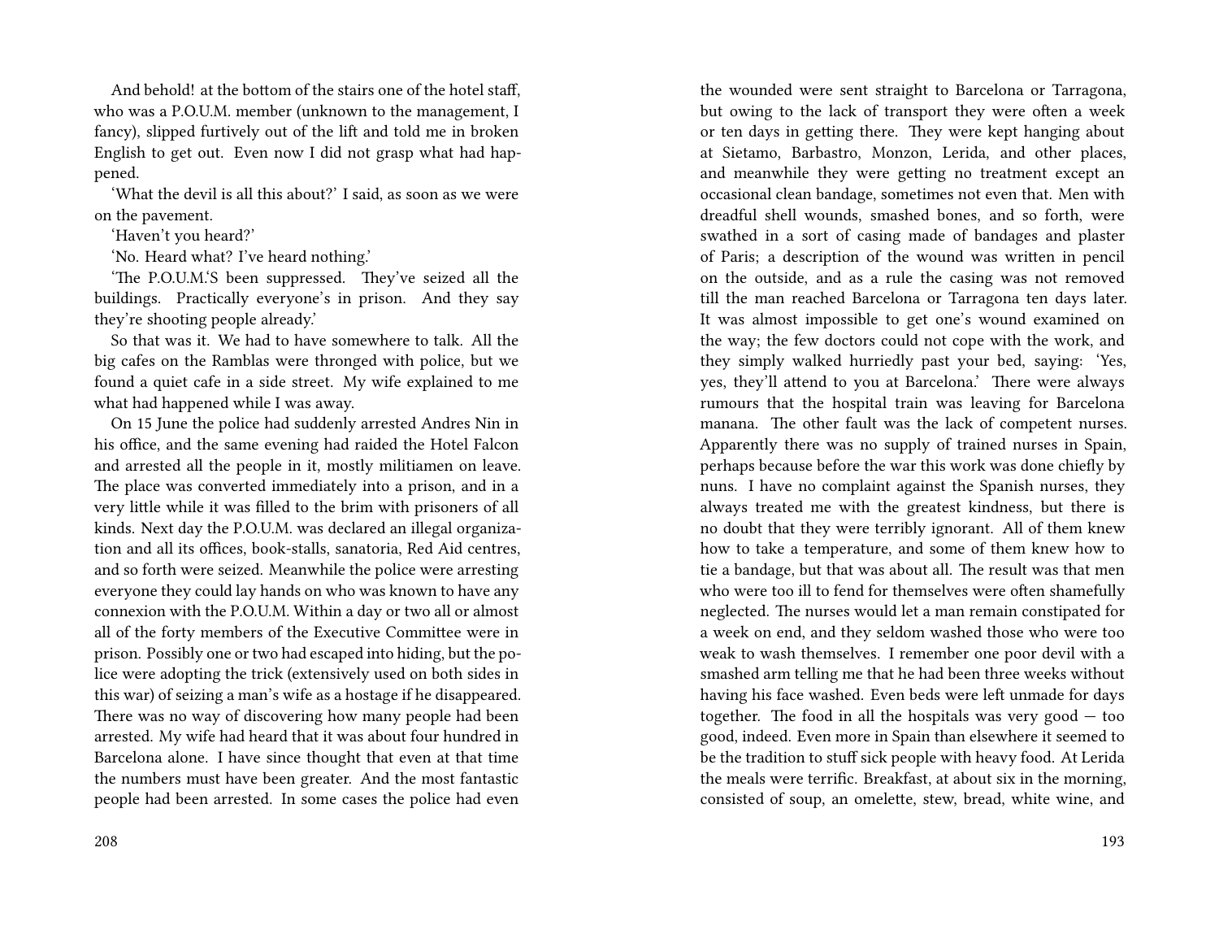And behold! at the bottom of the stairs one of the hotel staff, who was a P.O.U.M. member (unknown to the management, I fancy), slipped furtively out of the lift and told me in broken English to get out. Even now I did not grasp what had happened.

'What the devil is all this about?' I said, as soon as we were on the pavement.

'Haven't you heard?'

'No. Heard what? I've heard nothing.'

'The P.O.U.M.'S been suppressed. They've seized all the buildings. Practically everyone's in prison. And they say they're shooting people already.'

So that was it. We had to have somewhere to talk. All the big cafes on the Ramblas were thronged with police, but we found a quiet cafe in a side street. My wife explained to me what had happened while I was away.

On 15 June the police had suddenly arrested Andres Nin in his office, and the same evening had raided the Hotel Falcon and arrested all the people in it, mostly militiamen on leave. The place was converted immediately into a prison, and in a very little while it was filled to the brim with prisoners of all kinds. Next day the P.O.U.M. was declared an illegal organization and all its offices, book-stalls, sanatoria, Red Aid centres, and so forth were seized. Meanwhile the police were arresting everyone they could lay hands on who was known to have any connexion with the P.O.U.M. Within a day or two all or almost all of the forty members of the Executive Committee were in prison. Possibly one or two had escaped into hiding, but the police were adopting the trick (extensively used on both sides in this war) of seizing a man's wife as a hostage if he disappeared. There was no way of discovering how many people had been arrested. My wife had heard that it was about four hundred in Barcelona alone. I have since thought that even at that time the numbers must have been greater. And the most fantastic people had been arrested. In some cases the police had even

the wounded were sent straight to Barcelona or Tarragona, but owing to the lack of transport they were often a week or ten days in getting there. They were kept hanging about at Sietamo, Barbastro, Monzon, Lerida, and other places, and meanwhile they were getting no treatment except an occasional clean bandage, sometimes not even that. Men with dreadful shell wounds, smashed bones, and so forth, were swathed in a sort of casing made of bandages and plaster of Paris; a description of the wound was written in pencil on the outside, and as a rule the casing was not removed till the man reached Barcelona or Tarragona ten days later. It was almost impossible to get one's wound examined on the way; the few doctors could not cope with the work, and they simply walked hurriedly past your bed, saying: 'Yes, yes, they'll attend to you at Barcelona.' There were always rumours that the hospital train was leaving for Barcelona manana. The other fault was the lack of competent nurses. Apparently there was no supply of trained nurses in Spain, perhaps because before the war this work was done chiefly by nuns. I have no complaint against the Spanish nurses, they always treated me with the greatest kindness, but there is no doubt that they were terribly ignorant. All of them knew how to take a temperature, and some of them knew how to tie a bandage, but that was about all. The result was that men who were too ill to fend for themselves were often shamefully neglected. The nurses would let a man remain constipated for a week on end, and they seldom washed those who were too weak to wash themselves. I remember one poor devil with a smashed arm telling me that he had been three weeks without having his face washed. Even beds were left unmade for days together. The food in all the hospitals was very good — too good, indeed. Even more in Spain than elsewhere it seemed to be the tradition to stuff sick people with heavy food. At Lerida the meals were terrific. Breakfast, at about six in the morning, consisted of soup, an omelette, stew, bread, white wine, and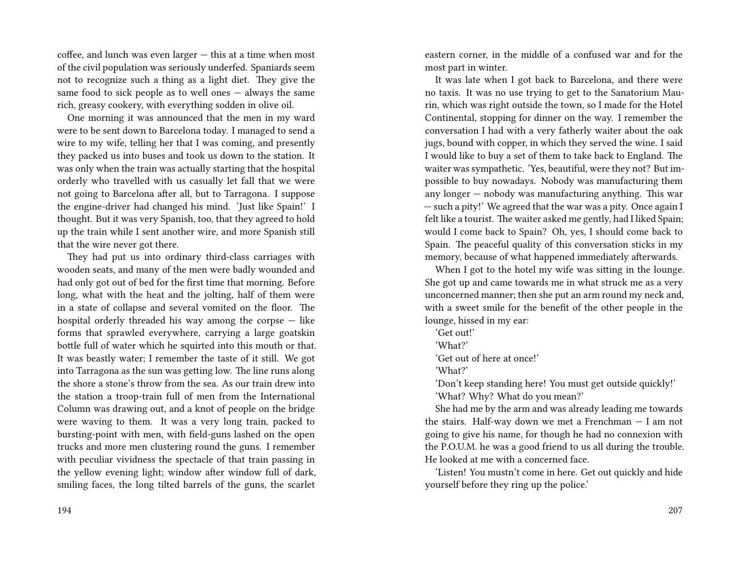coffee, and lunch was even larger — this at a time when most of the civil population was seriously underfed. Spaniards seem not to recognize such a thing as a light diet. They give the same food to sick people as to well ones — always the same rich, greasy cookery, with everything sodden in olive oil.

One morning it was announced that the men in my ward were to be sent down to Barcelona today. I managed to send a wire to my wife, telling her that I was coming, and presently they packed us into buses and took us down to the station. It was only when the train was actually starting that the hospital orderly who travelled with us casually let fall that we were not going to Barcelona after all, but to Tarragona. I suppose the engine-driver had changed his mind. 'Just like Spain!' I thought. But it was very Spanish, too, that they agreed to hold up the train while I sent another wire, and more Spanish still that the wire never got there.

They had put us into ordinary third-class carriages with wooden seats, and many of the men were badly wounded and had only got out of bed for the first time that morning. Before long, what with the heat and the jolting, half of them were in a state of collapse and several vomited on the floor. The hospital orderly threaded his way among the corpse — like forms that sprawled everywhere, carrying a large goatskin bottle full of water which he squirted into this mouth or that. It was beastly water; I remember the taste of it still. We got into Tarragona as the sun was getting low. The line runs along the shore a stone's throw from the sea. As our train drew into the station a troop-train full of men from the International Column was drawing out, and a knot of people on the bridge were waving to them. It was a very long train, packed to bursting-point with men, with field-guns lashed on the open trucks and more men clustering round the guns. I remember with peculiar vividness the spectacle of that train passing in the yellow evening light; window after window full of dark, smiling faces, the long tilted barrels of the guns, the scarlet

eastern corner, in the middle of a confused war and for the most part in winter.

It was late when I got back to Barcelona, and there were no taxis. It was no use trying to get to the Sanatorium Maurin, which was right outside the town, so I made for the Hotel Continental, stopping for dinner on the way. I remember the conversation I had with a very fatherly waiter about the oak jugs, bound with copper, in which they served the wine. I said I would like to buy a set of them to take back to England. The waiter was sympathetic. 'Yes, beautiful, were they not? But impossible to buy nowadays. Nobody was manufacturing them any longer — nobody was manufacturing anything. This war — such a pity!' We agreed that the war was a pity. Once again I felt like a tourist. The waiter asked me gently, had I liked Spain; would I come back to Spain? Oh, yes, I should come back to Spain. The peaceful quality of this conversation sticks in my memory, because of what happened immediately afterwards.

When I got to the hotel my wife was sitting in the lounge. She got up and came towards me in what struck me as a very unconcerned manner; then she put an arm round my neck and, with a sweet smile for the benefit of the other people in the lounge, hissed in my ear:

'Get out!'

'What?'

'Get out of here at once!'

'What?'

'Don't keep standing here! You must get outside quickly!'

'What? Why? What do you mean?'

She had me by the arm and was already leading me towards the stairs. Half-way down we met a Frenchman — I am not going to give his name, for though he had no connexion with the P.O.U.M. he was a good friend to us all during the trouble. He looked at me with a concerned face.

'Listen! You mustn't come in here. Get out quickly and hide yourself before they ring up the police.'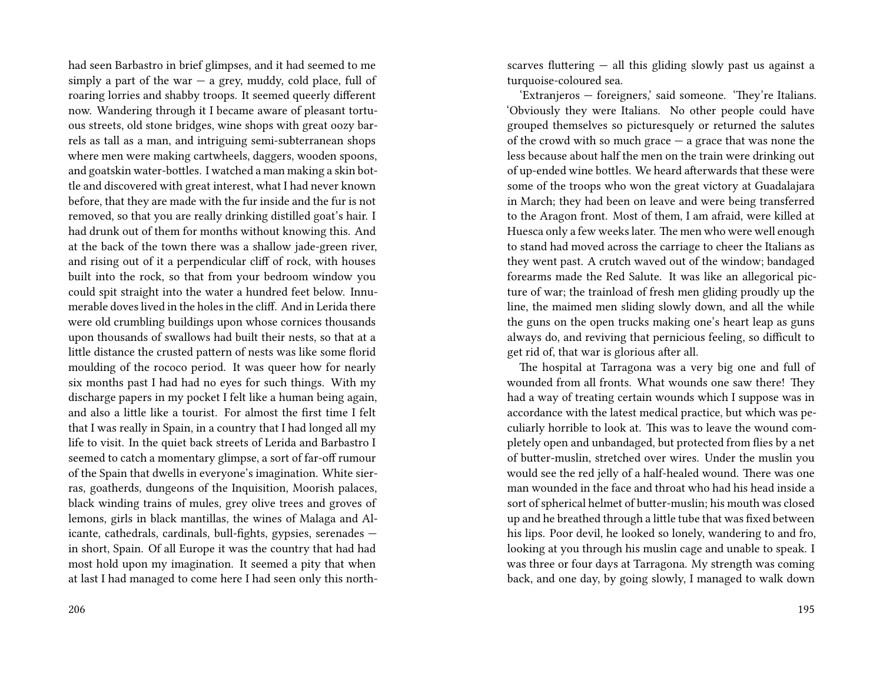had seen Barbastro in brief glimpses, and it had seemed to me simply a part of the war — a grey, muddy, cold place, full of roaring lorries and shabby troops. It seemed queerly different now. Wandering through it I became aware of pleasant tortuous streets, old stone bridges, wine shops with great oozy barrels as tall as a man, and intriguing semi-subterranean shops where men were making cartwheels, daggers, wooden spoons, and goatskin water-bottles. I watched a man making a skin bottle and discovered with great interest, what I had never known before, that they are made with the fur inside and the fur is not removed, so that you are really drinking distilled goat's hair. I had drunk out of them for months without knowing this. And at the back of the town there was a shallow jade-green river, and rising out of it a perpendicular cliff of rock, with houses built into the rock, so that from your bedroom window you could spit straight into the water a hundred feet below. Innumerable doves lived in the holes in the cliff. And in Lerida there were old crumbling buildings upon whose cornices thousands upon thousands of swallows had built their nests, so that at a little distance the crusted pattern of nests was like some florid moulding of the rococo period. It was queer how for nearly six months past I had had no eyes for such things. With my discharge papers in my pocket I felt like a human being again, and also a little like a tourist. For almost the first time I felt that I was really in Spain, in a country that I had longed all my life to visit. In the quiet back streets of Lerida and Barbastro I seemed to catch a momentary glimpse, a sort of far-off rumour of the Spain that dwells in everyone's imagination. White sierras, goatherds, dungeons of the Inquisition, Moorish palaces, black winding trains of mules, grey olive trees and groves of lemons, girls in black mantillas, the wines of Malaga and Alicante, cathedrals, cardinals, bull-fights, gypsies, serenades — in short, Spain. Of all Europe it was the country that had had most hold upon my imagination. It seemed a pity that when at last I had managed to come here I had seen only this north-

scarves fluttering — all this gliding slowly past us against a turquoise-coloured sea.

'Extranjeros — foreigners,' said someone. 'They're Italians. 'Obviously they were Italians. No other people could have grouped themselves so picturesquely or returned the salutes of the crowd with so much grace — a grace that was none the less because about half the men on the train were drinking out of up-ended wine bottles. We heard afterwards that these were some of the troops who won the great victory at Guadalajara in March; they had been on leave and were being transferred to the Aragon front. Most of them, I am afraid, were killed at Huesca only a few weeks later. The men who were well enough to stand had moved across the carriage to cheer the Italians as they went past. A crutch waved out of the window; bandaged forearms made the Red Salute. It was like an allegorical picture of war; the trainload of fresh men gliding proudly up the line, the maimed men sliding slowly down, and all the while the guns on the open trucks making one's heart leap as guns always do, and reviving that pernicious feeling, so difficult to get rid of, that war is glorious after all.

The hospital at Tarragona was a very big one and full of wounded from all fronts. What wounds one saw there! They had a way of treating certain wounds which I suppose was in accordance with the latest medical practice, but which was peculiarly horrible to look at. This was to leave the wound completely open and unbandaged, but protected from flies by a net of butter-muslin, stretched over wires. Under the muslin you would see the red jelly of a half-healed wound. There was one man wounded in the face and throat who had his head inside a sort of spherical helmet of butter-muslin; his mouth was closed up and he breathed through a little tube that was fixed between his lips. Poor devil, he looked so lonely, wandering to and fro, looking at you through his muslin cage and unable to speak. I was three or four days at Tarragona. My strength was coming back, and one day, by going slowly, I managed to walk down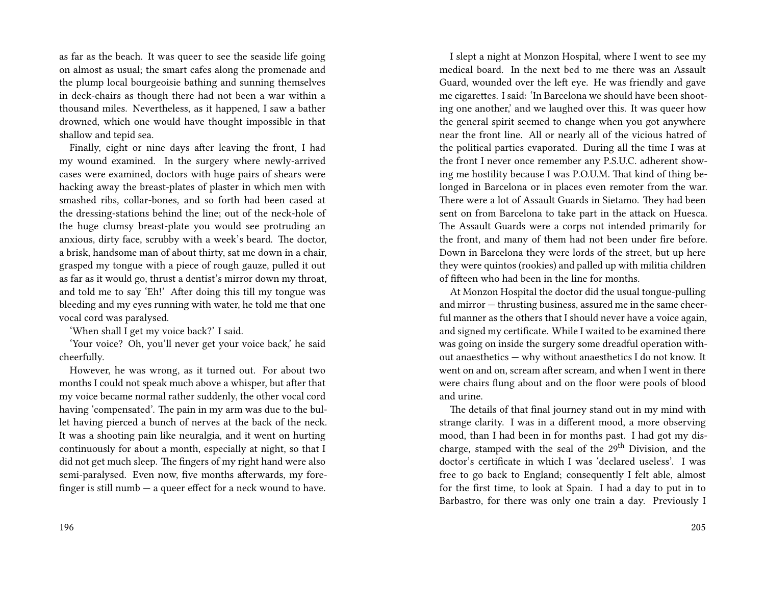as far as the beach. It was queer to see the seaside life going on almost as usual; the smart cafes along the promenade and the plump local bourgeoisie bathing and sunning themselves in deck-chairs as though there had not been a war within a thousand miles. Nevertheless, as it happened, I saw a bather drowned, which one would have thought impossible in that shallow and tepid sea.

Finally, eight or nine days after leaving the front, I had my wound examined. In the surgery where newly-arrived cases were examined, doctors with huge pairs of shears were hacking away the breast-plates of plaster in which men with smashed ribs, collar-bones, and so forth had been cased at the dressing-stations behind the line; out of the neck-hole of the huge clumsy breast-plate you would see protruding an anxious, dirty face, scrubby with a week's beard. The doctor, a brisk, handsome man of about thirty, sat me down in a chair, grasped my tongue with a piece of rough gauze, pulled it out as far as it would go, thrust a dentist's mirror down my throat, and told me to say 'Eh!' After doing this till my tongue was bleeding and my eyes running with water, he told me that one vocal cord was paralysed.

'When shall I get my voice back?' I said.

'Your voice? Oh, you'll never get your voice back,' he said cheerfully.

However, he was wrong, as it turned out. For about two months I could not speak much above a whisper, but after that my voice became normal rather suddenly, the other vocal cord having 'compensated'. The pain in my arm was due to the bullet having pierced a bunch of nerves at the back of the neck. It was a shooting pain like neuralgia, and it went on hurting continuously for about a month, especially at night, so that I did not get much sleep. The fingers of my right hand were also semi-paralysed. Even now, five months afterwards, my forefinger is still numb — a queer effect for a neck wound to have.

I slept a night at Monzon Hospital, where I went to see my medical board. In the next bed to me there was an Assault Guard, wounded over the left eye. He was friendly and gave me cigarettes. I said: 'In Barcelona we should have been shooting one another,' and we laughed over this. It was queer how the general spirit seemed to change when you got anywhere near the front line. All or nearly all of the vicious hatred of the political parties evaporated. During all the time I was at the front I never once remember any P.S.U.C. adherent showing me hostility because I was P.O.U.M. That kind of thing belonged in Barcelona or in places even remoter from the war. There were a lot of Assault Guards in Sietamo. They had been sent on from Barcelona to take part in the attack on Huesca. The Assault Guards were a corps not intended primarily for the front, and many of them had not been under fire before. Down in Barcelona they were lords of the street, but up here they were quintos (rookies) and palled up with militia children of fifteen who had been in the line for months.

At Monzon Hospital the doctor did the usual tongue-pulling and mirror — thrusting business, assured me in the same cheerful manner as the others that I should never have a voice again, and signed my certificate. While I waited to be examined there was going on inside the surgery some dreadful operation without anaesthetics — why without anaesthetics I do not know. It went on and on, scream after scream, and when I went in there were chairs flung about and on the floor were pools of blood and urine.

The details of that final journey stand out in my mind with strange clarity. I was in a different mood, a more observing mood, than I had been in for months past. I had got my discharge, stamped with the seal of the 29th Division, and the doctor's certificate in which I was 'declared useless'. I was free to go back to England; consequently I felt able, almost for the first time, to look at Spain. I had a day to put in to Barbastro, for there was only one train a day. Previously I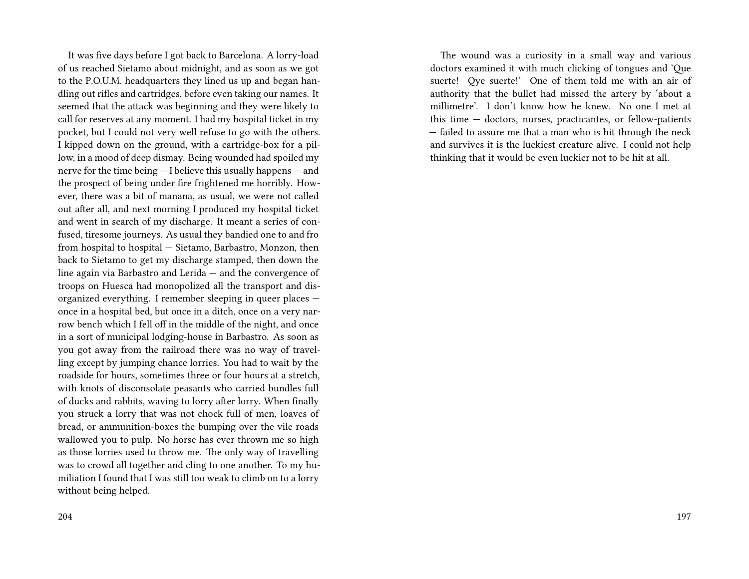It was five days before I got back to Barcelona. A lorry-load of us reached Sietamo about midnight, and as soon as we got to the P.O.U.M. headquarters they lined us up and began handling out rifles and cartridges, before even taking our names. It seemed that the attack was beginning and they were likely to call for reserves at any moment. I had my hospital ticket in my pocket, but I could not very well refuse to go with the others. I kipped down on the ground, with a cartridge-box for a pillow, in a mood of deep dismay. Being wounded had spoiled my nerve for the time being — I believe this usually happens — and the prospect of being under fire frightened me horribly. However, there was a bit of manana, as usual, we were not called out after all, and next morning I produced my hospital ticket and went in search of my discharge. It meant a series of confused, tiresome journeys. As usual they bandied one to and fro from hospital to hospital — Sietamo, Barbastro, Monzon, then back to Sietamo to get my discharge stamped, then down the line again via Barbastro and Lerida — and the convergence of troops on Huesca had monopolized all the transport and disorganized everything. I remember sleeping in queer places — once in a hospital bed, but once in a ditch, once on a very narrow bench which I fell off in the middle of the night, and once in a sort of municipal lodging-house in Barbastro. As soon as you got away from the railroad there was no way of travelling except by jumping chance lorries. You had to wait by the roadside for hours, sometimes three or four hours at a stretch, with knots of disconsolate peasants who carried bundles full of ducks and rabbits, waving to lorry after lorry. When finally you struck a lorry that was not chock full of men, loaves of bread, or ammunition-boxes the bumping over the vile roads wallowed you to pulp. No horse has ever thrown me so high as those lorries used to throw me. The only way of travelling was to crowd all together and cling to one another. To my humiliation I found that I was still too weak to climb on to a lorry without being helped.

The wound was a curiosity in a small way and various doctors examined it with much clicking of tongues and 'Que suerte! Qye suerte!' One of them told me with an air of authority that the bullet had missed the artery by 'about a millimetre'. I don't know how he knew. No one I met at this time — doctors, nurses, practicantes, or fellow-patients — failed to assure me that a man who is hit through the neck and survives it is the luckiest creature alive. I could not help thinking that it would be even luckier not to be hit at all.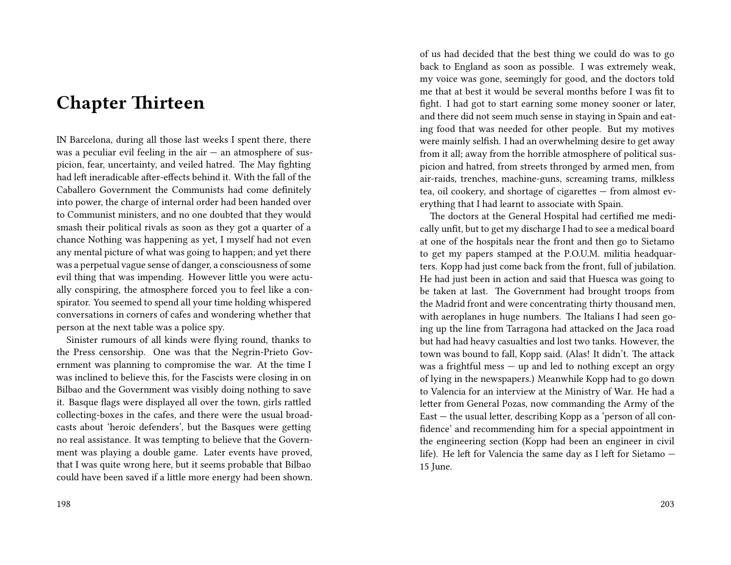# Chapter Thirteen

IN Barcelona, during all those last weeks I spent there, there was a peculiar evil feeling in the air — an atmosphere of suspicion, fear, uncertainty, and veiled hatred. The May fighting had left ineradicable after-effects behind it. With the fall of the Caballero Government the Communists had come definitely into power, the charge of internal order had been handed over to Communist ministers, and no one doubted that they would smash their political rivals as soon as they got a quarter of a chance Nothing was happening as yet, I myself had not even any mental picture of what was going to happen; and yet there was a perpetual vague sense of danger, a consciousness of some evil thing that was impending. However little you were actually conspiring, the atmosphere forced you to feel like a conspirator. You seemed to spend all your time holding whispered conversations in corners of cafes and wondering whether that person at the next table was a police spy.

Sinister rumours of all kinds were flying round, thanks to the Press censorship. One was that the Negrin-Prieto Government was planning to compromise the war. At the time I was inclined to believe this, for the Fascists were closing in on Bilbao and the Government was visibly doing nothing to save it. Basque flags were displayed all over the town, girls rattled collecting-boxes in the cafes, and there were the usual broadcasts about 'heroic defenders', but the Basques were getting no real assistance. It was tempting to believe that the Government was playing a double game. Later events have proved, that I was quite wrong here, but it seems probable that Bilbao could have been saved if a little more energy had been shown.

of us had decided that the best thing we could do was to go back to England as soon as possible. I was extremely weak, my voice was gone, seemingly for good, and the doctors told me that at best it would be several months before I was fit to fight. I had got to start earning some money sooner or later, and there did not seem much sense in staying in Spain and eating food that was needed for other people. But my motives were mainly selfish. I had an overwhelming desire to get away from it all; away from the horrible atmosphere of political suspicion and hatred, from streets thronged by armed men, from air-raids, trenches, machine-guns, screaming trams, milkless tea, oil cookery, and shortage of cigarettes — from almost everything that I had learnt to associate with Spain.

The doctors at the General Hospital had certified me medically unfit, but to get my discharge I had to see a medical board at one of the hospitals near the front and then go to Sietamo to get my papers stamped at the P.O.U.M. militia headquarters. Kopp had just come back from the front, full of jubilation. He had just been in action and said that Huesca was going to be taken at last. The Government had brought troops from the Madrid front and were concentrating thirty thousand men, with aeroplanes in huge numbers. The Italians I had seen going up the line from Tarragona had attacked on the Jaca road but had had heavy casualties and lost two tanks. However, the town was bound to fall, Kopp said. (Alas! It didn't. The attack was a frightful mess — up and led to nothing except an orgy of lying in the newspapers.) Meanwhile Kopp had to go down to Valencia for an interview at the Ministry of War. He had a letter from General Pozas, now commanding the Army of the East — the usual letter, describing Kopp as a 'person of all confidence' and recommending him for a special appointment in the engineering section (Kopp had been an engineer in civil life). He left for Valencia the same day as I left for Sietamo — 15 June.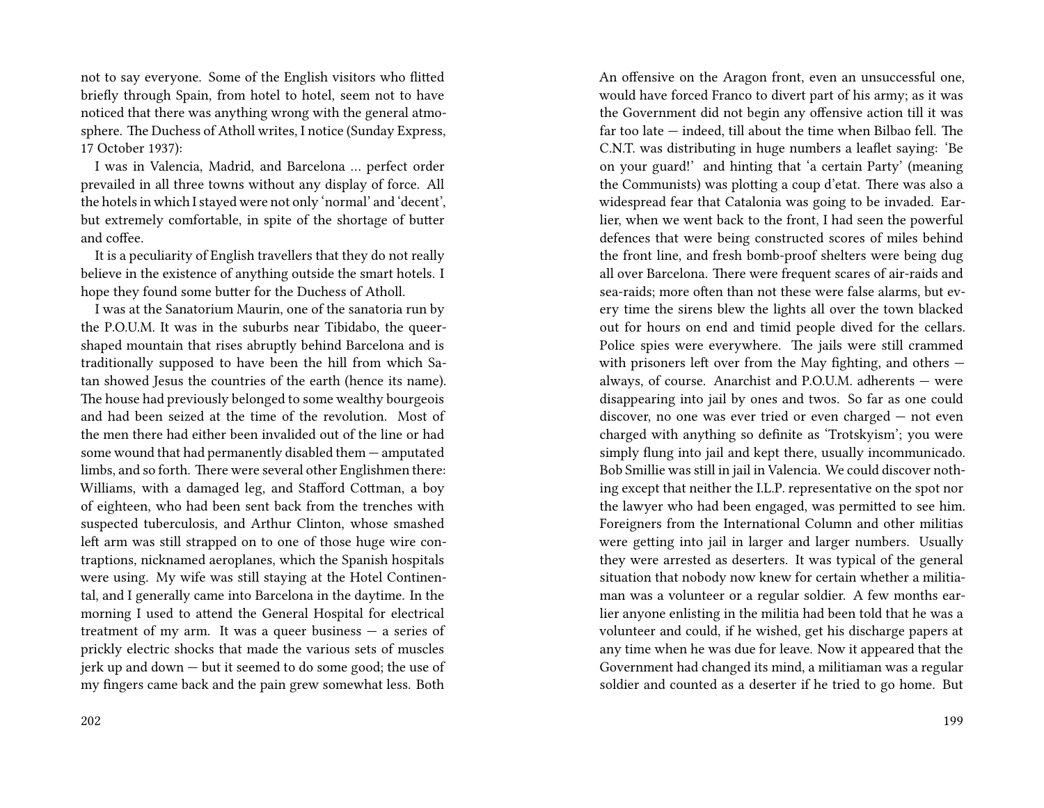not to say everyone. Some of the English visitors who flitted briefly through Spain, from hotel to hotel, seem not to have noticed that there was anything wrong with the general atmosphere. The Duchess of Atholl writes, I notice (Sunday Express, 17 October 1937):

I was in Valencia, Madrid, and Barcelona ... perfect order prevailed in all three towns without any display of force. All the hotels in which I stayed were not only 'normal' and 'decent', but extremely comfortable, in spite of the shortage of butter and coffee.

It is a peculiarity of English travellers that they do not really believe in the existence of anything outside the smart hotels. I hope they found some butter for the Duchess of Atholl.

I was at the Sanatorium Maurin, one of the sanatoria run by the P.O.U.M. It was in the suburbs near Tibidabo, the queer-shaped mountain that rises abruptly behind Barcelona and is traditionally supposed to have been the hill from which Satan showed Jesus the countries of the earth (hence its name). The house had previously belonged to some wealthy bourgeois and had been seized at the time of the revolution. Most of the men there had either been invalided out of the line or had some wound that had permanently disabled them — amputated limbs, and so forth. There were several other Englishmen there: Williams, with a damaged leg, and Stafford Cottman, a boy of eighteen, who had been sent back from the trenches with suspected tuberculosis, and Arthur Clinton, whose smashed left arm was still strapped on to one of those huge wire contraptions, nicknamed aeroplanes, which the Spanish hospitals were using. My wife was still staying at the Hotel Continental, and I generally came into Barcelona in the daytime. In the morning I used to attend the General Hospital for electrical treatment of my arm. It was a queer business — a series of prickly electric shocks that made the various sets of muscles jerk up and down — but it seemed to do some good; the use of my fingers came back and the pain grew somewhat less. Both

An offensive on the Aragon front, even an unsuccessful one, would have forced Franco to divert part of his army; as it was the Government did not begin any offensive action till it was far too late — indeed, till about the time when Bilbao fell. The C.N.T. was distributing in huge numbers a leaflet saying: 'Be on your guard!' and hinting that 'a certain Party' (meaning the Communists) was plotting a coup d'etat. There was also a widespread fear that Catalonia was going to be invaded. Earlier, when we went back to the front, I had seen the powerful defences that were being constructed scores of miles behind the front line, and fresh bomb-proof shelters were being dug all over Barcelona. There were frequent scares of air-raids and sea-raids; more often than not these were false alarms, but every time the sirens blew the lights all over the town blacked out for hours on end and timid people dived for the cellars. Police spies were everywhere. The jails were still crammed with prisoners left over from the May fighting, and others — always, of course. Anarchist and P.O.U.M. adherents — were disappearing into jail by ones and twos. So far as one could discover, no one was ever tried or even charged — not even charged with anything so definite as 'Trotskyism'; you were simply flung into jail and kept there, usually incommunicado. Bob Smillie was still in jail in Valencia. We could discover nothing except that neither the I.L.P. representative on the spot nor the lawyer who had been engaged, was permitted to see him. Foreigners from the International Column and other militias were getting into jail in larger and larger numbers. Usually they were arrested as deserters. It was typical of the general situation that nobody now knew for certain whether a militiaman was a volunteer or a regular soldier. A few months earlier anyone enlisting in the militia had been told that he was a volunteer and could, if he wished, get his discharge papers at any time when he was due for leave. Now it appeared that the Government had changed its mind, a militiaman was a regular soldier and counted as a deserter if he tried to go home. But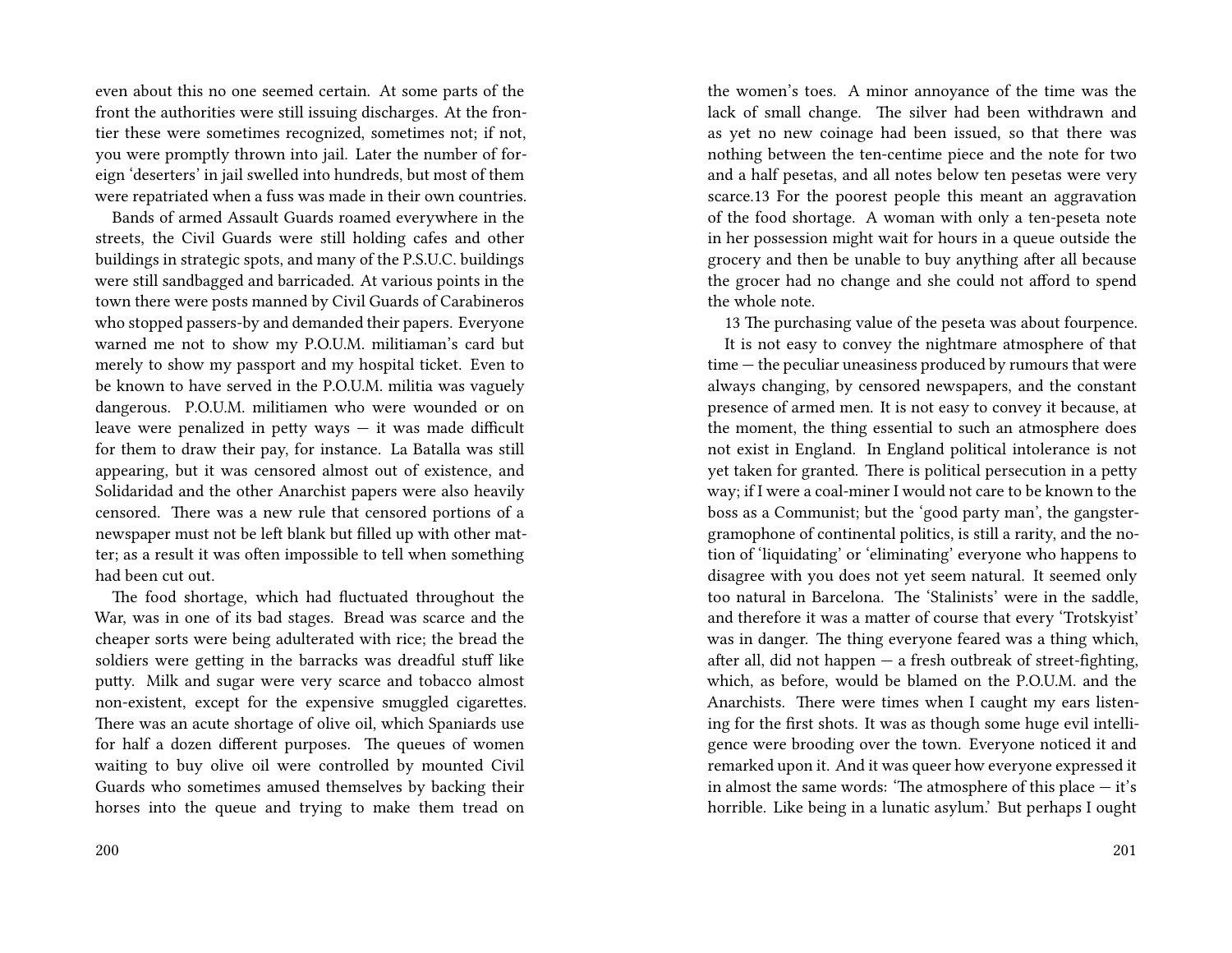even about this no one seemed certain. At some parts of the front the authorities were still issuing discharges. At the frontier these were sometimes recognized, sometimes not; if not, you were promptly thrown into jail. Later the number of foreign 'deserters' in jail swelled into hundreds, but most of them were repatriated when a fuss was made in their own countries.

Bands of armed Assault Guards roamed everywhere in the streets, the Civil Guards were still holding cafes and other buildings in strategic spots, and many of the P.S.U.C. buildings were still sandbagged and barricaded. At various points in the town there were posts manned by Civil Guards of Carabineros who stopped passers-by and demanded their papers. Everyone warned me not to show my P.O.U.M. militiaman's card but merely to show my passport and my hospital ticket. Even to be known to have served in the P.O.U.M. militia was vaguely dangerous. P.O.U.M. militiamen who were wounded or on leave were penalized in petty ways — it was made difficult for them to draw their pay, for instance. La Batalla was still appearing, but it was censored almost out of existence, and Solidaridad and the other Anarchist papers were also heavily censored. There was a new rule that censored portions of a newspaper must not be left blank but filled up with other matter; as a result it was often impossible to tell when something had been cut out.

The food shortage, which had fluctuated throughout the War, was in one of its bad stages. Bread was scarce and the cheaper sorts were being adulterated with rice; the bread the soldiers were getting in the barracks was dreadful stuff like putty. Milk and sugar were very scarce and tobacco almost non-existent, except for the expensive smuggled cigarettes. There was an acute shortage of olive oil, which Spaniards use for half a dozen different purposes. The queues of women waiting to buy olive oil were controlled by mounted Civil Guards who sometimes amused themselves by backing their horses into the queue and trying to make them tread on the women's toes. A minor annoyance of the time was the lack of small change. The silver had been withdrawn and as yet no new coinage had been issued, so that there was nothing between the ten-centime piece and the note for two and a half pesetas, and all notes below ten pesetas were very scarce.[13] For the poorest people this meant an aggravation of the food shortage. A woman with only a ten-peseta note in her possession might wait for hours in a queue outside the grocery and then be unable to buy anything after all because the grocer had no change and she could not afford to spend the whole note.

[13] The purchasing value of the peseta was about fourpence.

It is not easy to convey the nightmare atmosphere of that time — the peculiar uneasiness produced by rumours that were always changing, by censored newspapers, and the constant presence of armed men. It is not easy to convey it because, at the moment, the thing essential to such an atmosphere does not exist in England. In England political intolerance is not yet taken for granted. There is political persecution in a petty way; if I were a coal-miner I would not care to be known to the boss as a Communist; but the 'good party man', the gangster-gramophone of continental politics, is still a rarity, and the notion of 'liquidating' or 'eliminating' everyone who happens to disagree with you does not yet seem natural. It seemed only too natural in Barcelona. The 'Stalinists' were in the saddle, and therefore it was a matter of course that every 'Trotskyist' was in danger. The thing everyone feared was a thing which, after all, did not happen — a fresh outbreak of street-fighting, which, as before, would be blamed on the P.O.U.M. and the Anarchists. There were times when I caught my ears listening for the first shots. It was as though some huge evil intelligence were brooding over the town. Everyone noticed it and remarked upon it. And it was queer how everyone expressed it in almost the same words: 'The atmosphere of this place — it's horrible. Like being in a lunatic asylum.' But perhaps I ought